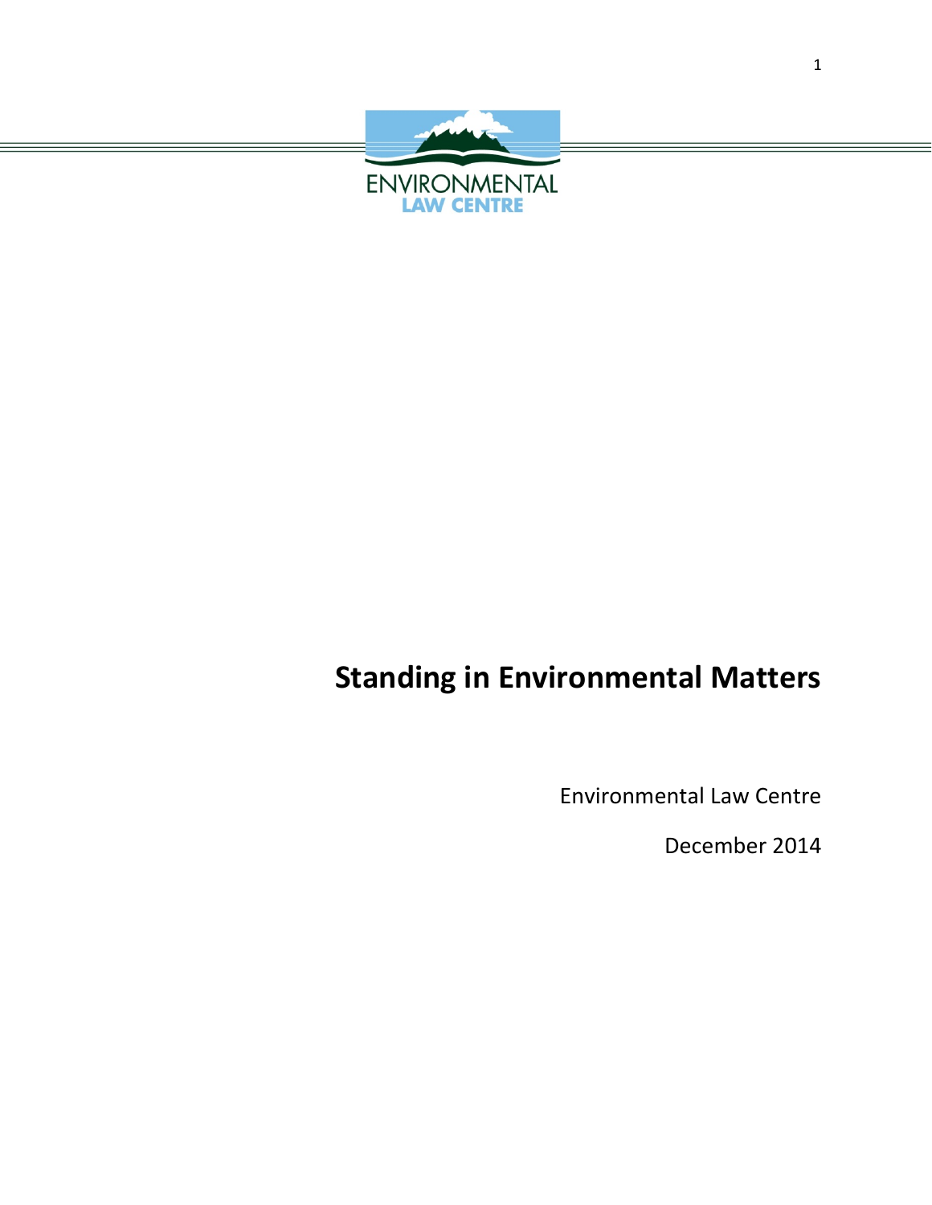ENVIRONMENTAL LAW CENTRE

# Standing in Environmental Matters

Environmental Law Centre

December 2014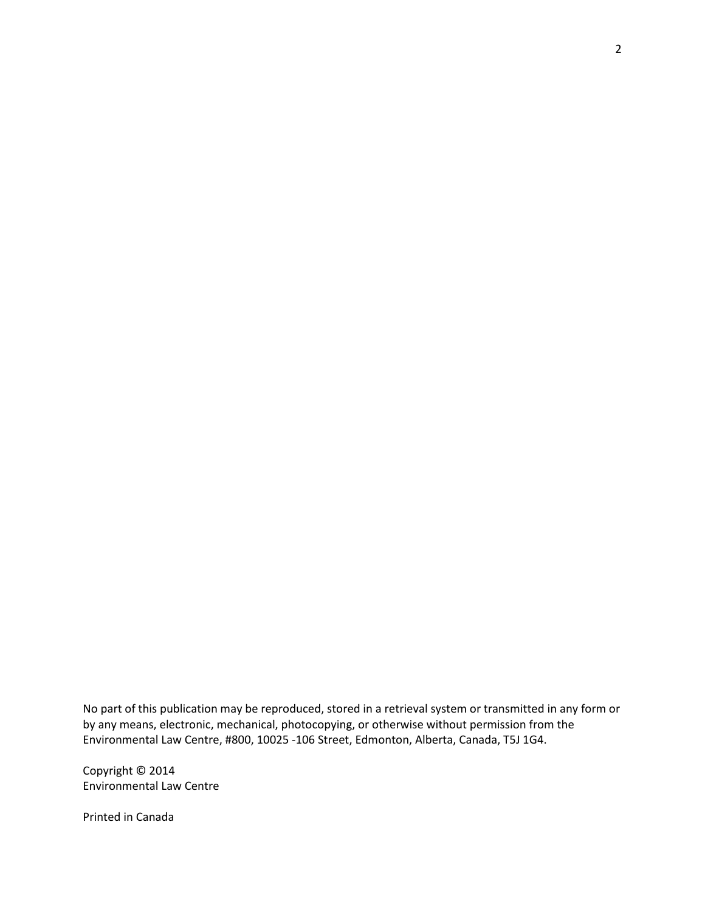No part of this publication may be reproduced, stored in a retrieval system or transmitted in any form or by any means, electronic, mechanical, photocopying, or otherwise without permission from the Environmental Law Centre, #800, 10025 -106 Street, Edmonton, Alberta, Canada, T5J 1G4.

Copyright © 2014
Environmental Law Centre

Printed in Canada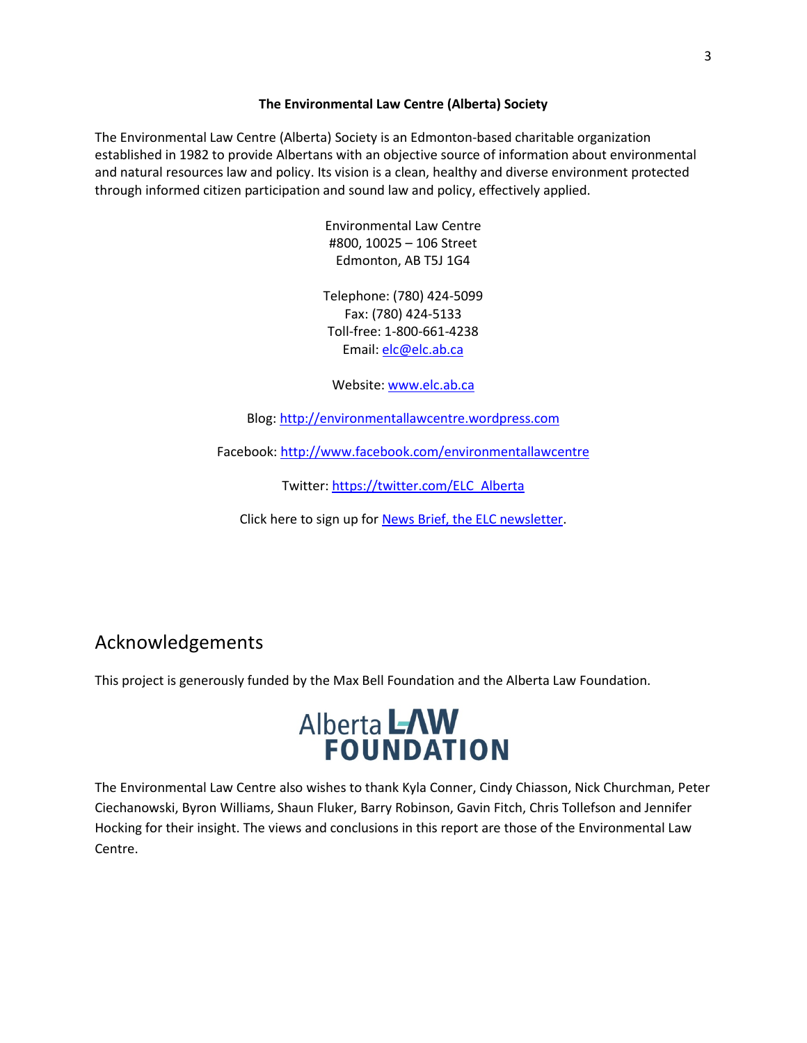**The Environmental Law Centre (Alberta) Society**

The Environmental Law Centre (Alberta) Society is an Edmonton-based charitable organization established in 1982 to provide Albertans with an objective source of information about environmental and natural resources law and policy. Its vision is a clean, healthy and diverse environment protected through informed citizen participation and sound law and policy, effectively applied.

Environmental Law Centre
#800, 10025 – 106 Street
Edmonton, AB T5J 1G4

Telephone: (780) 424-5099
Fax: (780) 424-5133
Toll-free: 1-800-661-4238
Email: elc@elc.ab.ca

Website: www.elc.ab.ca

Blog: http://environmentallawcentre.wordpress.com

Facebook: http://www.facebook.com/environmentallawcentre

Twitter: https://twitter.com/ELC_Alberta

Click here to sign up for News Brief, the ELC newsletter.

## Acknowledgements

This project is generously funded by the Max Bell Foundation and the Alberta Law Foundation.

Alberta LAW FOUNDATION

The Environmental Law Centre also wishes to thank Kyla Conner, Cindy Chiasson, Nick Churchman, Peter Ciechanowski, Byron Williams, Shaun Fluker, Barry Robinson, Gavin Fitch, Chris Tollefson and Jennifer Hocking for their insight. The views and conclusions in this report are those of the Environmental Law Centre.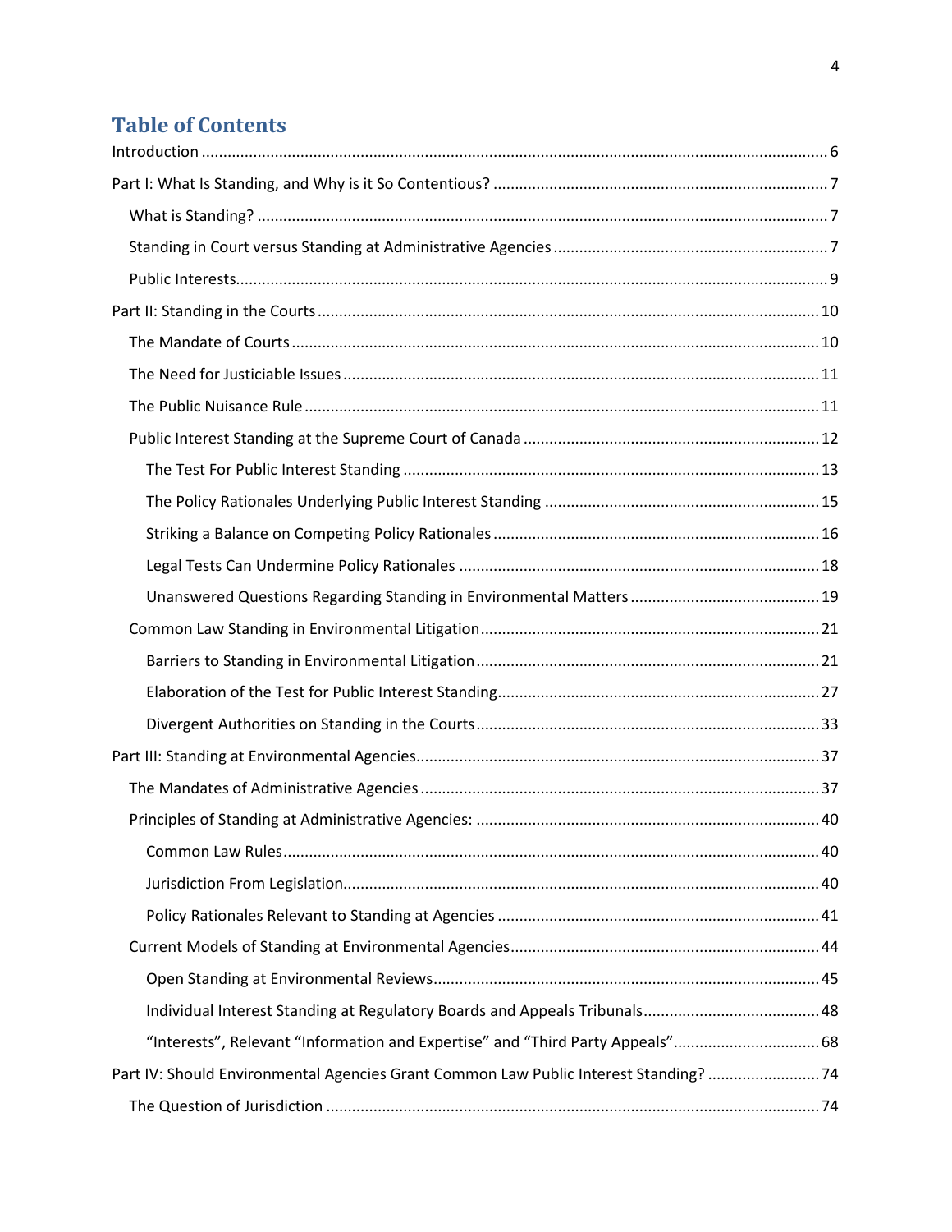# Table of Contents

Introduction ..... 6

Part I: What Is Standing, and Why is it So Contentious? ..... 7

- What is Standing? ..... 7
- Standing in Court versus Standing at Administrative Agencies ..... 7
- Public Interests ..... 9

Part II: Standing in the Courts ..... 10

- The Mandate of Courts ..... 10
- The Need for Justiciable Issues ..... 11
- The Public Nuisance Rule ..... 11
- Public Interest Standing at the Supreme Court of Canada ..... 12
  - The Test For Public Interest Standing ..... 13
  - The Policy Rationales Underlying Public Interest Standing ..... 15
  - Striking a Balance on Competing Policy Rationales ..... 16
  - Legal Tests Can Undermine Policy Rationales ..... 18
  - Unanswered Questions Regarding Standing in Environmental Matters ..... 19
- Common Law Standing in Environmental Litigation ..... 21
  - Barriers to Standing in Environmental Litigation ..... 21
  - Elaboration of the Test for Public Interest Standing ..... 27
  - Divergent Authorities on Standing in the Courts ..... 33

Part III: Standing at Environmental Agencies ..... 37

- The Mandates of Administrative Agencies ..... 37
- Principles of Standing at Administrative Agencies: ..... 40
  - Common Law Rules ..... 40
  - Jurisdiction From Legislation ..... 40
  - Policy Rationales Relevant to Standing at Agencies ..... 41
- Current Models of Standing at Environmental Agencies ..... 44
  - Open Standing at Environmental Reviews ..... 45
  - Individual Interest Standing at Regulatory Boards and Appeals Tribunals ..... 48
  - “Interests”, Relevant “Information and Expertise” and “Third Party Appeals” ..... 68

Part IV: Should Environmental Agencies Grant Common Law Public Interest Standing? ..... 74

- The Question of Jurisdiction ..... 74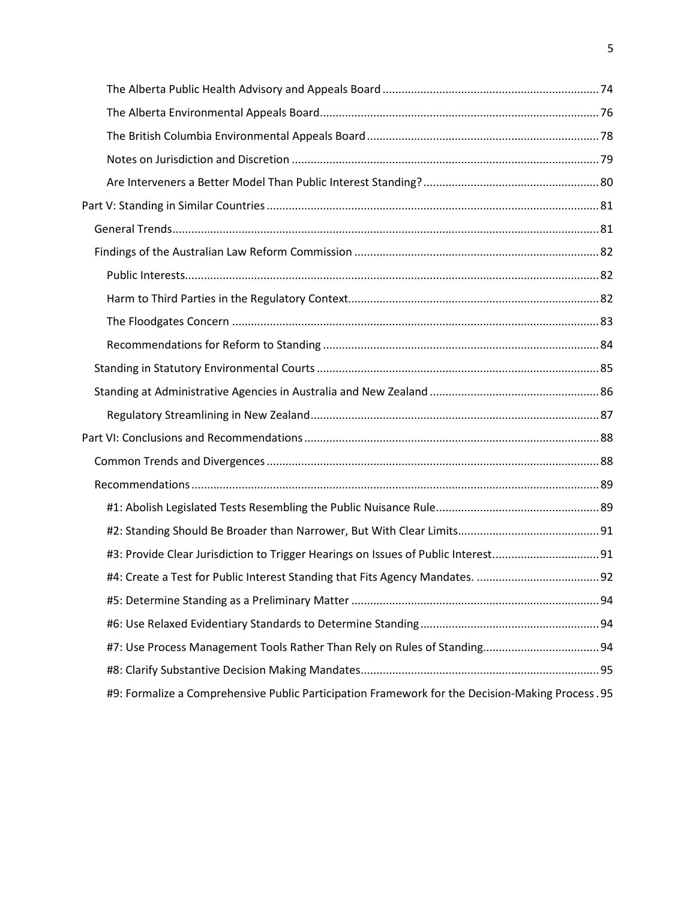- The Alberta Public Health Advisory and Appeals Board ..... 74
- The Alberta Environmental Appeals Board ..... 76
- The British Columbia Environmental Appeals Board ..... 78
- Notes on Jurisdiction and Discretion ..... 79
- Are Interveners a Better Model Than Public Interest Standing? ..... 80

Part V: Standing in Similar Countries ..... 81

- General Trends ..... 81
- Findings of the Australian Law Reform Commission ..... 82
  - Public Interests ..... 82
  - Harm to Third Parties in the Regulatory Context ..... 82
  - The Floodgates Concern ..... 83
  - Recommendations for Reform to Standing ..... 84
- Standing in Statutory Environmental Courts ..... 85
- Standing at Administrative Agencies in Australia and New Zealand ..... 86
  - Regulatory Streamlining in New Zealand ..... 87

Part VI: Conclusions and Recommendations ..... 88

- Common Trends and Divergences ..... 88
- Recommendations ..... 89
  - #1: Abolish Legislated Tests Resembling the Public Nuisance Rule ..... 89
  - #2: Standing Should Be Broader than Narrower, But With Clear Limits ..... 91
  - #3: Provide Clear Jurisdiction to Trigger Hearings on Issues of Public Interest ..... 91
  - #4: Create a Test for Public Interest Standing that Fits Agency Mandates. ..... 92
  - #5: Determine Standing as a Preliminary Matter ..... 94
  - #6: Use Relaxed Evidentiary Standards to Determine Standing ..... 94
  - #7: Use Process Management Tools Rather Than Rely on Rules of Standing ..... 94
  - #8: Clarify Substantive Decision Making Mandates ..... 95
  - #9: Formalize a Comprehensive Public Participation Framework for the Decision-Making Process ..... 95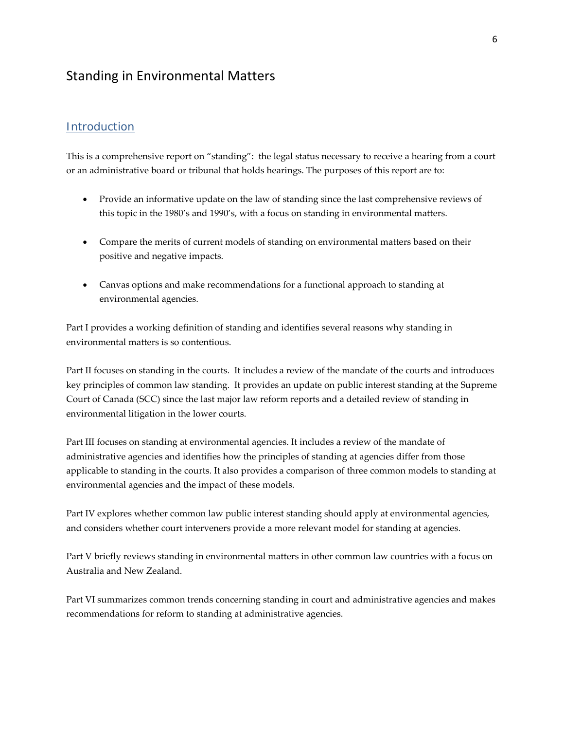# Standing in Environmental Matters

## Introduction

This is a comprehensive report on "standing": the legal status necessary to receive a hearing from a court or an administrative board or tribunal that holds hearings. The purposes of this report are to:

- Provide an informative update on the law of standing since the last comprehensive reviews of this topic in the 1980's and 1990's, with a focus on standing in environmental matters.
- Compare the merits of current models of standing on environmental matters based on their positive and negative impacts.
- Canvas options and make recommendations for a functional approach to standing at environmental agencies.

Part I provides a working definition of standing and identifies several reasons why standing in environmental matters is so contentious.

Part II focuses on standing in the courts. It includes a review of the mandate of the courts and introduces key principles of common law standing. It provides an update on public interest standing at the Supreme Court of Canada (SCC) since the last major law reform reports and a detailed review of standing in environmental litigation in the lower courts.

Part III focuses on standing at environmental agencies. It includes a review of the mandate of administrative agencies and identifies how the principles of standing at agencies differ from those applicable to standing in the courts. It also provides a comparison of three common models to standing at environmental agencies and the impact of these models.

Part IV explores whether common law public interest standing should apply at environmental agencies, and considers whether court interveners provide a more relevant model for standing at agencies.

Part V briefly reviews standing in environmental matters in other common law countries with a focus on Australia and New Zealand.

Part VI summarizes common trends concerning standing in court and administrative agencies and makes recommendations for reform to standing at administrative agencies.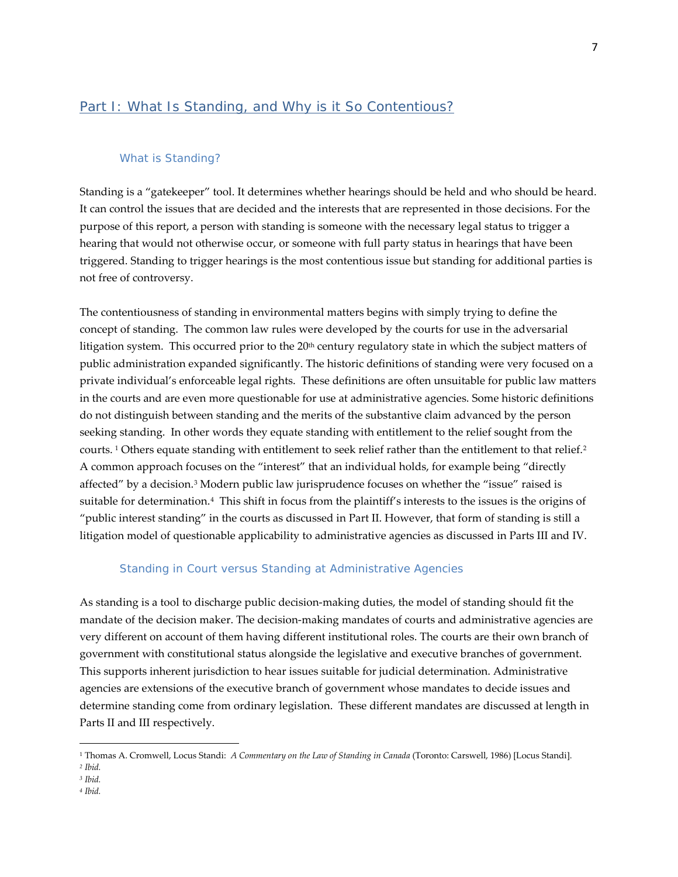## Part I: What Is Standing, and Why is it So Contentious?

### What is Standing?

Standing is a "gatekeeper" tool. It determines whether hearings should be held and who should be heard. It can control the issues that are decided and the interests that are represented in those decisions. For the purpose of this report, a person with standing is someone with the necessary legal status to trigger a hearing that would not otherwise occur, or someone with full party status in hearings that have been triggered. Standing to trigger hearings is the most contentious issue but standing for additional parties is not free of controversy.

The contentiousness of standing in environmental matters begins with simply trying to define the concept of standing. The common law rules were developed by the courts for use in the adversarial litigation system. This occurred prior to the 20th century regulatory state in which the subject matters of public administration expanded significantly. The historic definitions of standing were very focused on a private individual's enforceable legal rights. These definitions are often unsuitable for public law matters in the courts and are even more questionable for use at administrative agencies. Some historic definitions do not distinguish between standing and the merits of the substantive claim advanced by the person seeking standing. In other words they equate standing with entitlement to the relief sought from the courts. [1] Others equate standing with entitlement to seek relief rather than the entitlement to that relief.[2] A common approach focuses on the "interest" that an individual holds, for example being "directly affected" by a decision.[3] Modern public law jurisprudence focuses on whether the "issue" raised is suitable for determination.[4] This shift in focus from the plaintiff's interests to the issues is the origins of "public interest standing" in the courts as discussed in Part II. However, that form of standing is still a litigation model of questionable applicability to administrative agencies as discussed in Parts III and IV.

### Standing in Court versus Standing at Administrative Agencies

As standing is a tool to discharge public decision-making duties, the model of standing should fit the mandate of the decision maker. The decision-making mandates of courts and administrative agencies are very different on account of them having different institutional roles. The courts are their own branch of government with constitutional status alongside the legislative and executive branches of government. This supports inherent jurisdiction to hear issues suitable for judicial determination. Administrative agencies are extensions of the executive branch of government whose mandates to decide issues and determine standing come from ordinary legislation. These different mandates are discussed at length in Parts II and III respectively.

---

[1] Thomas A. Cromwell, Locus Standi: *A Commentary on the Law of Standing in Canada* (Toronto: Carswell, 1986) [Locus Standi].

[2] *Ibid.*

[3] *Ibid.*

[4] *Ibid.*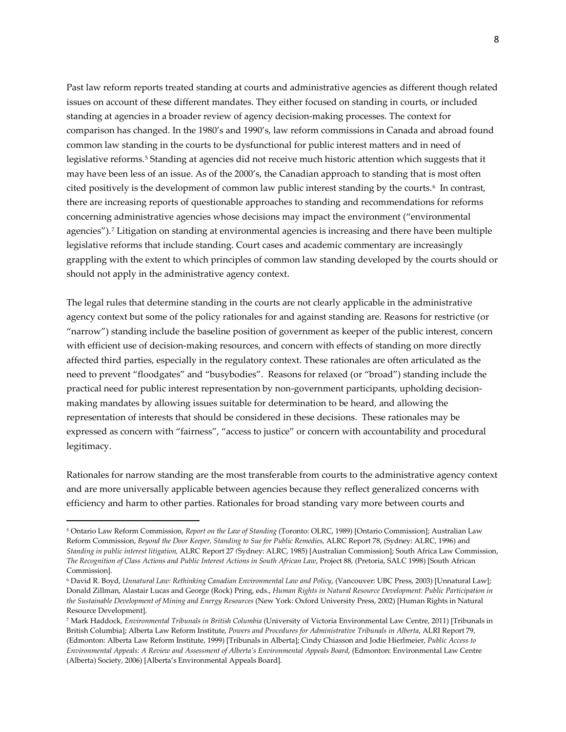Past law reform reports treated standing at courts and administrative agencies as different though related issues on account of these different mandates. They either focused on standing in courts, or included standing at agencies in a broader review of agency decision-making processes. The context for comparison has changed. In the 1980's and 1990's, law reform commissions in Canada and abroad found common law standing in the courts to be dysfunctional for public interest matters and in need of legislative reforms.[5] Standing at agencies did not receive much historic attention which suggests that it may have been less of an issue. As of the 2000's, the Canadian approach to standing that is most often cited positively is the development of common law public interest standing by the courts.[6] In contrast, there are increasing reports of questionable approaches to standing and recommendations for reforms concerning administrative agencies whose decisions may impact the environment ("environmental agencies").[7] Litigation on standing at environmental agencies is increasing and there have been multiple legislative reforms that include standing. Court cases and academic commentary are increasingly grappling with the extent to which principles of common law standing developed by the courts should or should not apply in the administrative agency context.

The legal rules that determine standing in the courts are not clearly applicable in the administrative agency context but some of the policy rationales for and against standing are. Reasons for restrictive (or "narrow") standing include the baseline position of government as keeper of the public interest, concern with efficient use of decision-making resources, and concern with effects of standing on more directly affected third parties, especially in the regulatory context. These rationales are often articulated as the need to prevent "floodgates" and "busybodies". Reasons for relaxed (or "broad") standing include the practical need for public interest representation by non-government participants, upholding decision-making mandates by allowing issues suitable for determination to be heard, and allowing the representation of interests that should be considered in these decisions. These rationales may be expressed as concern with "fairness", "access to justice" or concern with accountability and procedural legitimacy.

Rationales for narrow standing are the most transferable from courts to the administrative agency context and are more universally applicable between agencies because they reflect generalized concerns with efficiency and harm to other parties. Rationales for broad standing vary more between courts and

---

[5] Ontario Law Reform Commission, *Report on the Law of Standing* (Toronto: OLRC, 1989) [Ontario Commission]; Australian Law Reform Commission, *Beyond the Door Keeper, Standing to Sue for Public Remedies*, ALRC Report 78, (Sydney: ALRC, 1996) and *Standing in public interest litigation,* ALRC Report 27 (Sydney: ALRC, 1985) [Australian Commission]; South Africa Law Commission, *The Recognition of Class Actions and Public Interest Actions in South African Law*, Project 88, (Pretoria, SALC 1998) [South African Commission].

[6] David R. Boyd, *Unnatural Law: Rethinking Canadian Environmental Law and Policy*, (Vancouver: UBC Press, 2003) [Unnatural Law]; Donald Zillman, Alastair Lucas and George (Rock) Pring, eds., *Human Rights in Natural Resource Development: Public Participation in the Sustainable Development of Mining and Energy Resources* (New York: Oxford University Press, 2002) [Human Rights in Natural Resource Development].

[7] Mark Haddock, *Environmental Tribunals in British Columbia* (University of Victoria Environmental Law Centre, 2011) [Tribunals in British Columbia]; Alberta Law Reform Institute, *Powers and Procedures for Administrative Tribunals in Alberta*, ALRI Report 79, (Edmonton: Alberta Law Reform Institute, 1999) [Tribunals in Alberta]; Cindy Chiasson and Jodie Hierlmeier, *Public Access to Environmental Appeals: A Review and Assessment of Alberta's Environmental Appeals Board*, (Edmonton: Environmental Law Centre (Alberta) Society, 2006) [Alberta's Environmental Appeals Board].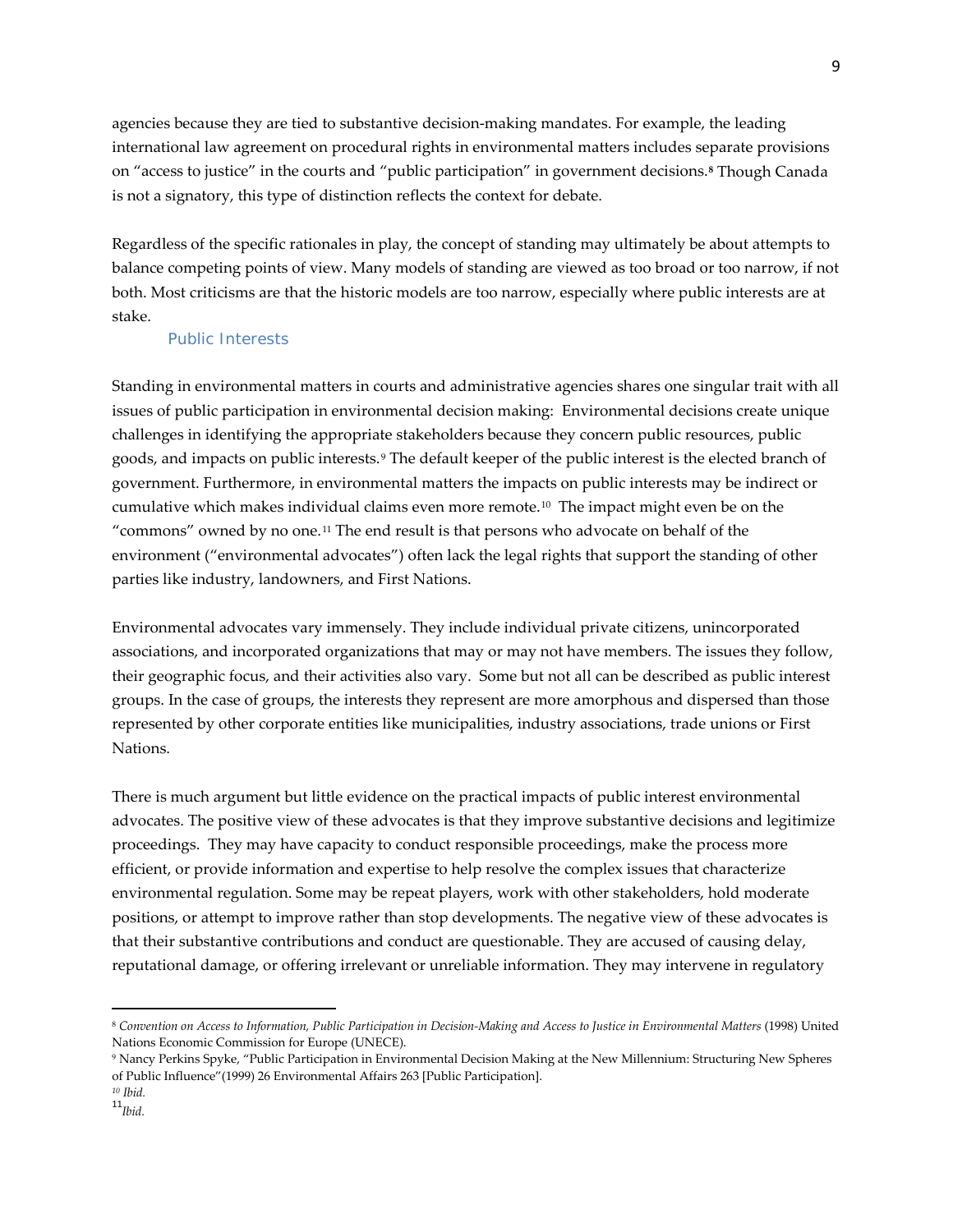agencies because they are tied to substantive decision-making mandates. For example, the leading international law agreement on procedural rights in environmental matters includes separate provisions on "access to justice" in the courts and "public participation" in government decisions.[8] Though Canada is not a signatory, this type of distinction reflects the context for debate.

Regardless of the specific rationales in play, the concept of standing may ultimately be about attempts to balance competing points of view. Many models of standing are viewed as too broad or too narrow, if not both. Most criticisms are that the historic models are too narrow, especially where public interests are at stake.

### Public Interests

Standing in environmental matters in courts and administrative agencies shares one singular trait with all issues of public participation in environmental decision making: Environmental decisions create unique challenges in identifying the appropriate stakeholders because they concern public resources, public goods, and impacts on public interests.[9] The default keeper of the public interest is the elected branch of government. Furthermore, in environmental matters the impacts on public interests may be indirect or cumulative which makes individual claims even more remote.[10] The impact might even be on the "commons" owned by no one.[11] The end result is that persons who advocate on behalf of the environment ("environmental advocates") often lack the legal rights that support the standing of other parties like industry, landowners, and First Nations.

Environmental advocates vary immensely. They include individual private citizens, unincorporated associations, and incorporated organizations that may or may not have members. The issues they follow, their geographic focus, and their activities also vary. Some but not all can be described as public interest groups. In the case of groups, the interests they represent are more amorphous and dispersed than those represented by other corporate entities like municipalities, industry associations, trade unions or First Nations.

There is much argument but little evidence on the practical impacts of public interest environmental advocates. The positive view of these advocates is that they improve substantive decisions and legitimize proceedings. They may have capacity to conduct responsible proceedings, make the process more efficient, or provide information and expertise to help resolve the complex issues that characterize environmental regulation. Some may be repeat players, work with other stakeholders, hold moderate positions, or attempt to improve rather than stop developments. The negative view of these advocates is that their substantive contributions and conduct are questionable. They are accused of causing delay, reputational damage, or offering irrelevant or unreliable information. They may intervene in regulatory

---

[8] *Convention on Access to Information, Public Participation in Decision-Making and Access to Justice in Environmental Matters* (1998) United Nations Economic Commission for Europe (UNECE).

[9] Nancy Perkins Spyke, "Public Participation in Environmental Decision Making at the New Millennium: Structuring New Spheres of Public Influence"(1999) 26 Environmental Affairs 263 [Public Participation].

[10] *Ibid.*

[11] *Ibid.*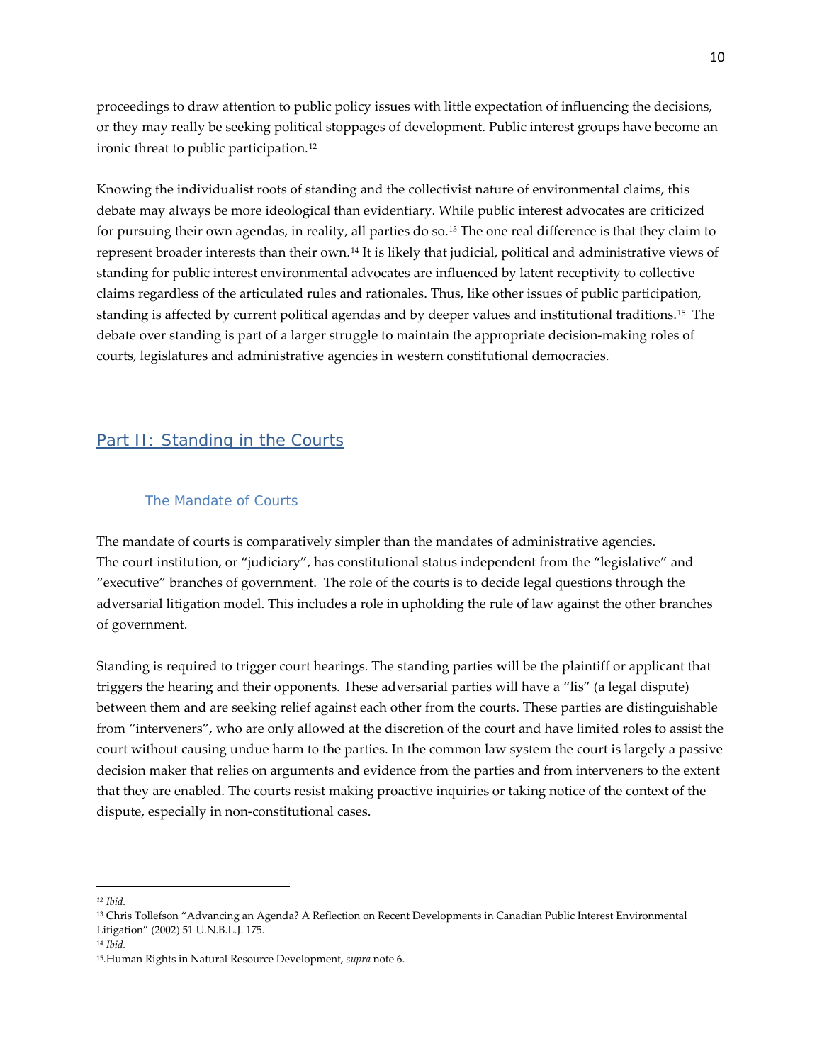proceedings to draw attention to public policy issues with little expectation of influencing the decisions, or they may really be seeking political stoppages of development. Public interest groups have become an ironic threat to public participation.[12]

Knowing the individualist roots of standing and the collectivist nature of environmental claims, this debate may always be more ideological than evidentiary. While public interest advocates are criticized for pursuing their own agendas, in reality, all parties do so.[13] The one real difference is that they claim to represent broader interests than their own.[14] It is likely that judicial, political and administrative views of standing for public interest environmental advocates are influenced by latent receptivity to collective claims regardless of the articulated rules and rationales. Thus, like other issues of public participation, standing is affected by current political agendas and by deeper values and institutional traditions.[15] The debate over standing is part of a larger struggle to maintain the appropriate decision-making roles of courts, legislatures and administrative agencies in western constitutional democracies.

## Part II: Standing in the Courts

### The Mandate of Courts

The mandate of courts is comparatively simpler than the mandates of administrative agencies. The court institution, or "judiciary", has constitutional status independent from the "legislative" and "executive" branches of government. The role of the courts is to decide legal questions through the adversarial litigation model. This includes a role in upholding the rule of law against the other branches of government.

Standing is required to trigger court hearings. The standing parties will be the plaintiff or applicant that triggers the hearing and their opponents. These adversarial parties will have a "lis" (a legal dispute) between them and are seeking relief against each other from the courts. These parties are distinguishable from "interveners", who are only allowed at the discretion of the court and have limited roles to assist the court without causing undue harm to the parties. In the common law system the court is largely a passive decision maker that relies on arguments and evidence from the parties and from interveners to the extent that they are enabled. The courts resist making proactive inquiries or taking notice of the context of the dispute, especially in non-constitutional cases.

---

[12] *Ibid.*

[13] Chris Tollefson "Advancing an Agenda? A Reflection on Recent Developments in Canadian Public Interest Environmental Litigation" (2002) 51 U.N.B.L.J. 175.

[14] *Ibid.*

[15].Human Rights in Natural Resource Development, *supra* note 6.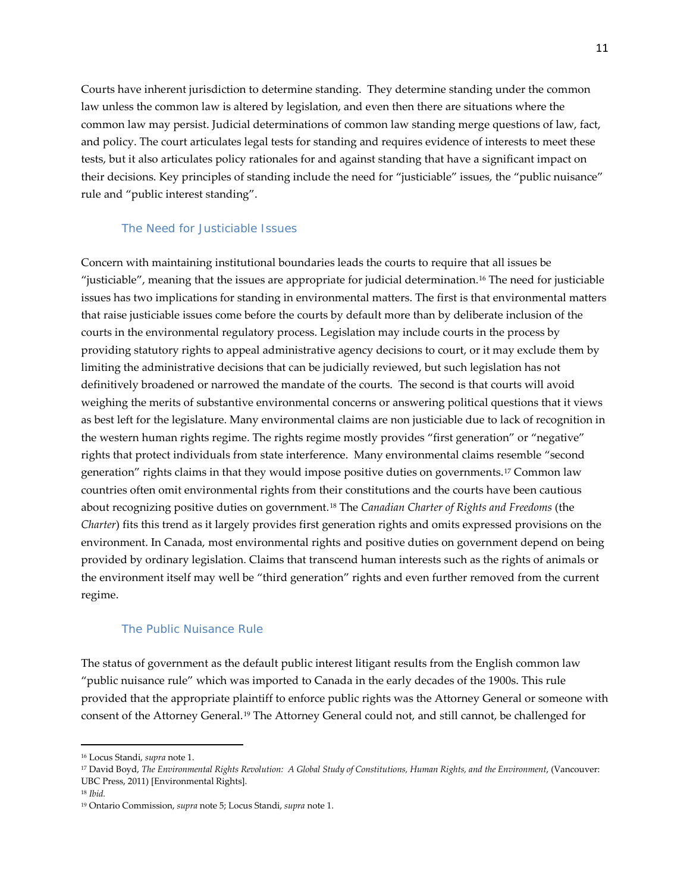Courts have inherent jurisdiction to determine standing. They determine standing under the common law unless the common law is altered by legislation, and even then there are situations where the common law may persist. Judicial determinations of common law standing merge questions of law, fact, and policy. The court articulates legal tests for standing and requires evidence of interests to meet these tests, but it also articulates policy rationales for and against standing that have a significant impact on their decisions. Key principles of standing include the need for "justiciable" issues, the "public nuisance" rule and "public interest standing".

### The Need for Justiciable Issues

Concern with maintaining institutional boundaries leads the courts to require that all issues be "justiciable", meaning that the issues are appropriate for judicial determination.[16] The need for justiciable issues has two implications for standing in environmental matters. The first is that environmental matters that raise justiciable issues come before the courts by default more than by deliberate inclusion of the courts in the environmental regulatory process. Legislation may include courts in the process by providing statutory rights to appeal administrative agency decisions to court, or it may exclude them by limiting the administrative decisions that can be judicially reviewed, but such legislation has not definitively broadened or narrowed the mandate of the courts. The second is that courts will avoid weighing the merits of substantive environmental concerns or answering political questions that it views as best left for the legislature. Many environmental claims are non justiciable due to lack of recognition in the western human rights regime. The rights regime mostly provides "first generation" or "negative" rights that protect individuals from state interference. Many environmental claims resemble "second generation" rights claims in that they would impose positive duties on governments.[17] Common law countries often omit environmental rights from their constitutions and the courts have been cautious about recognizing positive duties on government.[18] The *Canadian Charter of Rights and Freedoms* (the *Charter*) fits this trend as it largely provides first generation rights and omits expressed provisions on the environment. In Canada, most environmental rights and positive duties on government depend on being provided by ordinary legislation. Claims that transcend human interests such as the rights of animals or the environment itself may well be "third generation" rights and even further removed from the current regime.

### The Public Nuisance Rule

The status of government as the default public interest litigant results from the English common law "public nuisance rule" which was imported to Canada in the early decades of the 1900s. This rule provided that the appropriate plaintiff to enforce public rights was the Attorney General or someone with consent of the Attorney General.[19] The Attorney General could not, and still cannot, be challenged for

---

[16] Locus Standi, *supra* note 1.

[17] David Boyd, *The Environmental Rights Revolution: A Global Study of Constitutions, Human Rights, and the Environment*, (Vancouver: UBC Press, 2011) [Environmental Rights].

[18] *Ibid.*

[19] Ontario Commission, *supra* note 5; Locus Standi, *supra* note 1.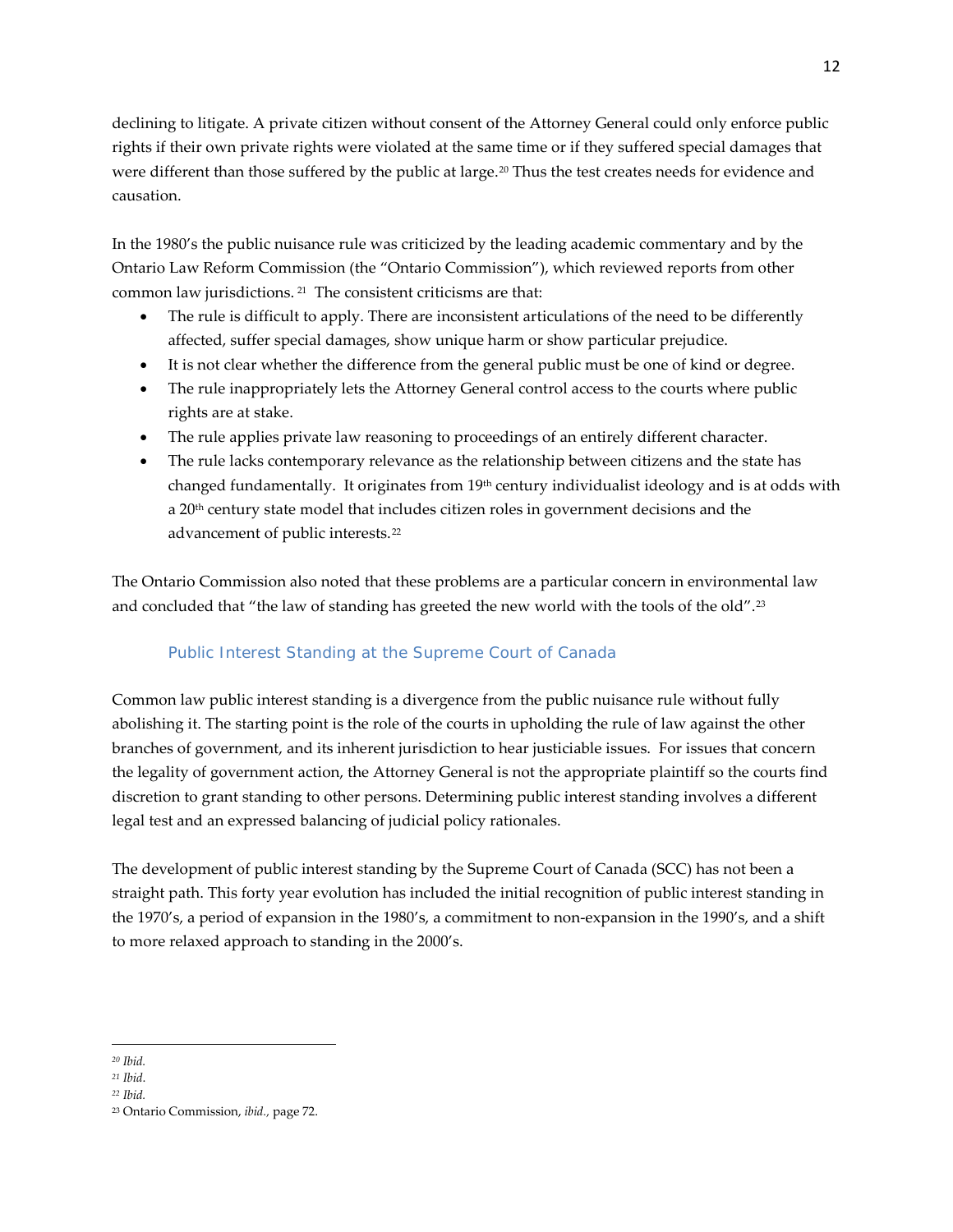declining to litigate. A private citizen without consent of the Attorney General could only enforce public rights if their own private rights were violated at the same time or if they suffered special damages that were different than those suffered by the public at large.[20] Thus the test creates needs for evidence and causation.

In the 1980's the public nuisance rule was criticized by the leading academic commentary and by the Ontario Law Reform Commission (the "Ontario Commission"), which reviewed reports from other common law jurisdictions. [21] The consistent criticisms are that:

- The rule is difficult to apply. There are inconsistent articulations of the need to be differently affected, suffer special damages, show unique harm or show particular prejudice.
- It is not clear whether the difference from the general public must be one of kind or degree.
- The rule inappropriately lets the Attorney General control access to the courts where public rights are at stake.
- The rule applies private law reasoning to proceedings of an entirely different character.
- The rule lacks contemporary relevance as the relationship between citizens and the state has changed fundamentally. It originates from 19th century individualist ideology and is at odds with a 20th century state model that includes citizen roles in government decisions and the advancement of public interests.[22]

The Ontario Commission also noted that these problems are a particular concern in environmental law and concluded that "the law of standing has greeted the new world with the tools of the old".[23]

### Public Interest Standing at the Supreme Court of Canada

Common law public interest standing is a divergence from the public nuisance rule without fully abolishing it. The starting point is the role of the courts in upholding the rule of law against the other branches of government, and its inherent jurisdiction to hear justiciable issues. For issues that concern the legality of government action, the Attorney General is not the appropriate plaintiff so the courts find discretion to grant standing to other persons. Determining public interest standing involves a different legal test and an expressed balancing of judicial policy rationales.

The development of public interest standing by the Supreme Court of Canada (SCC) has not been a straight path. This forty year evolution has included the initial recognition of public interest standing in the 1970's, a period of expansion in the 1980's, a commitment to non-expansion in the 1990's, and a shift to more relaxed approach to standing in the 2000's.

---

[20] *Ibid.*

[21] *Ibid.*

[22] *Ibid.*

[23] Ontario Commission, *ibid.*, page 72.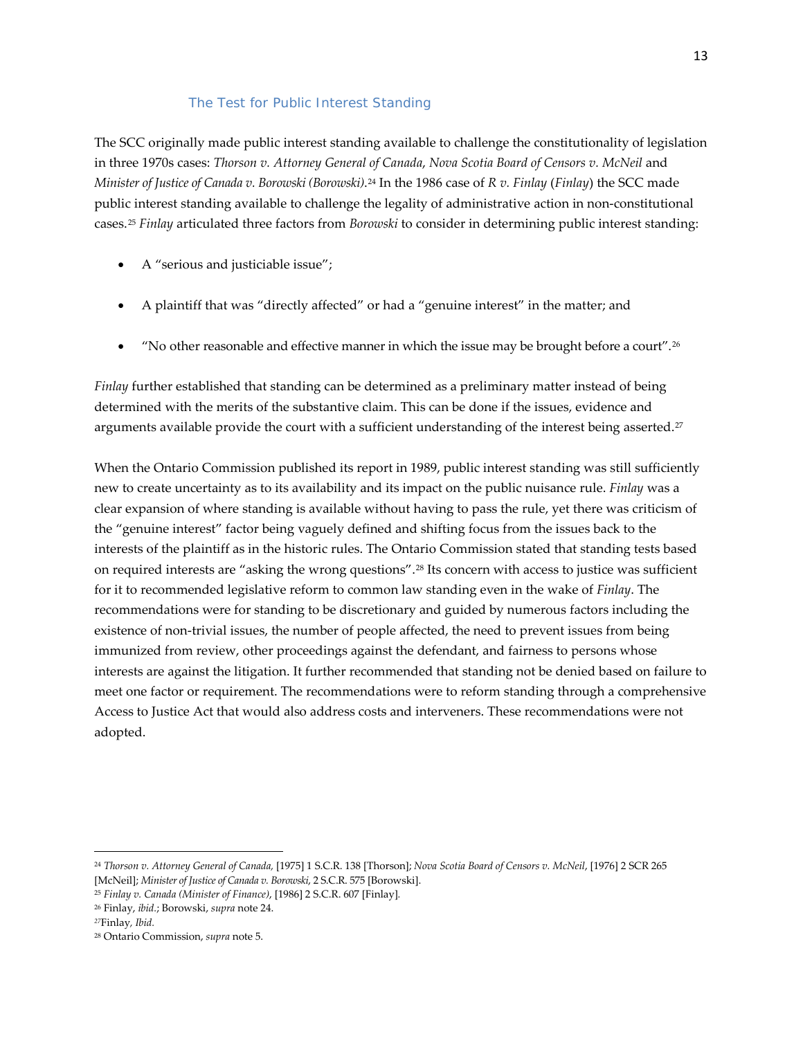### The Test for Public Interest Standing

The SCC originally made public interest standing available to challenge the constitutionality of legislation in three 1970s cases: *Thorson v. Attorney General of Canada*, *Nova Scotia Board of Censors v. McNeil* and *Minister of Justice of Canada v. Borowski (Borowski)*.[24] In the 1986 case of *R v. Finlay* (*Finlay*) the SCC made public interest standing available to challenge the legality of administrative action in non-constitutional cases.[25] *Finlay* articulated three factors from *Borowski* to consider in determining public interest standing:

- A "serious and justiciable issue";
- A plaintiff that was "directly affected" or had a "genuine interest" in the matter; and
- "No other reasonable and effective manner in which the issue may be brought before a court".[26]

*Finlay* further established that standing can be determined as a preliminary matter instead of being determined with the merits of the substantive claim. This can be done if the issues, evidence and arguments available provide the court with a sufficient understanding of the interest being asserted.[27]

When the Ontario Commission published its report in 1989, public interest standing was still sufficiently new to create uncertainty as to its availability and its impact on the public nuisance rule. *Finlay* was a clear expansion of where standing is available without having to pass the rule, yet there was criticism of the "genuine interest" factor being vaguely defined and shifting focus from the issues back to the interests of the plaintiff as in the historic rules. The Ontario Commission stated that standing tests based on required interests are "asking the wrong questions".[28] Its concern with access to justice was sufficient for it to recommended legislative reform to common law standing even in the wake of *Finlay*. The recommendations were for standing to be discretionary and guided by numerous factors including the existence of non-trivial issues, the number of people affected, the need to prevent issues from being immunized from review, other proceedings against the defendant, and fairness to persons whose interests are against the litigation. It further recommended that standing not be denied based on failure to meet one factor or requirement. The recommendations were to reform standing through a comprehensive Access to Justice Act that would also address costs and interveners. These recommendations were not adopted.

---

[24] *Thorson v. Attorney General of Canada*, [1975] 1 S.C.R. 138 [Thorson]; *Nova Scotia Board of Censors v. McNeil*, [1976] 2 SCR 265 [McNeil]; *Minister of Justice of Canada v. Borowski*, 2 S.C.R. 575 [Borowski].

[25] *Finlay v. Canada (Minister of Finance)*, [1986] 2 S.C.R. 607 [Finlay].

[26] Finlay, *ibid.*; Borowski, *supra* note 24.

[27] Finlay, *Ibid.*

[28] Ontario Commission, *supra* note 5.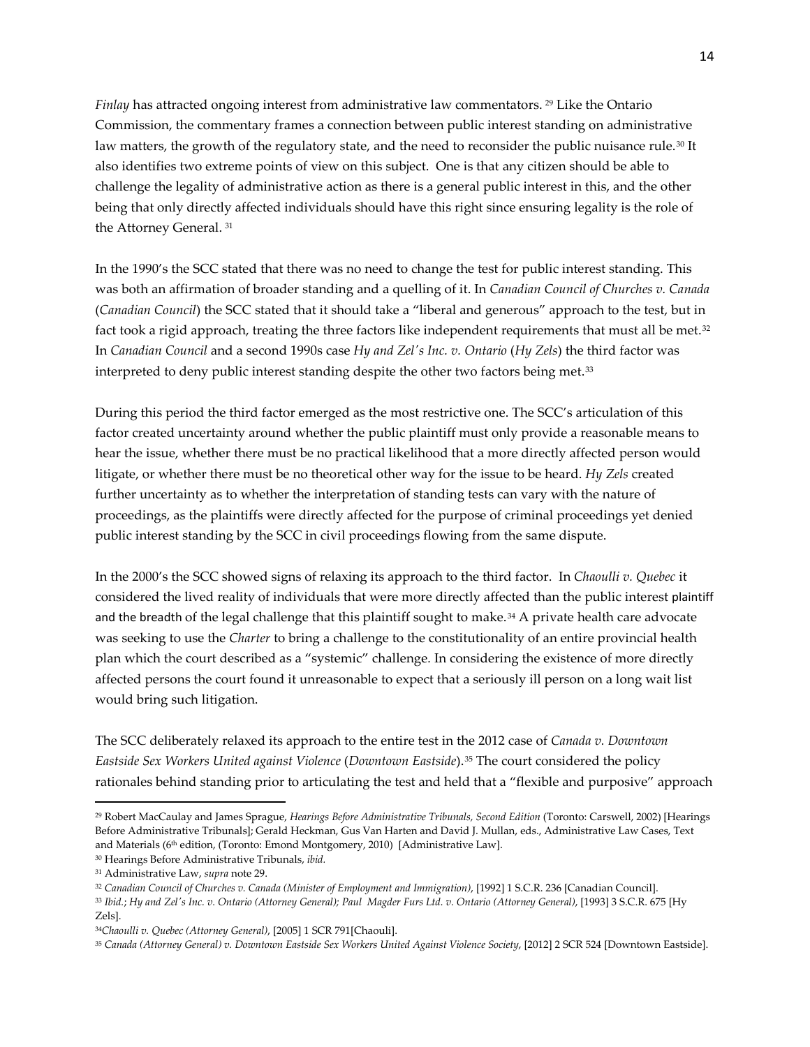*Finlay* has attracted ongoing interest from administrative law commentators. [29] Like the Ontario Commission, the commentary frames a connection between public interest standing on administrative law matters, the growth of the regulatory state, and the need to reconsider the public nuisance rule.[30] It also identifies two extreme points of view on this subject. One is that any citizen should be able to challenge the legality of administrative action as there is a general public interest in this, and the other being that only directly affected individuals should have this right since ensuring legality is the role of the Attorney General. [31]

In the 1990's the SCC stated that there was no need to change the test for public interest standing. This was both an affirmation of broader standing and a quelling of it. In *Canadian Council of Churches v. Canada* (*Canadian Council*) the SCC stated that it should take a "liberal and generous" approach to the test, but in fact took a rigid approach, treating the three factors like independent requirements that must all be met.[32] In *Canadian Council* and a second 1990s case *Hy and Zel's Inc. v. Ontario* (*Hy Zels*) the third factor was interpreted to deny public interest standing despite the other two factors being met.[33]

During this period the third factor emerged as the most restrictive one. The SCC's articulation of this factor created uncertainty around whether the public plaintiff must only provide a reasonable means to hear the issue, whether there must be no practical likelihood that a more directly affected person would litigate, or whether there must be no theoretical other way for the issue to be heard. *Hy Zels* created further uncertainty as to whether the interpretation of standing tests can vary with the nature of proceedings, as the plaintiffs were directly affected for the purpose of criminal proceedings yet denied public interest standing by the SCC in civil proceedings flowing from the same dispute.

In the 2000's the SCC showed signs of relaxing its approach to the third factor. In *Chaoulli v. Quebec* it considered the lived reality of individuals that were more directly affected than the public interest plaintiff and the breadth of the legal challenge that this plaintiff sought to make.[34] A private health care advocate was seeking to use the *Charter* to bring a challenge to the constitutionality of an entire provincial health plan which the court described as a "systemic" challenge. In considering the existence of more directly affected persons the court found it unreasonable to expect that a seriously ill person on a long wait list would bring such litigation.

The SCC deliberately relaxed its approach to the entire test in the 2012 case of *Canada v. Downtown Eastside Sex Workers United against Violence* (*Downtown Eastside*).[35] The court considered the policy rationales behind standing prior to articulating the test and held that a "flexible and purposive" approach

---

[29] Robert MacCaulay and James Sprague, *Hearings Before Administrative Tribunals, Second Edition* (Toronto: Carswell, 2002) [Hearings Before Administrative Tribunals]; Gerald Heckman, Gus Van Harten and David J. Mullan, eds., Administrative Law Cases, Text and Materials (6th edition, (Toronto: Emond Montgomery, 2010) [Administrative Law].

[30] Hearings Before Administrative Tribunals, *ibid.*

[31] Administrative Law, *supra* note 29.

[32] *Canadian Council of Churches v. Canada (Minister of Employment and Immigration)*, [1992] 1 S.C.R. 236 [Canadian Council].

[33] *Ibid.*; *Hy and Zel's Inc. v. Ontario (Attorney General); Paul Magder Furs Ltd. v. Ontario (Attorney General)*, [1993] 3 S.C.R. 675 [Hy Zels].

[34] *Chaoulli v. Quebec (Attorney General)*, [2005] 1 SCR 791[Chaouli].

[35] *Canada (Attorney General) v. Downtown Eastside Sex Workers United Against Violence Society*, [2012] 2 SCR 524 [Downtown Eastside].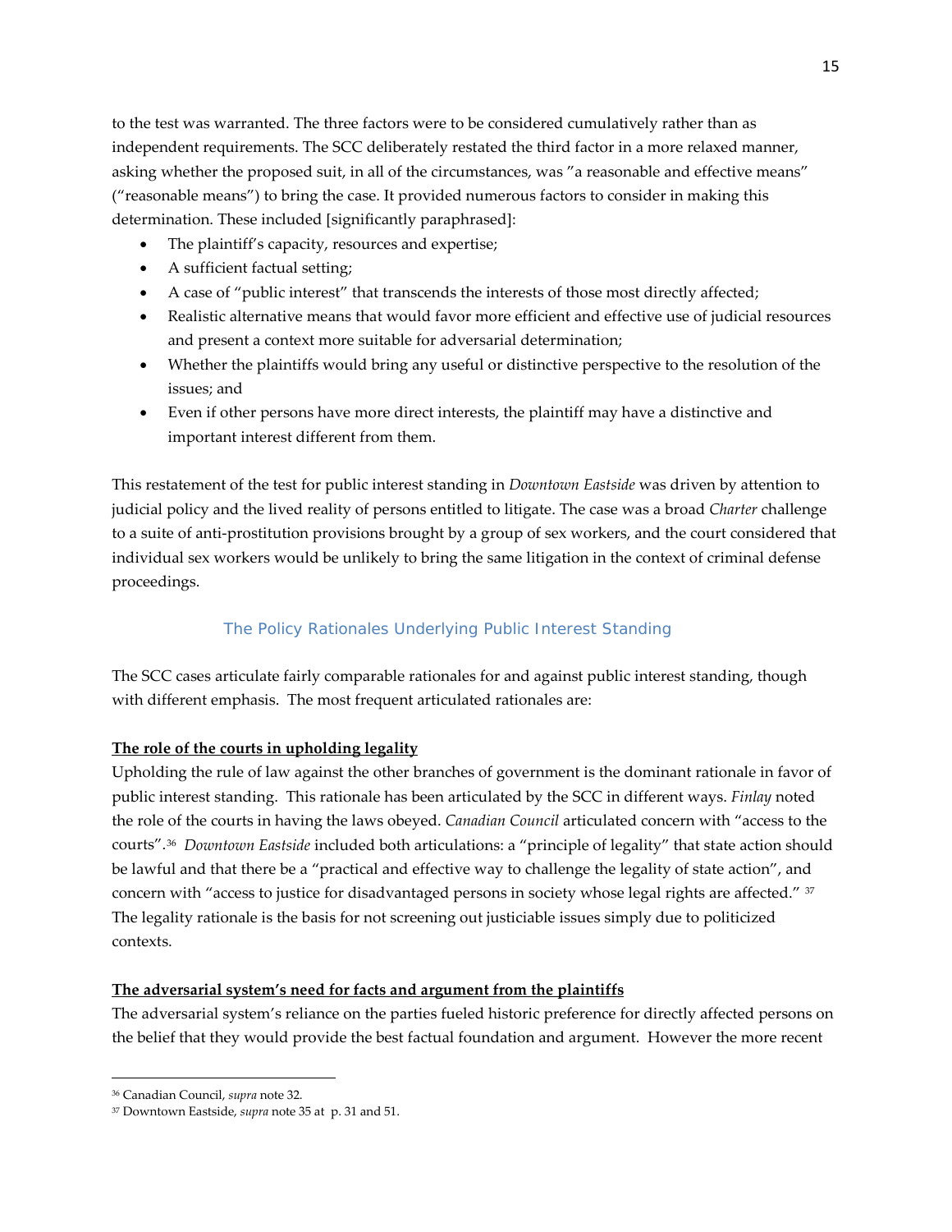to the test was warranted. The three factors were to be considered cumulatively rather than as independent requirements. The SCC deliberately restated the third factor in a more relaxed manner, asking whether the proposed suit, in all of the circumstances, was "a reasonable and effective means" ("reasonable means") to bring the case. It provided numerous factors to consider in making this determination. These included [significantly paraphrased]:

- The plaintiff's capacity, resources and expertise;
- A sufficient factual setting;
- A case of "public interest" that transcends the interests of those most directly affected;
- Realistic alternative means that would favor more efficient and effective use of judicial resources and present a context more suitable for adversarial determination;
- Whether the plaintiffs would bring any useful or distinctive perspective to the resolution of the issues; and
- Even if other persons have more direct interests, the plaintiff may have a distinctive and important interest different from them.

This restatement of the test for public interest standing in *Downtown Eastside* was driven by attention to judicial policy and the lived reality of persons entitled to litigate. The case was a broad *Charter* challenge to a suite of anti-prostitution provisions brought by a group of sex workers, and the court considered that individual sex workers would be unlikely to bring the same litigation in the context of criminal defense proceedings.

## The Policy Rationales Underlying Public Interest Standing

The SCC cases articulate fairly comparable rationales for and against public interest standing, though with different emphasis. The most frequent articulated rationales are:

**<u>The role of the courts in upholding legality</u>**

Upholding the rule of law against the other branches of government is the dominant rationale in favor of public interest standing. This rationale has been articulated by the SCC in different ways. *Finlay* noted the role of the courts in having the laws obeyed. *Canadian Council* articulated concern with "access to the courts".[36] *Downtown Eastside* included both articulations: a "principle of legality" that state action should be lawful and that there be a "practical and effective way to challenge the legality of state action", and concern with "access to justice for disadvantaged persons in society whose legal rights are affected." [37] The legality rationale is the basis for not screening out justiciable issues simply due to politicized contexts.

**<u>The adversarial system's need for facts and argument from the plaintiffs</u>**

The adversarial system's reliance on the parties fueled historic preference for directly affected persons on the belief that they would provide the best factual foundation and argument. However the more recent

[36] Canadian Council, *supra* note 32.

[37] Downtown Eastside, *supra* note 35 at p. 31 and 51.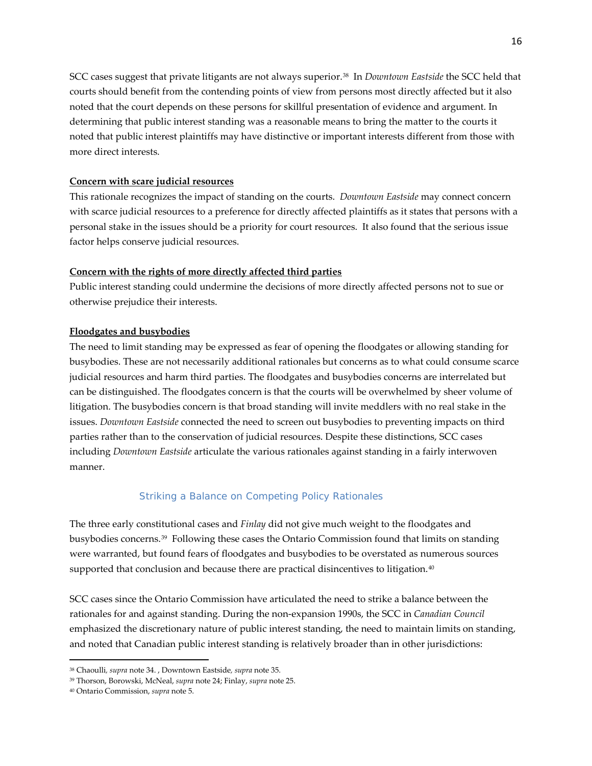SCC cases suggest that private litigants are not always superior.[38] In *Downtown Eastside* the SCC held that courts should benefit from the contending points of view from persons most directly affected but it also noted that the court depends on these persons for skillful presentation of evidence and argument. In determining that public interest standing was a reasonable means to bring the matter to the courts it noted that public interest plaintiffs may have distinctive or important interests different from those with more direct interests.

**Concern with scare judicial resources**

This rationale recognizes the impact of standing on the courts. *Downtown Eastside* may connect concern with scarce judicial resources to a preference for directly affected plaintiffs as it states that persons with a personal stake in the issues should be a priority for court resources. It also found that the serious issue factor helps conserve judicial resources.

**Concern with the rights of more directly affected third parties**

Public interest standing could undermine the decisions of more directly affected persons not to sue or otherwise prejudice their interests.

**Floodgates and busybodies**

The need to limit standing may be expressed as fear of opening the floodgates or allowing standing for busybodies. These are not necessarily additional rationales but concerns as to what could consume scarce judicial resources and harm third parties. The floodgates and busybodies concerns are interrelated but can be distinguished. The floodgates concern is that the courts will be overwhelmed by sheer volume of litigation. The busybodies concern is that broad standing will invite meddlers with no real stake in the issues. *Downtown Eastside* connected the need to screen out busybodies to preventing impacts on third parties rather than to the conservation of judicial resources. Despite these distinctions, SCC cases including *Downtown Eastside* articulate the various rationales against standing in a fairly interwoven manner.

### Striking a Balance on Competing Policy Rationales

The three early constitutional cases and *Finlay* did not give much weight to the floodgates and busybodies concerns.[39] Following these cases the Ontario Commission found that limits on standing were warranted, but found fears of floodgates and busybodies to be overstated as numerous sources supported that conclusion and because there are practical disincentives to litigation.[40]

SCC cases since the Ontario Commission have articulated the need to strike a balance between the rationales for and against standing. During the non-expansion 1990s, the SCC in *Canadian Council* emphasized the discretionary nature of public interest standing, the need to maintain limits on standing, and noted that Canadian public interest standing is relatively broader than in other jurisdictions:

---

[38] Chaoulli, *supra* note 34. , Downtown Eastside, *supra* note 35.

[39] Thorson, Borowski, McNeal, *supra* note 24; Finlay, *supra* note 25.

[40] Ontario Commission, *supra* note 5.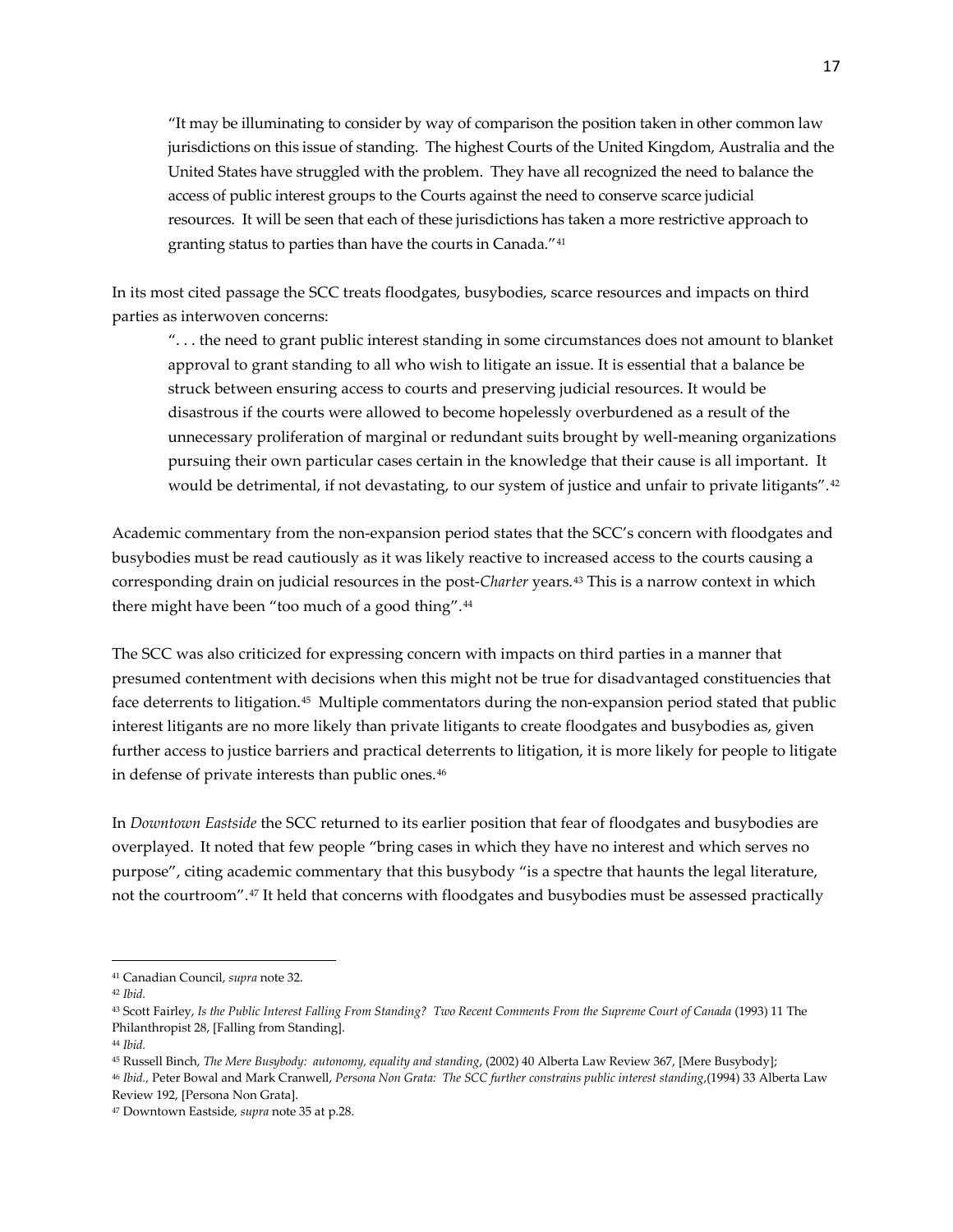> "It may be illuminating to consider by way of comparison the position taken in other common law jurisdictions on this issue of standing. The highest Courts of the United Kingdom, Australia and the United States have struggled with the problem. They have all recognized the need to balance the access of public interest groups to the Courts against the need to conserve scarce judicial resources. It will be seen that each of these jurisdictions has taken a more restrictive approach to granting status to parties than have the courts in Canada."[41]

In its most cited passage the SCC treats floodgates, busybodies, scarce resources and impacts on third parties as interwoven concerns:

> ". . . the need to grant public interest standing in some circumstances does not amount to blanket approval to grant standing to all who wish to litigate an issue. It is essential that a balance be struck between ensuring access to courts and preserving judicial resources. It would be disastrous if the courts were allowed to become hopelessly overburdened as a result of the unnecessary proliferation of marginal or redundant suits brought by well-meaning organizations pursuing their own particular cases certain in the knowledge that their cause is all important. It would be detrimental, if not devastating, to our system of justice and unfair to private litigants".[42]

Academic commentary from the non-expansion period states that the SCC's concern with floodgates and busybodies must be read cautiously as it was likely reactive to increased access to the courts causing a corresponding drain on judicial resources in the post-*Charter* years.[43] This is a narrow context in which there might have been "too much of a good thing".[44]

The SCC was also criticized for expressing concern with impacts on third parties in a manner that presumed contentment with decisions when this might not be true for disadvantaged constituencies that face deterrents to litigation.[45] Multiple commentators during the non-expansion period stated that public interest litigants are no more likely than private litigants to create floodgates and busybodies as, given further access to justice barriers and practical deterrents to litigation, it is more likely for people to litigate in defense of private interests than public ones.[46]

In *Downtown Eastside* the SCC returned to its earlier position that fear of floodgates and busybodies are overplayed. It noted that few people "bring cases in which they have no interest and which serves no purpose", citing academic commentary that this busybody "is a spectre that haunts the legal literature, not the courtroom".[47] It held that concerns with floodgates and busybodies must be assessed practically

---

[41] Canadian Council, *supra* note 32.

[42] *Ibid.*

[43] Scott Fairley, *Is the Public Interest Falling From Standing? Two Recent Comments From the Supreme Court of Canada* (1993) 11 The Philanthropist 28, [Falling from Standing].

[44] *Ibid.*

[45] Russell Binch, *The Mere Busybody: autonomy, equality and standing*, (2002) 40 Alberta Law Review 367, [Mere Busybody];

[46] *Ibid.,* Peter Bowal and Mark Cranwell, *Persona Non Grata: The SCC further constrains public interest standing*,(1994) 33 Alberta Law Review 192, [Persona Non Grata].

[47] Downtown Eastside, *supra* note 35 at p.28.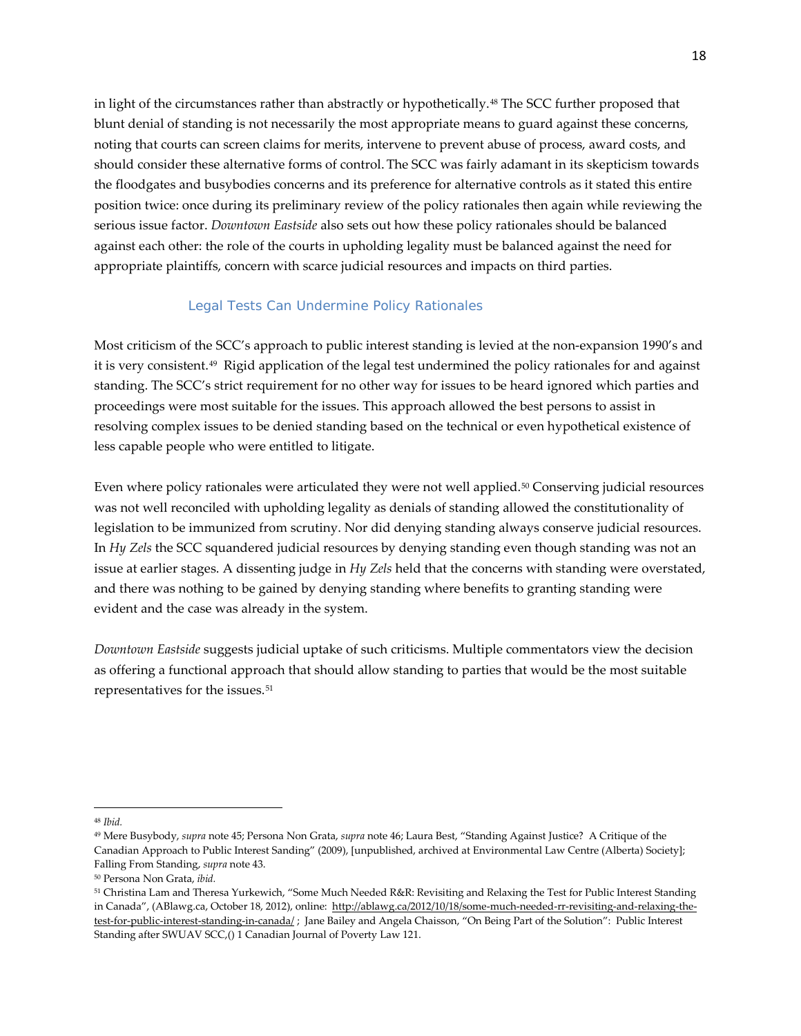in light of the circumstances rather than abstractly or hypothetically.[48] The SCC further proposed that blunt denial of standing is not necessarily the most appropriate means to guard against these concerns, noting that courts can screen claims for merits, intervene to prevent abuse of process, award costs, and should consider these alternative forms of control. The SCC was fairly adamant in its skepticism towards the floodgates and busybodies concerns and its preference for alternative controls as it stated this entire position twice: once during its preliminary review of the policy rationales then again while reviewing the serious issue factor. *Downtown Eastside* also sets out how these policy rationales should be balanced against each other: the role of the courts in upholding legality must be balanced against the need for appropriate plaintiffs, concern with scarce judicial resources and impacts on third parties.

### Legal Tests Can Undermine Policy Rationales

Most criticism of the SCC's approach to public interest standing is levied at the non-expansion 1990's and it is very consistent.[49] Rigid application of the legal test undermined the policy rationales for and against standing. The SCC's strict requirement for no other way for issues to be heard ignored which parties and proceedings were most suitable for the issues. This approach allowed the best persons to assist in resolving complex issues to be denied standing based on the technical or even hypothetical existence of less capable people who were entitled to litigate.

Even where policy rationales were articulated they were not well applied.[50] Conserving judicial resources was not well reconciled with upholding legality as denials of standing allowed the constitutionality of legislation to be immunized from scrutiny. Nor did denying standing always conserve judicial resources. In *Hy Zels* the SCC squandered judicial resources by denying standing even though standing was not an issue at earlier stages. A dissenting judge in *Hy Zels* held that the concerns with standing were overstated, and there was nothing to be gained by denying standing where benefits to granting standing were evident and the case was already in the system.

*Downtown Eastside* suggests judicial uptake of such criticisms. Multiple commentators view the decision as offering a functional approach that should allow standing to parties that would be the most suitable representatives for the issues.[51]

---

[48] *Ibid.*

[49] Mere Busybody, *supra* note 45; Persona Non Grata, *supra* note 46; Laura Best, "Standing Against Justice? A Critique of the Canadian Approach to Public Interest Sanding" (2009), [unpublished, archived at Environmental Law Centre (Alberta) Society]; Falling From Standing, *supra* note 43.

[50] Persona Non Grata, *ibid.*

[51] Christina Lam and Theresa Yurkewich, "Some Much Needed R&R: Revisiting and Relaxing the Test for Public Interest Standing in Canada", (ABlawg.ca, October 18, 2012), online: http://ablawg.ca/2012/10/18/some-much-needed-rr-revisiting-and-relaxing-the-test-for-public-interest-standing-in-canada/ ; Jane Bailey and Angela Chaisson, "On Being Part of the Solution": Public Interest Standing after SWUAV SCC,() 1 Canadian Journal of Poverty Law 121.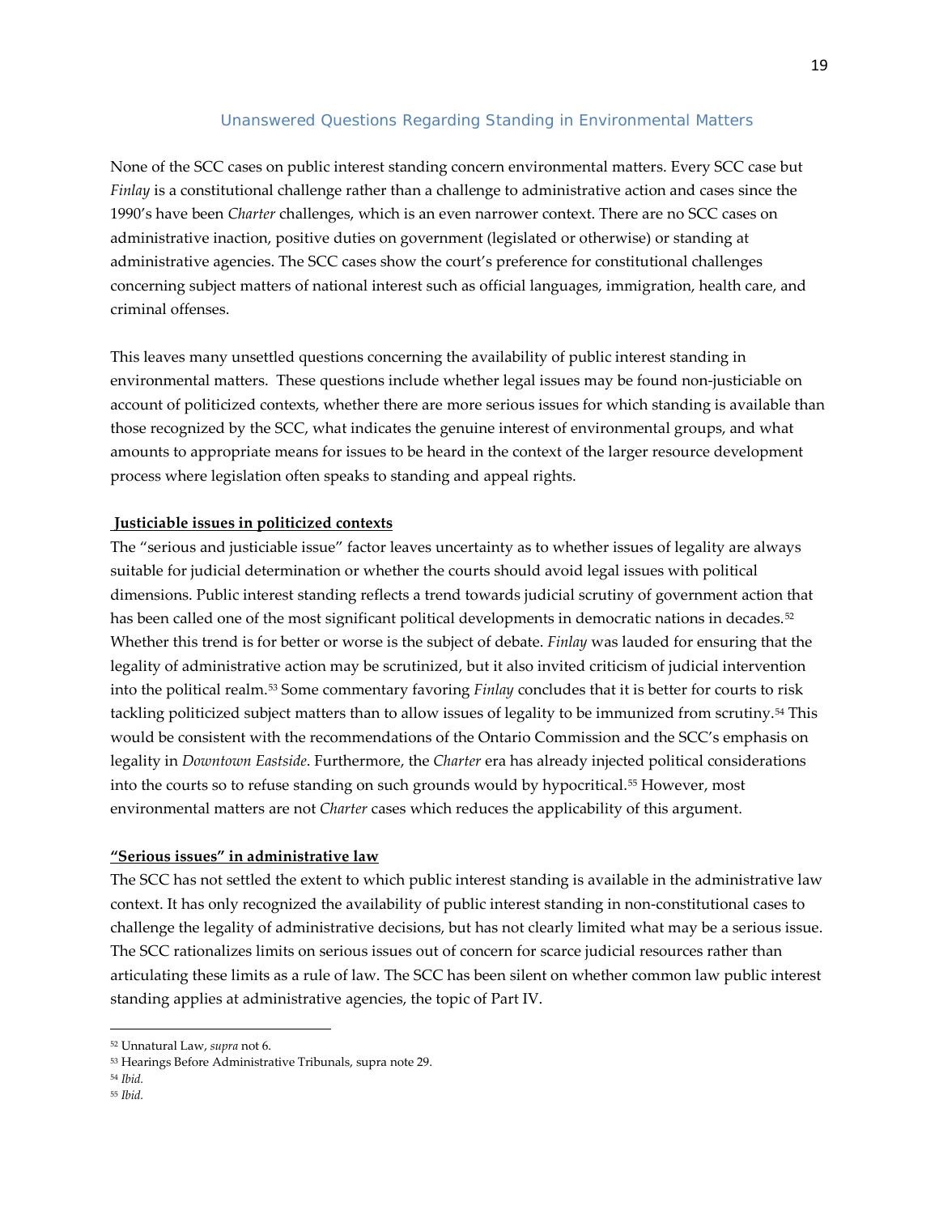## Unanswered Questions Regarding Standing in Environmental Matters

None of the SCC cases on public interest standing concern environmental matters. Every SCC case but *Finlay* is a constitutional challenge rather than a challenge to administrative action and cases since the 1990's have been *Charter* challenges, which is an even narrower context. There are no SCC cases on administrative inaction, positive duties on government (legislated or otherwise) or standing at administrative agencies. The SCC cases show the court's preference for constitutional challenges concerning subject matters of national interest such as official languages, immigration, health care, and criminal offenses.

This leaves many unsettled questions concerning the availability of public interest standing in environmental matters. These questions include whether legal issues may be found non-justiciable on account of politicized contexts, whether there are more serious issues for which standing is available than those recognized by the SCC, what indicates the genuine interest of environmental groups, and what amounts to appropriate means for issues to be heard in the context of the larger resource development process where legislation often speaks to standing and appeal rights.

**Justiciable issues in politicized contexts**

The "serious and justiciable issue" factor leaves uncertainty as to whether issues of legality are always suitable for judicial determination or whether the courts should avoid legal issues with political dimensions. Public interest standing reflects a trend towards judicial scrutiny of government action that has been called one of the most significant political developments in democratic nations in decades.[52] Whether this trend is for better or worse is the subject of debate. *Finlay* was lauded for ensuring that the legality of administrative action may be scrutinized, but it also invited criticism of judicial intervention into the political realm.[53] Some commentary favoring *Finlay* concludes that it is better for courts to risk tackling politicized subject matters than to allow issues of legality to be immunized from scrutiny.[54] This would be consistent with the recommendations of the Ontario Commission and the SCC's emphasis on legality in *Downtown Eastside*. Furthermore, the *Charter* era has already injected political considerations into the courts so to refuse standing on such grounds would by hypocritical.[55] However, most environmental matters are not *Charter* cases which reduces the applicability of this argument.

**"Serious issues" in administrative law**

The SCC has not settled the extent to which public interest standing is available in the administrative law context. It has only recognized the availability of public interest standing in non-constitutional cases to challenge the legality of administrative decisions, but has not clearly limited what may be a serious issue. The SCC rationalizes limits on serious issues out of concern for scarce judicial resources rather than articulating these limits as a rule of law. The SCC has been silent on whether common law public interest standing applies at administrative agencies, the topic of Part IV.

---

[52] Unnatural Law, *supra* not 6.

[53] Hearings Before Administrative Tribunals, supra note 29.

[54] *Ibid.*

[55] *Ibid.*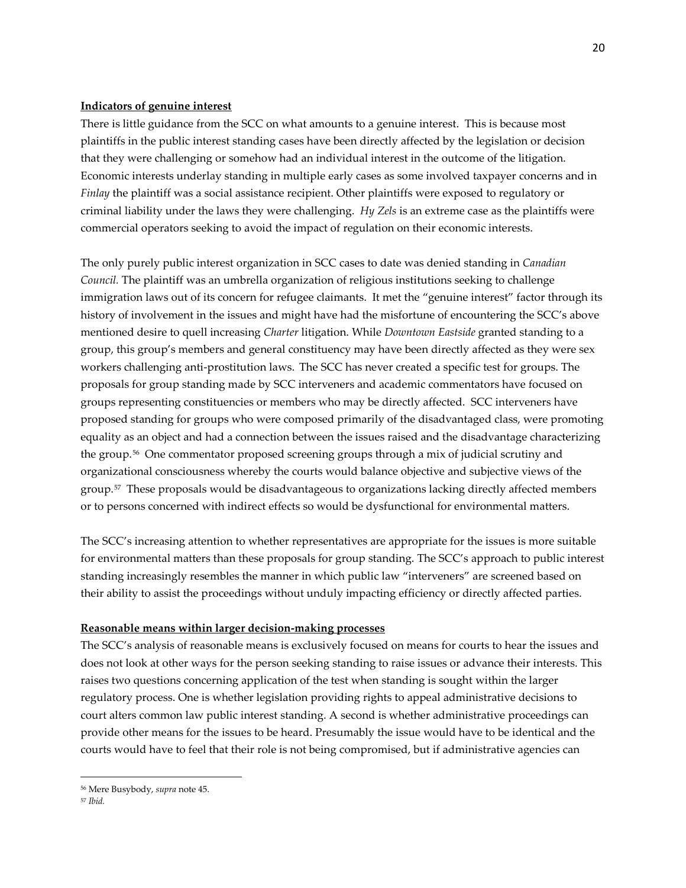**Indicators of genuine interest**

There is little guidance from the SCC on what amounts to a genuine interest. This is because most plaintiffs in the public interest standing cases have been directly affected by the legislation or decision that they were challenging or somehow had an individual interest in the outcome of the litigation. Economic interests underlay standing in multiple early cases as some involved taxpayer concerns and in *Finlay* the plaintiff was a social assistance recipient. Other plaintiffs were exposed to regulatory or criminal liability under the laws they were challenging. *Hy Zels* is an extreme case as the plaintiffs were commercial operators seeking to avoid the impact of regulation on their economic interests.

The only purely public interest organization in SCC cases to date was denied standing in *Canadian Council.* The plaintiff was an umbrella organization of religious institutions seeking to challenge immigration laws out of its concern for refugee claimants. It met the "genuine interest" factor through its history of involvement in the issues and might have had the misfortune of encountering the SCC's above mentioned desire to quell increasing *Charter* litigation. While *Downtown Eastside* granted standing to a group, this group's members and general constituency may have been directly affected as they were sex workers challenging anti-prostitution laws. The SCC has never created a specific test for groups. The proposals for group standing made by SCC interveners and academic commentators have focused on groups representing constituencies or members who may be directly affected. SCC interveners have proposed standing for groups who were composed primarily of the disadvantaged class, were promoting equality as an object and had a connection between the issues raised and the disadvantage characterizing the group.[56] One commentator proposed screening groups through a mix of judicial scrutiny and organizational consciousness whereby the courts would balance objective and subjective views of the group.[57] These proposals would be disadvantageous to organizations lacking directly affected members or to persons concerned with indirect effects so would be dysfunctional for environmental matters.

The SCC's increasing attention to whether representatives are appropriate for the issues is more suitable for environmental matters than these proposals for group standing. The SCC's approach to public interest standing increasingly resembles the manner in which public law "interveners" are screened based on their ability to assist the proceedings without unduly impacting efficiency or directly affected parties.

**Reasonable means within larger decision-making processes**

The SCC's analysis of reasonable means is exclusively focused on means for courts to hear the issues and does not look at other ways for the person seeking standing to raise issues or advance their interests. This raises two questions concerning application of the test when standing is sought within the larger regulatory process. One is whether legislation providing rights to appeal administrative decisions to court alters common law public interest standing. A second is whether administrative proceedings can provide other means for the issues to be heard. Presumably the issue would have to be identical and the courts would have to feel that their role is not being compromised, but if administrative agencies can

---

[56] Mere Busybody, *supra* note 45.

[57] *Ibid.*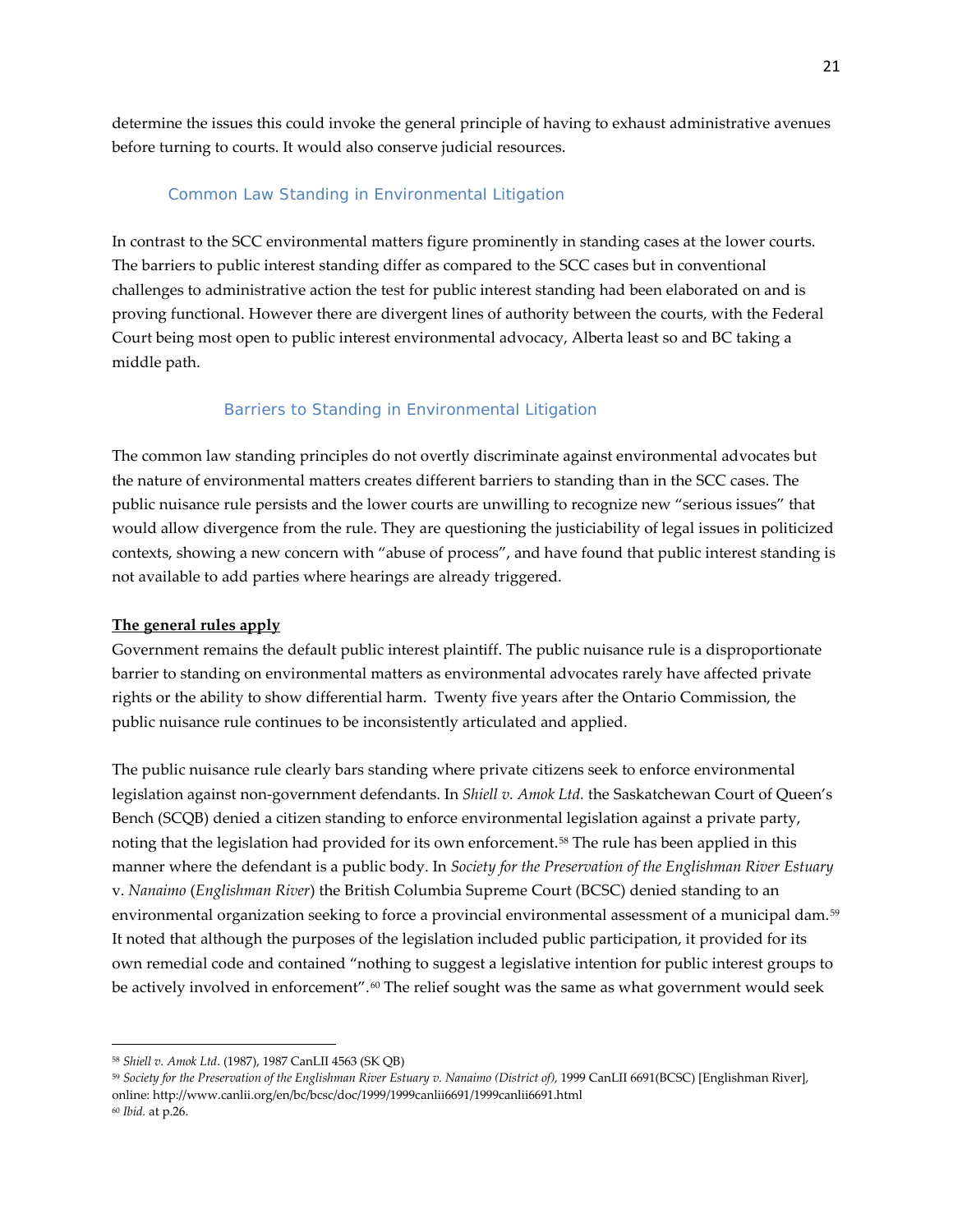determine the issues this could invoke the general principle of having to exhaust administrative avenues before turning to courts. It would also conserve judicial resources.

### Common Law Standing in Environmental Litigation

In contrast to the SCC environmental matters figure prominently in standing cases at the lower courts. The barriers to public interest standing differ as compared to the SCC cases but in conventional challenges to administrative action the test for public interest standing had been elaborated on and is proving functional. However there are divergent lines of authority between the courts, with the Federal Court being most open to public interest environmental advocacy, Alberta least so and BC taking a middle path.

#### Barriers to Standing in Environmental Litigation

The common law standing principles do not overtly discriminate against environmental advocates but the nature of environmental matters creates different barriers to standing than in the SCC cases. The public nuisance rule persists and the lower courts are unwilling to recognize new "serious issues" that would allow divergence from the rule. They are questioning the justiciability of legal issues in politicized contexts, showing a new concern with "abuse of process", and have found that public interest standing is not available to add parties where hearings are already triggered.

**The general rules apply**

Government remains the default public interest plaintiff. The public nuisance rule is a disproportionate barrier to standing on environmental matters as environmental advocates rarely have affected private rights or the ability to show differential harm. Twenty five years after the Ontario Commission, the public nuisance rule continues to be inconsistently articulated and applied.

The public nuisance rule clearly bars standing where private citizens seek to enforce environmental legislation against non-government defendants. In *Shiell v. Amok Ltd.* the Saskatchewan Court of Queen's Bench (SCQB) denied a citizen standing to enforce environmental legislation against a private party, noting that the legislation had provided for its own enforcement.[58] The rule has been applied in this manner where the defendant is a public body. In *Society for the Preservation of the Englishman River Estuary* v. *Nanaimo* (*Englishman River*) the British Columbia Supreme Court (BCSC) denied standing to an environmental organization seeking to force a provincial environmental assessment of a municipal dam.[59] It noted that although the purposes of the legislation included public participation, it provided for its own remedial code and contained "nothing to suggest a legislative intention for public interest groups to be actively involved in enforcement".[60] The relief sought was the same as what government would seek

---

[58] *Shiell v. Amok Ltd*. (1987), 1987 CanLII 4563 (SK QB)

[59] *Society for the Preservation of the Englishman River Estuary v. Nanaimo (District of)*, 1999 CanLII 6691(BCSC) [Englishman River], online: http://www.canlii.org/en/bc/bcsc/doc/1999/1999canlii6691/1999canlii6691.html

[60] *Ibid.* at p.26.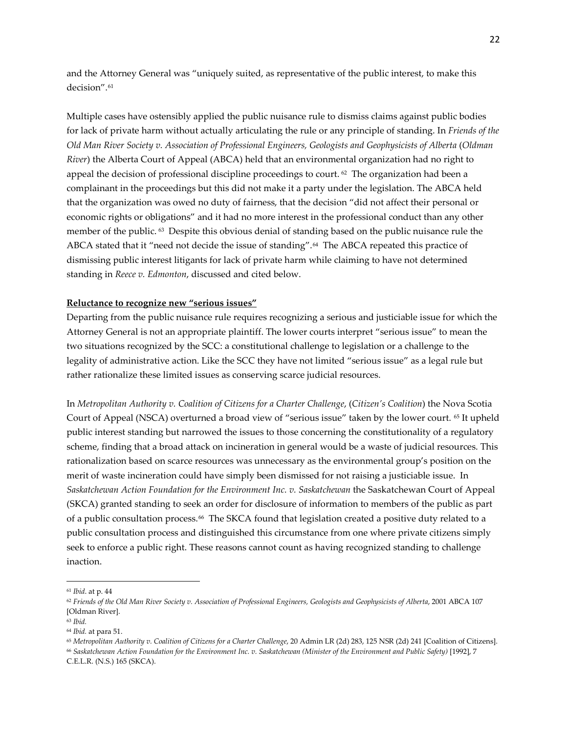and the Attorney General was "uniquely suited, as representative of the public interest, to make this decision".[61]

Multiple cases have ostensibly applied the public nuisance rule to dismiss claims against public bodies for lack of private harm without actually articulating the rule or any principle of standing. In *Friends of the Old Man River Society v. Association of Professional Engineers, Geologists and Geophysicists of Alberta* (*Oldman River*) the Alberta Court of Appeal (ABCA) held that an environmental organization had no right to appeal the decision of professional discipline proceedings to court.[62] The organization had been a complainant in the proceedings but this did not make it a party under the legislation. The ABCA held that the organization was owed no duty of fairness, that the decision "did not affect their personal or economic rights or obligations" and it had no more interest in the professional conduct than any other member of the public.[63] Despite this obvious denial of standing based on the public nuisance rule the ABCA stated that it "need not decide the issue of standing".[64] The ABCA repeated this practice of dismissing public interest litigants for lack of private harm while claiming to have not determined standing in *Reece v. Edmonton*, discussed and cited below.

**Reluctance to recognize new "serious issues"**

Departing from the public nuisance rule requires recognizing a serious and justiciable issue for which the Attorney General is not an appropriate plaintiff. The lower courts interpret "serious issue" to mean the two situations recognized by the SCC: a constitutional challenge to legislation or a challenge to the legality of administrative action. Like the SCC they have not limited "serious issue" as a legal rule but rather rationalize these limited issues as conserving scarce judicial resources.

In *Metropolitan Authority v. Coalition of Citizens for a Charter Challenge*, (*Citizen's Coalition*) the Nova Scotia Court of Appeal (NSCA) overturned a broad view of "serious issue" taken by the lower court.[65] It upheld public interest standing but narrowed the issues to those concerning the constitutionality of a regulatory scheme, finding that a broad attack on incineration in general would be a waste of judicial resources. This rationalization based on scarce resources was unnecessary as the environmental group's position on the merit of waste incineration could have simply been dismissed for not raising a justiciable issue. In *Saskatchewan Action Foundation for the Environment Inc. v. Saskatchewan* the Saskatchewan Court of Appeal (SKCA) granted standing to seek an order for disclosure of information to members of the public as part of a public consultation process.[66] The SKCA found that legislation created a positive duty related to a public consultation process and distinguished this circumstance from one where private citizens simply seek to enforce a public right. These reasons cannot count as having recognized standing to challenge inaction.

---

[61] *Ibid*. at p. 44

[62] *Friends of the Old Man River Society v. Association of Professional Engineers, Geologists and Geophysicists of Alberta*, 2001 ABCA 107 [Oldman River].

[63] *Ibid.*

[64] *Ibid.* at para 51.

[65] *Metropolitan Authority v. Coalition of Citizens for a Charter Challenge*, 20 Admin LR (2d) 283, 125 NSR (2d) 241 [Coalition of Citizens].

[66] *Saskatchewan Action Foundation for the Environment Inc. v. Saskatchewan (Minister of the Environment and Public Safety)* [1992], 7 C.E.L.R. (N.S.) 165 (SKCA).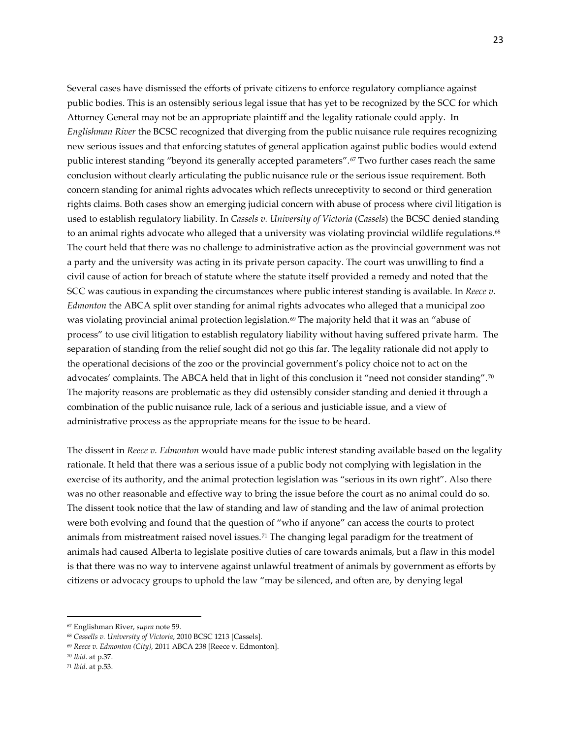Several cases have dismissed the efforts of private citizens to enforce regulatory compliance against public bodies. This is an ostensibly serious legal issue that has yet to be recognized by the SCC for which Attorney General may not be an appropriate plaintiff and the legality rationale could apply. In *Englishman River* the BCSC recognized that diverging from the public nuisance rule requires recognizing new serious issues and that enforcing statutes of general application against public bodies would extend public interest standing "beyond its generally accepted parameters".[67] Two further cases reach the same conclusion without clearly articulating the public nuisance rule or the serious issue requirement. Both concern standing for animal rights advocates which reflects unreceptivity to second or third generation rights claims. Both cases show an emerging judicial concern with abuse of process where civil litigation is used to establish regulatory liability. In *Cassels v. University of Victoria* (*Cassels*) the BCSC denied standing to an animal rights advocate who alleged that a university was violating provincial wildlife regulations.[68] The court held that there was no challenge to administrative action as the provincial government was not a party and the university was acting in its private person capacity. The court was unwilling to find a civil cause of action for breach of statute where the statute itself provided a remedy and noted that the SCC was cautious in expanding the circumstances where public interest standing is available. In *Reece v. Edmonton* the ABCA split over standing for animal rights advocates who alleged that a municipal zoo was violating provincial animal protection legislation.[69] The majority held that it was an "abuse of process" to use civil litigation to establish regulatory liability without having suffered private harm. The separation of standing from the relief sought did not go this far. The legality rationale did not apply to the operational decisions of the zoo or the provincial government's policy choice not to act on the advocates' complaints. The ABCA held that in light of this conclusion it "need not consider standing".[70] The majority reasons are problematic as they did ostensibly consider standing and denied it through a combination of the public nuisance rule, lack of a serious and justiciable issue, and a view of administrative process as the appropriate means for the issue to be heard.

The dissent in *Reece v. Edmonton* would have made public interest standing available based on the legality rationale. It held that there was a serious issue of a public body not complying with legislation in the exercise of its authority, and the animal protection legislation was "serious in its own right". Also there was no other reasonable and effective way to bring the issue before the court as no animal could do so. The dissent took notice that the law of standing and law of standing and the law of animal protection were both evolving and found that the question of "who if anyone" can access the courts to protect animals from mistreatment raised novel issues.[71] The changing legal paradigm for the treatment of animals had caused Alberta to legislate positive duties of care towards animals, but a flaw in this model is that there was no way to intervene against unlawful treatment of animals by government as efforts by citizens or advocacy groups to uphold the law "may be silenced, and often are, by denying legal

---

[67] Englishman River, *supra* note 59.

[68] *Cassells v. University of Victoria*, 2010 BCSC 1213 [Cassels].

[69] *Reece v. Edmonton (City),* 2011 ABCA 238 [Reece v. Edmonton].

[70] *Ibid.* at p.37.

[71] *Ibid.* at p.53.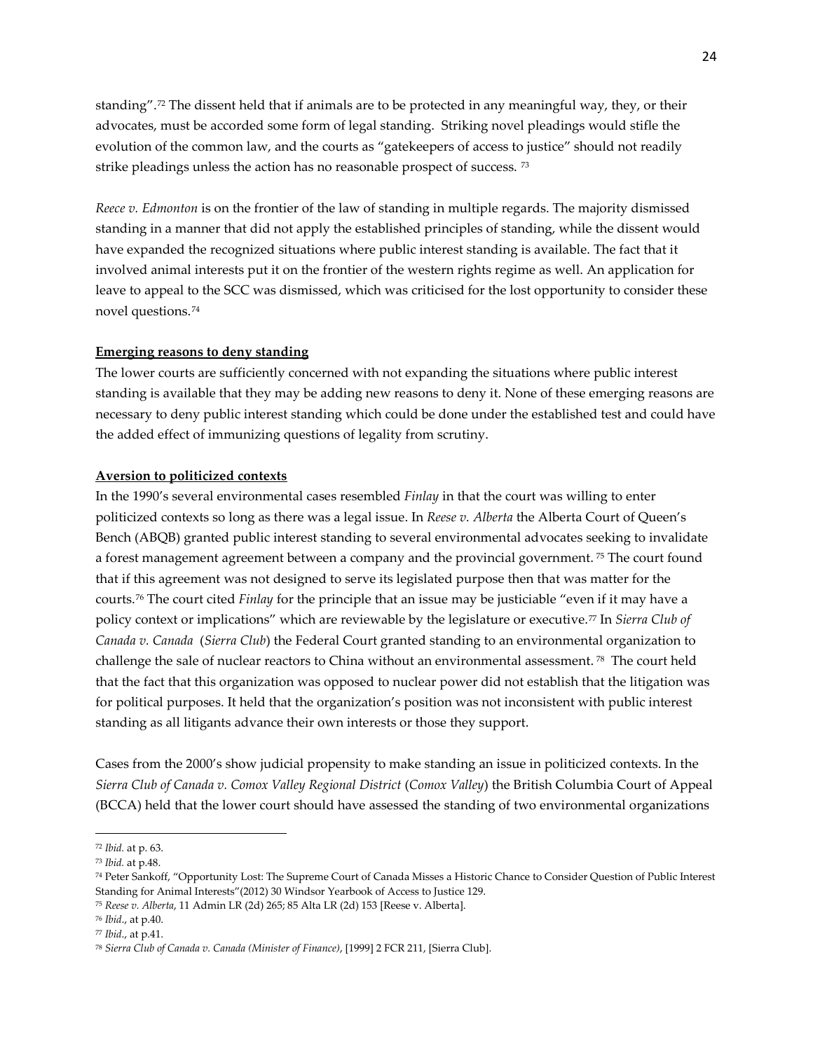standing".[72] The dissent held that if animals are to be protected in any meaningful way, they, or their advocates, must be accorded some form of legal standing. Striking novel pleadings would stifle the evolution of the common law, and the courts as "gatekeepers of access to justice" should not readily strike pleadings unless the action has no reasonable prospect of success. [73]

*Reece v. Edmonton* is on the frontier of the law of standing in multiple regards. The majority dismissed standing in a manner that did not apply the established principles of standing, while the dissent would have expanded the recognized situations where public interest standing is available. The fact that it involved animal interests put it on the frontier of the western rights regime as well. An application for leave to appeal to the SCC was dismissed, which was criticised for the lost opportunity to consider these novel questions.[74]

**Emerging reasons to deny standing**

The lower courts are sufficiently concerned with not expanding the situations where public interest standing is available that they may be adding new reasons to deny it. None of these emerging reasons are necessary to deny public interest standing which could be done under the established test and could have the added effect of immunizing questions of legality from scrutiny.

**Aversion to politicized contexts**

In the 1990's several environmental cases resembled *Finlay* in that the court was willing to enter politicized contexts so long as there was a legal issue. In *Reese v. Alberta* the Alberta Court of Queen's Bench (ABQB) granted public interest standing to several environmental advocates seeking to invalidate a forest management agreement between a company and the provincial government. [75] The court found that if this agreement was not designed to serve its legislated purpose then that was matter for the courts.[76] The court cited *Finlay* for the principle that an issue may be justiciable "even if it may have a policy context or implications" which are reviewable by the legislature or executive.[77] In *Sierra Club of Canada v. Canada* (*Sierra Club*) the Federal Court granted standing to an environmental organization to challenge the sale of nuclear reactors to China without an environmental assessment. [78] The court held that the fact that this organization was opposed to nuclear power did not establish that the litigation was for political purposes. It held that the organization's position was not inconsistent with public interest standing as all litigants advance their own interests or those they support.

Cases from the 2000's show judicial propensity to make standing an issue in politicized contexts. In the *Sierra Club of Canada v. Comox Valley Regional District* (*Comox Valley*) the British Columbia Court of Appeal (BCCA) held that the lower court should have assessed the standing of two environmental organizations

---

[72] *Ibid.* at p. 63.

[73] *Ibid.* at p.48.

[74] Peter Sankoff, "Opportunity Lost: The Supreme Court of Canada Misses a Historic Chance to Consider Question of Public Interest Standing for Animal Interests"(2012) 30 Windsor Yearbook of Access to Justice 129.

[75] *Reese v. Alberta*, 11 Admin LR (2d) 265; 85 Alta LR (2d) 153 [Reese v. Alberta].

[76] *Ibid.*, at p.40.

[77] *Ibid.*, at p.41.

[78] *Sierra Club of Canada v. Canada (Minister of Finance)*, [1999] 2 FCR 211, [Sierra Club].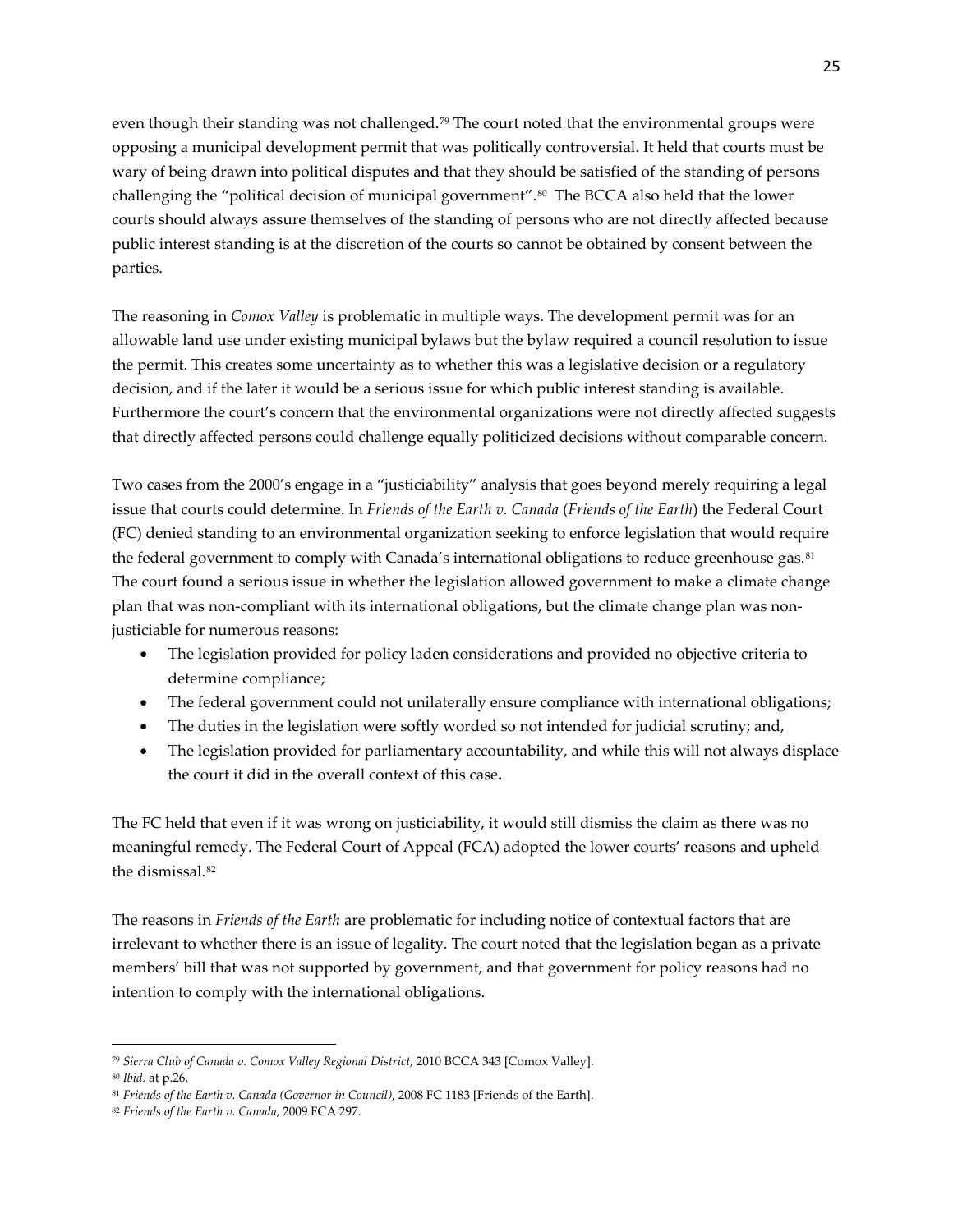even though their standing was not challenged.[79] The court noted that the environmental groups were opposing a municipal development permit that was politically controversial. It held that courts must be wary of being drawn into political disputes and that they should be satisfied of the standing of persons challenging the "political decision of municipal government".[80] The BCCA also held that the lower courts should always assure themselves of the standing of persons who are not directly affected because public interest standing is at the discretion of the courts so cannot be obtained by consent between the parties.

The reasoning in *Comox Valley* is problematic in multiple ways. The development permit was for an allowable land use under existing municipal bylaws but the bylaw required a council resolution to issue the permit. This creates some uncertainty as to whether this was a legislative decision or a regulatory decision, and if the later it would be a serious issue for which public interest standing is available. Furthermore the court's concern that the environmental organizations were not directly affected suggests that directly affected persons could challenge equally politicized decisions without comparable concern.

Two cases from the 2000's engage in a "justiciability" analysis that goes beyond merely requiring a legal issue that courts could determine. In *Friends of the Earth v. Canada* (*Friends of the Earth*) the Federal Court (FC) denied standing to an environmental organization seeking to enforce legislation that would require the federal government to comply with Canada's international obligations to reduce greenhouse gas.[81] The court found a serious issue in whether the legislation allowed government to make a climate change plan that was non-compliant with its international obligations, but the climate change plan was non-justiciable for numerous reasons:

- The legislation provided for policy laden considerations and provided no objective criteria to determine compliance;
- The federal government could not unilaterally ensure compliance with international obligations;
- The duties in the legislation were softly worded so not intended for judicial scrutiny; and,
- The legislation provided for parliamentary accountability, and while this will not always displace the court it did in the overall context of this case.

The FC held that even if it was wrong on justiciability, it would still dismiss the claim as there was no meaningful remedy. The Federal Court of Appeal (FCA) adopted the lower courts' reasons and upheld the dismissal.[82]

The reasons in *Friends of the Earth* are problematic for including notice of contextual factors that are irrelevant to whether there is an issue of legality. The court noted that the legislation began as a private members' bill that was not supported by government, and that government for policy reasons had no intention to comply with the international obligations.

---

[79] *Sierra Club of Canada v. Comox Valley Regional District*, 2010 BCCA 343 [Comox Valley].

[80] *Ibid.* at p.26.

[81] *Friends of the Earth v. Canada (Governor in Council)*, 2008 FC 1183 [Friends of the Earth].

[82] *Friends of the Earth v. Canada*, 2009 FCA 297.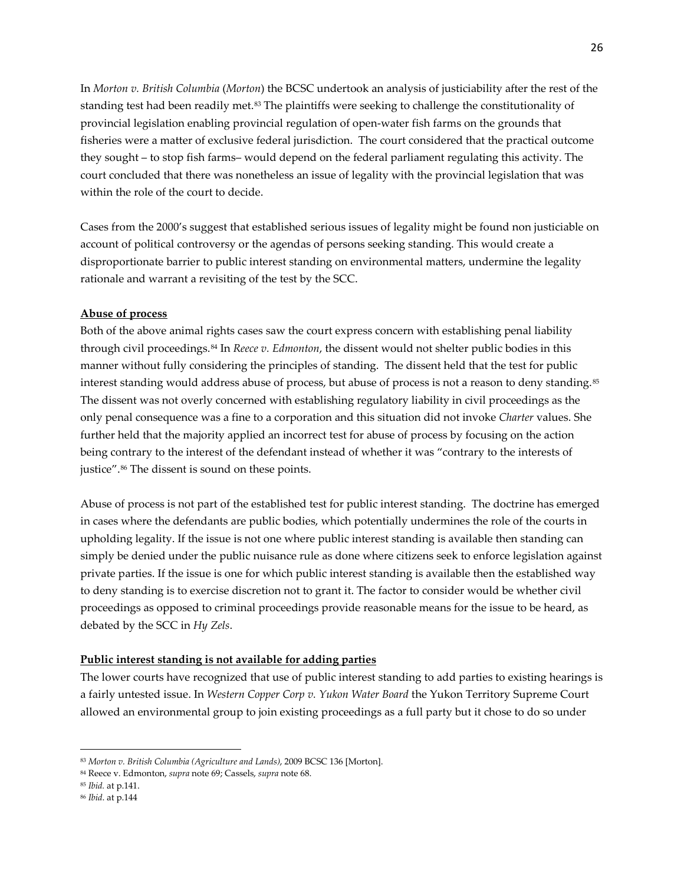In *Morton v. British Columbia* (*Morton*) the BCSC undertook an analysis of justiciability after the rest of the standing test had been readily met.[83] The plaintiffs were seeking to challenge the constitutionality of provincial legislation enabling provincial regulation of open-water fish farms on the grounds that fisheries were a matter of exclusive federal jurisdiction. The court considered that the practical outcome they sought – to stop fish farms– would depend on the federal parliament regulating this activity. The court concluded that there was nonetheless an issue of legality with the provincial legislation that was within the role of the court to decide.

Cases from the 2000's suggest that established serious issues of legality might be found non justiciable on account of political controversy or the agendas of persons seeking standing. This would create a disproportionate barrier to public interest standing on environmental matters, undermine the legality rationale and warrant a revisiting of the test by the SCC.

**Abuse of process**

Both of the above animal rights cases saw the court express concern with establishing penal liability through civil proceedings.[84] In *Reece v. Edmonton*, the dissent would not shelter public bodies in this manner without fully considering the principles of standing. The dissent held that the test for public interest standing would address abuse of process, but abuse of process is not a reason to deny standing.[85] The dissent was not overly concerned with establishing regulatory liability in civil proceedings as the only penal consequence was a fine to a corporation and this situation did not invoke *Charter* values. She further held that the majority applied an incorrect test for abuse of process by focusing on the action being contrary to the interest of the defendant instead of whether it was "contrary to the interests of justice".[86] The dissent is sound on these points.

Abuse of process is not part of the established test for public interest standing. The doctrine has emerged in cases where the defendants are public bodies, which potentially undermines the role of the courts in upholding legality. If the issue is not one where public interest standing is available then standing can simply be denied under the public nuisance rule as done where citizens seek to enforce legislation against private parties. If the issue is one for which public interest standing is available then the established way to deny standing is to exercise discretion not to grant it. The factor to consider would be whether civil proceedings as opposed to criminal proceedings provide reasonable means for the issue to be heard, as debated by the SCC in *Hy Zels*.

**Public interest standing is not available for adding parties**

The lower courts have recognized that use of public interest standing to add parties to existing hearings is a fairly untested issue. In *Western Copper Corp v. Yukon Water Board* the Yukon Territory Supreme Court allowed an environmental group to join existing proceedings as a full party but it chose to do so under

---

[83] *Morton v. British Columbia (Agriculture and Lands)*, 2009 BCSC 136 [Morton].

[84] Reece v. Edmonton, *supra* note 69; Cassels, *supra* note 68.

[85] *Ibid.* at p.141.

[86] *Ibid.* at p.144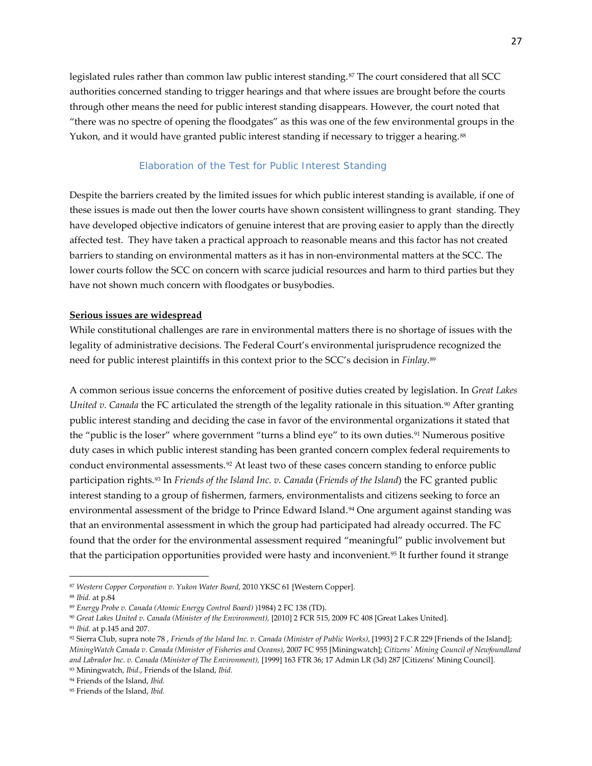legislated rules rather than common law public interest standing.[87] The court considered that all SCC authorities concerned standing to trigger hearings and that where issues are brought before the courts through other means the need for public interest standing disappears. However, the court noted that "there was no spectre of opening the floodgates" as this was one of the few environmental groups in the Yukon, and it would have granted public interest standing if necessary to trigger a hearing.[88]

### Elaboration of the Test for Public Interest Standing

Despite the barriers created by the limited issues for which public interest standing is available, if one of these issues is made out then the lower courts have shown consistent willingness to grant standing. They have developed objective indicators of genuine interest that are proving easier to apply than the directly affected test. They have taken a practical approach to reasonable means and this factor has not created barriers to standing on environmental matters as it has in non-environmental matters at the SCC. The lower courts follow the SCC on concern with scarce judicial resources and harm to third parties but they have not shown much concern with floodgates or busybodies.

**Serious issues are widespread**

While constitutional challenges are rare in environmental matters there is no shortage of issues with the legality of administrative decisions. The Federal Court's environmental jurisprudence recognized the need for public interest plaintiffs in this context prior to the SCC's decision in *Finlay*.[89]

A common serious issue concerns the enforcement of positive duties created by legislation. In *Great Lakes United v. Canada* the FC articulated the strength of the legality rationale in this situation.[90] After granting public interest standing and deciding the case in favor of the environmental organizations it stated that the "public is the loser" where government "turns a blind eye" to its own duties.[91] Numerous positive duty cases in which public interest standing has been granted concern complex federal requirements to conduct environmental assessments.[92] At least two of these cases concern standing to enforce public participation rights.[93] In *Friends of the Island Inc. v. Canada* (*Friends of the Island*) the FC granted public interest standing to a group of fishermen, farmers, environmentalists and citizens seeking to force an environmental assessment of the bridge to Prince Edward Island.[94] One argument against standing was that an environmental assessment in which the group had participated had already occurred. The FC found that the order for the environmental assessment required "meaningful" public involvement but that the participation opportunities provided were hasty and inconvenient.[95] It further found it strange

---

[87] *Western Copper Corporation v. Yukon Water Board*, 2010 YKSC 61 [Western Copper].

[88] *Ibid.* at p.84

[89] *Energy Probe v. Canada (Atomic Energy Control Board)* )1984) 2 FC 138 (TD).

[90] *Great Lakes United v. Canada (Minister of the Environment),* [2010] 2 FCR 515, 2009 FC 408 [Great Lakes United].

[91] *Ibid.* at p.145 and 207.

[92] Sierra Club, supra note 78 , *Friends of the Island Inc. v. Canada (Minister of Public Works)*, [1993] 2 F.C.R 229 [Friends of the Island]; *MiningWatch Canada v. Canada (Minister of Fisheries and Oceans)*, 2007 FC 955 [Miningwatch]; *Citizens' Mining Council of Newfoundland and Labrador Inc. v. Canada (Minister of The Environment),* [1999] 163 FTR 36; 17 Admin LR (3d) 287 [Citizens' Mining Council].

[93] Miningwatch, *Ibid*., Friends of the Island, *Ibid.*

[94] Friends of the Island, *Ibid.*

[95] Friends of the Island, *Ibid.*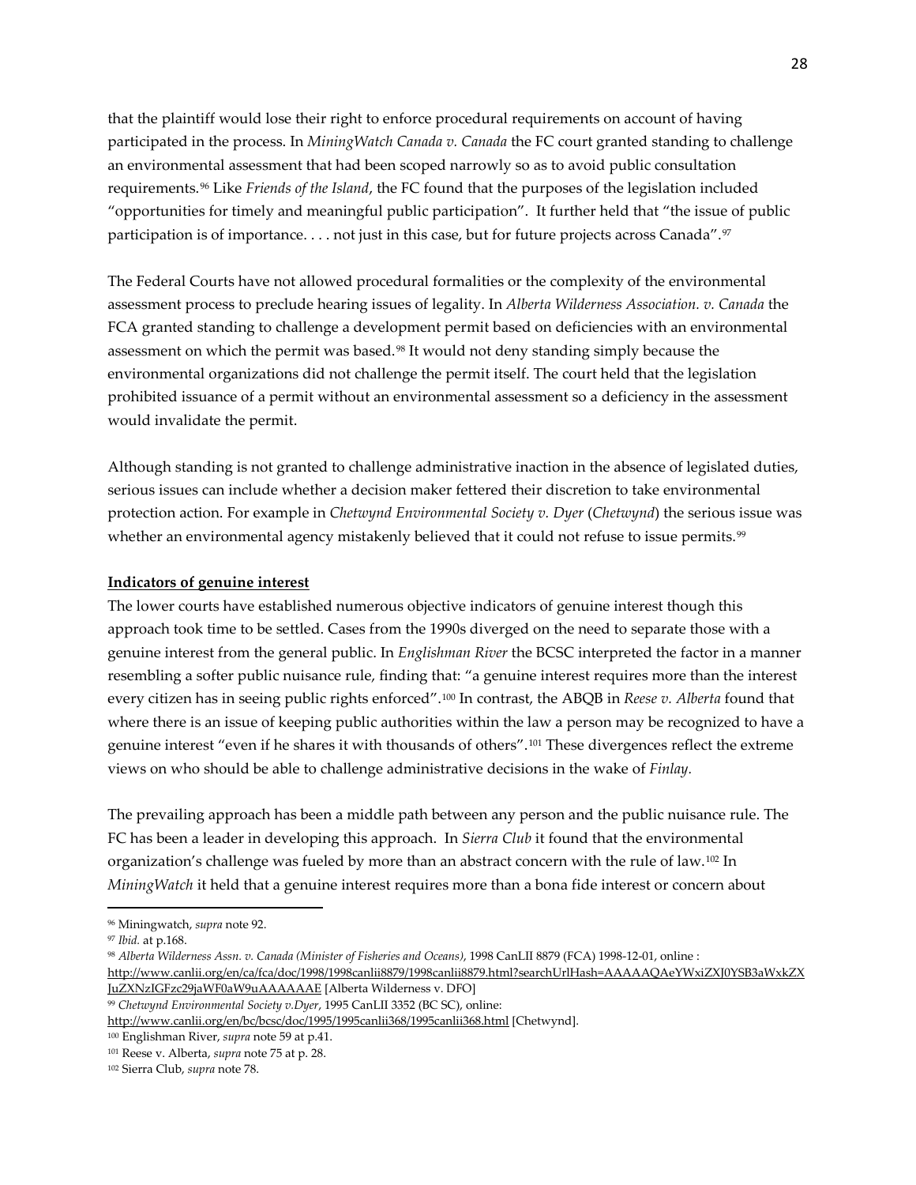that the plaintiff would lose their right to enforce procedural requirements on account of having participated in the process. In *MiningWatch Canada v. Canada* the FC court granted standing to challenge an environmental assessment that had been scoped narrowly so as to avoid public consultation requirements.[96] Like *Friends of the Island*, the FC found that the purposes of the legislation included "opportunities for timely and meaningful public participation". It further held that "the issue of public participation is of importance. . . . not just in this case, but for future projects across Canada".[97]

The Federal Courts have not allowed procedural formalities or the complexity of the environmental assessment process to preclude hearing issues of legality. In *Alberta Wilderness Association. v. Canada* the FCA granted standing to challenge a development permit based on deficiencies with an environmental assessment on which the permit was based.[98] It would not deny standing simply because the environmental organizations did not challenge the permit itself. The court held that the legislation prohibited issuance of a permit without an environmental assessment so a deficiency in the assessment would invalidate the permit.

Although standing is not granted to challenge administrative inaction in the absence of legislated duties, serious issues can include whether a decision maker fettered their discretion to take environmental protection action. For example in *Chetwynd Environmental Society v. Dyer* (*Chetwynd*) the serious issue was whether an environmental agency mistakenly believed that it could not refuse to issue permits.[99]

**Indicators of genuine interest**

The lower courts have established numerous objective indicators of genuine interest though this approach took time to be settled. Cases from the 1990s diverged on the need to separate those with a genuine interest from the general public. In *Englishman River* the BCSC interpreted the factor in a manner resembling a softer public nuisance rule, finding that: "a genuine interest requires more than the interest every citizen has in seeing public rights enforced".[100] In contrast, the ABQB in *Reese v. Alberta* found that where there is an issue of keeping public authorities within the law a person may be recognized to have a genuine interest "even if he shares it with thousands of others".[101] These divergences reflect the extreme views on who should be able to challenge administrative decisions in the wake of *Finlay.*

The prevailing approach has been a middle path between any person and the public nuisance rule. The FC has been a leader in developing this approach. In *Sierra Club* it found that the environmental organization's challenge was fueled by more than an abstract concern with the rule of law.[102] In *MiningWatch* it held that a genuine interest requires more than a bona fide interest or concern about

---

[96] Miningwatch, *supra* note 92.

[97] *Ibid.* at p.168.

[98] *Alberta Wilderness Assn. v. Canada (Minister of Fisheries and Oceans)*, 1998 CanLII 8879 (FCA) 1998-12-01, online : http://www.canlii.org/en/ca/fca/doc/1998/1998canlii8879/1998canlii8879.html?searchUrlHash=AAAAAQAeYWxiZXJ0YSB3aWxkZXJuZXNzIGFzc29jaWF0aW9uAAAAAAE [Alberta Wilderness v. DFO]

[99] *Chetwynd Environmental Society v.Dyer*, 1995 CanLII 3352 (BC SC), online: http://www.canlii.org/en/bc/bcsc/doc/1995/1995canlii368/1995canlii368.html [Chetwynd].

[100] Englishman River, *supra* note 59 at p.41.

[101] Reese v. Alberta, *supra* note 75 at p. 28.

[102] Sierra Club, *supra* note 78.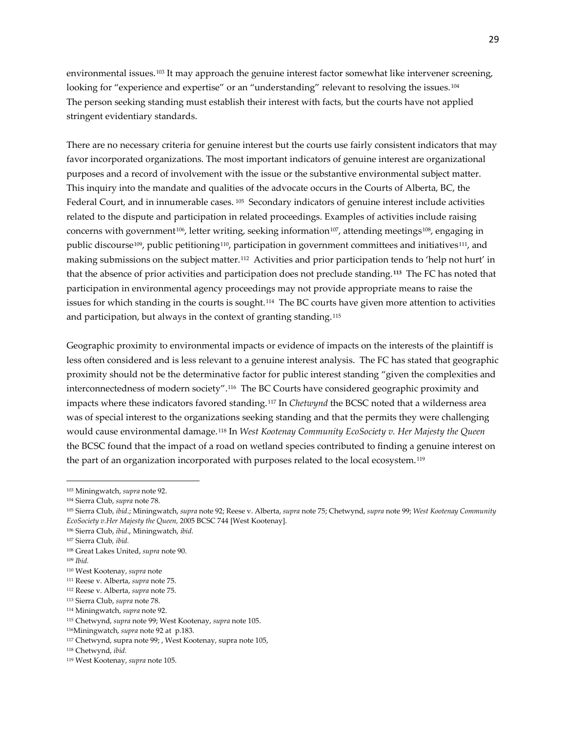environmental issues.[103] It may approach the genuine interest factor somewhat like intervener screening, looking for "experience and expertise" or an "understanding" relevant to resolving the issues.[104] The person seeking standing must establish their interest with facts, but the courts have not applied stringent evidentiary standards.

There are no necessary criteria for genuine interest but the courts use fairly consistent indicators that may favor incorporated organizations. The most important indicators of genuine interest are organizational purposes and a record of involvement with the issue or the substantive environmental subject matter. This inquiry into the mandate and qualities of the advocate occurs in the Courts of Alberta, BC, the Federal Court, and in innumerable cases. [105] Secondary indicators of genuine interest include activities related to the dispute and participation in related proceedings. Examples of activities include raising concerns with government[106], letter writing, seeking information[107], attending meetings[108], engaging in public discourse[109], public petitioning[110], participation in government committees and initiatives[111], and making submissions on the subject matter.[112] Activities and prior participation tends to 'help not hurt' in that the absence of prior activities and participation does not preclude standing.[113] The FC has noted that participation in environmental agency proceedings may not provide appropriate means to raise the issues for which standing in the courts is sought.[114] The BC courts have given more attention to activities and participation, but always in the context of granting standing.[115]

Geographic proximity to environmental impacts or evidence of impacts on the interests of the plaintiff is less often considered and is less relevant to a genuine interest analysis. The FC has stated that geographic proximity should not be the determinative factor for public interest standing "given the complexities and interconnectedness of modern society".[116] The BC Courts have considered geographic proximity and impacts where these indicators favored standing.[117] In *Chetwynd* the BCSC noted that a wilderness area was of special interest to the organizations seeking standing and that the permits they were challenging would cause environmental damage.[118] In *West Kootenay Community EcoSociety v. Her Majesty the Queen* the BCSC found that the impact of a road on wetland species contributed to finding a genuine interest on the part of an organization incorporated with purposes related to the local ecosystem.[119]

---

[103] Miningwatch, *supra* note 92.

[104] Sierra Club, *supra* note 78.

[105] Sierra Club, *ibid*.; Miningwatch, *supra* note 92; Reese v. Alberta, *supra* note 75; Chetwynd, *supra* note 99; *West Kootenay Community EcoSociety v.Her Majesty the Queen,* 2005 BCSC 744 [West Kootenay].

[106] Sierra Club, *ibid*., Miningwatch, *ibid.*

[107] Sierra Club*, ibid.*

[108] Great Lakes United, *supra* note 90.

[109] *Ibid.*

[110] West Kootenay, *supra* note

[111] Reese v. Alberta, *supra* note 75.

[112] Reese v. Alberta, *supra* note 75.

[113] Sierra Club, *supra* note 78.

[114] Miningwatch, *supra* note 92.

[115] Chetwynd, *supra* note 99; West Kootenay, *supra* note 105.

[116] Miningwatch, *supra* note 92 at p.183.

[117] Chetwynd, supra note 99; , West Kootenay, supra note 105,

[118] Chetwynd, *ibid.*

[119] West Kootenay, *supra* note 105.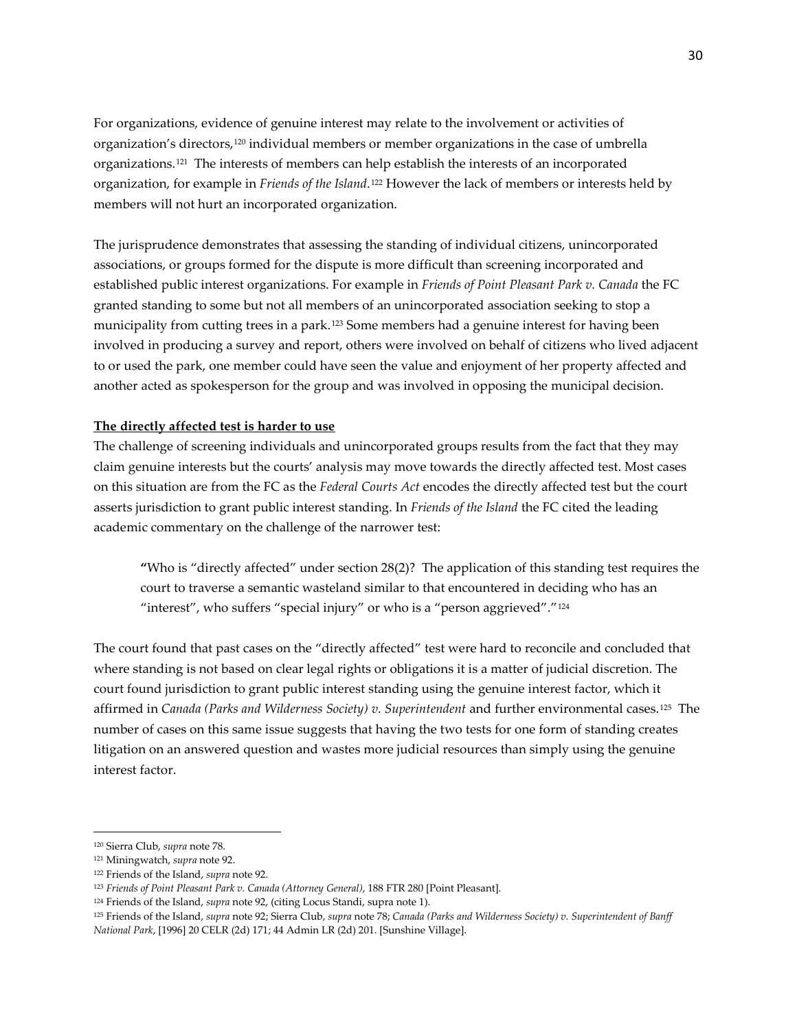For organizations, evidence of genuine interest may relate to the involvement or activities of organization's directors,[120] individual members or member organizations in the case of umbrella organizations.[121] The interests of members can help establish the interests of an incorporated organization, for example in *Friends of the Island*.[122] However the lack of members or interests held by members will not hurt an incorporated organization.

The jurisprudence demonstrates that assessing the standing of individual citizens, unincorporated associations, or groups formed for the dispute is more difficult than screening incorporated and established public interest organizations. For example in *Friends of Point Pleasant Park v. Canada* the FC granted standing to some but not all members of an unincorporated association seeking to stop a municipality from cutting trees in a park.[123] Some members had a genuine interest for having been involved in producing a survey and report, others were involved on behalf of citizens who lived adjacent to or used the park, one member could have seen the value and enjoyment of her property affected and another acted as spokesperson for the group and was involved in opposing the municipal decision.

**<u>The directly affected test is harder to use</u>**

The challenge of screening individuals and unincorporated groups results from the fact that they may claim genuine interests but the courts' analysis may move towards the directly affected test. Most cases on this situation are from the FC as the *Federal Courts Act* encodes the directly affected test but the court asserts jurisdiction to grant public interest standing. In *Friends of the Island* the FC cited the leading academic commentary on the challenge of the narrower test:

> **"**Who is "directly affected" under section 28(2)? The application of this standing test requires the court to traverse a semantic wasteland similar to that encountered in deciding who has an "interest", who suffers "special injury" or who is a "person aggrieved"."[124]

The court found that past cases on the "directly affected" test were hard to reconcile and concluded that where standing is not based on clear legal rights or obligations it is a matter of judicial discretion. The court found jurisdiction to grant public interest standing using the genuine interest factor, which it affirmed in *Canada (Parks and Wilderness Society) v. Superintendent* and further environmental cases.[125] The number of cases on this same issue suggests that having the two tests for one form of standing creates litigation on an answered question and wastes more judicial resources than simply using the genuine interest factor.

---

[120] Sierra Club, *supra* note 78.

[121] Miningwatch, *supra* note 92.

[122] Friends of the Island, *supra* note 92.

[123] *Friends of Point Pleasant Park v. Canada (Attorney General)*, 188 FTR 280 [Point Pleasant].

[124] Friends of the Island, *supra* note 92, (citing Locus Standi, supra note 1).

[125] Friends of the Island, *supra* note 92; Sierra Club, *supra* note 78; *Canada (Parks and Wilderness Society) v. Superintendent of Banff National Park*, [1996] 20 CELR (2d) 171; 44 Admin LR (2d) 201. [Sunshine Village].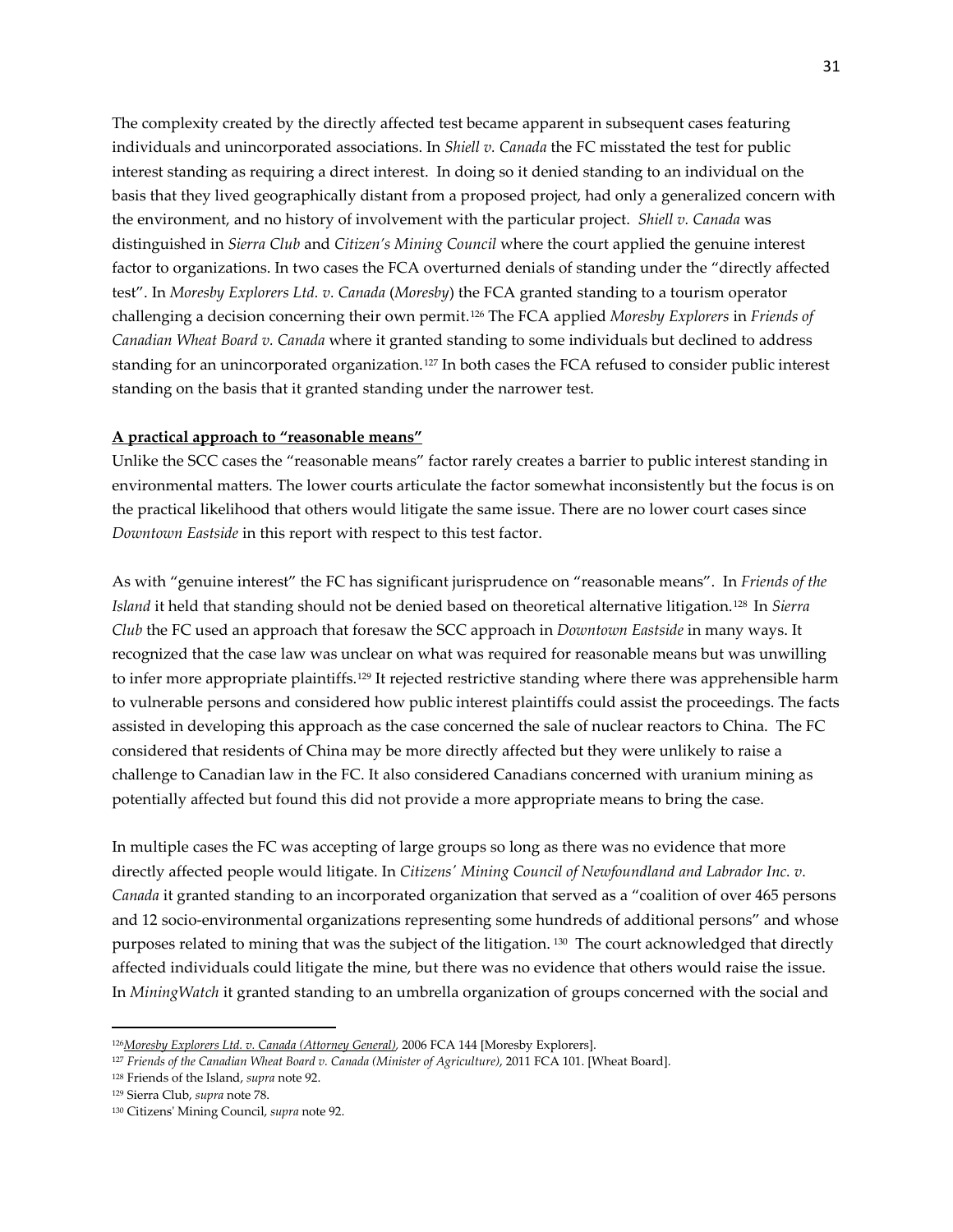The complexity created by the directly affected test became apparent in subsequent cases featuring individuals and unincorporated associations. In *Shiell v. Canada* the FC misstated the test for public interest standing as requiring a direct interest. In doing so it denied standing to an individual on the basis that they lived geographically distant from a proposed project, had only a generalized concern with the environment, and no history of involvement with the particular project. *Shiell v. Canada* was distinguished in *Sierra Club* and *Citizen's Mining Council* where the court applied the genuine interest factor to organizations. In two cases the FCA overturned denials of standing under the "directly affected test". In *Moresby Explorers Ltd. v. Canada* (*Moresby*) the FCA granted standing to a tourism operator challenging a decision concerning their own permit.[126] The FCA applied *Moresby Explorers* in *Friends of Canadian Wheat Board v. Canada* where it granted standing to some individuals but declined to address standing for an unincorporated organization.[127] In both cases the FCA refused to consider public interest standing on the basis that it granted standing under the narrower test.

**<u>A practical approach to "reasonable means"</u>**

Unlike the SCC cases the "reasonable means" factor rarely creates a barrier to public interest standing in environmental matters. The lower courts articulate the factor somewhat inconsistently but the focus is on the practical likelihood that others would litigate the same issue. There are no lower court cases since *Downtown Eastside* in this report with respect to this test factor.

As with "genuine interest" the FC has significant jurisprudence on "reasonable means". In *Friends of the Island* it held that standing should not be denied based on theoretical alternative litigation.[128] In *Sierra Club* the FC used an approach that foresaw the SCC approach in *Downtown Eastside* in many ways. It recognized that the case law was unclear on what was required for reasonable means but was unwilling to infer more appropriate plaintiffs.[129] It rejected restrictive standing where there was apprehensible harm to vulnerable persons and considered how public interest plaintiffs could assist the proceedings. The facts assisted in developing this approach as the case concerned the sale of nuclear reactors to China. The FC considered that residents of China may be more directly affected but they were unlikely to raise a challenge to Canadian law in the FC. It also considered Canadians concerned with uranium mining as potentially affected but found this did not provide a more appropriate means to bring the case.

In multiple cases the FC was accepting of large groups so long as there was no evidence that more directly affected people would litigate. In *Citizens' Mining Council of Newfoundland and Labrador Inc. v. Canada* it granted standing to an incorporated organization that served as a "coalition of over 465 persons and 12 socio-environmental organizations representing some hundreds of additional persons" and whose purposes related to mining that was the subject of the litigation.[130] The court acknowledged that directly affected individuals could litigate the mine, but there was no evidence that others would raise the issue. In *MiningWatch* it granted standing to an umbrella organization of groups concerned with the social and

---

[126] <u>*Moresby Explorers Ltd. v. Canada (Attorney General)*</u>, 2006 FCA 144 [Moresby Explorers].

[127] *Friends of the Canadian Wheat Board v. Canada (Minister of Agriculture)*, 2011 FCA 101. [Wheat Board].

[128] Friends of the Island, *supra* note 92.

[129] Sierra Club, *supra* note 78.

[130] Citizens' Mining Council, *supra* note 92.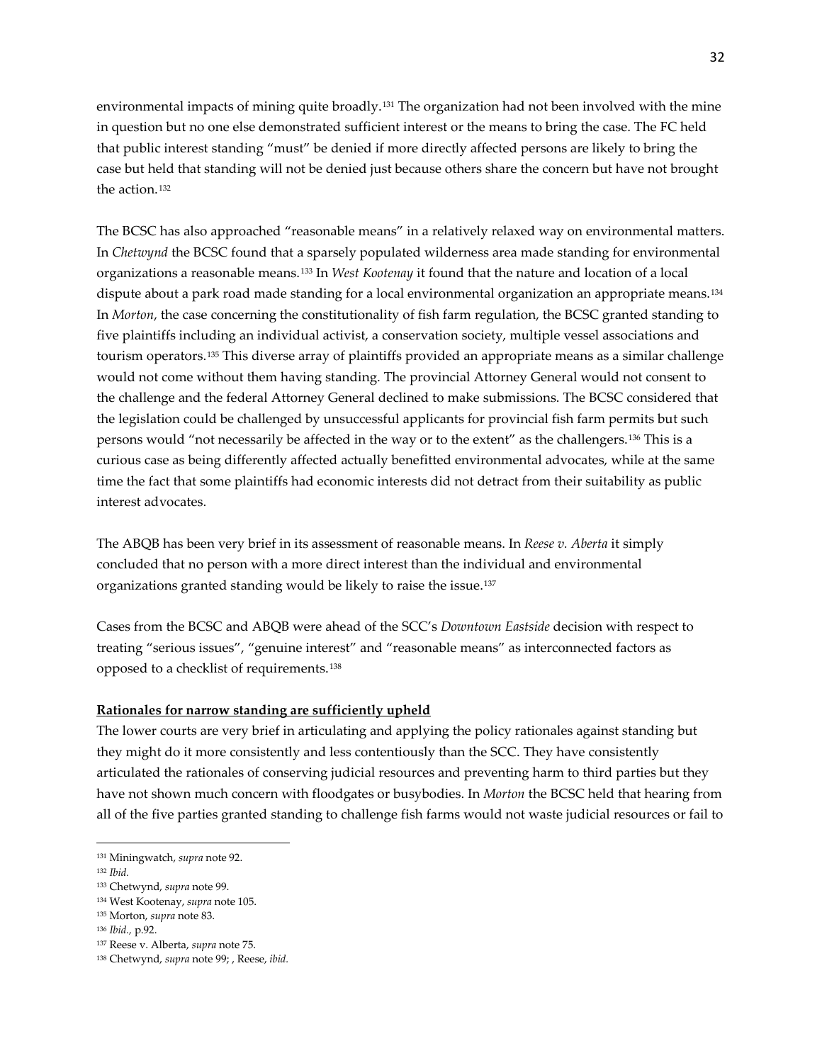environmental impacts of mining quite broadly.[131] The organization had not been involved with the mine in question but no one else demonstrated sufficient interest or the means to bring the case. The FC held that public interest standing "must" be denied if more directly affected persons are likely to bring the case but held that standing will not be denied just because others share the concern but have not brought the action.[132]

The BCSC has also approached "reasonable means" in a relatively relaxed way on environmental matters. In *Chetwynd* the BCSC found that a sparsely populated wilderness area made standing for environmental organizations a reasonable means.[133] In *West Kootenay* it found that the nature and location of a local dispute about a park road made standing for a local environmental organization an appropriate means.[134] In *Morton*, the case concerning the constitutionality of fish farm regulation, the BCSC granted standing to five plaintiffs including an individual activist, a conservation society, multiple vessel associations and tourism operators.[135] This diverse array of plaintiffs provided an appropriate means as a similar challenge would not come without them having standing. The provincial Attorney General would not consent to the challenge and the federal Attorney General declined to make submissions. The BCSC considered that the legislation could be challenged by unsuccessful applicants for provincial fish farm permits but such persons would "not necessarily be affected in the way or to the extent" as the challengers.[136] This is a curious case as being differently affected actually benefitted environmental advocates, while at the same time the fact that some plaintiffs had economic interests did not detract from their suitability as public interest advocates.

The ABQB has been very brief in its assessment of reasonable means. In *Reese v. Aberta* it simply concluded that no person with a more direct interest than the individual and environmental organizations granted standing would be likely to raise the issue.[137]

Cases from the BCSC and ABQB were ahead of the SCC's *Downtown Eastside* decision with respect to treating "serious issues", "genuine interest" and "reasonable means" as interconnected factors as opposed to a checklist of requirements.[138]

**Rationales for narrow standing are sufficiently upheld**

The lower courts are very brief in articulating and applying the policy rationales against standing but they might do it more consistently and less contentiously than the SCC. They have consistently articulated the rationales of conserving judicial resources and preventing harm to third parties but they have not shown much concern with floodgates or busybodies. In *Morton* the BCSC held that hearing from all of the five parties granted standing to challenge fish farms would not waste judicial resources or fail to

---

[131] Miningwatch, *supra* note 92.

[132] *Ibid.*

[133] Chetwynd, *supra* note 99.

[134] West Kootenay, *supra* note 105.

[135] Morton, *supra* note 83.

[136] *Ibid.,* p.92.

[137] Reese v. Alberta, *supra* note 75.

[138] Chetwynd, *supra* note 99; , Reese, *ibid.*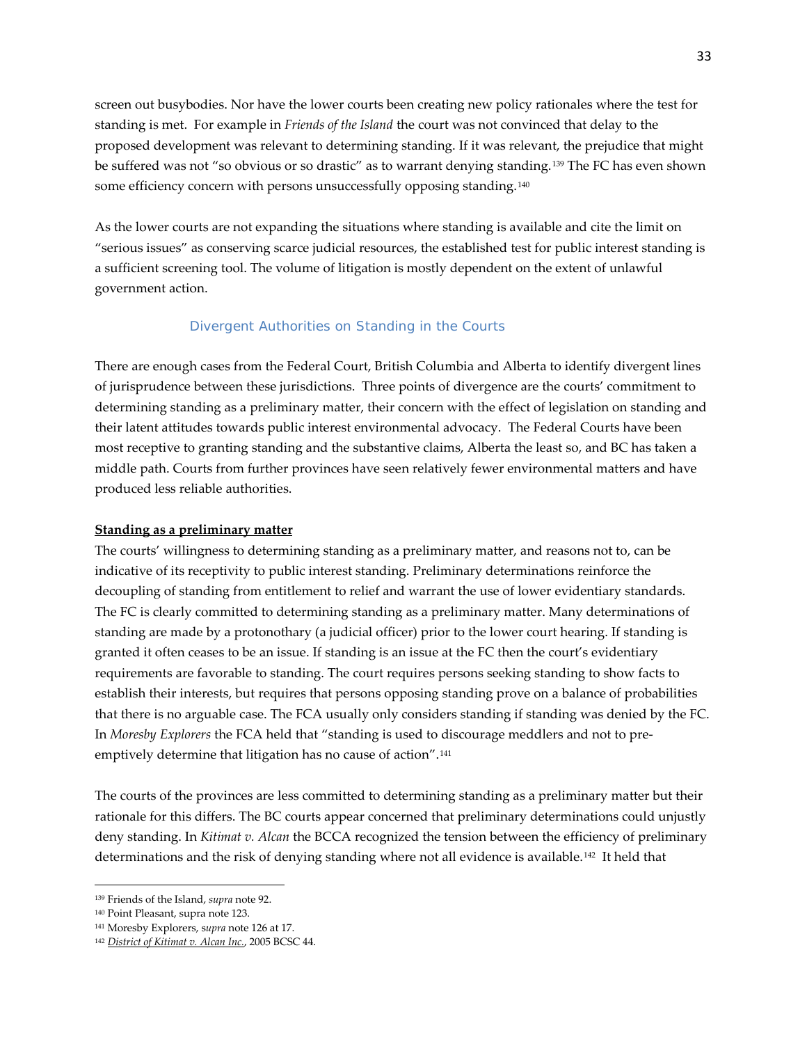screen out busybodies. Nor have the lower courts been creating new policy rationales where the test for standing is met. For example in *Friends of the Island* the court was not convinced that delay to the proposed development was relevant to determining standing. If it was relevant, the prejudice that might be suffered was not "so obvious or so drastic" as to warrant denying standing.[139] The FC has even shown some efficiency concern with persons unsuccessfully opposing standing.[140]

As the lower courts are not expanding the situations where standing is available and cite the limit on "serious issues" as conserving scarce judicial resources, the established test for public interest standing is a sufficient screening tool. The volume of litigation is mostly dependent on the extent of unlawful government action.

### Divergent Authorities on Standing in the Courts

There are enough cases from the Federal Court, British Columbia and Alberta to identify divergent lines of jurisprudence between these jurisdictions. Three points of divergence are the courts' commitment to determining standing as a preliminary matter, their concern with the effect of legislation on standing and their latent attitudes towards public interest environmental advocacy. The Federal Courts have been most receptive to granting standing and the substantive claims, Alberta the least so, and BC has taken a middle path. Courts from further provinces have seen relatively fewer environmental matters and have produced less reliable authorities.

**Standing as a preliminary matter**

The courts' willingness to determining standing as a preliminary matter, and reasons not to, can be indicative of its receptivity to public interest standing. Preliminary determinations reinforce the decoupling of standing from entitlement to relief and warrant the use of lower evidentiary standards. The FC is clearly committed to determining standing as a preliminary matter. Many determinations of standing are made by a protonothary (a judicial officer) prior to the lower court hearing. If standing is granted it often ceases to be an issue. If standing is an issue at the FC then the court's evidentiary requirements are favorable to standing. The court requires persons seeking standing to show facts to establish their interests, but requires that persons opposing standing prove on a balance of probabilities that there is no arguable case. The FCA usually only considers standing if standing was denied by the FC. In *Moresby Explorers* the FCA held that "standing is used to discourage meddlers and not to pre-emptively determine that litigation has no cause of action".[141]

The courts of the provinces are less committed to determining standing as a preliminary matter but their rationale for this differs. The BC courts appear concerned that preliminary determinations could unjustly deny standing. In *Kitimat v. Alcan* the BCCA recognized the tension between the efficiency of preliminary determinations and the risk of denying standing where not all evidence is available.[142] It held that

---

[139] Friends of the Island, *supra* note 92.

[140] Point Pleasant, supra note 123.

[141] Moresby Explorers, *supra* note 126 at 17.

[142] *District of Kitimat v. Alcan Inc.*, 2005 BCSC 44.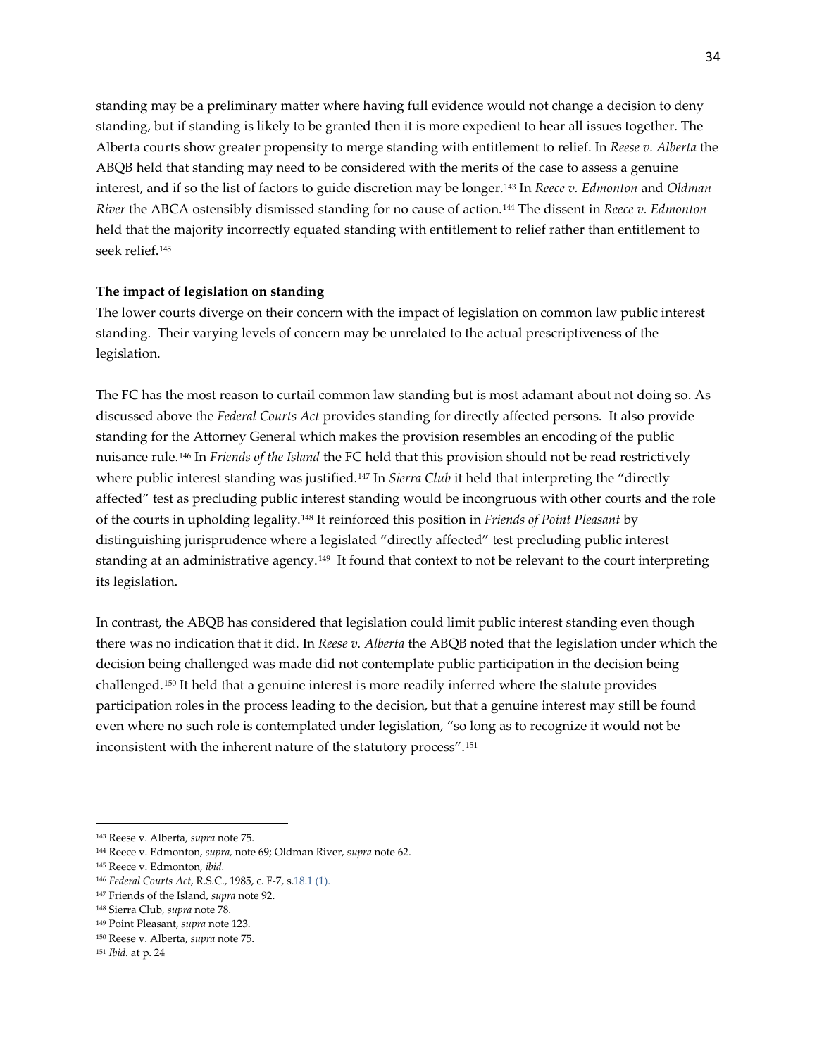standing may be a preliminary matter where having full evidence would not change a decision to deny standing, but if standing is likely to be granted then it is more expedient to hear all issues together. The Alberta courts show greater propensity to merge standing with entitlement to relief. In *Reese v. Alberta* the ABQB held that standing may need to be considered with the merits of the case to assess a genuine interest, and if so the list of factors to guide discretion may be longer.[143] In *Reece v. Edmonton* and *Oldman River* the ABCA ostensibly dismissed standing for no cause of action.[144] The dissent in *Reece v. Edmonton* held that the majority incorrectly equated standing with entitlement to relief rather than entitlement to seek relief.[145]

**The impact of legislation on standing**

The lower courts diverge on their concern with the impact of legislation on common law public interest standing. Their varying levels of concern may be unrelated to the actual prescriptiveness of the legislation.

The FC has the most reason to curtail common law standing but is most adamant about not doing so. As discussed above the *Federal Courts Act* provides standing for directly affected persons. It also provide standing for the Attorney General which makes the provision resembles an encoding of the public nuisance rule.[146] In *Friends of the Island* the FC held that this provision should not be read restrictively where public interest standing was justified.[147] In *Sierra Club* it held that interpreting the "directly affected" test as precluding public interest standing would be incongruous with other courts and the role of the courts in upholding legality.[148] It reinforced this position in *Friends of Point Pleasant* by distinguishing jurisprudence where a legislated "directly affected" test precluding public interest standing at an administrative agency.[149] It found that context to not be relevant to the court interpreting its legislation.

In contrast, the ABQB has considered that legislation could limit public interest standing even though there was no indication that it did. In *Reese v. Alberta* the ABQB noted that the legislation under which the decision being challenged was made did not contemplate public participation in the decision being challenged.[150] It held that a genuine interest is more readily inferred where the statute provides participation roles in the process leading to the decision, but that a genuine interest may still be found even where no such role is contemplated under legislation, "so long as to recognize it would not be inconsistent with the inherent nature of the statutory process".[151]

---

[143] Reese v. Alberta, *supra* note 75.

[144] Reece v. Edmonton, *supra,* note 69; Oldman River, s*upra* note 62.

[145] Reece v. Edmonton, *ibid.*

[146] *Federal Courts Act*, R.S.C., 1985, c. F-7, s.18.1 (1).

[147] Friends of the Island, *supra* note 92.

[148] Sierra Club, *supra* note 78.

[149] Point Pleasant, *supra* note 123.

[150] Reese v. Alberta, *supra* note 75.

[151] *Ibid.* at p. 24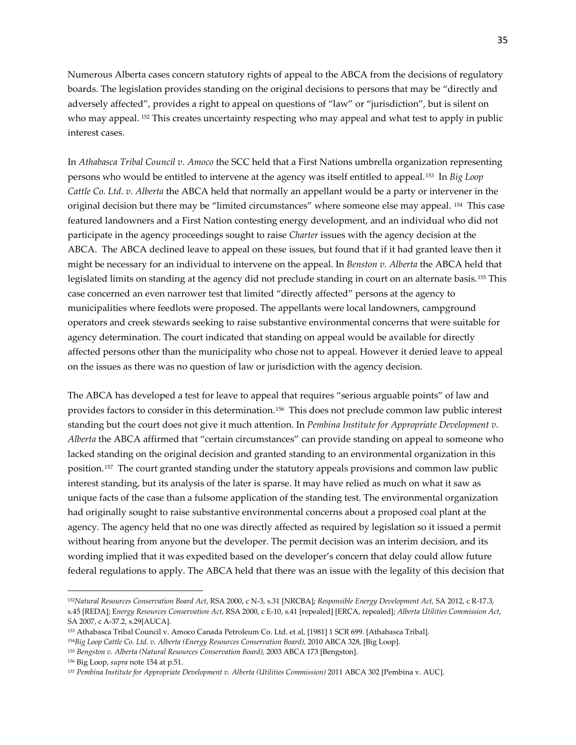Numerous Alberta cases concern statutory rights of appeal to the ABCA from the decisions of regulatory boards. The legislation provides standing on the original decisions to persons that may be "directly and adversely affected", provides a right to appeal on questions of "law" or "jurisdiction", but is silent on who may appeal. [152] This creates uncertainty respecting who may appeal and what test to apply in public interest cases.

In *Athabasca Tribal Council v. Amoco* the SCC held that a First Nations umbrella organization representing persons who would be entitled to intervene at the agency was itself entitled to appeal.[153] In *Big Loop Cattle Co. Ltd. v. Alberta* the ABCA held that normally an appellant would be a party or intervener in the original decision but there may be "limited circumstances" where someone else may appeal. [154] This case featured landowners and a First Nation contesting energy development, and an individual who did not participate in the agency proceedings sought to raise *Charter* issues with the agency decision at the ABCA. The ABCA declined leave to appeal on these issues, but found that if it had granted leave then it might be necessary for an individual to intervene on the appeal. In *Benston v. Alberta* the ABCA held that legislated limits on standing at the agency did not preclude standing in court on an alternate basis.[155] This case concerned an even narrower test that limited "directly affected" persons at the agency to municipalities where feedlots were proposed. The appellants were local landowners, campground operators and creek stewards seeking to raise substantive environmental concerns that were suitable for agency determination. The court indicated that standing on appeal would be available for directly affected persons other than the municipality who chose not to appeal. However it denied leave to appeal on the issues as there was no question of law or jurisdiction with the agency decision.

The ABCA has developed a test for leave to appeal that requires "serious arguable points" of law and provides factors to consider in this determination.[156] This does not preclude common law public interest standing but the court does not give it much attention. In *Pembina Institute for Appropriate Development v. Alberta* the ABCA affirmed that "certain circumstances" can provide standing on appeal to someone who lacked standing on the original decision and granted standing to an environmental organization in this position.[157] The court granted standing under the statutory appeals provisions and common law public interest standing, but its analysis of the later is sparse. It may have relied as much on what it saw as unique facts of the case than a fulsome application of the standing test. The environmental organization had originally sought to raise substantive environmental concerns about a proposed coal plant at the agency. The agency held that no one was directly affected as required by legislation so it issued a permit without hearing from anyone but the developer. The permit decision was an interim decision, and its wording implied that it was expedited based on the developer's concern that delay could allow future federal regulations to apply. The ABCA held that there was an issue with the legality of this decision that

---

[152] *Natural Resources Conservation Board Act*, RSA 2000, c N-3, s.31 [NRCBA]; *Responsible Energy Development Act*, SA 2012, c R-17.3, s.45 [REDA]; E*nergy Resources Conservation Act*, RSA 2000, c E-10, s.41 [repealed] [ERCA, repealed]; *Alberta Utilities Commission Act*, SA 2007, c A-37.2, s.29[AUCA].

[153] Athabasca Tribal Council v. Amoco Canada Petroleum Co. Ltd. et al, [1981] 1 SCR 699. [Athabasca Tribal].

[154] *Big Loop Cattle Co. Ltd. v. Alberta (Energy Resources Conservation Board)*, 2010 ABCA 328, [Big Loop].

[155] *Bengston v. Alberta (Natural Resources Conservation Board)*, 2003 ABCA 173 [Bengston].

[156] Big Loop, *supra* note 154 at p.51.

[157] *Pembina Institute for Appropriate Development v. Alberta (Utilities Commission)* 2011 ABCA 302 [Pembina v. AUC].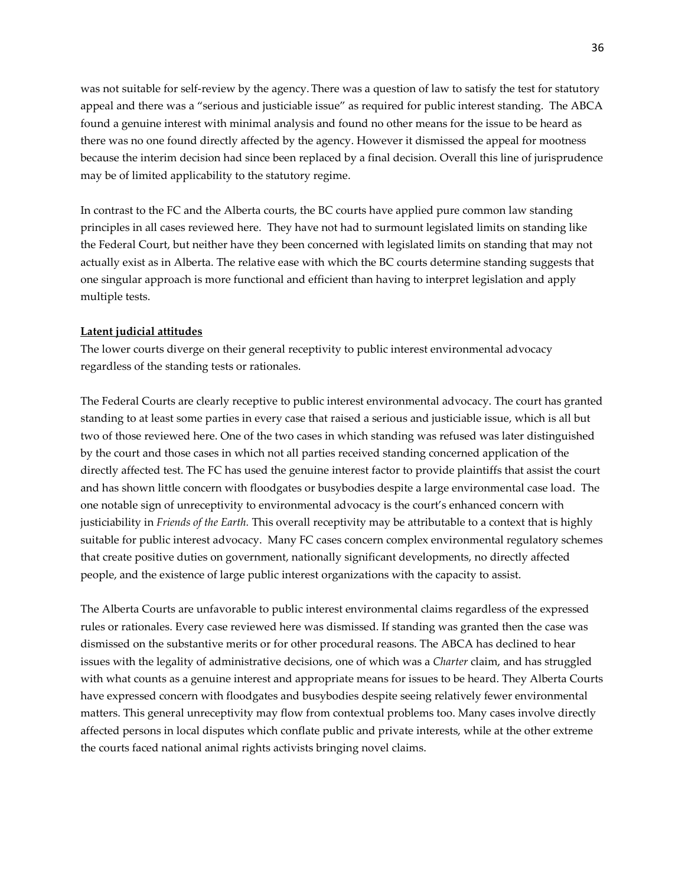was not suitable for self-review by the agency. There was a question of law to satisfy the test for statutory appeal and there was a "serious and justiciable issue" as required for public interest standing. The ABCA found a genuine interest with minimal analysis and found no other means for the issue to be heard as there was no one found directly affected by the agency. However it dismissed the appeal for mootness because the interim decision had since been replaced by a final decision. Overall this line of jurisprudence may be of limited applicability to the statutory regime.

In contrast to the FC and the Alberta courts, the BC courts have applied pure common law standing principles in all cases reviewed here. They have not had to surmount legislated limits on standing like the Federal Court, but neither have they been concerned with legislated limits on standing that may not actually exist as in Alberta. The relative ease with which the BC courts determine standing suggests that one singular approach is more functional and efficient than having to interpret legislation and apply multiple tests.

**Latent judicial attitudes**

The lower courts diverge on their general receptivity to public interest environmental advocacy regardless of the standing tests or rationales.

The Federal Courts are clearly receptive to public interest environmental advocacy. The court has granted standing to at least some parties in every case that raised a serious and justiciable issue, which is all but two of those reviewed here. One of the two cases in which standing was refused was later distinguished by the court and those cases in which not all parties received standing concerned application of the directly affected test. The FC has used the genuine interest factor to provide plaintiffs that assist the court and has shown little concern with floodgates or busybodies despite a large environmental case load. The one notable sign of unreceptivity to environmental advocacy is the court's enhanced concern with justiciability in *Friends of the Earth.* This overall receptivity may be attributable to a context that is highly suitable for public interest advocacy. Many FC cases concern complex environmental regulatory schemes that create positive duties on government, nationally significant developments, no directly affected people, and the existence of large public interest organizations with the capacity to assist.

The Alberta Courts are unfavorable to public interest environmental claims regardless of the expressed rules or rationales. Every case reviewed here was dismissed. If standing was granted then the case was dismissed on the substantive merits or for other procedural reasons. The ABCA has declined to hear issues with the legality of administrative decisions, one of which was a *Charter* claim, and has struggled with what counts as a genuine interest and appropriate means for issues to be heard. They Alberta Courts have expressed concern with floodgates and busybodies despite seeing relatively fewer environmental matters. This general unreceptivity may flow from contextual problems too. Many cases involve directly affected persons in local disputes which conflate public and private interests, while at the other extreme the courts faced national animal rights activists bringing novel claims.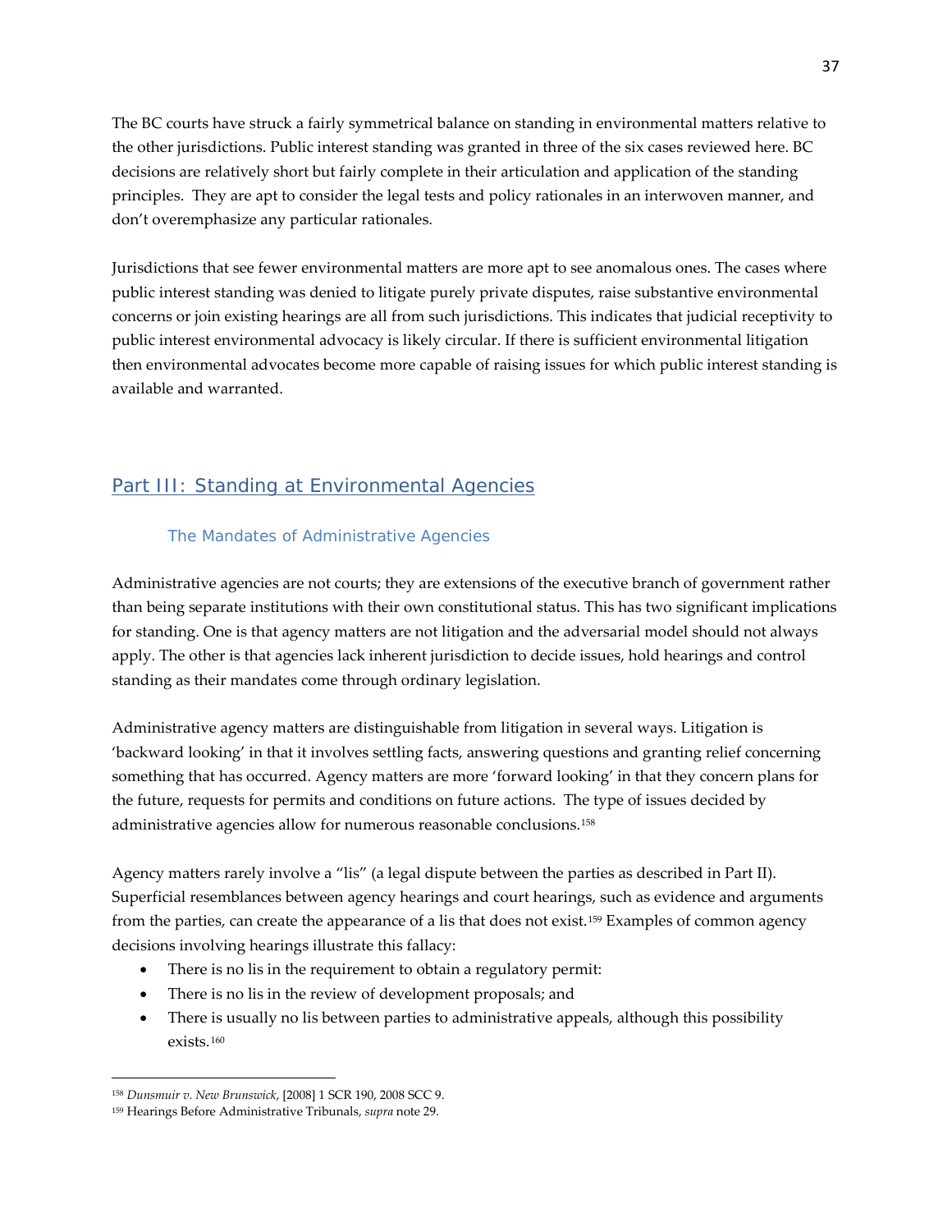The BC courts have struck a fairly symmetrical balance on standing in environmental matters relative to the other jurisdictions. Public interest standing was granted in three of the six cases reviewed here. BC decisions are relatively short but fairly complete in their articulation and application of the standing principles. They are apt to consider the legal tests and policy rationales in an interwoven manner, and don't overemphasize any particular rationales.

Jurisdictions that see fewer environmental matters are more apt to see anomalous ones. The cases where public interest standing was denied to litigate purely private disputes, raise substantive environmental concerns or join existing hearings are all from such jurisdictions. This indicates that judicial receptivity to public interest environmental advocacy is likely circular. If there is sufficient environmental litigation then environmental advocates become more capable of raising issues for which public interest standing is available and warranted.

## Part III: Standing at Environmental Agencies

### The Mandates of Administrative Agencies

Administrative agencies are not courts; they are extensions of the executive branch of government rather than being separate institutions with their own constitutional status. This has two significant implications for standing. One is that agency matters are not litigation and the adversarial model should not always apply. The other is that agencies lack inherent jurisdiction to decide issues, hold hearings and control standing as their mandates come through ordinary legislation.

Administrative agency matters are distinguishable from litigation in several ways. Litigation is 'backward looking' in that it involves settling facts, answering questions and granting relief concerning something that has occurred. Agency matters are more 'forward looking' in that they concern plans for the future, requests for permits and conditions on future actions. The type of issues decided by administrative agencies allow for numerous reasonable conclusions.[158]

Agency matters rarely involve a "lis" (a legal dispute between the parties as described in Part II). Superficial resemblances between agency hearings and court hearings, such as evidence and arguments from the parties, can create the appearance of a lis that does not exist.[159] Examples of common agency decisions involving hearings illustrate this fallacy:

- There is no lis in the requirement to obtain a regulatory permit:
- There is no lis in the review of development proposals; and
- There is usually no lis between parties to administrative appeals, although this possibility exists.[160]

---

[158] *Dunsmuir v. New Brunswick*, [2008] 1 SCR 190, 2008 SCC 9.

[159] Hearings Before Administrative Tribunals, *supra* note 29.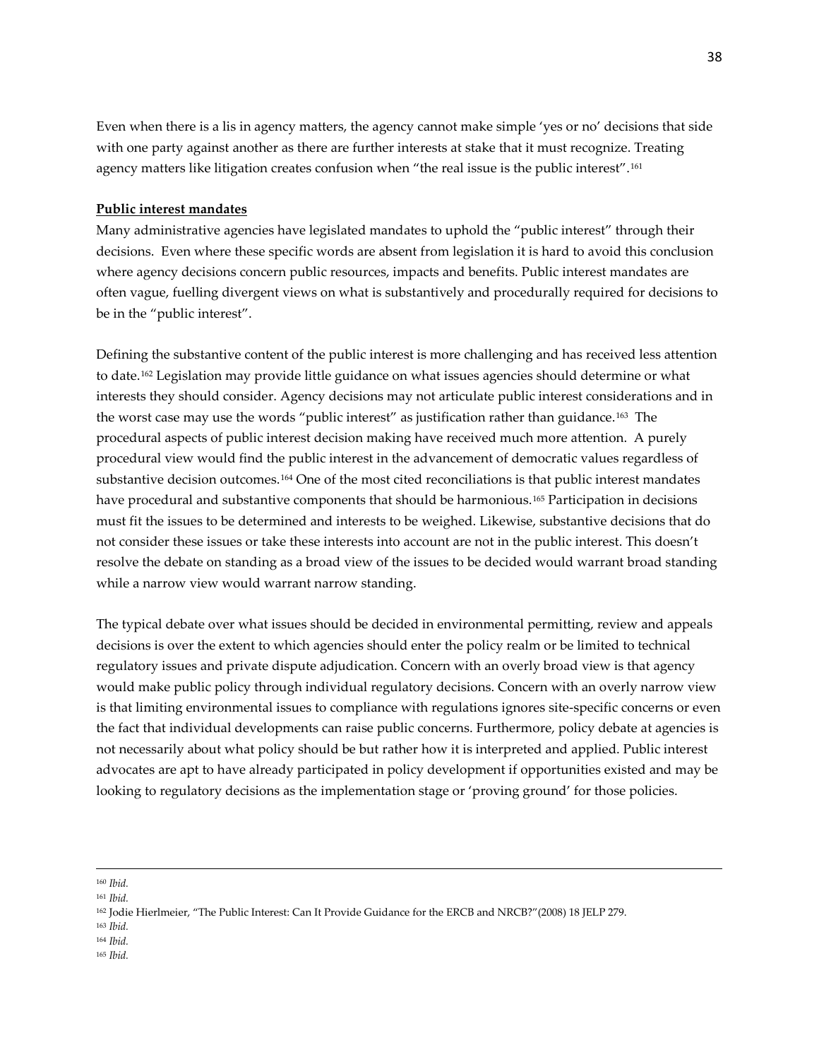Even when there is a lis in agency matters, the agency cannot make simple 'yes or no' decisions that side with one party against another as there are further interests at stake that it must recognize. Treating agency matters like litigation creates confusion when "the real issue is the public interest".[161]

**Public interest mandates**

Many administrative agencies have legislated mandates to uphold the "public interest" through their decisions. Even where these specific words are absent from legislation it is hard to avoid this conclusion where agency decisions concern public resources, impacts and benefits. Public interest mandates are often vague, fuelling divergent views on what is substantively and procedurally required for decisions to be in the "public interest".

Defining the substantive content of the public interest is more challenging and has received less attention to date.[162] Legislation may provide little guidance on what issues agencies should determine or what interests they should consider. Agency decisions may not articulate public interest considerations and in the worst case may use the words "public interest" as justification rather than guidance.[163] The procedural aspects of public interest decision making have received much more attention. A purely procedural view would find the public interest in the advancement of democratic values regardless of substantive decision outcomes.[164] One of the most cited reconciliations is that public interest mandates have procedural and substantive components that should be harmonious.[165] Participation in decisions must fit the issues to be determined and interests to be weighed. Likewise, substantive decisions that do not consider these issues or take these interests into account are not in the public interest. This doesn't resolve the debate on standing as a broad view of the issues to be decided would warrant broad standing while a narrow view would warrant narrow standing.

The typical debate over what issues should be decided in environmental permitting, review and appeals decisions is over the extent to which agencies should enter the policy realm or be limited to technical regulatory issues and private dispute adjudication. Concern with an overly broad view is that agency would make public policy through individual regulatory decisions. Concern with an overly narrow view is that limiting environmental issues to compliance with regulations ignores site-specific concerns or even the fact that individual developments can raise public concerns. Furthermore, policy debate at agencies is not necessarily about what policy should be but rather how it is interpreted and applied. Public interest advocates are apt to have already participated in policy development if opportunities existed and may be looking to regulatory decisions as the implementation stage or 'proving ground' for those policies.

---

[160] *Ibid.*

[161] *Ibid.*

[162] Jodie Hierlmeier, "The Public Interest: Can It Provide Guidance for the ERCB and NRCB?"(2008) 18 JELP 279.

[163] *Ibid.*

[164] *Ibid.*

[165] *Ibid.*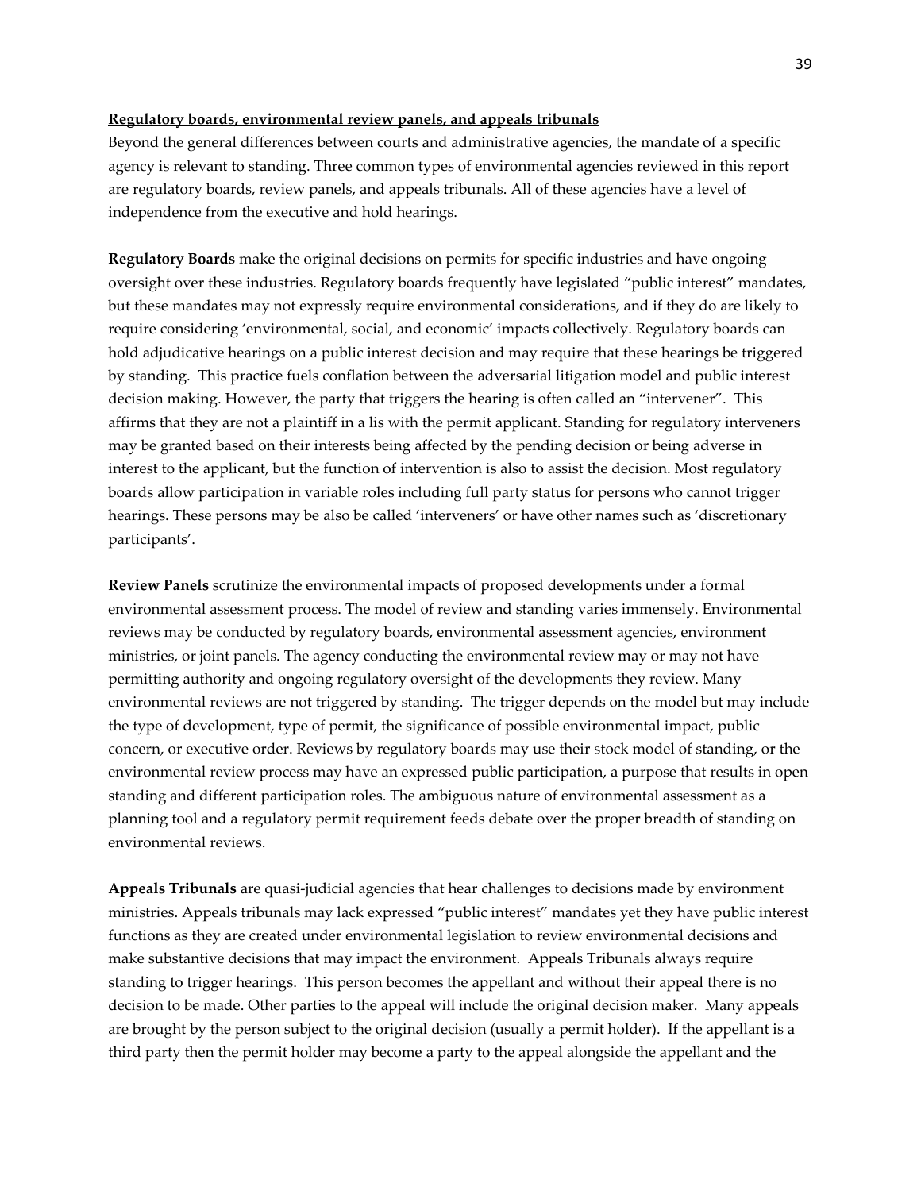**Regulatory boards, environmental review panels, and appeals tribunals**

Beyond the general differences between courts and administrative agencies, the mandate of a specific agency is relevant to standing. Three common types of environmental agencies reviewed in this report are regulatory boards, review panels, and appeals tribunals. All of these agencies have a level of independence from the executive and hold hearings.

**Regulatory Boards** make the original decisions on permits for specific industries and have ongoing oversight over these industries. Regulatory boards frequently have legislated "public interest" mandates, but these mandates may not expressly require environmental considerations, and if they do are likely to require considering 'environmental, social, and economic' impacts collectively. Regulatory boards can hold adjudicative hearings on a public interest decision and may require that these hearings be triggered by standing. This practice fuels conflation between the adversarial litigation model and public interest decision making. However, the party that triggers the hearing is often called an "intervener". This affirms that they are not a plaintiff in a lis with the permit applicant. Standing for regulatory interveners may be granted based on their interests being affected by the pending decision or being adverse in interest to the applicant, but the function of intervention is also to assist the decision. Most regulatory boards allow participation in variable roles including full party status for persons who cannot trigger hearings. These persons may be also be called 'interveners' or have other names such as 'discretionary participants'.

**Review Panels** scrutinize the environmental impacts of proposed developments under a formal environmental assessment process. The model of review and standing varies immensely. Environmental reviews may be conducted by regulatory boards, environmental assessment agencies, environment ministries, or joint panels. The agency conducting the environmental review may or may not have permitting authority and ongoing regulatory oversight of the developments they review. Many environmental reviews are not triggered by standing. The trigger depends on the model but may include the type of development, type of permit, the significance of possible environmental impact, public concern, or executive order. Reviews by regulatory boards may use their stock model of standing, or the environmental review process may have an expressed public participation, a purpose that results in open standing and different participation roles. The ambiguous nature of environmental assessment as a planning tool and a regulatory permit requirement feeds debate over the proper breadth of standing on environmental reviews.

**Appeals Tribunals** are quasi-judicial agencies that hear challenges to decisions made by environment ministries. Appeals tribunals may lack expressed "public interest" mandates yet they have public interest functions as they are created under environmental legislation to review environmental decisions and make substantive decisions that may impact the environment. Appeals Tribunals always require standing to trigger hearings. This person becomes the appellant and without their appeal there is no decision to be made. Other parties to the appeal will include the original decision maker. Many appeals are brought by the person subject to the original decision (usually a permit holder). If the appellant is a third party then the permit holder may become a party to the appeal alongside the appellant and the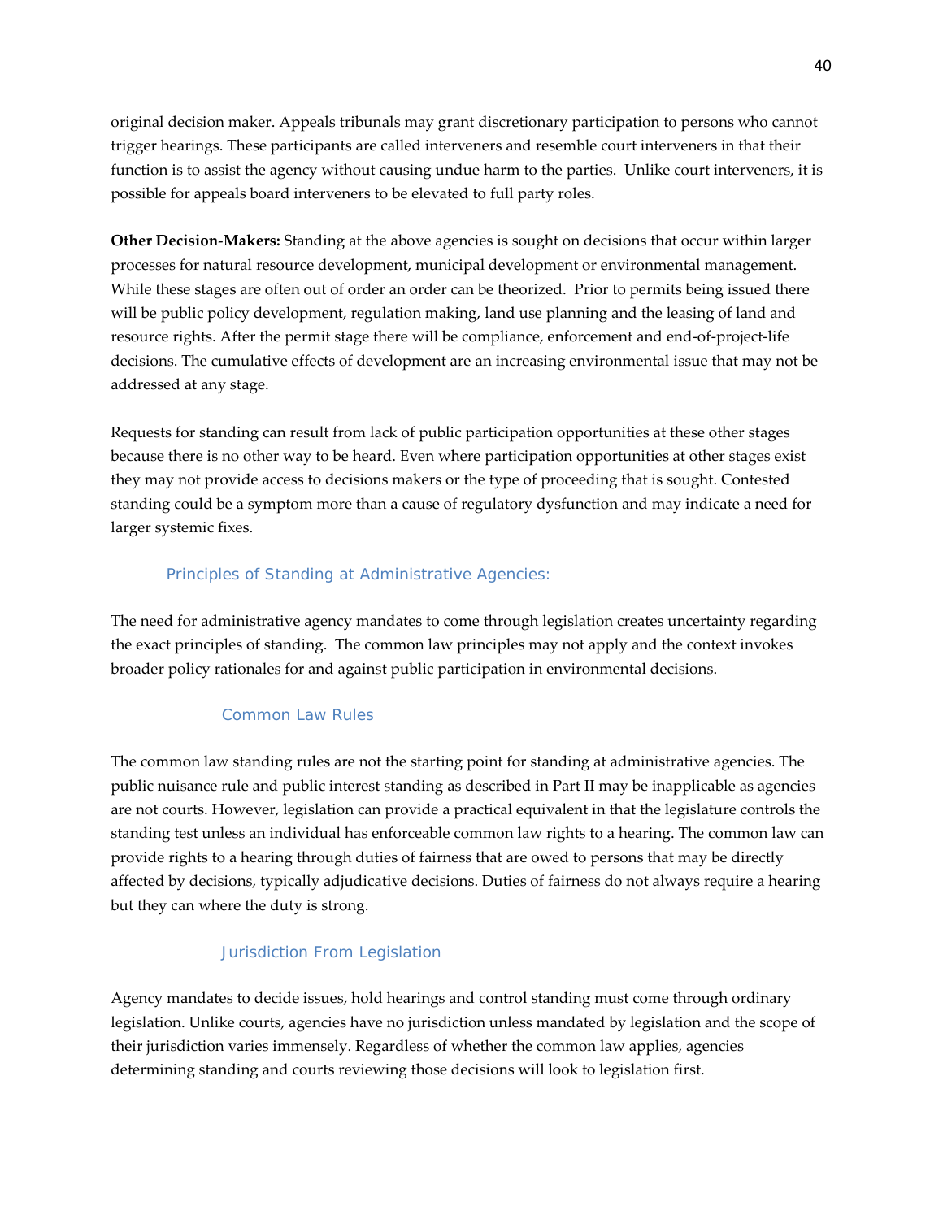original decision maker. Appeals tribunals may grant discretionary participation to persons who cannot trigger hearings. These participants are called interveners and resemble court interveners in that their function is to assist the agency without causing undue harm to the parties. Unlike court interveners, it is possible for appeals board interveners to be elevated to full party roles.

**Other Decision-Makers:** Standing at the above agencies is sought on decisions that occur within larger processes for natural resource development, municipal development or environmental management. While these stages are often out of order an order can be theorized. Prior to permits being issued there will be public policy development, regulation making, land use planning and the leasing of land and resource rights. After the permit stage there will be compliance, enforcement and end-of-project-life decisions. The cumulative effects of development are an increasing environmental issue that may not be addressed at any stage.

Requests for standing can result from lack of public participation opportunities at these other stages because there is no other way to be heard. Even where participation opportunities at other stages exist they may not provide access to decisions makers or the type of proceeding that is sought. Contested standing could be a symptom more than a cause of regulatory dysfunction and may indicate a need for larger systemic fixes.

## Principles of Standing at Administrative Agencies:

The need for administrative agency mandates to come through legislation creates uncertainty regarding the exact principles of standing. The common law principles may not apply and the context invokes broader policy rationales for and against public participation in environmental decisions.

### Common Law Rules

The common law standing rules are not the starting point for standing at administrative agencies. The public nuisance rule and public interest standing as described in Part II may be inapplicable as agencies are not courts. However, legislation can provide a practical equivalent in that the legislature controls the standing test unless an individual has enforceable common law rights to a hearing. The common law can provide rights to a hearing through duties of fairness that are owed to persons that may be directly affected by decisions, typically adjudicative decisions. Duties of fairness do not always require a hearing but they can where the duty is strong.

### Jurisdiction From Legislation

Agency mandates to decide issues, hold hearings and control standing must come through ordinary legislation. Unlike courts, agencies have no jurisdiction unless mandated by legislation and the scope of their jurisdiction varies immensely. Regardless of whether the common law applies, agencies determining standing and courts reviewing those decisions will look to legislation first.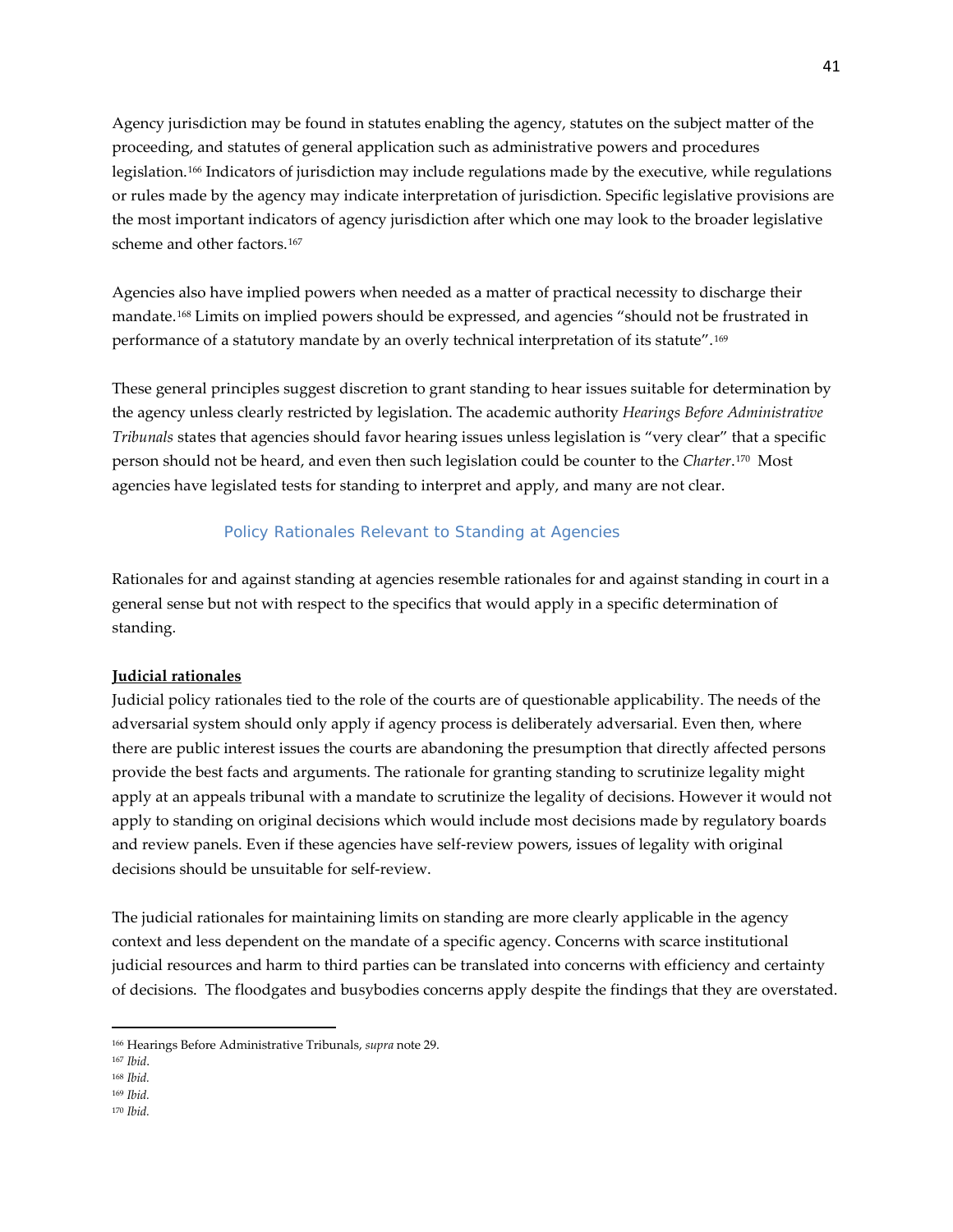Agency jurisdiction may be found in statutes enabling the agency, statutes on the subject matter of the proceeding, and statutes of general application such as administrative powers and procedures legislation.[166] Indicators of jurisdiction may include regulations made by the executive, while regulations or rules made by the agency may indicate interpretation of jurisdiction. Specific legislative provisions are the most important indicators of agency jurisdiction after which one may look to the broader legislative scheme and other factors.[167]

Agencies also have implied powers when needed as a matter of practical necessity to discharge their mandate.[168] Limits on implied powers should be expressed, and agencies "should not be frustrated in performance of a statutory mandate by an overly technical interpretation of its statute".[169]

These general principles suggest discretion to grant standing to hear issues suitable for determination by the agency unless clearly restricted by legislation. The academic authority *Hearings Before Administrative Tribunals* states that agencies should favor hearing issues unless legislation is "very clear" that a specific person should not be heard, and even then such legislation could be counter to the *Charter*.[170] Most agencies have legislated tests for standing to interpret and apply, and many are not clear.

### Policy Rationales Relevant to Standing at Agencies

Rationales for and against standing at agencies resemble rationales for and against standing in court in a general sense but not with respect to the specifics that would apply in a specific determination of standing.

**Judicial rationales**

Judicial policy rationales tied to the role of the courts are of questionable applicability. The needs of the adversarial system should only apply if agency process is deliberately adversarial. Even then, where there are public interest issues the courts are abandoning the presumption that directly affected persons provide the best facts and arguments. The rationale for granting standing to scrutinize legality might apply at an appeals tribunal with a mandate to scrutinize the legality of decisions. However it would not apply to standing on original decisions which would include most decisions made by regulatory boards and review panels. Even if these agencies have self-review powers, issues of legality with original decisions should be unsuitable for self-review.

The judicial rationales for maintaining limits on standing are more clearly applicable in the agency context and less dependent on the mandate of a specific agency. Concerns with scarce institutional judicial resources and harm to third parties can be translated into concerns with efficiency and certainty of decisions. The floodgates and busybodies concerns apply despite the findings that they are overstated.

---

[166] Hearings Before Administrative Tribunals, *supra* note 29.

[167] *Ibid.*

[168] *Ibid.*

[169] *Ibid.*

[170] *Ibid.*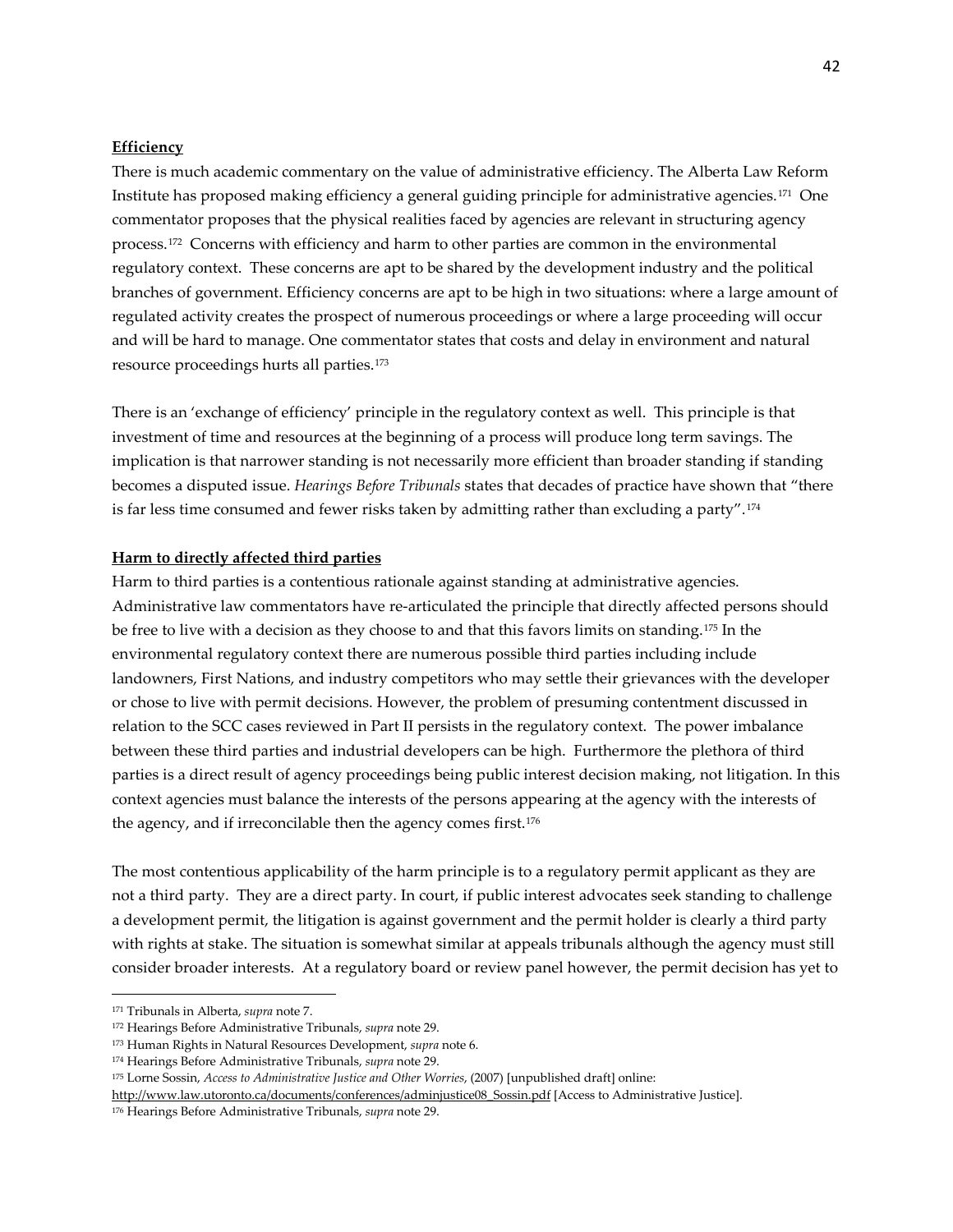**Efficiency**

There is much academic commentary on the value of administrative efficiency. The Alberta Law Reform Institute has proposed making efficiency a general guiding principle for administrative agencies.[171] One commentator proposes that the physical realities faced by agencies are relevant in structuring agency process.[172] Concerns with efficiency and harm to other parties are common in the environmental regulatory context. These concerns are apt to be shared by the development industry and the political branches of government. Efficiency concerns are apt to be high in two situations: where a large amount of regulated activity creates the prospect of numerous proceedings or where a large proceeding will occur and will be hard to manage. One commentator states that costs and delay in environment and natural resource proceedings hurts all parties.[173]

There is an 'exchange of efficiency' principle in the regulatory context as well. This principle is that investment of time and resources at the beginning of a process will produce long term savings. The implication is that narrower standing is not necessarily more efficient than broader standing if standing becomes a disputed issue. *Hearings Before Tribunals* states that decades of practice have shown that "there is far less time consumed and fewer risks taken by admitting rather than excluding a party".[174]

**Harm to directly affected third parties**

Harm to third parties is a contentious rationale against standing at administrative agencies. Administrative law commentators have re-articulated the principle that directly affected persons should be free to live with a decision as they choose to and that this favors limits on standing.[175] In the environmental regulatory context there are numerous possible third parties including include landowners, First Nations, and industry competitors who may settle their grievances with the developer or chose to live with permit decisions. However, the problem of presuming contentment discussed in relation to the SCC cases reviewed in Part II persists in the regulatory context. The power imbalance between these third parties and industrial developers can be high. Furthermore the plethora of third parties is a direct result of agency proceedings being public interest decision making, not litigation. In this context agencies must balance the interests of the persons appearing at the agency with the interests of the agency, and if irreconcilable then the agency comes first.[176]

The most contentious applicability of the harm principle is to a regulatory permit applicant as they are not a third party. They are a direct party. In court, if public interest advocates seek standing to challenge a development permit, the litigation is against government and the permit holder is clearly a third party with rights at stake. The situation is somewhat similar at appeals tribunals although the agency must still consider broader interests. At a regulatory board or review panel however, the permit decision has yet to

---

[171] Tribunals in Alberta, *supra* note 7.

[172] Hearings Before Administrative Tribunals, *supra* note 29.

[173] Human Rights in Natural Resources Development, *supra* note 6.

[174] Hearings Before Administrative Tribunals, *supra* note 29.

[175] Lorne Sossin, *Access to Administrative Justice and Other Worries*, (2007) [unpublished draft] online: http://www.law.utoronto.ca/documents/conferences/adminjustice08_Sossin.pdf [Access to Administrative Justice].

[176] Hearings Before Administrative Tribunals, *supra* note 29.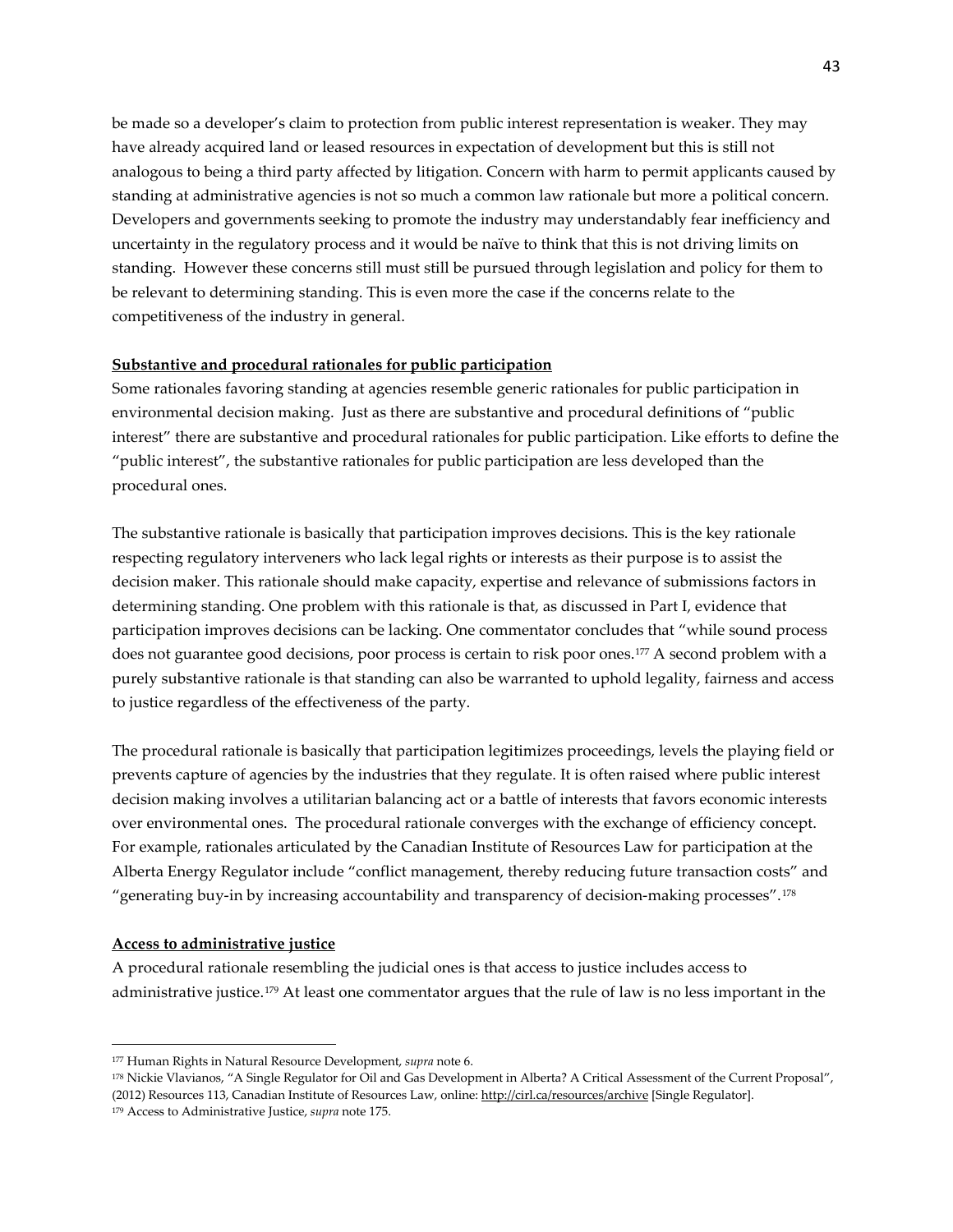be made so a developer's claim to protection from public interest representation is weaker. They may have already acquired land or leased resources in expectation of development but this is still not analogous to being a third party affected by litigation. Concern with harm to permit applicants caused by standing at administrative agencies is not so much a common law rationale but more a political concern. Developers and governments seeking to promote the industry may understandably fear inefficiency and uncertainty in the regulatory process and it would be naïve to think that this is not driving limits on standing. However these concerns still must still be pursued through legislation and policy for them to be relevant to determining standing. This is even more the case if the concerns relate to the competitiveness of the industry in general.

**Substantive and procedural rationales for public participation**

Some rationales favoring standing at agencies resemble generic rationales for public participation in environmental decision making. Just as there are substantive and procedural definitions of "public interest" there are substantive and procedural rationales for public participation. Like efforts to define the "public interest", the substantive rationales for public participation are less developed than the procedural ones.

The substantive rationale is basically that participation improves decisions. This is the key rationale respecting regulatory interveners who lack legal rights or interests as their purpose is to assist the decision maker. This rationale should make capacity, expertise and relevance of submissions factors in determining standing. One problem with this rationale is that, as discussed in Part I, evidence that participation improves decisions can be lacking. One commentator concludes that "while sound process does not guarantee good decisions, poor process is certain to risk poor ones.[177] A second problem with a purely substantive rationale is that standing can also be warranted to uphold legality, fairness and access to justice regardless of the effectiveness of the party.

The procedural rationale is basically that participation legitimizes proceedings, levels the playing field or prevents capture of agencies by the industries that they regulate. It is often raised where public interest decision making involves a utilitarian balancing act or a battle of interests that favors economic interests over environmental ones. The procedural rationale converges with the exchange of efficiency concept. For example, rationales articulated by the Canadian Institute of Resources Law for participation at the Alberta Energy Regulator include "conflict management, thereby reducing future transaction costs" and "generating buy-in by increasing accountability and transparency of decision-making processes".[178]

**Access to administrative justice**

A procedural rationale resembling the judicial ones is that access to justice includes access to administrative justice.[179] At least one commentator argues that the rule of law is no less important in the

---

[177] Human Rights in Natural Resource Development, *supra* note 6.

[178] Nickie Vlavianos, "A Single Regulator for Oil and Gas Development in Alberta? A Critical Assessment of the Current Proposal", (2012) Resources 113, Canadian Institute of Resources Law, online: http://cirl.ca/resources/archive [Single Regulator].

[179] Access to Administrative Justice, *supra* note 175.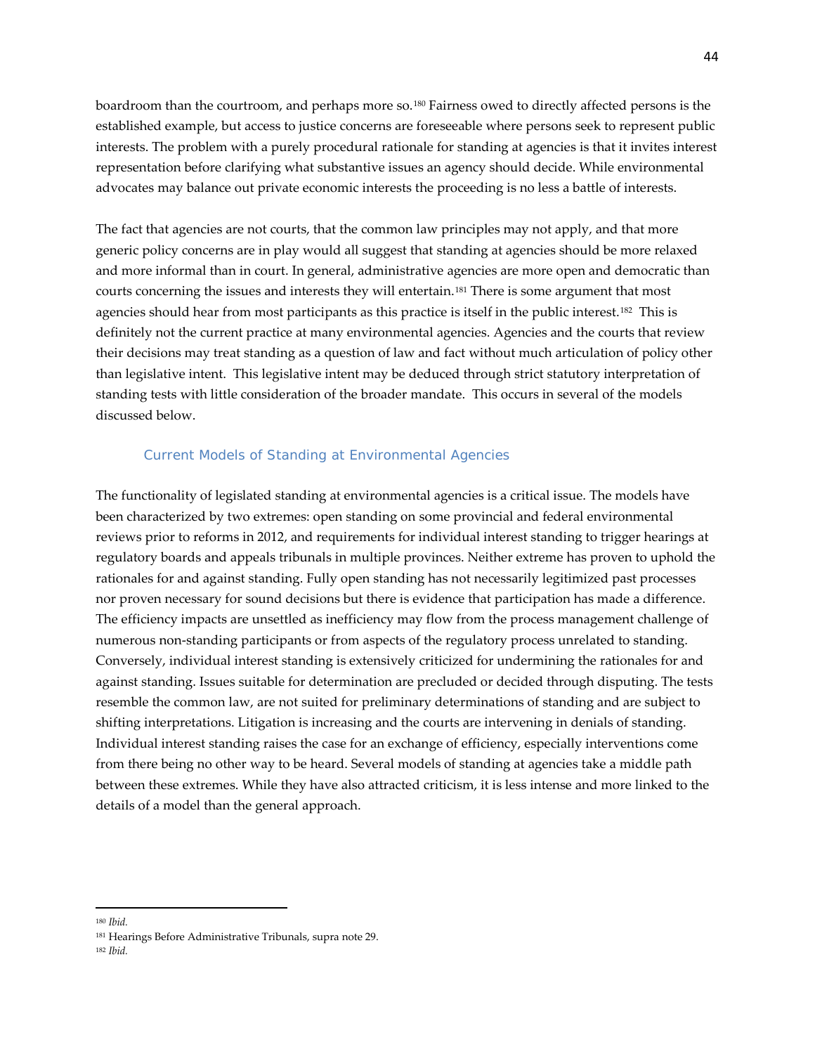boardroom than the courtroom, and perhaps more so.[180] Fairness owed to directly affected persons is the established example, but access to justice concerns are foreseeable where persons seek to represent public interests. The problem with a purely procedural rationale for standing at agencies is that it invites interest representation before clarifying what substantive issues an agency should decide. While environmental advocates may balance out private economic interests the proceeding is no less a battle of interests.

The fact that agencies are not courts, that the common law principles may not apply, and that more generic policy concerns are in play would all suggest that standing at agencies should be more relaxed and more informal than in court. In general, administrative agencies are more open and democratic than courts concerning the issues and interests they will entertain.[181] There is some argument that most agencies should hear from most participants as this practice is itself in the public interest.[182] This is definitely not the current practice at many environmental agencies. Agencies and the courts that review their decisions may treat standing as a question of law and fact without much articulation of policy other than legislative intent. This legislative intent may be deduced through strict statutory interpretation of standing tests with little consideration of the broader mandate. This occurs in several of the models discussed below.

### Current Models of Standing at Environmental Agencies

The functionality of legislated standing at environmental agencies is a critical issue. The models have been characterized by two extremes: open standing on some provincial and federal environmental reviews prior to reforms in 2012, and requirements for individual interest standing to trigger hearings at regulatory boards and appeals tribunals in multiple provinces. Neither extreme has proven to uphold the rationales for and against standing. Fully open standing has not necessarily legitimized past processes nor proven necessary for sound decisions but there is evidence that participation has made a difference. The efficiency impacts are unsettled as inefficiency may flow from the process management challenge of numerous non-standing participants or from aspects of the regulatory process unrelated to standing. Conversely, individual interest standing is extensively criticized for undermining the rationales for and against standing. Issues suitable for determination are precluded or decided through disputing. The tests resemble the common law, are not suited for preliminary determinations of standing and are subject to shifting interpretations. Litigation is increasing and the courts are intervening in denials of standing. Individual interest standing raises the case for an exchange of efficiency, especially interventions come from there being no other way to be heard. Several models of standing at agencies take a middle path between these extremes. While they have also attracted criticism, it is less intense and more linked to the details of a model than the general approach.

---

[180] *Ibid.*

[181] Hearings Before Administrative Tribunals, supra note 29.

[182] *Ibid.*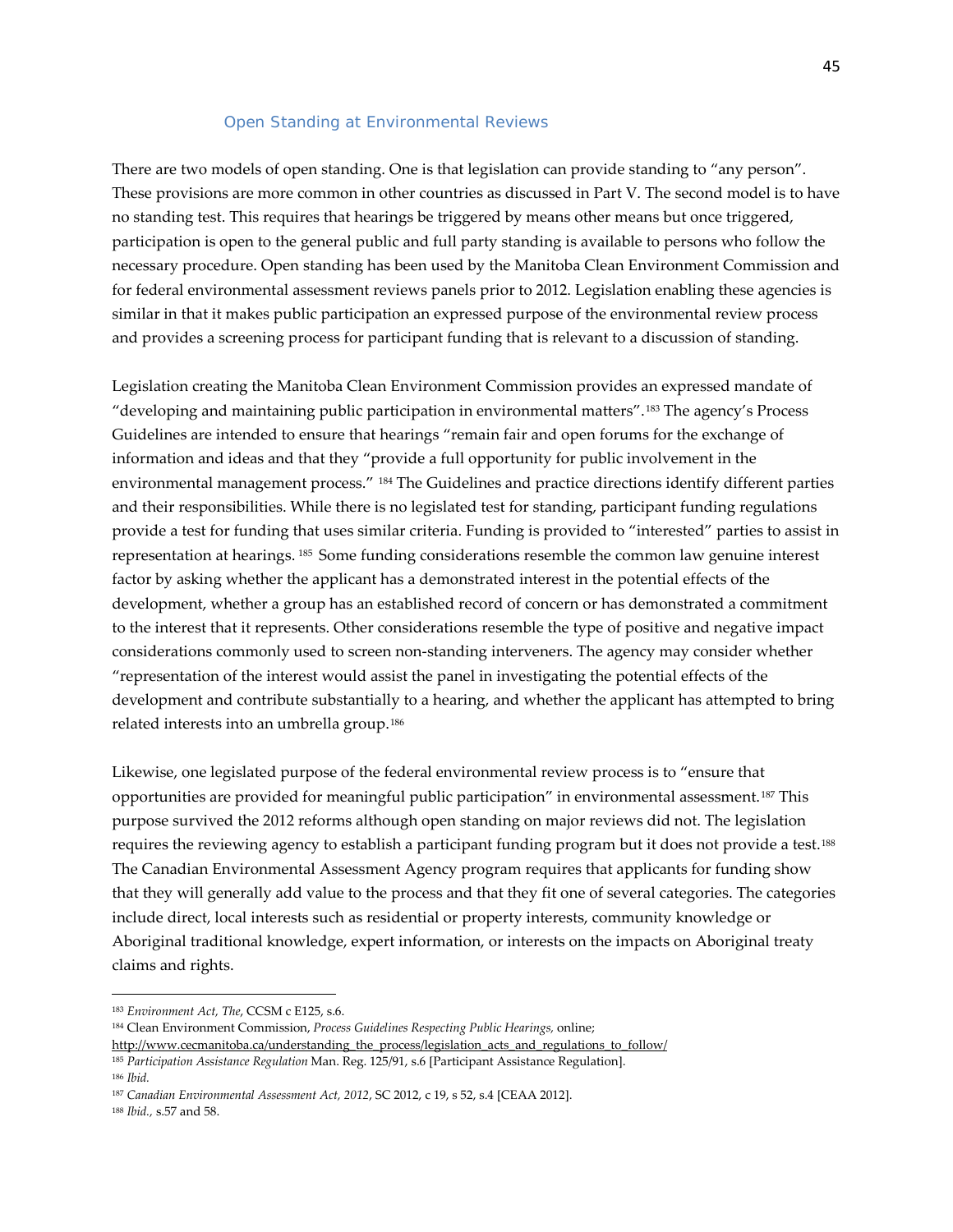### Open Standing at Environmental Reviews

There are two models of open standing. One is that legislation can provide standing to "any person". These provisions are more common in other countries as discussed in Part V. The second model is to have no standing test. This requires that hearings be triggered by means other means but once triggered, participation is open to the general public and full party standing is available to persons who follow the necessary procedure. Open standing has been used by the Manitoba Clean Environment Commission and for federal environmental assessment reviews panels prior to 2012. Legislation enabling these agencies is similar in that it makes public participation an expressed purpose of the environmental review process and provides a screening process for participant funding that is relevant to a discussion of standing.

Legislation creating the Manitoba Clean Environment Commission provides an expressed mandate of "developing and maintaining public participation in environmental matters".[183] The agency's Process Guidelines are intended to ensure that hearings "remain fair and open forums for the exchange of information and ideas and that they "provide a full opportunity for public involvement in the environmental management process." [184] The Guidelines and practice directions identify different parties and their responsibilities. While there is no legislated test for standing, participant funding regulations provide a test for funding that uses similar criteria. Funding is provided to "interested" parties to assist in representation at hearings. [185] Some funding considerations resemble the common law genuine interest factor by asking whether the applicant has a demonstrated interest in the potential effects of the development, whether a group has an established record of concern or has demonstrated a commitment to the interest that it represents. Other considerations resemble the type of positive and negative impact considerations commonly used to screen non-standing interveners. The agency may consider whether "representation of the interest would assist the panel in investigating the potential effects of the development and contribute substantially to a hearing, and whether the applicant has attempted to bring related interests into an umbrella group.[186]

Likewise, one legislated purpose of the federal environmental review process is to "ensure that opportunities are provided for meaningful public participation" in environmental assessment.[187] This purpose survived the 2012 reforms although open standing on major reviews did not. The legislation requires the reviewing agency to establish a participant funding program but it does not provide a test.[188] The Canadian Environmental Assessment Agency program requires that applicants for funding show that they will generally add value to the process and that they fit one of several categories. The categories include direct, local interests such as residential or property interests, community knowledge or Aboriginal traditional knowledge, expert information, or interests on the impacts on Aboriginal treaty claims and rights.

---

[183] *Environment Act, The*, CCSM c E125, s.6.

[184] Clean Environment Commission, *Process Guidelines Respecting Public Hearings,* online; http://www.cecmanitoba.ca/understanding_the_process/legislation_acts_and_regulations_to_follow/

[185] *Participation Assistance Regulation* Man. Reg. 125/91, s.6 [Participant Assistance Regulation].

[186] *Ibid.*

[187] *Canadian Environmental Assessment Act, 2012*, SC 2012, c 19, s 52, s.4 [CEAA 2012].

[188] *Ibid.,* s.57 and 58.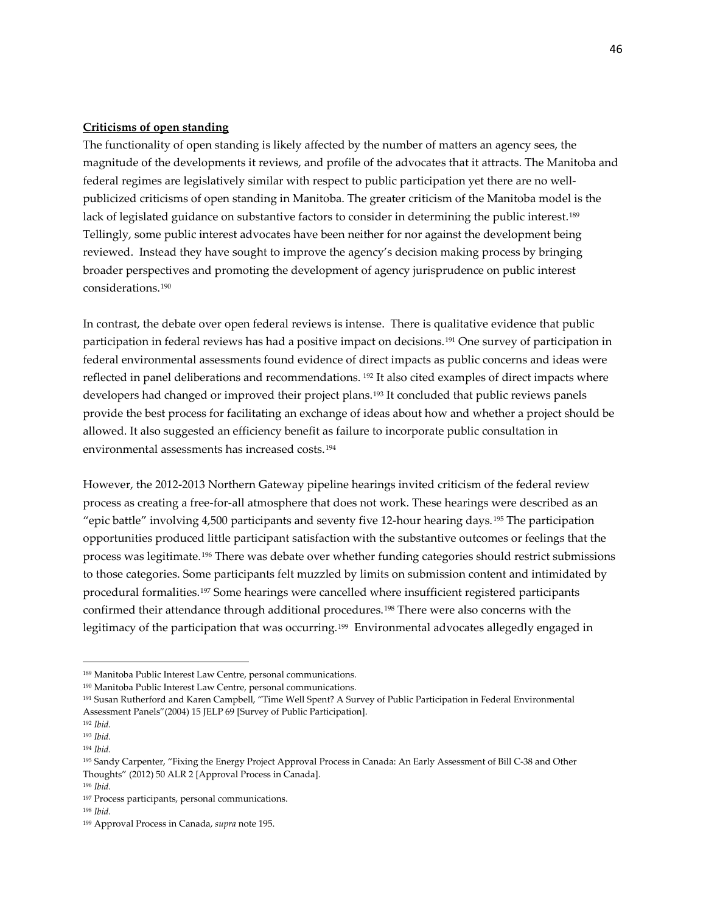**Criticisms of open standing**

The functionality of open standing is likely affected by the number of matters an agency sees, the magnitude of the developments it reviews, and profile of the advocates that it attracts. The Manitoba and federal regimes are legislatively similar with respect to public participation yet there are no well-publicized criticisms of open standing in Manitoba. The greater criticism of the Manitoba model is the lack of legislated guidance on substantive factors to consider in determining the public interest.[189] Tellingly, some public interest advocates have been neither for nor against the development being reviewed. Instead they have sought to improve the agency's decision making process by bringing broader perspectives and promoting the development of agency jurisprudence on public interest considerations.[190]

In contrast, the debate over open federal reviews is intense. There is qualitative evidence that public participation in federal reviews has had a positive impact on decisions.[191] One survey of participation in federal environmental assessments found evidence of direct impacts as public concerns and ideas were reflected in panel deliberations and recommendations. [192] It also cited examples of direct impacts where developers had changed or improved their project plans.[193] It concluded that public reviews panels provide the best process for facilitating an exchange of ideas about how and whether a project should be allowed. It also suggested an efficiency benefit as failure to incorporate public consultation in environmental assessments has increased costs.[194]

However, the 2012-2013 Northern Gateway pipeline hearings invited criticism of the federal review process as creating a free-for-all atmosphere that does not work. These hearings were described as an "epic battle" involving 4,500 participants and seventy five 12-hour hearing days.[195] The participation opportunities produced little participant satisfaction with the substantive outcomes or feelings that the process was legitimate.[196] There was debate over whether funding categories should restrict submissions to those categories. Some participants felt muzzled by limits on submission content and intimidated by procedural formalities.[197] Some hearings were cancelled where insufficient registered participants confirmed their attendance through additional procedures.[198] There were also concerns with the legitimacy of the participation that was occurring.[199] Environmental advocates allegedly engaged in

---

[189] Manitoba Public Interest Law Centre, personal communications.

[190] Manitoba Public Interest Law Centre, personal communications.

[191] Susan Rutherford and Karen Campbell, "Time Well Spent? A Survey of Public Participation in Federal Environmental Assessment Panels"(2004) 15 JELP 69 [Survey of Public Participation].

[192] *Ibid.*

[193] *Ibid.*

[194] *Ibid.*

[195] Sandy Carpenter, "Fixing the Energy Project Approval Process in Canada: An Early Assessment of Bill C-38 and Other Thoughts" (2012) 50 ALR 2 [Approval Process in Canada].

[196] *Ibid.*

[197] Process participants, personal communications.

[198] *Ibid.*

[199] Approval Process in Canada, *supra* note 195.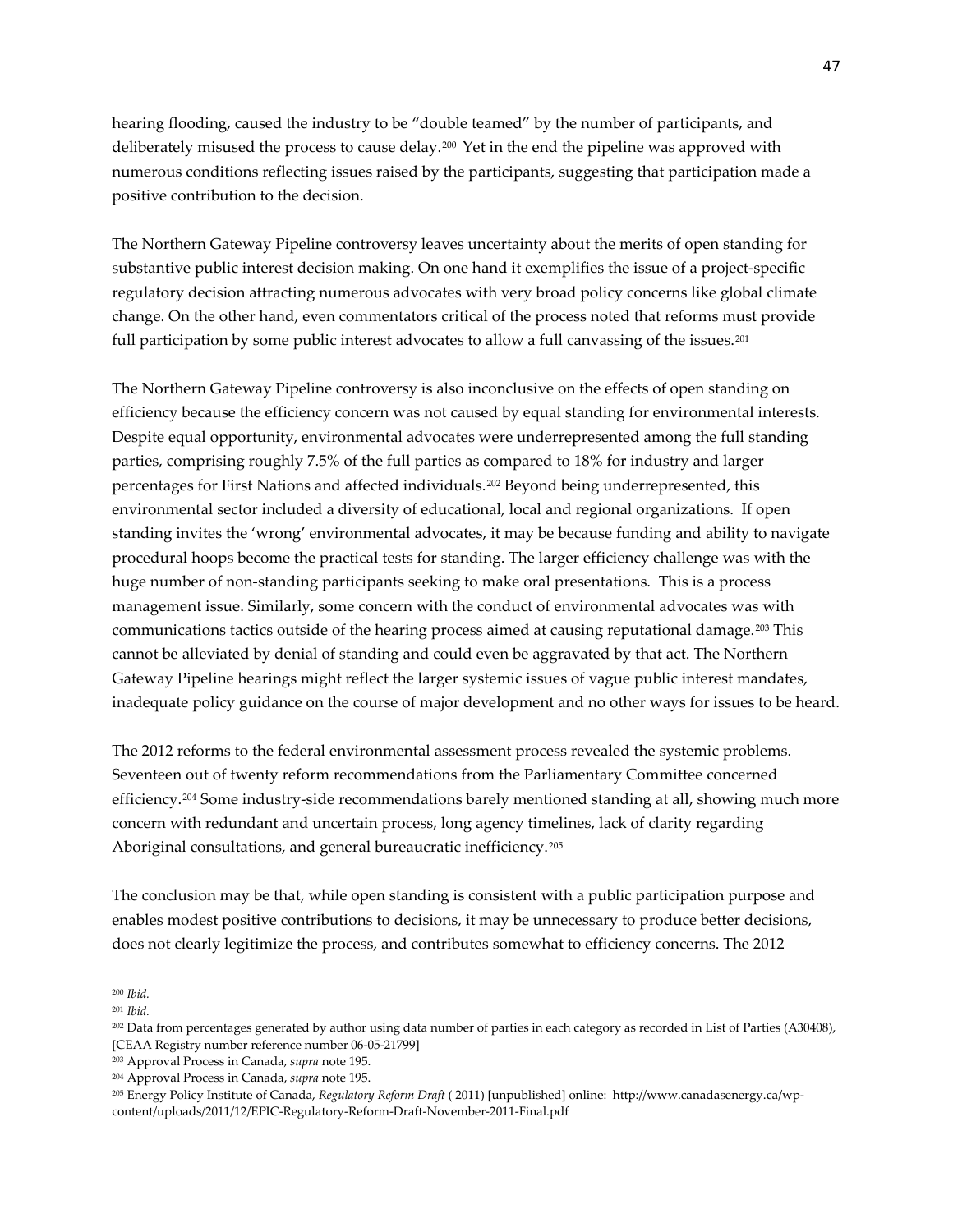hearing flooding, caused the industry to be "double teamed" by the number of participants, and deliberately misused the process to cause delay.[200] Yet in the end the pipeline was approved with numerous conditions reflecting issues raised by the participants, suggesting that participation made a positive contribution to the decision.

The Northern Gateway Pipeline controversy leaves uncertainty about the merits of open standing for substantive public interest decision making. On one hand it exemplifies the issue of a project-specific regulatory decision attracting numerous advocates with very broad policy concerns like global climate change. On the other hand, even commentators critical of the process noted that reforms must provide full participation by some public interest advocates to allow a full canvassing of the issues.[201]

The Northern Gateway Pipeline controversy is also inconclusive on the effects of open standing on efficiency because the efficiency concern was not caused by equal standing for environmental interests. Despite equal opportunity, environmental advocates were underrepresented among the full standing parties, comprising roughly 7.5% of the full parties as compared to 18% for industry and larger percentages for First Nations and affected individuals.[202] Beyond being underrepresented, this environmental sector included a diversity of educational, local and regional organizations. If open standing invites the 'wrong' environmental advocates, it may be because funding and ability to navigate procedural hoops become the practical tests for standing. The larger efficiency challenge was with the huge number of non-standing participants seeking to make oral presentations. This is a process management issue. Similarly, some concern with the conduct of environmental advocates was with communications tactics outside of the hearing process aimed at causing reputational damage.[203] This cannot be alleviated by denial of standing and could even be aggravated by that act. The Northern Gateway Pipeline hearings might reflect the larger systemic issues of vague public interest mandates, inadequate policy guidance on the course of major development and no other ways for issues to be heard.

The 2012 reforms to the federal environmental assessment process revealed the systemic problems. Seventeen out of twenty reform recommendations from the Parliamentary Committee concerned efficiency.[204] Some industry-side recommendations barely mentioned standing at all, showing much more concern with redundant and uncertain process, long agency timelines, lack of clarity regarding Aboriginal consultations, and general bureaucratic inefficiency.[205]

The conclusion may be that, while open standing is consistent with a public participation purpose and enables modest positive contributions to decisions, it may be unnecessary to produce better decisions, does not clearly legitimize the process, and contributes somewhat to efficiency concerns. The 2012

---

[200] *Ibid.*

[201] *Ibid.*

[202] Data from percentages generated by author using data number of parties in each category as recorded in List of Parties (A30408), [CEAA Registry number reference number 06-05-21799]

[203] Approval Process in Canada, *supra* note 195.

[204] Approval Process in Canada, *supra* note 195.

[205] Energy Policy Institute of Canada, *Regulatory Reform Draft* ( 2011) [unpublished] online: http://www.canadasenergy.ca/wp-content/uploads/2011/12/EPIC-Regulatory-Reform-Draft-November-2011-Final.pdf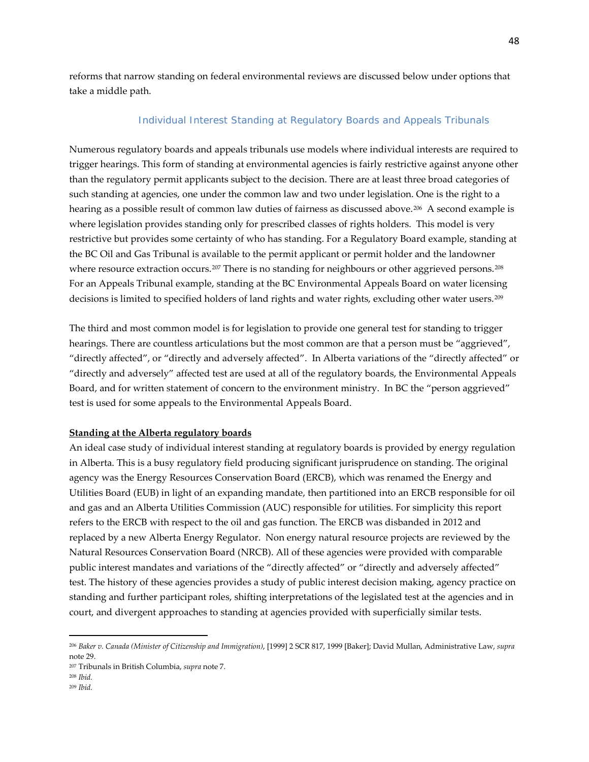reforms that narrow standing on federal environmental reviews are discussed below under options that take a middle path.

### Individual Interest Standing at Regulatory Boards and Appeals Tribunals

Numerous regulatory boards and appeals tribunals use models where individual interests are required to trigger hearings. This form of standing at environmental agencies is fairly restrictive against anyone other than the regulatory permit applicants subject to the decision. There are at least three broad categories of such standing at agencies, one under the common law and two under legislation. One is the right to a hearing as a possible result of common law duties of fairness as discussed above.[206] A second example is where legislation provides standing only for prescribed classes of rights holders. This model is very restrictive but provides some certainty of who has standing. For a Regulatory Board example, standing at the BC Oil and Gas Tribunal is available to the permit applicant or permit holder and the landowner where resource extraction occurs.[207] There is no standing for neighbours or other aggrieved persons.[208] For an Appeals Tribunal example, standing at the BC Environmental Appeals Board on water licensing decisions is limited to specified holders of land rights and water rights, excluding other water users.[209]

The third and most common model is for legislation to provide one general test for standing to trigger hearings. There are countless articulations but the most common are that a person must be "aggrieved", "directly affected", or "directly and adversely affected". In Alberta variations of the "directly affected" or "directly and adversely" affected test are used at all of the regulatory boards, the Environmental Appeals Board, and for written statement of concern to the environment ministry. In BC the "person aggrieved" test is used for some appeals to the Environmental Appeals Board.

**<u>Standing at the Alberta regulatory boards</u>**

An ideal case study of individual interest standing at regulatory boards is provided by energy regulation in Alberta. This is a busy regulatory field producing significant jurisprudence on standing. The original agency was the Energy Resources Conservation Board (ERCB), which was renamed the Energy and Utilities Board (EUB) in light of an expanding mandate, then partitioned into an ERCB responsible for oil and gas and an Alberta Utilities Commission (AUC) responsible for utilities. For simplicity this report refers to the ERCB with respect to the oil and gas function. The ERCB was disbanded in 2012 and replaced by a new Alberta Energy Regulator. Non energy natural resource projects are reviewed by the Natural Resources Conservation Board (NRCB). All of these agencies were provided with comparable public interest mandates and variations of the "directly affected" or "directly and adversely affected" test. The history of these agencies provides a study of public interest decision making, agency practice on standing and further participant roles, shifting interpretations of the legislated test at the agencies and in court, and divergent approaches to standing at agencies provided with superficially similar tests.

---

[206] *Baker v. Canada (Minister of Citizenship and Immigration)*, [1999] 2 SCR 817, 1999 [Baker]; David Mullan, Administrative Law, *supra* note 29.

[207] Tribunals in British Columbia, *supra* note 7.

[208] *Ibid.*

[209] *Ibid.*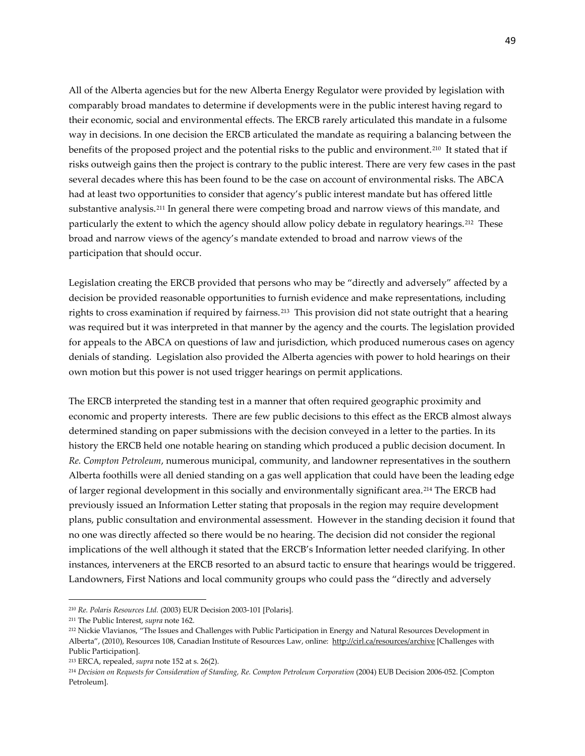All of the Alberta agencies but for the new Alberta Energy Regulator were provided by legislation with comparably broad mandates to determine if developments were in the public interest having regard to their economic, social and environmental effects. The ERCB rarely articulated this mandate in a fulsome way in decisions. In one decision the ERCB articulated the mandate as requiring a balancing between the benefits of the proposed project and the potential risks to the public and environment.[210] It stated that if risks outweigh gains then the project is contrary to the public interest. There are very few cases in the past several decades where this has been found to be the case on account of environmental risks. The ABCA had at least two opportunities to consider that agency's public interest mandate but has offered little substantive analysis.[211] In general there were competing broad and narrow views of this mandate, and particularly the extent to which the agency should allow policy debate in regulatory hearings.[212] These broad and narrow views of the agency's mandate extended to broad and narrow views of the participation that should occur.

Legislation creating the ERCB provided that persons who may be "directly and adversely" affected by a decision be provided reasonable opportunities to furnish evidence and make representations, including rights to cross examination if required by fairness.[213] This provision did not state outright that a hearing was required but it was interpreted in that manner by the agency and the courts. The legislation provided for appeals to the ABCA on questions of law and jurisdiction, which produced numerous cases on agency denials of standing. Legislation also provided the Alberta agencies with power to hold hearings on their own motion but this power is not used trigger hearings on permit applications.

The ERCB interpreted the standing test in a manner that often required geographic proximity and economic and property interests. There are few public decisions to this effect as the ERCB almost always determined standing on paper submissions with the decision conveyed in a letter to the parties. In its history the ERCB held one notable hearing on standing which produced a public decision document. In *Re. Compton Petroleum*, numerous municipal, community, and landowner representatives in the southern Alberta foothills were all denied standing on a gas well application that could have been the leading edge of larger regional development in this socially and environmentally significant area.[214] The ERCB had previously issued an Information Letter stating that proposals in the region may require development plans, public consultation and environmental assessment. However in the standing decision it found that no one was directly affected so there would be no hearing. The decision did not consider the regional implications of the well although it stated that the ERCB's Information letter needed clarifying. In other instances, interveners at the ERCB resorted to an absurd tactic to ensure that hearings would be triggered. Landowners, First Nations and local community groups who could pass the "directly and adversely

---

[210] *Re. Polaris Resources Ltd.* (2003) EUR Decision 2003-101 [Polaris].

[211] The Public Interest, *supra* note 162.

[212] Nickie Vlavianos, "The Issues and Challenges with Public Participation in Energy and Natural Resources Development in Alberta", (2010), Resources 108, Canadian Institute of Resources Law, online: http://cirl.ca/resources/archive [Challenges with Public Participation].

[213] ERCA, repealed, *supra* note 152 at s. 26(2).

[214] *Decision on Requests for Consideration of Standing, Re. Compton Petroleum Corporation* (2004) EUB Decision 2006-052. [Compton Petroleum].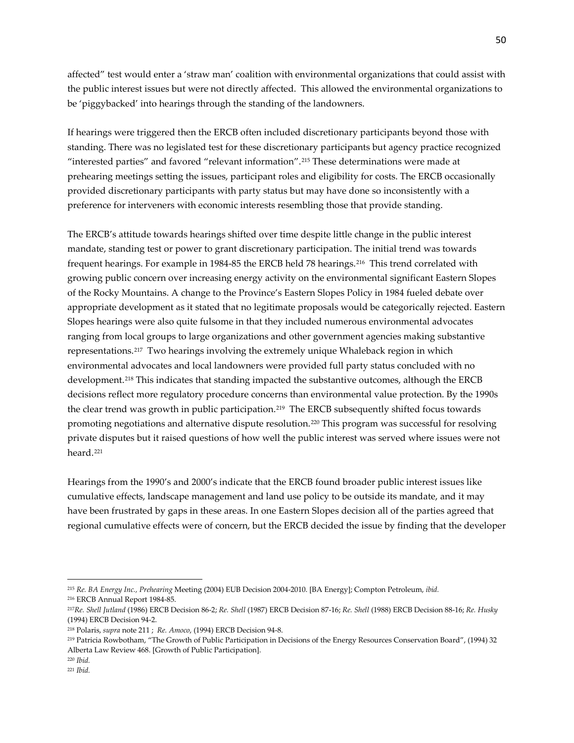affected" test would enter a 'straw man' coalition with environmental organizations that could assist with the public interest issues but were not directly affected. This allowed the environmental organizations to be 'piggybacked' into hearings through the standing of the landowners.

If hearings were triggered then the ERCB often included discretionary participants beyond those with standing. There was no legislated test for these discretionary participants but agency practice recognized "interested parties" and favored "relevant information".[215] These determinations were made at prehearing meetings setting the issues, participant roles and eligibility for costs. The ERCB occasionally provided discretionary participants with party status but may have done so inconsistently with a preference for interveners with economic interests resembling those that provide standing.

The ERCB's attitude towards hearings shifted over time despite little change in the public interest mandate, standing test or power to grant discretionary participation. The initial trend was towards frequent hearings. For example in 1984-85 the ERCB held 78 hearings.[216] This trend correlated with growing public concern over increasing energy activity on the environmental significant Eastern Slopes of the Rocky Mountains. A change to the Province's Eastern Slopes Policy in 1984 fueled debate over appropriate development as it stated that no legitimate proposals would be categorically rejected. Eastern Slopes hearings were also quite fulsome in that they included numerous environmental advocates ranging from local groups to large organizations and other government agencies making substantive representations.[217] Two hearings involving the extremely unique Whaleback region in which environmental advocates and local landowners were provided full party status concluded with no development.[218] This indicates that standing impacted the substantive outcomes, although the ERCB decisions reflect more regulatory procedure concerns than environmental value protection. By the 1990s the clear trend was growth in public participation.[219] The ERCB subsequently shifted focus towards promoting negotiations and alternative dispute resolution.[220] This program was successful for resolving private disputes but it raised questions of how well the public interest was served where issues were not heard.[221]

Hearings from the 1990's and 2000's indicate that the ERCB found broader public interest issues like cumulative effects, landscape management and land use policy to be outside its mandate, and it may have been frustrated by gaps in these areas. In one Eastern Slopes decision all of the parties agreed that regional cumulative effects were of concern, but the ERCB decided the issue by finding that the developer

---

[215] *Re. BA Energy Inc., Prehearing* Meeting (2004) EUB Decision 2004-2010. [BA Energy]; Compton Petroleum, *ibid.*

[216] ERCB Annual Report 1984-85.

[217] *Re. Shell Jutland* (1986) ERCB Decision 86-2; *Re. Shell* (1987) ERCB Decision 87-16; *Re. Shell* (1988) ERCB Decision 88-16; *Re. Husky* (1994) ERCB Decision 94-2.

[218] Polaris, *supra* note 211 ; *Re. Amoco*, (1994) ERCB Decision 94-8.

[219] Patricia Rowbotham, "The Growth of Public Participation in Decisions of the Energy Resources Conservation Board", (1994) 32 Alberta Law Review 468. [Growth of Public Participation].

[220] *Ibid.*

[221] *Ibid.*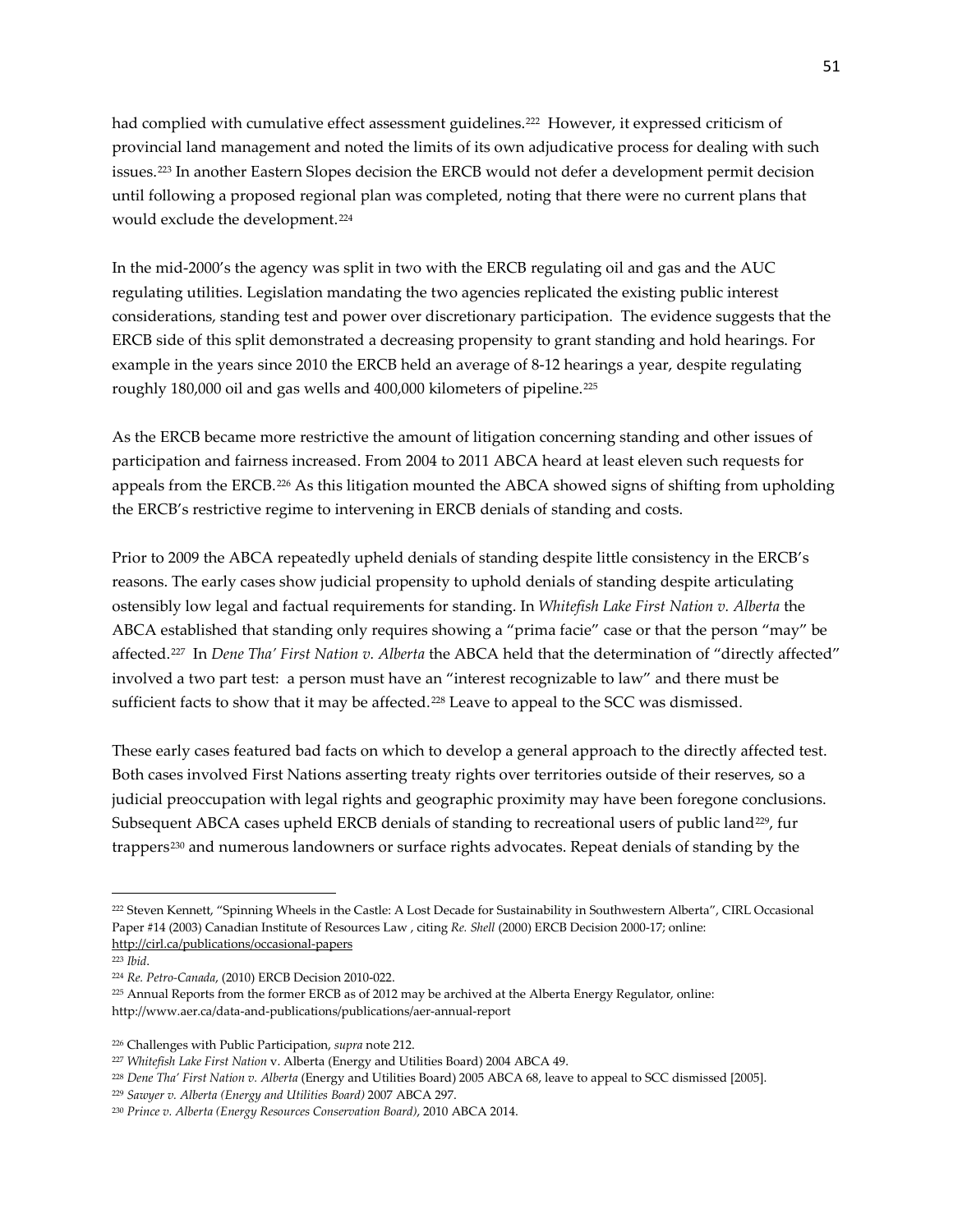had complied with cumulative effect assessment guidelines.[222] However, it expressed criticism of provincial land management and noted the limits of its own adjudicative process for dealing with such issues.[223] In another Eastern Slopes decision the ERCB would not defer a development permit decision until following a proposed regional plan was completed, noting that there were no current plans that would exclude the development.[224]

In the mid-2000's the agency was split in two with the ERCB regulating oil and gas and the AUC regulating utilities. Legislation mandating the two agencies replicated the existing public interest considerations, standing test and power over discretionary participation. The evidence suggests that the ERCB side of this split demonstrated a decreasing propensity to grant standing and hold hearings. For example in the years since 2010 the ERCB held an average of 8-12 hearings a year, despite regulating roughly 180,000 oil and gas wells and 400,000 kilometers of pipeline.[225]

As the ERCB became more restrictive the amount of litigation concerning standing and other issues of participation and fairness increased. From 2004 to 2011 ABCA heard at least eleven such requests for appeals from the ERCB.[226] As this litigation mounted the ABCA showed signs of shifting from upholding the ERCB's restrictive regime to intervening in ERCB denials of standing and costs.

Prior to 2009 the ABCA repeatedly upheld denials of standing despite little consistency in the ERCB's reasons. The early cases show judicial propensity to uphold denials of standing despite articulating ostensibly low legal and factual requirements for standing. In *Whitefish Lake First Nation v. Alberta* the ABCA established that standing only requires showing a "prima facie" case or that the person "may" be affected.[227] In *Dene Tha' First Nation v. Alberta* the ABCA held that the determination of "directly affected" involved a two part test: a person must have an "interest recognizable to law" and there must be sufficient facts to show that it may be affected.[228] Leave to appeal to the SCC was dismissed.

These early cases featured bad facts on which to develop a general approach to the directly affected test. Both cases involved First Nations asserting treaty rights over territories outside of their reserves, so a judicial preoccupation with legal rights and geographic proximity may have been foregone conclusions. Subsequent ABCA cases upheld ERCB denials of standing to recreational users of public land[229], fur trappers[230] and numerous landowners or surface rights advocates. Repeat denials of standing by the

---

[222] Steven Kennett, "Spinning Wheels in the Castle: A Lost Decade for Sustainability in Southwestern Alberta", CIRL Occasional Paper #14 (2003) Canadian Institute of Resources Law , citing *Re. Shell* (2000) ERCB Decision 2000-17; online: http://cirl.ca/publications/occasional-papers

[223] *Ibid*.

[224] *Re. Petro-Canada*, (2010) ERCB Decision 2010-022.

[225] Annual Reports from the former ERCB as of 2012 may be archived at the Alberta Energy Regulator, online: http://www.aer.ca/data-and-publications/publications/aer-annual-report

[226] Challenges with Public Participation, *supra* note 212.

[227] *Whitefish Lake First Nation* v. Alberta (Energy and Utilities Board) 2004 ABCA 49.

[228] *Dene Tha' First Nation v. Alberta* (Energy and Utilities Board) 2005 ABCA 68, leave to appeal to SCC dismissed [2005].

[229] *Sawyer v. Alberta (Energy and Utilities Board)* 2007 ABCA 297.

[230] *Prince v. Alberta (Energy Resources Conservation Board)*, 2010 ABCA 2014.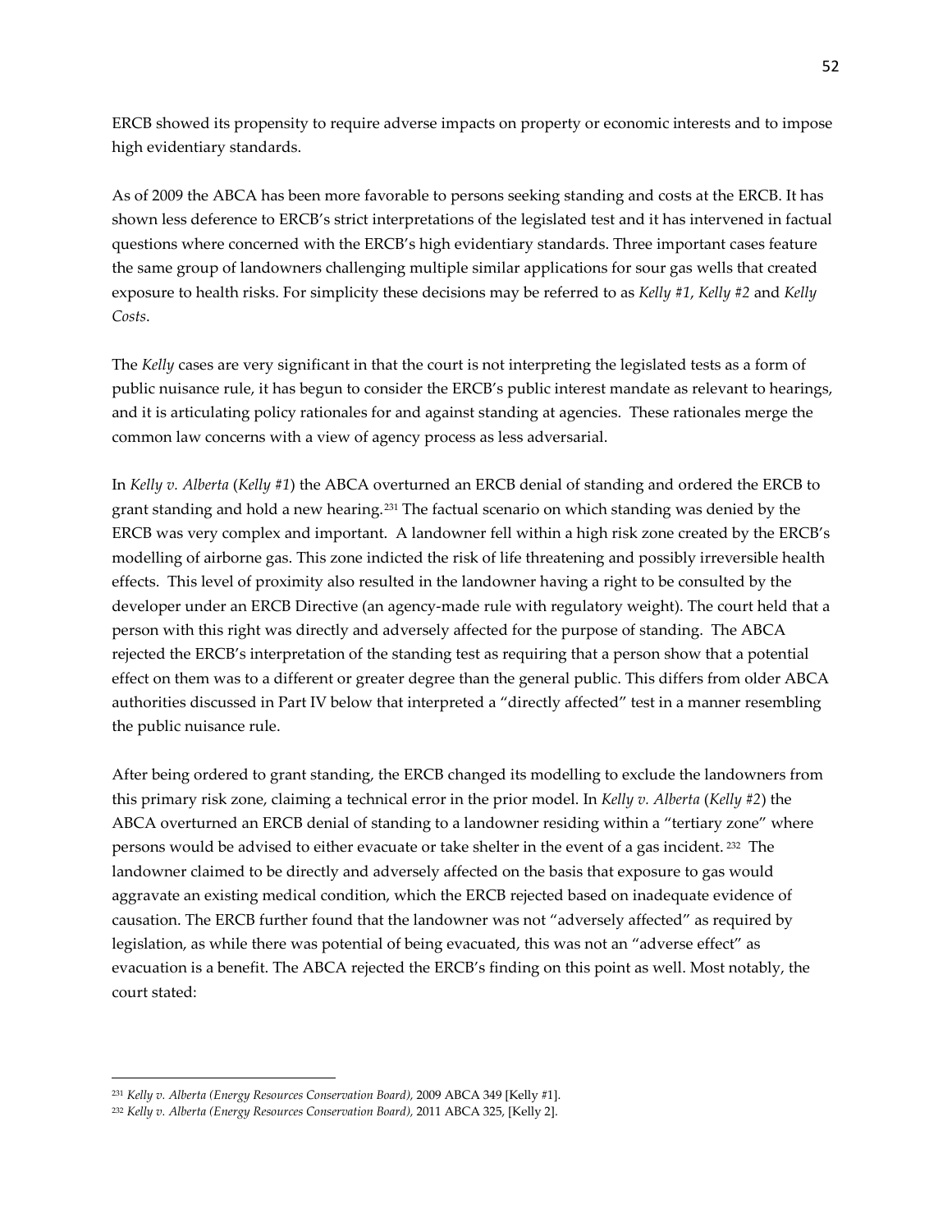ERCB showed its propensity to require adverse impacts on property or economic interests and to impose high evidentiary standards.

As of 2009 the ABCA has been more favorable to persons seeking standing and costs at the ERCB. It has shown less deference to ERCB's strict interpretations of the legislated test and it has intervened in factual questions where concerned with the ERCB's high evidentiary standards. Three important cases feature the same group of landowners challenging multiple similar applications for sour gas wells that created exposure to health risks. For simplicity these decisions may be referred to as *Kelly #1*, *Kelly #2* and *Kelly Costs*.

The *Kelly* cases are very significant in that the court is not interpreting the legislated tests as a form of public nuisance rule, it has begun to consider the ERCB's public interest mandate as relevant to hearings, and it is articulating policy rationales for and against standing at agencies. These rationales merge the common law concerns with a view of agency process as less adversarial.

In *Kelly v. Alberta* (*Kelly #1*) the ABCA overturned an ERCB denial of standing and ordered the ERCB to grant standing and hold a new hearing.[231] The factual scenario on which standing was denied by the ERCB was very complex and important. A landowner fell within a high risk zone created by the ERCB's modelling of airborne gas. This zone indicted the risk of life threatening and possibly irreversible health effects. This level of proximity also resulted in the landowner having a right to be consulted by the developer under an ERCB Directive (an agency-made rule with regulatory weight). The court held that a person with this right was directly and adversely affected for the purpose of standing. The ABCA rejected the ERCB's interpretation of the standing test as requiring that a person show that a potential effect on them was to a different or greater degree than the general public. This differs from older ABCA authorities discussed in Part IV below that interpreted a "directly affected" test in a manner resembling the public nuisance rule.

After being ordered to grant standing, the ERCB changed its modelling to exclude the landowners from this primary risk zone, claiming a technical error in the prior model. In *Kelly v. Alberta* (*Kelly #2*) the ABCA overturned an ERCB denial of standing to a landowner residing within a "tertiary zone" where persons would be advised to either evacuate or take shelter in the event of a gas incident.[232] The landowner claimed to be directly and adversely affected on the basis that exposure to gas would aggravate an existing medical condition, which the ERCB rejected based on inadequate evidence of causation. The ERCB further found that the landowner was not "adversely affected" as required by legislation, as while there was potential of being evacuated, this was not an "adverse effect" as evacuation is a benefit. The ABCA rejected the ERCB's finding on this point as well. Most notably, the court stated:

---

[231] *Kelly v. Alberta (Energy Resources Conservation Board),* 2009 ABCA 349 [Kelly #1].

[232] *Kelly v. Alberta (Energy Resources Conservation Board),* 2011 ABCA 325, [Kelly 2].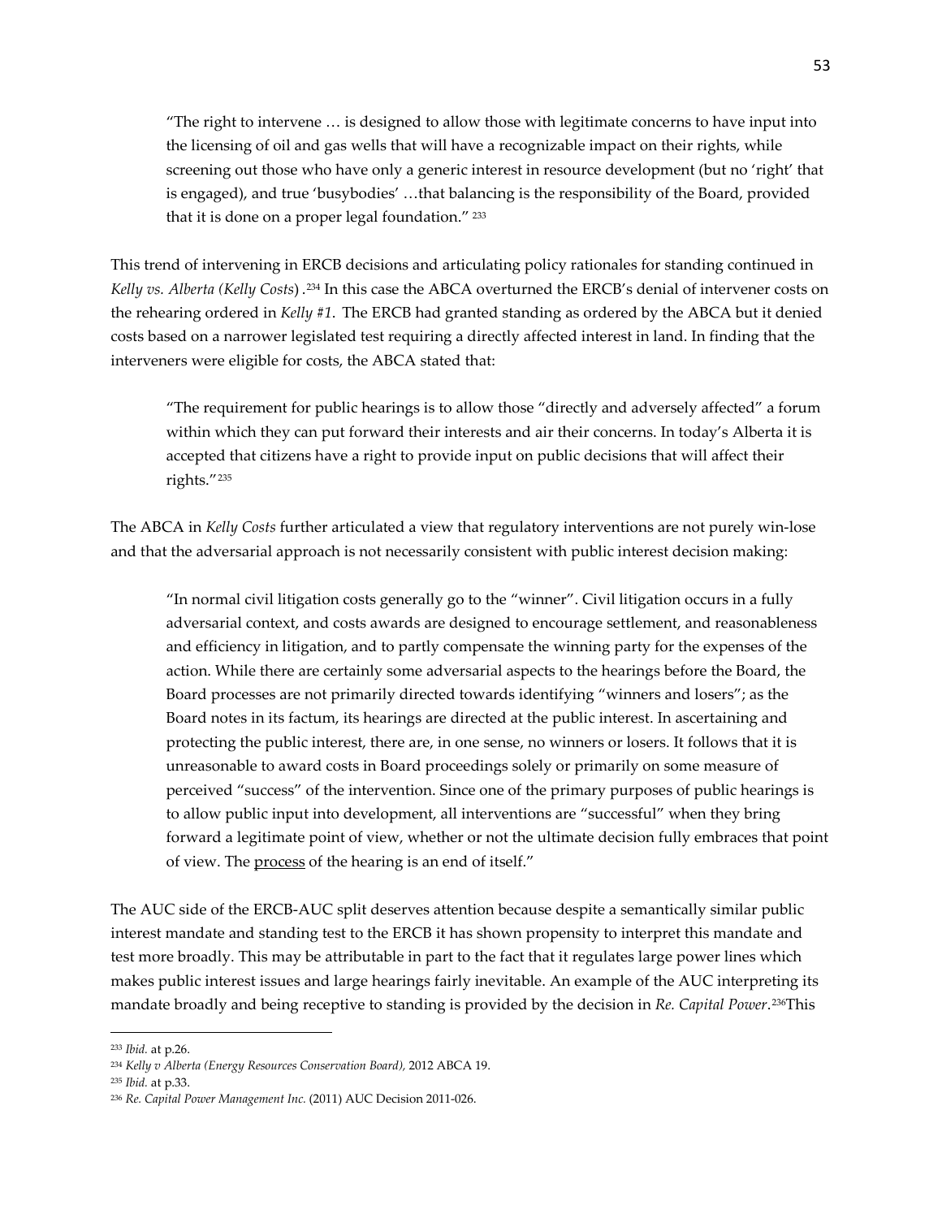> "The right to intervene … is designed to allow those with legitimate concerns to have input into the licensing of oil and gas wells that will have a recognizable impact on their rights, while screening out those who have only a generic interest in resource development (but no 'right' that is engaged), and true 'busybodies' …that balancing is the responsibility of the Board, provided that it is done on a proper legal foundation." [233]

This trend of intervening in ERCB decisions and articulating policy rationales for standing continued in *Kelly vs. Alberta (Kelly Costs)*.[234] In this case the ABCA overturned the ERCB's denial of intervener costs on the rehearing ordered in *Kelly #1*. The ERCB had granted standing as ordered by the ABCA but it denied costs based on a narrower legislated test requiring a directly affected interest in land. In finding that the interveners were eligible for costs, the ABCA stated that:

> "The requirement for public hearings is to allow those "directly and adversely affected" a forum within which they can put forward their interests and air their concerns. In today's Alberta it is accepted that citizens have a right to provide input on public decisions that will affect their rights."[235]

The ABCA in *Kelly Costs* further articulated a view that regulatory interventions are not purely win-lose and that the adversarial approach is not necessarily consistent with public interest decision making:

> "In normal civil litigation costs generally go to the "winner". Civil litigation occurs in a fully adversarial context, and costs awards are designed to encourage settlement, and reasonableness and efficiency in litigation, and to partly compensate the winning party for the expenses of the action. While there are certainly some adversarial aspects to the hearings before the Board, the Board processes are not primarily directed towards identifying "winners and losers"; as the Board notes in its factum, its hearings are directed at the public interest. In ascertaining and protecting the public interest, there are, in one sense, no winners or losers. It follows that it is unreasonable to award costs in Board proceedings solely or primarily on some measure of perceived "success" of the intervention. Since one of the primary purposes of public hearings is to allow public input into development, all interventions are "successful" when they bring forward a legitimate point of view, whether or not the ultimate decision fully embraces that point of view. The <u>process</u> of the hearing is an end of itself."

The AUC side of the ERCB-AUC split deserves attention because despite a semantically similar public interest mandate and standing test to the ERCB it has shown propensity to interpret this mandate and test more broadly. This may be attributable in part to the fact that it regulates large power lines which makes public interest issues and large hearings fairly inevitable. An example of the AUC interpreting its mandate broadly and being receptive to standing is provided by the decision in *Re. Capital Power*.[236]This

---

[233] *Ibid.* at p.26.

[234] *Kelly v Alberta (Energy Resources Conservation Board),* 2012 ABCA 19.

[235] *Ibid.* at p.33.

[236] *Re. Capital Power Management Inc.* (2011) AUC Decision 2011-026.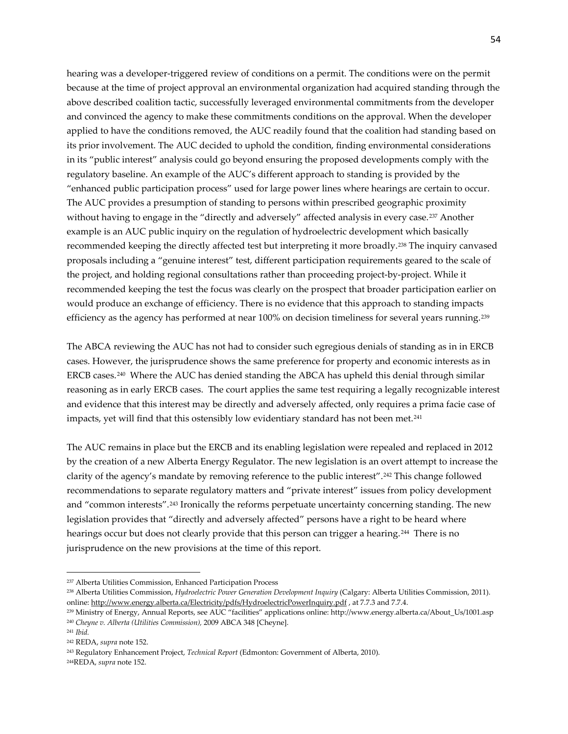hearing was a developer-triggered review of conditions on a permit. The conditions were on the permit because at the time of project approval an environmental organization had acquired standing through the above described coalition tactic, successfully leveraged environmental commitments from the developer and convinced the agency to make these commitments conditions on the approval. When the developer applied to have the conditions removed, the AUC readily found that the coalition had standing based on its prior involvement. The AUC decided to uphold the condition, finding environmental considerations in its "public interest" analysis could go beyond ensuring the proposed developments comply with the regulatory baseline. An example of the AUC's different approach to standing is provided by the "enhanced public participation process" used for large power lines where hearings are certain to occur. The AUC provides a presumption of standing to persons within prescribed geographic proximity without having to engage in the "directly and adversely" affected analysis in every case.[237] Another example is an AUC public inquiry on the regulation of hydroelectric development which basically recommended keeping the directly affected test but interpreting it more broadly.[238] The inquiry canvased proposals including a "genuine interest" test, different participation requirements geared to the scale of the project, and holding regional consultations rather than proceeding project-by-project. While it recommended keeping the test the focus was clearly on the prospect that broader participation earlier on would produce an exchange of efficiency. There is no evidence that this approach to standing impacts efficiency as the agency has performed at near 100% on decision timeliness for several years running.[239]

The ABCA reviewing the AUC has not had to consider such egregious denials of standing as in in ERCB cases. However, the jurisprudence shows the same preference for property and economic interests as in ERCB cases.[240] Where the AUC has denied standing the ABCA has upheld this denial through similar reasoning as in early ERCB cases. The court applies the same test requiring a legally recognizable interest and evidence that this interest may be directly and adversely affected, only requires a prima facie case of impacts, yet will find that this ostensibly low evidentiary standard has not been met.[241]

The AUC remains in place but the ERCB and its enabling legislation were repealed and replaced in 2012 by the creation of a new Alberta Energy Regulator. The new legislation is an overt attempt to increase the clarity of the agency's mandate by removing reference to the public interest".[242] This change followed recommendations to separate regulatory matters and "private interest" issues from policy development and "common interests".[243] Ironically the reforms perpetuate uncertainty concerning standing. The new legislation provides that "directly and adversely affected" persons have a right to be heard where hearings occur but does not clearly provide that this person can trigger a hearing.[244] There is no jurisprudence on the new provisions at the time of this report.

---

[237] Alberta Utilities Commission, Enhanced Participation Process

[238] Alberta Utilities Commission, *Hydroelectric Power Generation Development Inquiry* (Calgary: Alberta Utilities Commission, 2011). online: http://www.energy.alberta.ca/Electricity/pdfs/HydroelectricPowerInquiry.pdf , at 7.7.3 and 7.7.4.

[239] Ministry of Energy, Annual Reports, see AUC "facilities" applications online: http://www.energy.alberta.ca/About_Us/1001.asp

[240] *Cheyne v. Alberta (Utilities Commission)*, 2009 ABCA 348 [Cheyne].

[241] *Ibid.*

[242] REDA, *supra* note 152.

[243] Regulatory Enhancement Project, *Technical Report* (Edmonton: Government of Alberta, 2010).

[244] REDA, *supra* note 152.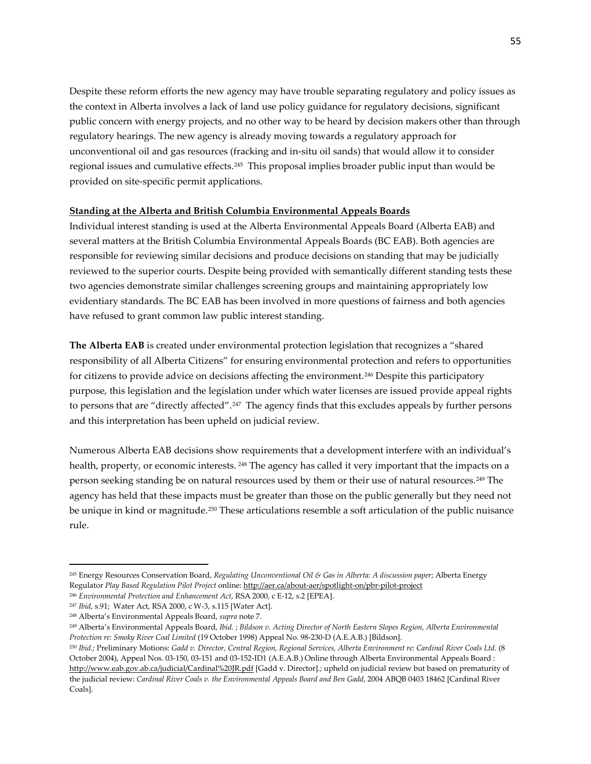Despite these reform efforts the new agency may have trouble separating regulatory and policy issues as the context in Alberta involves a lack of land use policy guidance for regulatory decisions, significant public concern with energy projects, and no other way to be heard by decision makers other than through regulatory hearings. The new agency is already moving towards a regulatory approach for unconventional oil and gas resources (fracking and in-situ oil sands) that would allow it to consider regional issues and cumulative effects.[245] This proposal implies broader public input than would be provided on site-specific permit applications.

**Standing at the Alberta and British Columbia Environmental Appeals Boards**

Individual interest standing is used at the Alberta Environmental Appeals Board (Alberta EAB) and several matters at the British Columbia Environmental Appeals Boards (BC EAB). Both agencies are responsible for reviewing similar decisions and produce decisions on standing that may be judicially reviewed to the superior courts. Despite being provided with semantically different standing tests these two agencies demonstrate similar challenges screening groups and maintaining appropriately low evidentiary standards. The BC EAB has been involved in more questions of fairness and both agencies have refused to grant common law public interest standing.

**The Alberta EAB** is created under environmental protection legislation that recognizes a "shared responsibility of all Alberta Citizens" for ensuring environmental protection and refers to opportunities for citizens to provide advice on decisions affecting the environment.[246] Despite this participatory purpose, this legislation and the legislation under which water licenses are issued provide appeal rights to persons that are "directly affected".[247] The agency finds that this excludes appeals by further persons and this interpretation has been upheld on judicial review.

Numerous Alberta EAB decisions show requirements that a development interfere with an individual's health, property, or economic interests. [248] The agency has called it very important that the impacts on a person seeking standing be on natural resources used by them or their use of natural resources.[249] The agency has held that these impacts must be greater than those on the public generally but they need not be unique in kind or magnitude.[250] These articulations resemble a soft articulation of the public nuisance rule.

---

[245] Energy Resources Conservation Board, *Regulating Unconventional Oil & Gas in Alberta: A discussion paper*; Alberta Energy Regulator *Play Based Regulation Pilot Project* online: http://aer.ca/about-aer/spotlight-on/pbr-pilot-project

[246] *Environmental Protection and Enhancement Act*, RSA 2000, c E-12, s.2 [EPEA].

[247] *Ibid*, s.91; Water Act, RSA 2000, c W-3, s.115 [Water Act].

[248] Alberta's Environmental Appeals Board, *supra* note 7.

[249] Alberta's Environmental Appeals Board, *Ibid.* ; *Bildson v. Acting Director of North Eastern Slopes Region, Alberta Environmental Protection re: Smoky River Coal Limited* (19 October 1998) Appeal No. 98-230-D (A.E.A.B.) [Bildson].

[250] *Ibid.;* Preliminary Motions: *Gadd v. Director, Central Region, Regional Services, Alberta Environment re: Cardinal River Coals Ltd.* (8 October 2004), Appeal Nos. 03-150, 03-151 and 03-152-ID1 (A.E.A.B.) Online through Alberta Environmental Appeals Board : http://www.eab.gov.ab.ca/judicial/Cardinal%20JR.pdf [Gadd v. Director].; upheld on judicial review but based on prematurity of the judicial review: *Cardinal River Coals v. the Environmental Appeals Board and Ben Gadd*, 2004 ABQB 0403 18462 [Cardinal River Coals].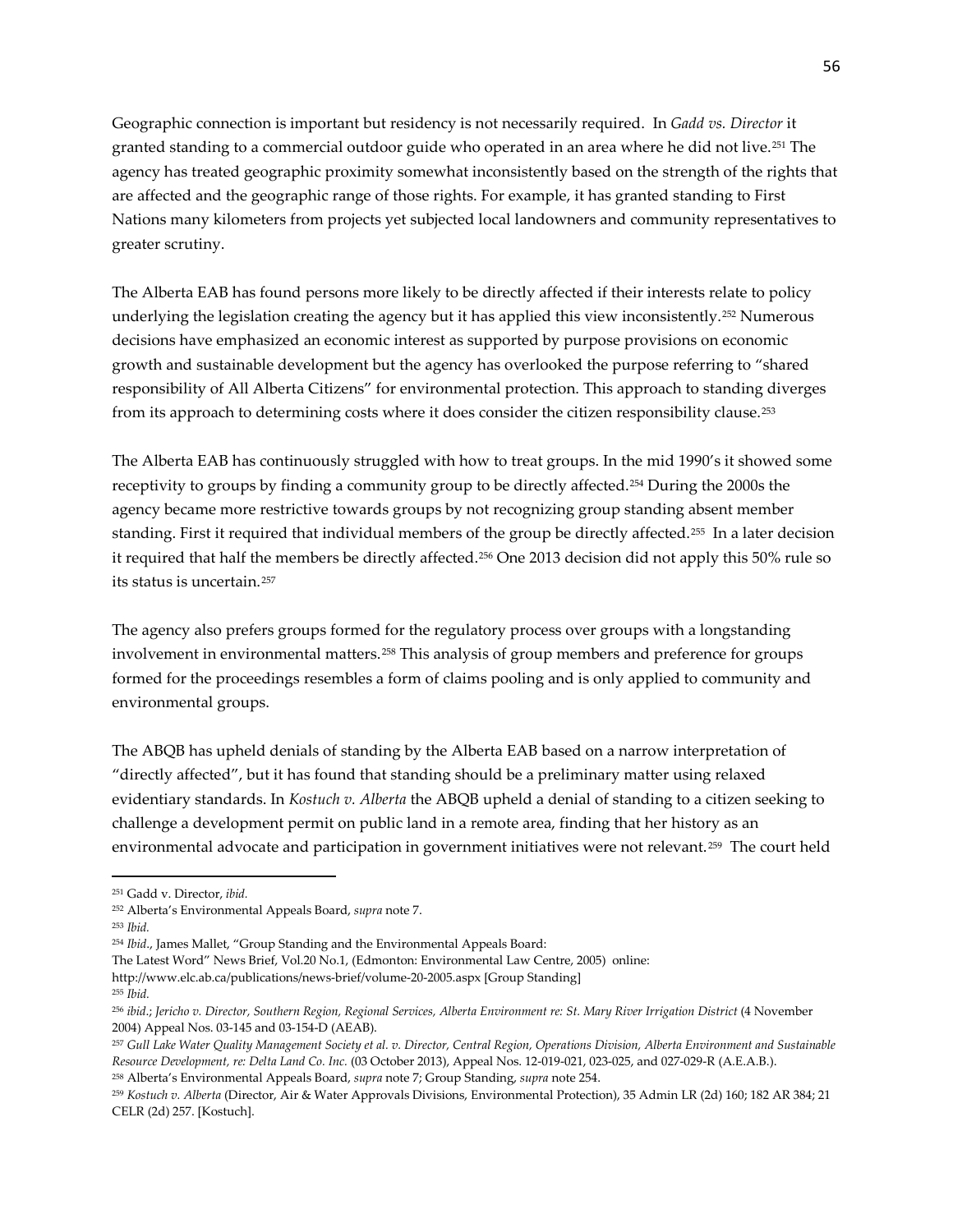Geographic connection is important but residency is not necessarily required. In *Gadd vs. Director* it granted standing to a commercial outdoor guide who operated in an area where he did not live.[251] The agency has treated geographic proximity somewhat inconsistently based on the strength of the rights that are affected and the geographic range of those rights. For example, it has granted standing to First Nations many kilometers from projects yet subjected local landowners and community representatives to greater scrutiny.

The Alberta EAB has found persons more likely to be directly affected if their interests relate to policy underlying the legislation creating the agency but it has applied this view inconsistently.[252] Numerous decisions have emphasized an economic interest as supported by purpose provisions on economic growth and sustainable development but the agency has overlooked the purpose referring to "shared responsibility of All Alberta Citizens" for environmental protection. This approach to standing diverges from its approach to determining costs where it does consider the citizen responsibility clause.[253]

The Alberta EAB has continuously struggled with how to treat groups. In the mid 1990's it showed some receptivity to groups by finding a community group to be directly affected.[254] During the 2000s the agency became more restrictive towards groups by not recognizing group standing absent member standing. First it required that individual members of the group be directly affected.[255] In a later decision it required that half the members be directly affected.[256] One 2013 decision did not apply this 50% rule so its status is uncertain.[257]

The agency also prefers groups formed for the regulatory process over groups with a longstanding involvement in environmental matters.[258] This analysis of group members and preference for groups formed for the proceedings resembles a form of claims pooling and is only applied to community and environmental groups.

The ABQB has upheld denials of standing by the Alberta EAB based on a narrow interpretation of "directly affected", but it has found that standing should be a preliminary matter using relaxed evidentiary standards. In *Kostuch v. Alberta* the ABQB upheld a denial of standing to a citizen seeking to challenge a development permit on public land in a remote area, finding that her history as an environmental advocate and participation in government initiatives were not relevant.[259] The court held

---

[251] Gadd v. Director, *ibid.*

[252] Alberta's Environmental Appeals Board, *supra* note 7.

[253] *Ibid.*

[254] *Ibid.*, James Mallet, "Group Standing and the Environmental Appeals Board: The Latest Word" News Brief, Vol.20 No.1, (Edmonton: Environmental Law Centre, 2005) online: http://www.elc.ab.ca/publications/news-brief/volume-20-2005.aspx [Group Standing]

[255] *Ibid.*

[256] *ibid.*; *Jericho v. Director, Southern Region, Regional Services, Alberta Environment re: St. Mary River Irrigation District* (4 November 2004) Appeal Nos. 03-145 and 03-154-D (AEAB).

[257] *Gull Lake Water Quality Management Society et al. v. Director, Central Region, Operations Division, Alberta Environment and Sustainable Resource Development, re: Delta Land Co. Inc.* (03 October 2013), Appeal Nos. 12-019-021, 023-025, and 027-029-R (A.E.A.B.).

[258] Alberta's Environmental Appeals Board, *supra* note 7; Group Standing, *supra* note 254.

[259] *Kostuch v. Alberta* (Director, Air & Water Approvals Divisions, Environmental Protection), 35 Admin LR (2d) 160; 182 AR 384; 21 CELR (2d) 257. [Kostuch].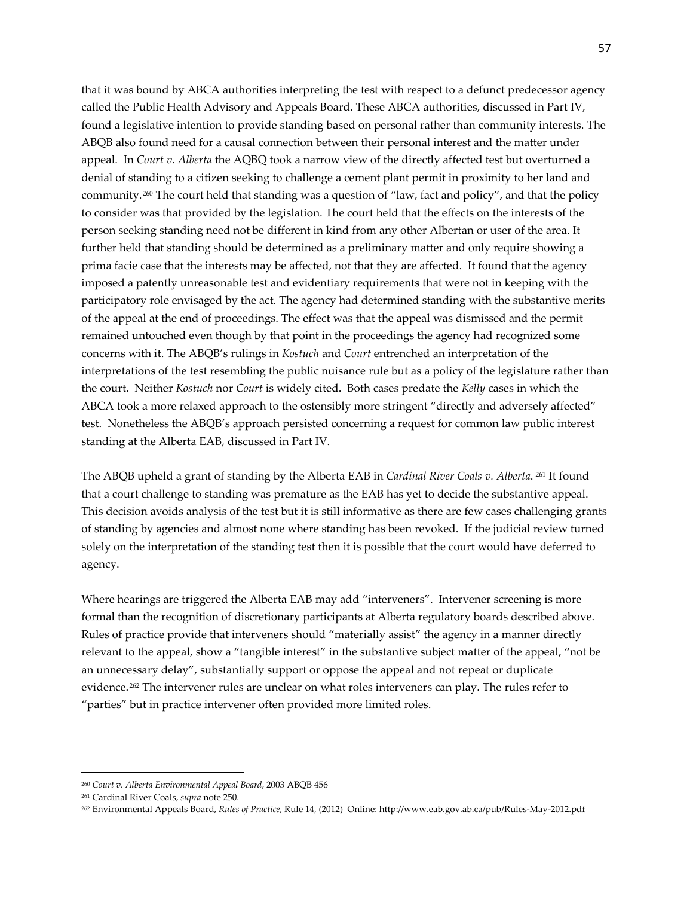that it was bound by ABCA authorities interpreting the test with respect to a defunct predecessor agency called the Public Health Advisory and Appeals Board. These ABCA authorities, discussed in Part IV, found a legislative intention to provide standing based on personal rather than community interests. The ABQB also found need for a causal connection between their personal interest and the matter under appeal. In *Court v. Alberta* the AQBQ took a narrow view of the directly affected test but overturned a denial of standing to a citizen seeking to challenge a cement plant permit in proximity to her land and community.[260] The court held that standing was a question of "law, fact and policy", and that the policy to consider was that provided by the legislation. The court held that the effects on the interests of the person seeking standing need not be different in kind from any other Albertan or user of the area. It further held that standing should be determined as a preliminary matter and only require showing a prima facie case that the interests may be affected, not that they are affected. It found that the agency imposed a patently unreasonable test and evidentiary requirements that were not in keeping with the participatory role envisaged by the act. The agency had determined standing with the substantive merits of the appeal at the end of proceedings. The effect was that the appeal was dismissed and the permit remained untouched even though by that point in the proceedings the agency had recognized some concerns with it. The ABQB's rulings in *Kostuch* and *Court* entrenched an interpretation of the interpretations of the test resembling the public nuisance rule but as a policy of the legislature rather than the court. Neither *Kostuch* nor *Court* is widely cited. Both cases predate the *Kelly* cases in which the ABCA took a more relaxed approach to the ostensibly more stringent "directly and adversely affected" test. Nonetheless the ABQB's approach persisted concerning a request for common law public interest standing at the Alberta EAB, discussed in Part IV.

The ABQB upheld a grant of standing by the Alberta EAB in *Cardinal River Coals v. Alberta*.[261] It found that a court challenge to standing was premature as the EAB has yet to decide the substantive appeal. This decision avoids analysis of the test but it is still informative as there are few cases challenging grants of standing by agencies and almost none where standing has been revoked. If the judicial review turned solely on the interpretation of the standing test then it is possible that the court would have deferred to agency.

Where hearings are triggered the Alberta EAB may add "interveners". Intervener screening is more formal than the recognition of discretionary participants at Alberta regulatory boards described above. Rules of practice provide that interveners should "materially assist" the agency in a manner directly relevant to the appeal, show a "tangible interest" in the substantive subject matter of the appeal, "not be an unnecessary delay", substantially support or oppose the appeal and not repeat or duplicate evidence.[262] The intervener rules are unclear on what roles interveners can play. The rules refer to "parties" but in practice intervener often provided more limited roles.

---

[260] *Court v. Alberta Environmental Appeal Board*, 2003 ABQB 456

[261] Cardinal River Coals, *supra* note 250.

[262] Environmental Appeals Board, *Rules of Practice*, Rule 14, (2012) Online: http://www.eab.gov.ab.ca/pub/Rules-May-2012.pdf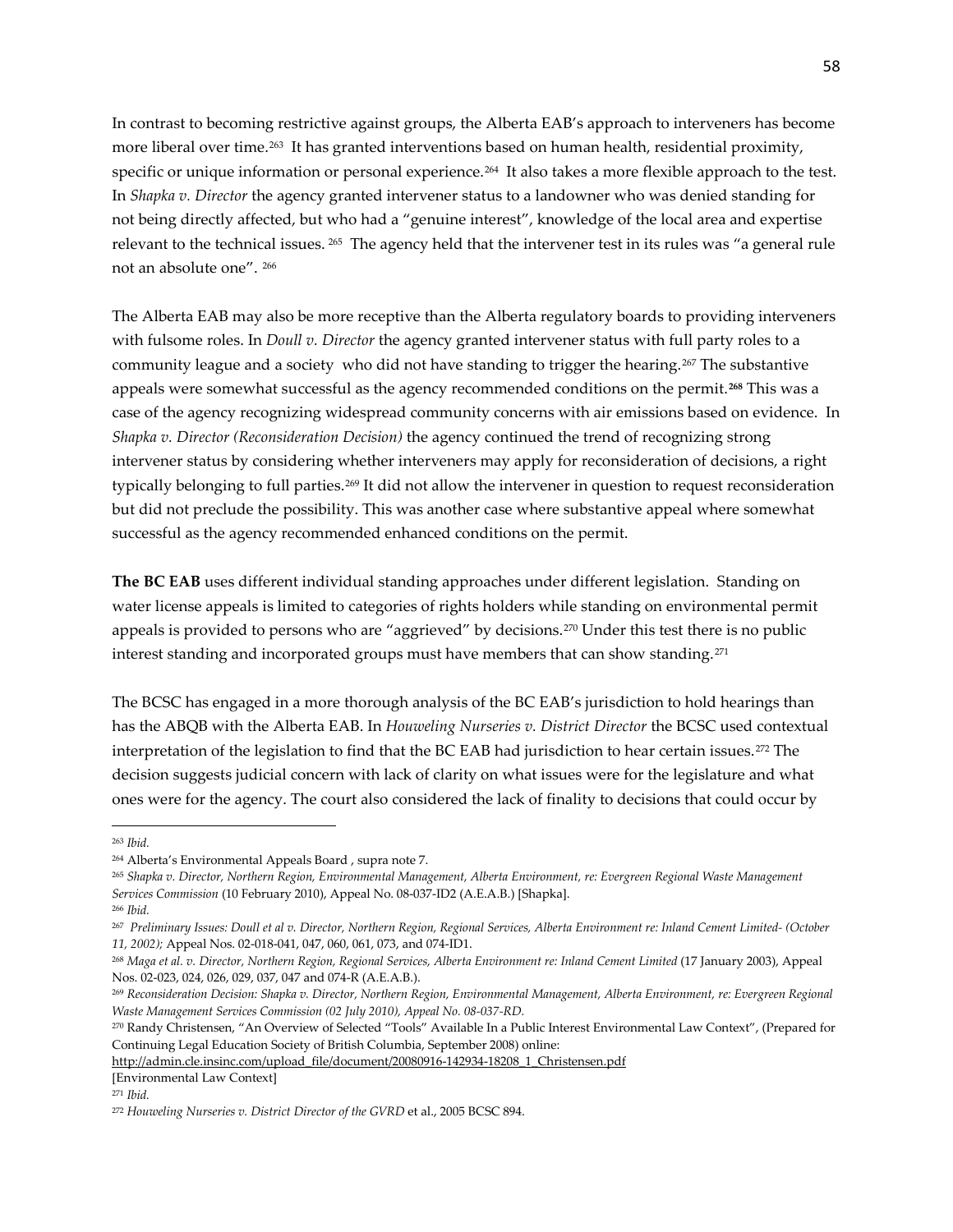In contrast to becoming restrictive against groups, the Alberta EAB's approach to interveners has become more liberal over time.[263] It has granted interventions based on human health, residential proximity, specific or unique information or personal experience.[264] It also takes a more flexible approach to the test. In *Shapka v. Director* the agency granted intervener status to a landowner who was denied standing for not being directly affected, but who had a "genuine interest", knowledge of the local area and expertise relevant to the technical issues. [265] The agency held that the intervener test in its rules was "a general rule not an absolute one". [266]

The Alberta EAB may also be more receptive than the Alberta regulatory boards to providing interveners with fulsome roles. In *Doull v. Director* the agency granted intervener status with full party roles to a community league and a society who did not have standing to trigger the hearing.[267] The substantive appeals were somewhat successful as the agency recommended conditions on the permit.**[268]** This was a case of the agency recognizing widespread community concerns with air emissions based on evidence. In *Shapka v. Director (Reconsideration Decision)* the agency continued the trend of recognizing strong intervener status by considering whether interveners may apply for reconsideration of decisions, a right typically belonging to full parties.[269] It did not allow the intervener in question to request reconsideration but did not preclude the possibility. This was another case where substantive appeal where somewhat successful as the agency recommended enhanced conditions on the permit.

**The BC EAB** uses different individual standing approaches under different legislation. Standing on water license appeals is limited to categories of rights holders while standing on environmental permit appeals is provided to persons who are "aggrieved" by decisions.[270] Under this test there is no public interest standing and incorporated groups must have members that can show standing.[271]

The BCSC has engaged in a more thorough analysis of the BC EAB's jurisdiction to hold hearings than has the ABQB with the Alberta EAB. In *Houweling Nurseries v. District Director* the BCSC used contextual interpretation of the legislation to find that the BC EAB had jurisdiction to hear certain issues.[272] The decision suggests judicial concern with lack of clarity on what issues were for the legislature and what ones were for the agency. The court also considered the lack of finality to decisions that could occur by

---

[263] *Ibid.*

[264] Alberta's Environmental Appeals Board , supra note 7.

[265] *Shapka v. Director, Northern Region, Environmental Management, Alberta Environment, re: Evergreen Regional Waste Management Services Commission* (10 February 2010), Appeal No. 08-037-ID2 (A.E.A.B.) [Shapka].

[266] *Ibid.*

[267] *Preliminary Issues: Doull et al v. Director, Northern Region, Regional Services, Alberta Environment re: Inland Cement Limited- (October 11, 2002);* Appeal Nos. 02-018-041, 047, 060, 061, 073, and 074-ID1.

[268] *Maga et al. v. Director, Northern Region, Regional Services, Alberta Environment re: Inland Cement Limited* (17 January 2003), Appeal Nos. 02-023, 024, 026, 029, 037, 047 and 074-R (A.E.A.B.).

[269] *Reconsideration Decision: Shapka v. Director, Northern Region, Environmental Management, Alberta Environment, re: Evergreen Regional Waste Management Services Commission (02 July 2010), Appeal No. 08-037-RD.*

[270] Randy Christensen, "An Overview of Selected "Tools" Available In a Public Interest Environmental Law Context", (Prepared for Continuing Legal Education Society of British Columbia, September 2008) online: http://admin.cle.insinc.com/upload_file/document/20080916-142934-18208_1_Christensen.pdf [Environmental Law Context]

[271] *Ibid.*

[272] *Houweling Nurseries v. District Director of the GVRD* et al., 2005 BCSC 894.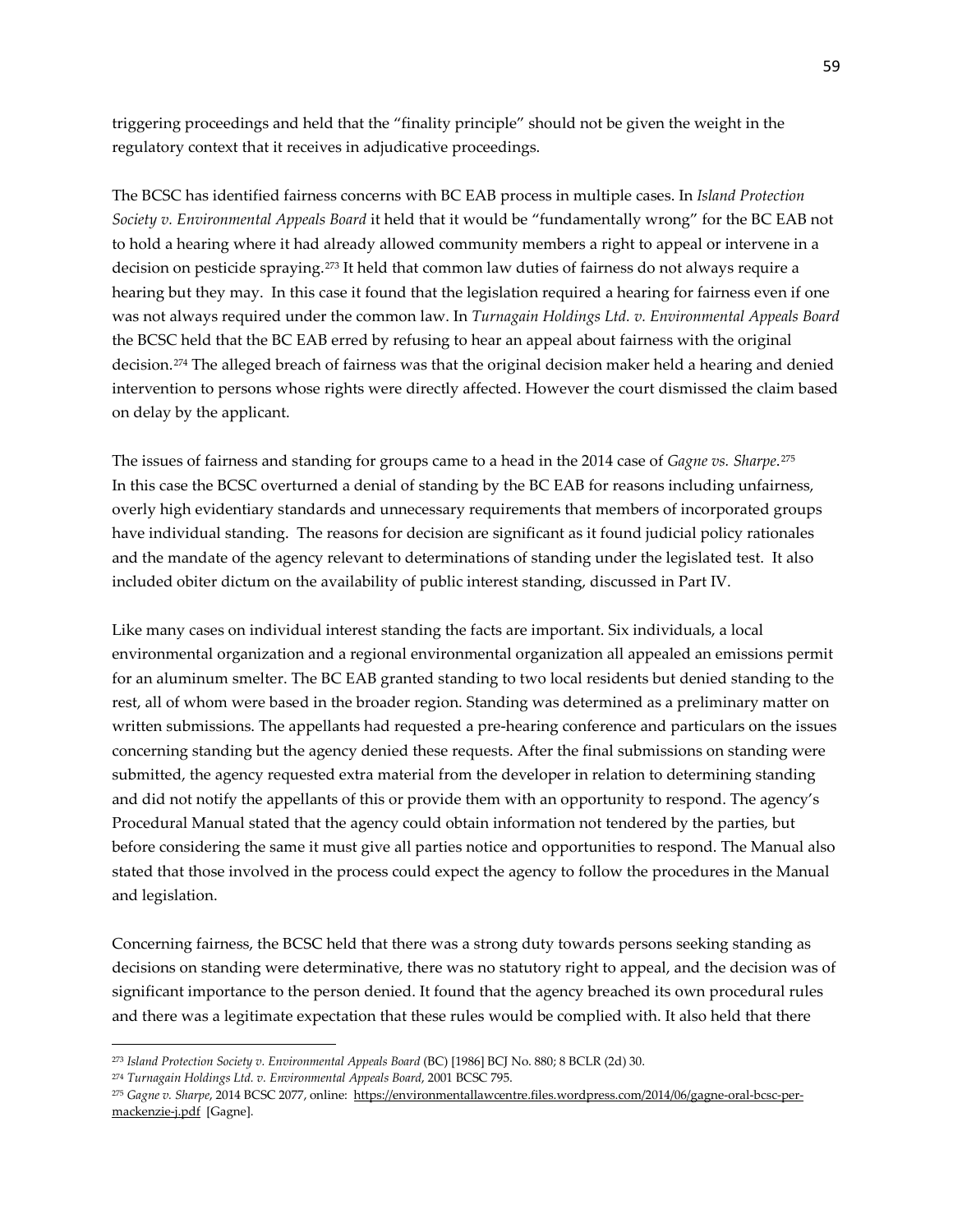triggering proceedings and held that the "finality principle" should not be given the weight in the regulatory context that it receives in adjudicative proceedings.

The BCSC has identified fairness concerns with BC EAB process in multiple cases. In *Island Protection Society v. Environmental Appeals Board* it held that it would be "fundamentally wrong" for the BC EAB not to hold a hearing where it had already allowed community members a right to appeal or intervene in a decision on pesticide spraying.[273] It held that common law duties of fairness do not always require a hearing but they may. In this case it found that the legislation required a hearing for fairness even if one was not always required under the common law. In *Turnagain Holdings Ltd. v. Environmental Appeals Board* the BCSC held that the BC EAB erred by refusing to hear an appeal about fairness with the original decision.[274] The alleged breach of fairness was that the original decision maker held a hearing and denied intervention to persons whose rights were directly affected. However the court dismissed the claim based on delay by the applicant.

The issues of fairness and standing for groups came to a head in the 2014 case of *Gagne vs. Sharpe*.[275] In this case the BCSC overturned a denial of standing by the BC EAB for reasons including unfairness, overly high evidentiary standards and unnecessary requirements that members of incorporated groups have individual standing. The reasons for decision are significant as it found judicial policy rationales and the mandate of the agency relevant to determinations of standing under the legislated test. It also included obiter dictum on the availability of public interest standing, discussed in Part IV.

Like many cases on individual interest standing the facts are important. Six individuals, a local environmental organization and a regional environmental organization all appealed an emissions permit for an aluminum smelter. The BC EAB granted standing to two local residents but denied standing to the rest, all of whom were based in the broader region. Standing was determined as a preliminary matter on written submissions. The appellants had requested a pre-hearing conference and particulars on the issues concerning standing but the agency denied these requests. After the final submissions on standing were submitted, the agency requested extra material from the developer in relation to determining standing and did not notify the appellants of this or provide them with an opportunity to respond. The agency's Procedural Manual stated that the agency could obtain information not tendered by the parties, but before considering the same it must give all parties notice and opportunities to respond. The Manual also stated that those involved in the process could expect the agency to follow the procedures in the Manual and legislation.

Concerning fairness, the BCSC held that there was a strong duty towards persons seeking standing as decisions on standing were determinative, there was no statutory right to appeal, and the decision was of significant importance to the person denied. It found that the agency breached its own procedural rules and there was a legitimate expectation that these rules would be complied with. It also held that there

---

[273] *Island Protection Society v. Environmental Appeals Board* (BC) [1986] BCJ No. 880; 8 BCLR (2d) 30.

[274] *Turnagain Holdings Ltd. v. Environmental Appeals Board*, 2001 BCSC 795.

[275] *Gagne v. Sharpe*, 2014 BCSC 2077, online: https://environmentallawcentre.files.wordpress.com/2014/06/gagne-oral-bcsc-per-mackenzie-j.pdf [Gagne].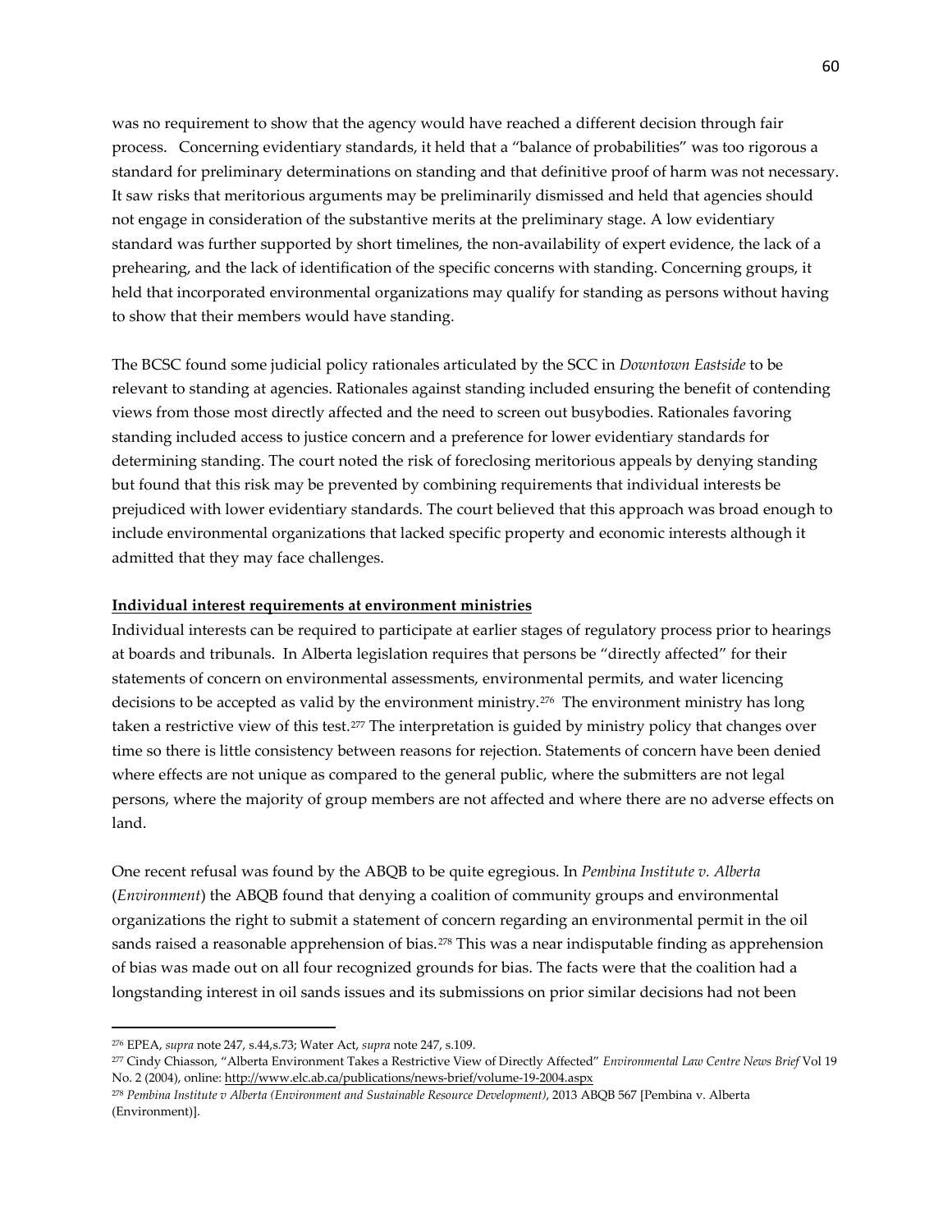was no requirement to show that the agency would have reached a different decision through fair process. Concerning evidentiary standards, it held that a "balance of probabilities" was too rigorous a standard for preliminary determinations on standing and that definitive proof of harm was not necessary. It saw risks that meritorious arguments may be preliminarily dismissed and held that agencies should not engage in consideration of the substantive merits at the preliminary stage. A low evidentiary standard was further supported by short timelines, the non-availability of expert evidence, the lack of a prehearing, and the lack of identification of the specific concerns with standing. Concerning groups, it held that incorporated environmental organizations may qualify for standing as persons without having to show that their members would have standing.

The BCSC found some judicial policy rationales articulated by the SCC in *Downtown Eastside* to be relevant to standing at agencies. Rationales against standing included ensuring the benefit of contending views from those most directly affected and the need to screen out busybodies. Rationales favoring standing included access to justice concern and a preference for lower evidentiary standards for determining standing. The court noted the risk of foreclosing meritorious appeals by denying standing but found that this risk may be prevented by combining requirements that individual interests be prejudiced with lower evidentiary standards. The court believed that this approach was broad enough to include environmental organizations that lacked specific property and economic interests although it admitted that they may face challenges.

**Individual interest requirements at environment ministries**

Individual interests can be required to participate at earlier stages of regulatory process prior to hearings at boards and tribunals. In Alberta legislation requires that persons be "directly affected" for their statements of concern on environmental assessments, environmental permits, and water licencing decisions to be accepted as valid by the environment ministry.[276] The environment ministry has long taken a restrictive view of this test.[277] The interpretation is guided by ministry policy that changes over time so there is little consistency between reasons for rejection. Statements of concern have been denied where effects are not unique as compared to the general public, where the submitters are not legal persons, where the majority of group members are not affected and where there are no adverse effects on land.

One recent refusal was found by the ABQB to be quite egregious. In *Pembina Institute v. Alberta* (*Environment*) the ABQB found that denying a coalition of community groups and environmental organizations the right to submit a statement of concern regarding an environmental permit in the oil sands raised a reasonable apprehension of bias.[278] This was a near indisputable finding as apprehension of bias was made out on all four recognized grounds for bias. The facts were that the coalition had a longstanding interest in oil sands issues and its submissions on prior similar decisions had not been

---

[276] EPEA, *supra* note 247, s.44,s.73; Water Act, *supra* note 247, s.109.

[277] Cindy Chiasson, "Alberta Environment Takes a Restrictive View of Directly Affected" *Environmental Law Centre News Brief* Vol 19 No. 2 (2004), online: http://www.elc.ab.ca/publications/news-brief/volume-19-2004.aspx

[278] *Pembina Institute v Alberta (Environment and Sustainable Resource Development)*, 2013 ABQB 567 [Pembina v. Alberta (Environment)].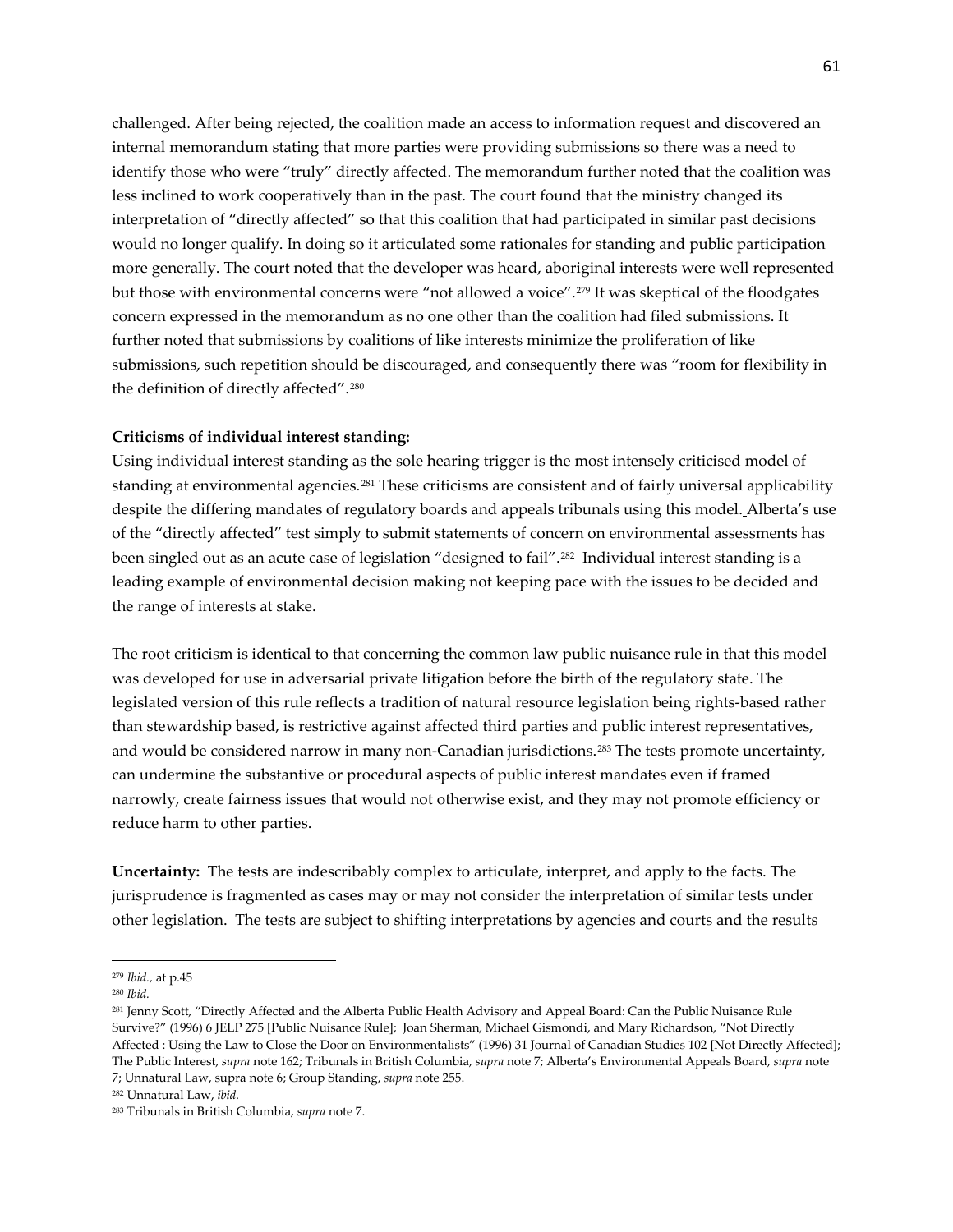challenged. After being rejected, the coalition made an access to information request and discovered an internal memorandum stating that more parties were providing submissions so there was a need to identify those who were "truly" directly affected. The memorandum further noted that the coalition was less inclined to work cooperatively than in the past. The court found that the ministry changed its interpretation of "directly affected" so that this coalition that had participated in similar past decisions would no longer qualify. In doing so it articulated some rationales for standing and public participation more generally. The court noted that the developer was heard, aboriginal interests were well represented but those with environmental concerns were "not allowed a voice".[279] It was skeptical of the floodgates concern expressed in the memorandum as no one other than the coalition had filed submissions. It further noted that submissions by coalitions of like interests minimize the proliferation of like submissions, such repetition should be discouraged, and consequently there was "room for flexibility in the definition of directly affected".[280]

**Criticisms of individual interest standing:**

Using individual interest standing as the sole hearing trigger is the most intensely criticised model of standing at environmental agencies.[281] These criticisms are consistent and of fairly universal applicability despite the differing mandates of regulatory boards and appeals tribunals using this model. Alberta's use of the "directly affected" test simply to submit statements of concern on environmental assessments has been singled out as an acute case of legislation "designed to fail".[282] Individual interest standing is a leading example of environmental decision making not keeping pace with the issues to be decided and the range of interests at stake.

The root criticism is identical to that concerning the common law public nuisance rule in that this model was developed for use in adversarial private litigation before the birth of the regulatory state. The legislated version of this rule reflects a tradition of natural resource legislation being rights-based rather than stewardship based, is restrictive against affected third parties and public interest representatives, and would be considered narrow in many non-Canadian jurisdictions.[283] The tests promote uncertainty, can undermine the substantive or procedural aspects of public interest mandates even if framed narrowly, create fairness issues that would not otherwise exist, and they may not promote efficiency or reduce harm to other parties.

**Uncertainty:** The tests are indescribably complex to articulate, interpret, and apply to the facts. The jurisprudence is fragmented as cases may or may not consider the interpretation of similar tests under other legislation. The tests are subject to shifting interpretations by agencies and courts and the results

---

[279] *Ibid.*, at p.45

[280] *Ibid.*

[281] Jenny Scott, "Directly Affected and the Alberta Public Health Advisory and Appeal Board: Can the Public Nuisance Rule Survive?" (1996) 6 JELP 275 [Public Nuisance Rule]; Joan Sherman, Michael Gismondi, and Mary Richardson, "Not Directly Affected : Using the Law to Close the Door on Environmentalists" (1996) 31 Journal of Canadian Studies 102 [Not Directly Affected]; The Public Interest, *supra* note 162; Tribunals in British Columbia, *supra* note 7; Alberta's Environmental Appeals Board, *supra* note 7; Unnatural Law, supra note 6; Group Standing, *supra* note 255.

[282] Unnatural Law, *ibid.*

[283] Tribunals in British Columbia, *supra* note 7.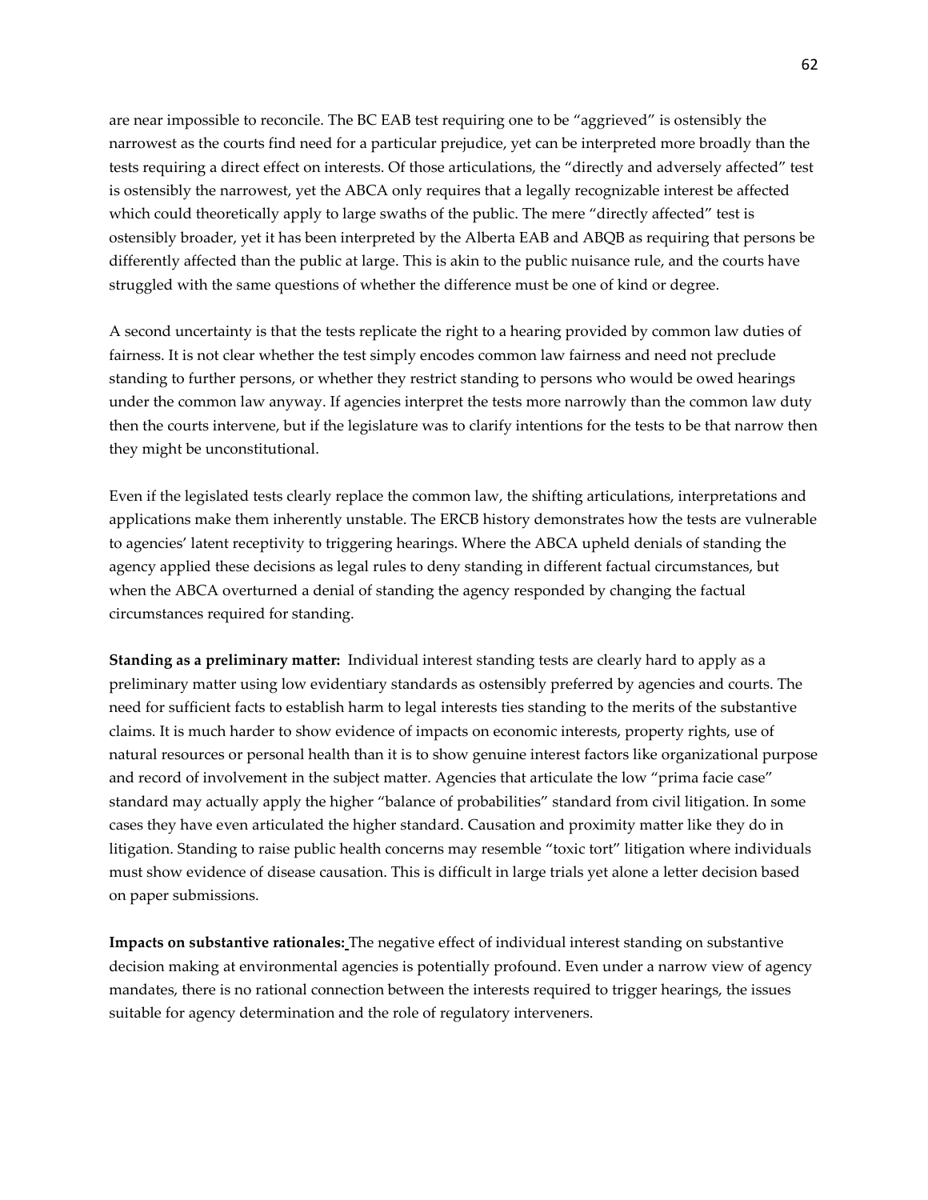are near impossible to reconcile. The BC EAB test requiring one to be "aggrieved" is ostensibly the narrowest as the courts find need for a particular prejudice, yet can be interpreted more broadly than the tests requiring a direct effect on interests. Of those articulations, the "directly and adversely affected" test is ostensibly the narrowest, yet the ABCA only requires that a legally recognizable interest be affected which could theoretically apply to large swaths of the public. The mere "directly affected" test is ostensibly broader, yet it has been interpreted by the Alberta EAB and ABQB as requiring that persons be differently affected than the public at large. This is akin to the public nuisance rule, and the courts have struggled with the same questions of whether the difference must be one of kind or degree.

A second uncertainty is that the tests replicate the right to a hearing provided by common law duties of fairness. It is not clear whether the test simply encodes common law fairness and need not preclude standing to further persons, or whether they restrict standing to persons who would be owed hearings under the common law anyway. If agencies interpret the tests more narrowly than the common law duty then the courts intervene, but if the legislature was to clarify intentions for the tests to be that narrow then they might be unconstitutional.

Even if the legislated tests clearly replace the common law, the shifting articulations, interpretations and applications make them inherently unstable. The ERCB history demonstrates how the tests are vulnerable to agencies' latent receptivity to triggering hearings. Where the ABCA upheld denials of standing the agency applied these decisions as legal rules to deny standing in different factual circumstances, but when the ABCA overturned a denial of standing the agency responded by changing the factual circumstances required for standing.

**Standing as a preliminary matter:** Individual interest standing tests are clearly hard to apply as a preliminary matter using low evidentiary standards as ostensibly preferred by agencies and courts. The need for sufficient facts to establish harm to legal interests ties standing to the merits of the substantive claims. It is much harder to show evidence of impacts on economic interests, property rights, use of natural resources or personal health than it is to show genuine interest factors like organizational purpose and record of involvement in the subject matter. Agencies that articulate the low "prima facie case" standard may actually apply the higher "balance of probabilities" standard from civil litigation. In some cases they have even articulated the higher standard. Causation and proximity matter like they do in litigation. Standing to raise public health concerns may resemble "toxic tort" litigation where individuals must show evidence of disease causation. This is difficult in large trials yet alone a letter decision based on paper submissions.

**Impacts on substantive rationales:** The negative effect of individual interest standing on substantive decision making at environmental agencies is potentially profound. Even under a narrow view of agency mandates, there is no rational connection between the interests required to trigger hearings, the issues suitable for agency determination and the role of regulatory interveners.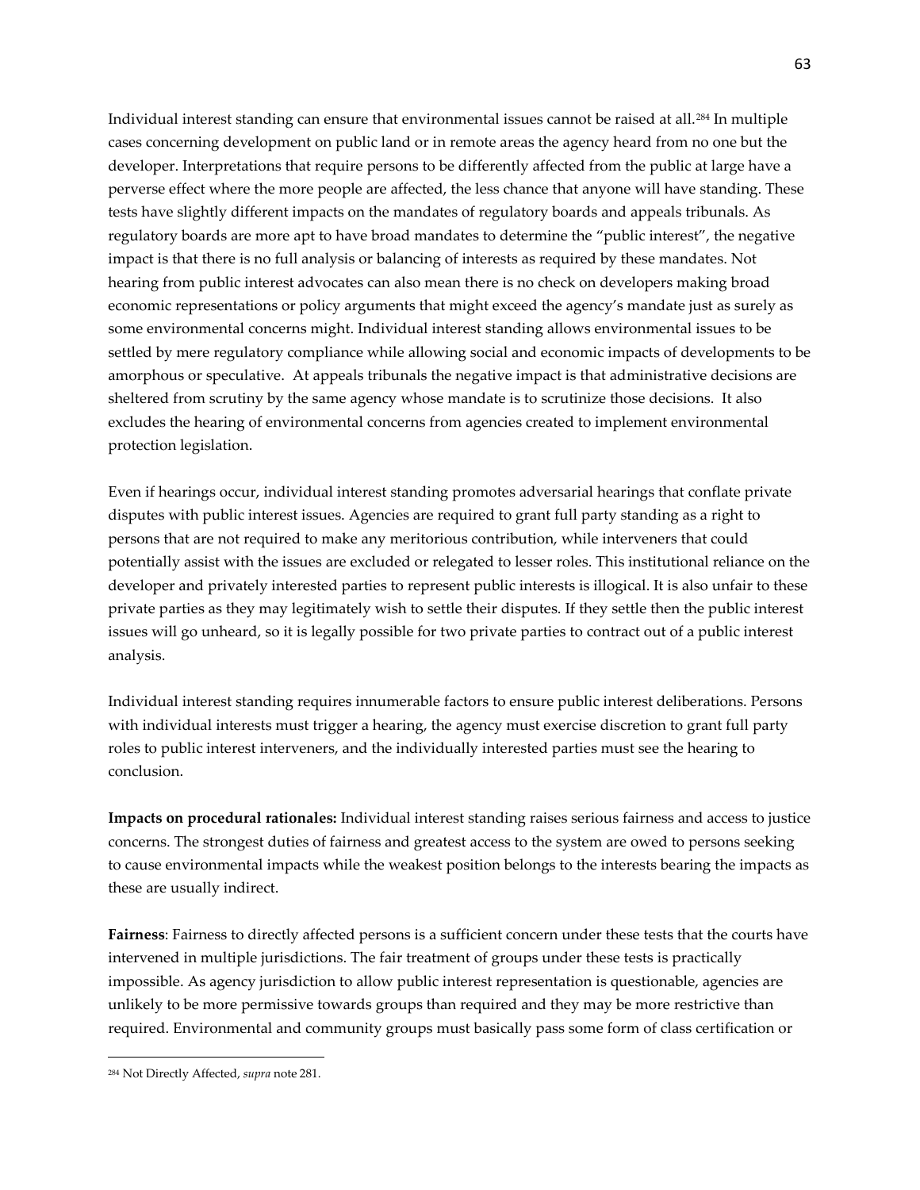Individual interest standing can ensure that environmental issues cannot be raised at all.[284] In multiple cases concerning development on public land or in remote areas the agency heard from no one but the developer. Interpretations that require persons to be differently affected from the public at large have a perverse effect where the more people are affected, the less chance that anyone will have standing. These tests have slightly different impacts on the mandates of regulatory boards and appeals tribunals. As regulatory boards are more apt to have broad mandates to determine the "public interest", the negative impact is that there is no full analysis or balancing of interests as required by these mandates. Not hearing from public interest advocates can also mean there is no check on developers making broad economic representations or policy arguments that might exceed the agency's mandate just as surely as some environmental concerns might. Individual interest standing allows environmental issues to be settled by mere regulatory compliance while allowing social and economic impacts of developments to be amorphous or speculative. At appeals tribunals the negative impact is that administrative decisions are sheltered from scrutiny by the same agency whose mandate is to scrutinize those decisions. It also excludes the hearing of environmental concerns from agencies created to implement environmental protection legislation.

Even if hearings occur, individual interest standing promotes adversarial hearings that conflate private disputes with public interest issues. Agencies are required to grant full party standing as a right to persons that are not required to make any meritorious contribution, while interveners that could potentially assist with the issues are excluded or relegated to lesser roles. This institutional reliance on the developer and privately interested parties to represent public interests is illogical. It is also unfair to these private parties as they may legitimately wish to settle their disputes. If they settle then the public interest issues will go unheard, so it is legally possible for two private parties to contract out of a public interest analysis.

Individual interest standing requires innumerable factors to ensure public interest deliberations. Persons with individual interests must trigger a hearing, the agency must exercise discretion to grant full party roles to public interest interveners, and the individually interested parties must see the hearing to conclusion.

**Impacts on procedural rationales:** Individual interest standing raises serious fairness and access to justice concerns. The strongest duties of fairness and greatest access to the system are owed to persons seeking to cause environmental impacts while the weakest position belongs to the interests bearing the impacts as these are usually indirect.

**Fairness**: Fairness to directly affected persons is a sufficient concern under these tests that the courts have intervened in multiple jurisdictions. The fair treatment of groups under these tests is practically impossible. As agency jurisdiction to allow public interest representation is questionable, agencies are unlikely to be more permissive towards groups than required and they may be more restrictive than required. Environmental and community groups must basically pass some form of class certification or

---

[284] Not Directly Affected, *supra* note 281.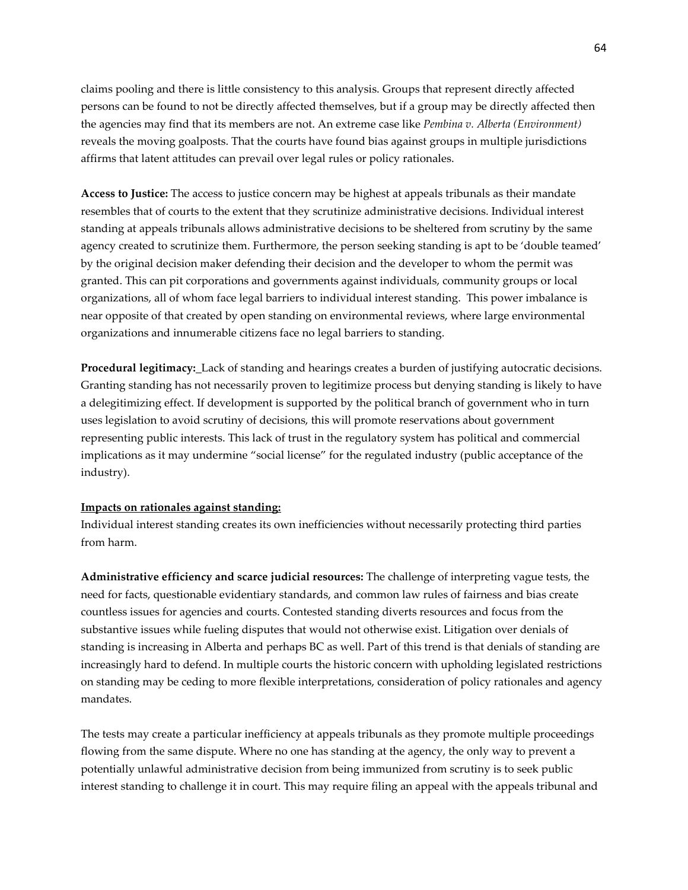claims pooling and there is little consistency to this analysis. Groups that represent directly affected persons can be found to not be directly affected themselves, but if a group may be directly affected then the agencies may find that its members are not. An extreme case like *Pembina v. Alberta (Environment)* reveals the moving goalposts. That the courts have found bias against groups in multiple jurisdictions affirms that latent attitudes can prevail over legal rules or policy rationales.

**Access to Justice:** The access to justice concern may be highest at appeals tribunals as their mandate resembles that of courts to the extent that they scrutinize administrative decisions. Individual interest standing at appeals tribunals allows administrative decisions to be sheltered from scrutiny by the same agency created to scrutinize them. Furthermore, the person seeking standing is apt to be 'double teamed' by the original decision maker defending their decision and the developer to whom the permit was granted. This can pit corporations and governments against individuals, community groups or local organizations, all of whom face legal barriers to individual interest standing. This power imbalance is near opposite of that created by open standing on environmental reviews, where large environmental organizations and innumerable citizens face no legal barriers to standing.

**Procedural legitimacy:** Lack of standing and hearings creates a burden of justifying autocratic decisions. Granting standing has not necessarily proven to legitimize process but denying standing is likely to have a delegitimizing effect. If development is supported by the political branch of government who in turn uses legislation to avoid scrutiny of decisions, this will promote reservations about government representing public interests. This lack of trust in the regulatory system has political and commercial implications as it may undermine "social license" for the regulated industry (public acceptance of the industry).

**Impacts on rationales against standing:**

Individual interest standing creates its own inefficiencies without necessarily protecting third parties from harm.

**Administrative efficiency and scarce judicial resources:** The challenge of interpreting vague tests, the need for facts, questionable evidentiary standards, and common law rules of fairness and bias create countless issues for agencies and courts. Contested standing diverts resources and focus from the substantive issues while fueling disputes that would not otherwise exist. Litigation over denials of standing is increasing in Alberta and perhaps BC as well. Part of this trend is that denials of standing are increasingly hard to defend. In multiple courts the historic concern with upholding legislated restrictions on standing may be ceding to more flexible interpretations, consideration of policy rationales and agency mandates.

The tests may create a particular inefficiency at appeals tribunals as they promote multiple proceedings flowing from the same dispute. Where no one has standing at the agency, the only way to prevent a potentially unlawful administrative decision from being immunized from scrutiny is to seek public interest standing to challenge it in court. This may require filing an appeal with the appeals tribunal and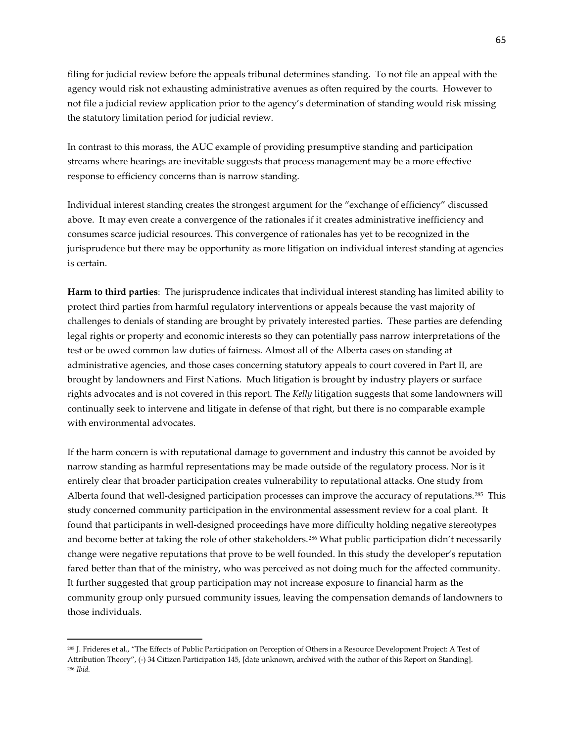filing for judicial review before the appeals tribunal determines standing. To not file an appeal with the agency would risk not exhausting administrative avenues as often required by the courts. However to not file a judicial review application prior to the agency's determination of standing would risk missing the statutory limitation period for judicial review.

In contrast to this morass, the AUC example of providing presumptive standing and participation streams where hearings are inevitable suggests that process management may be a more effective response to efficiency concerns than is narrow standing.

Individual interest standing creates the strongest argument for the "exchange of efficiency" discussed above. It may even create a convergence of the rationales if it creates administrative inefficiency and consumes scarce judicial resources. This convergence of rationales has yet to be recognized in the jurisprudence but there may be opportunity as more litigation on individual interest standing at agencies is certain.

**Harm to third parties**: The jurisprudence indicates that individual interest standing has limited ability to protect third parties from harmful regulatory interventions or appeals because the vast majority of challenges to denials of standing are brought by privately interested parties. These parties are defending legal rights or property and economic interests so they can potentially pass narrow interpretations of the test or be owed common law duties of fairness. Almost all of the Alberta cases on standing at administrative agencies, and those cases concerning statutory appeals to court covered in Part II, are brought by landowners and First Nations. Much litigation is brought by industry players or surface rights advocates and is not covered in this report. The *Kelly* litigation suggests that some landowners will continually seek to intervene and litigate in defense of that right, but there is no comparable example with environmental advocates.

If the harm concern is with reputational damage to government and industry this cannot be avoided by narrow standing as harmful representations may be made outside of the regulatory process. Nor is it entirely clear that broader participation creates vulnerability to reputational attacks. One study from Alberta found that well-designed participation processes can improve the accuracy of reputations.[285] This study concerned community participation in the environmental assessment review for a coal plant. It found that participants in well-designed proceedings have more difficulty holding negative stereotypes and become better at taking the role of other stakeholders.[286] What public participation didn't necessarily change were negative reputations that prove to be well founded. In this study the developer's reputation fared better than that of the ministry, who was perceived as not doing much for the affected community. It further suggested that group participation may not increase exposure to financial harm as the community group only pursued community issues, leaving the compensation demands of landowners to those individuals.

---

[285] J. Frideres et al., "The Effects of Public Participation on Perception of Others in a Resource Development Project: A Test of Attribution Theory", (-) 34 Citizen Participation 145, [date unknown, archived with the author of this Report on Standing].
[286] *Ibid.*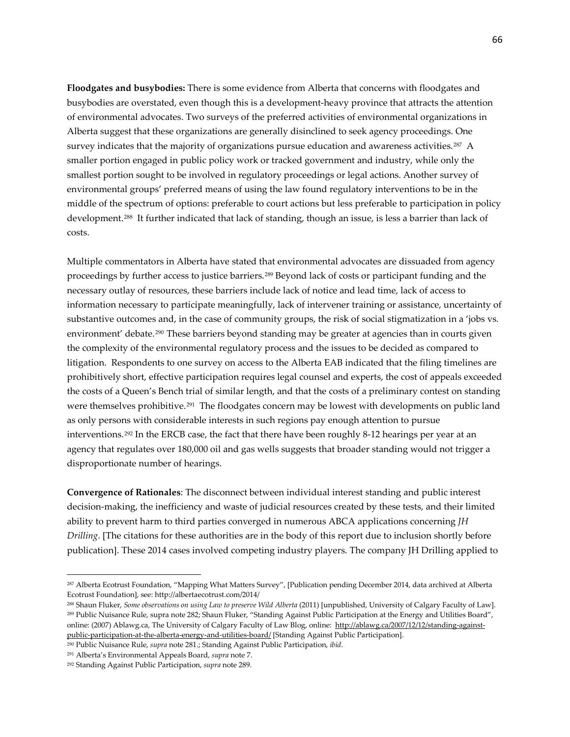**Floodgates and busybodies:** There is some evidence from Alberta that concerns with floodgates and busybodies are overstated, even though this is a development-heavy province that attracts the attention of environmental advocates. Two surveys of the preferred activities of environmental organizations in Alberta suggest that these organizations are generally disinclined to seek agency proceedings. One survey indicates that the majority of organizations pursue education and awareness activities.[287] A smaller portion engaged in public policy work or tracked government and industry, while only the smallest portion sought to be involved in regulatory proceedings or legal actions. Another survey of environmental groups' preferred means of using the law found regulatory interventions to be in the middle of the spectrum of options: preferable to court actions but less preferable to participation in policy development.[288] It further indicated that lack of standing, though an issue, is less a barrier than lack of costs.

Multiple commentators in Alberta have stated that environmental advocates are dissuaded from agency proceedings by further access to justice barriers.[289] Beyond lack of costs or participant funding and the necessary outlay of resources, these barriers include lack of notice and lead time, lack of access to information necessary to participate meaningfully, lack of intervener training or assistance, uncertainty of substantive outcomes and, in the case of community groups, the risk of social stigmatization in a 'jobs vs. environment' debate.[290] These barriers beyond standing may be greater at agencies than in courts given the complexity of the environmental regulatory process and the issues to be decided as compared to litigation. Respondents to one survey on access to the Alberta EAB indicated that the filing timelines are prohibitively short, effective participation requires legal counsel and experts, the cost of appeals exceeded the costs of a Queen's Bench trial of similar length, and that the costs of a preliminary contest on standing were themselves prohibitive.[291] The floodgates concern may be lowest with developments on public land as only persons with considerable interests in such regions pay enough attention to pursue interventions.[292] In the ERCB case, the fact that there have been roughly 8-12 hearings per year at an agency that regulates over 180,000 oil and gas wells suggests that broader standing would not trigger a disproportionate number of hearings.

**Convergence of Rationales**: The disconnect between individual interest standing and public interest decision-making, the inefficiency and waste of judicial resources created by these tests, and their limited ability to prevent harm to third parties converged in numerous ABCA applications concerning *JH Drilling*. [The citations for these authorities are in the body of this report due to inclusion shortly before publication]. These 2014 cases involved competing industry players. The company JH Drilling applied to

---

[287] Alberta Ecotrust Foundation, "Mapping What Matters Survey", [Publication pending December 2014, data archived at Alberta Ecotrust Foundation], see: http://albertaecotrust.com/2014/

[288] Shaun Fluker, *Some observations on using Law to preserve Wild Alberta* (2011) [unpublished, University of Calgary Faculty of Law].

[289] Public Nuisance Rule, supra note 282; Shaun Fluker, "Standing Against Public Participation at the Energy and Utilities Board", online: (2007) Ablawg.ca, The University of Calgary Faculty of Law Blog, online: http://ablawg.ca/2007/12/12/standing-against-public-participation-at-the-alberta-energy-and-utilities-board/ [Standing Against Public Participation].

[290] Public Nuisance Rule, *supra* note 281.; Standing Against Public Participation, *ibid*.

[291] Alberta's Environmental Appeals Board, *supra* note 7.

[292] Standing Against Public Participation, *supra* note 289.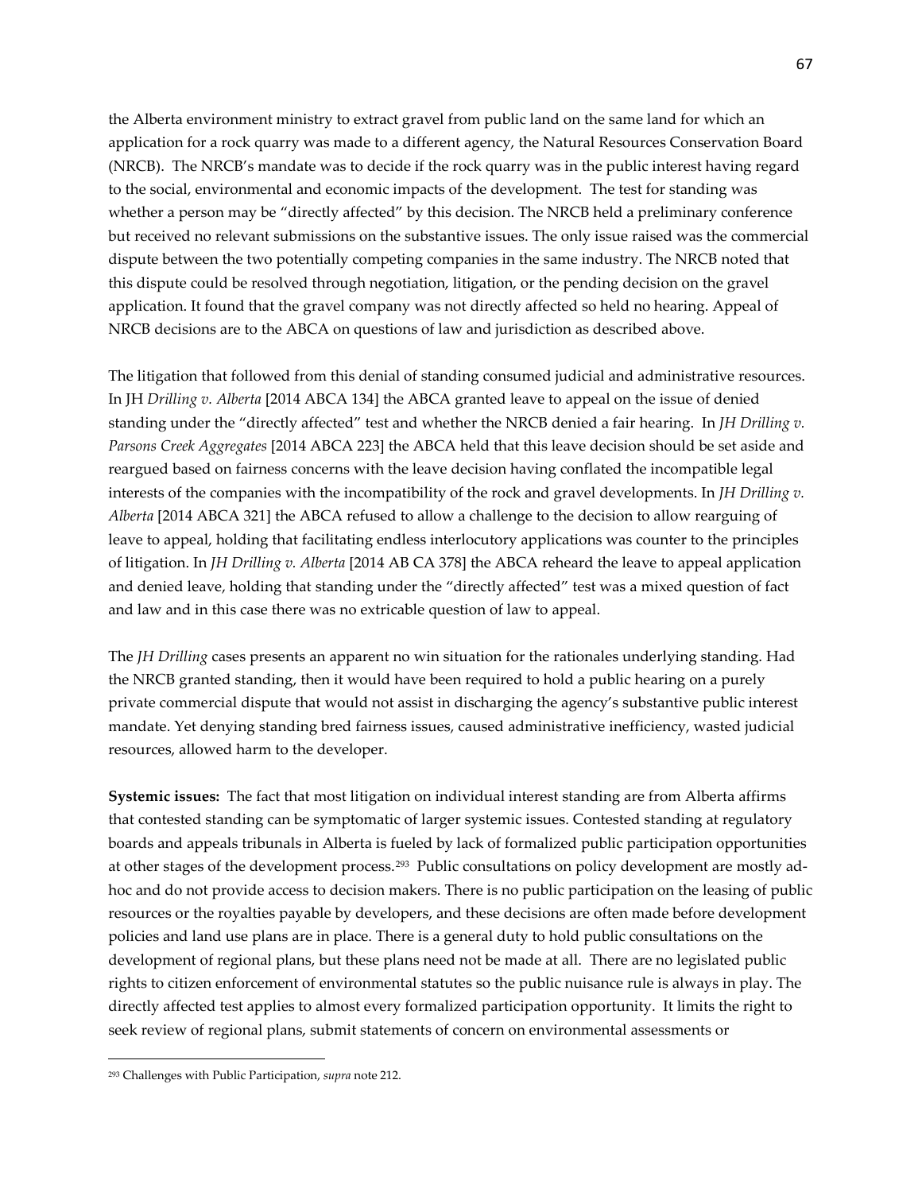the Alberta environment ministry to extract gravel from public land on the same land for which an application for a rock quarry was made to a different agency, the Natural Resources Conservation Board (NRCB). The NRCB's mandate was to decide if the rock quarry was in the public interest having regard to the social, environmental and economic impacts of the development. The test for standing was whether a person may be "directly affected" by this decision. The NRCB held a preliminary conference but received no relevant submissions on the substantive issues. The only issue raised was the commercial dispute between the two potentially competing companies in the same industry. The NRCB noted that this dispute could be resolved through negotiation, litigation, or the pending decision on the gravel application. It found that the gravel company was not directly affected so held no hearing. Appeal of NRCB decisions are to the ABCA on questions of law and jurisdiction as described above.

The litigation that followed from this denial of standing consumed judicial and administrative resources. In JH *Drilling v. Alberta* [2014 ABCA 134] the ABCA granted leave to appeal on the issue of denied standing under the "directly affected" test and whether the NRCB denied a fair hearing. In *JH Drilling v. Parsons Creek Aggregates* [2014 ABCA 223] the ABCA held that this leave decision should be set aside and reargued based on fairness concerns with the leave decision having conflated the incompatible legal interests of the companies with the incompatibility of the rock and gravel developments. In *JH Drilling v. Alberta* [2014 ABCA 321] the ABCA refused to allow a challenge to the decision to allow rearguing of leave to appeal, holding that facilitating endless interlocutory applications was counter to the principles of litigation. In *JH Drilling v. Alberta* [2014 AB CA 378] the ABCA reheard the leave to appeal application and denied leave, holding that standing under the "directly affected" test was a mixed question of fact and law and in this case there was no extricable question of law to appeal.

The *JH Drilling* cases presents an apparent no win situation for the rationales underlying standing. Had the NRCB granted standing, then it would have been required to hold a public hearing on a purely private commercial dispute that would not assist in discharging the agency's substantive public interest mandate. Yet denying standing bred fairness issues, caused administrative inefficiency, wasted judicial resources, allowed harm to the developer.

**Systemic issues:** The fact that most litigation on individual interest standing are from Alberta affirms that contested standing can be symptomatic of larger systemic issues. Contested standing at regulatory boards and appeals tribunals in Alberta is fueled by lack of formalized public participation opportunities at other stages of the development process.[293] Public consultations on policy development are mostly ad-hoc and do not provide access to decision makers. There is no public participation on the leasing of public resources or the royalties payable by developers, and these decisions are often made before development policies and land use plans are in place. There is a general duty to hold public consultations on the development of regional plans, but these plans need not be made at all. There are no legislated public rights to citizen enforcement of environmental statutes so the public nuisance rule is always in play. The directly affected test applies to almost every formalized participation opportunity. It limits the right to seek review of regional plans, submit statements of concern on environmental assessments or

[293] Challenges with Public Participation, *supra* note 212.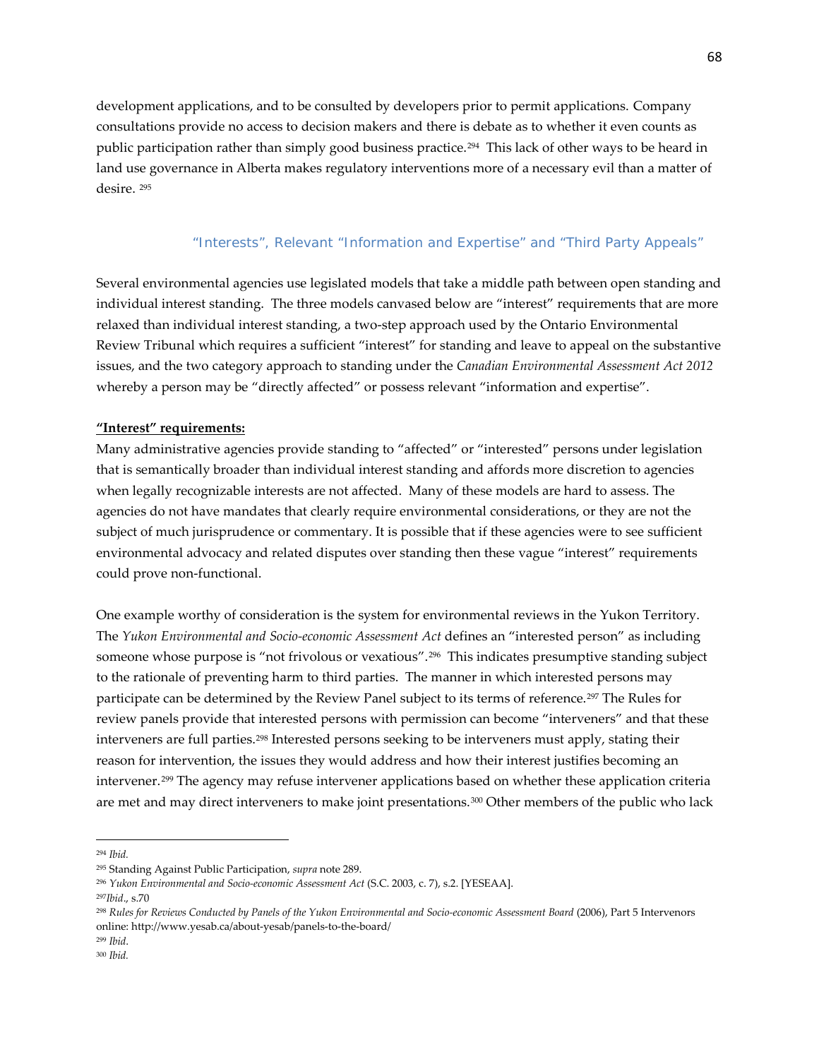development applications, and to be consulted by developers prior to permit applications. Company consultations provide no access to decision makers and there is debate as to whether it even counts as public participation rather than simply good business practice.[294] This lack of other ways to be heard in land use governance in Alberta makes regulatory interventions more of a necessary evil than a matter of desire. [295]

### "Interests", Relevant "Information and Expertise" and "Third Party Appeals"

Several environmental agencies use legislated models that take a middle path between open standing and individual interest standing. The three models canvased below are "interest" requirements that are more relaxed than individual interest standing, a two-step approach used by the Ontario Environmental Review Tribunal which requires a sufficient "interest" for standing and leave to appeal on the substantive issues, and the two category approach to standing under the *Canadian Environmental Assessment Act 2012* whereby a person may be "directly affected" or possess relevant "information and expertise".

**"Interest" requirements:**

Many administrative agencies provide standing to "affected" or "interested" persons under legislation that is semantically broader than individual interest standing and affords more discretion to agencies when legally recognizable interests are not affected. Many of these models are hard to assess. The agencies do not have mandates that clearly require environmental considerations, or they are not the subject of much jurisprudence or commentary. It is possible that if these agencies were to see sufficient environmental advocacy and related disputes over standing then these vague "interest" requirements could prove non-functional.

One example worthy of consideration is the system for environmental reviews in the Yukon Territory. The *Yukon Environmental and Socio-economic Assessment Act* defines an "interested person" as including someone whose purpose is "not frivolous or vexatious".[296] This indicates presumptive standing subject to the rationale of preventing harm to third parties. The manner in which interested persons may participate can be determined by the Review Panel subject to its terms of reference.[297] The Rules for review panels provide that interested persons with permission can become "interveners" and that these interveners are full parties.[298] Interested persons seeking to be interveners must apply, stating their reason for intervention, the issues they would address and how their interest justifies becoming an intervener.[299] The agency may refuse intervener applications based on whether these application criteria are met and may direct interveners to make joint presentations.[300] Other members of the public who lack

---

[294] *Ibid.*

[295] Standing Against Public Participation, *supra* note 289.

[296] *Yukon Environmental and Socio-economic Assessment Act* (S.C. 2003, c. 7), s.2. [YESEAA].

[297] *Ibid.*, s.70

[298] *Rules for Reviews Conducted by Panels of the Yukon Environmental and Socio-economic Assessment Board* (2006), Part 5 Intervenors online: http://www.yesab.ca/about-yesab/panels-to-the-board/

[299] *Ibid.*

[300] *Ibid.*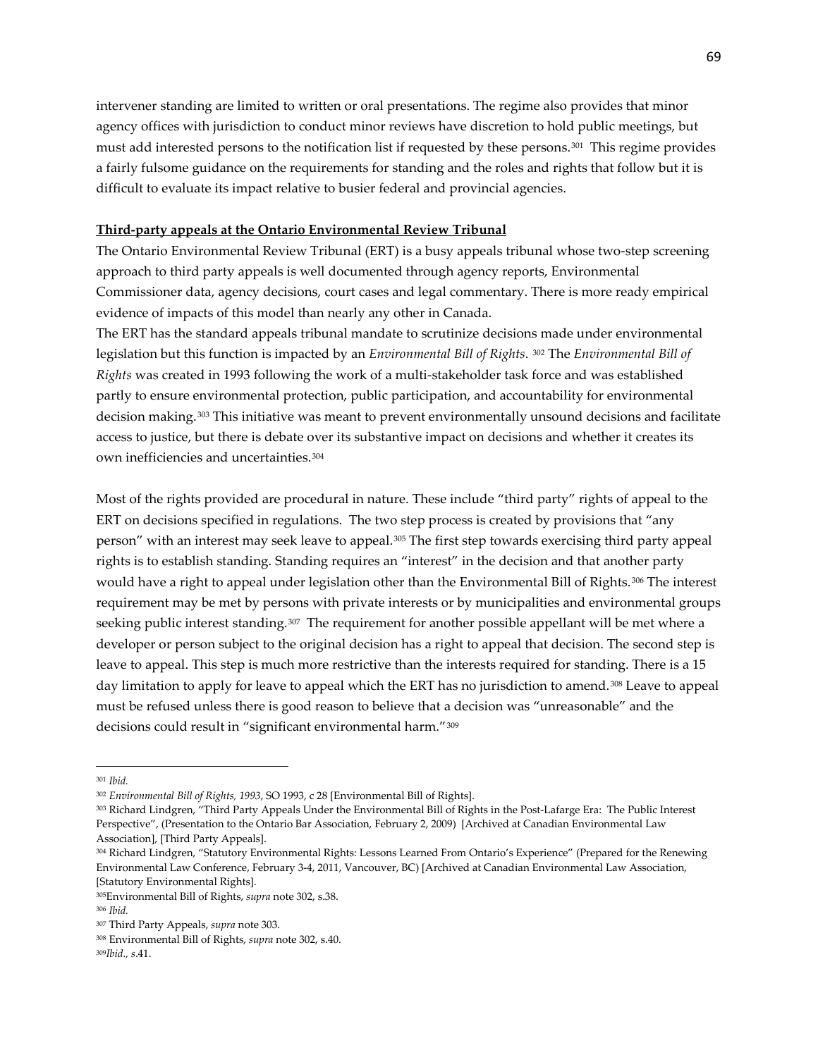intervener standing are limited to written or oral presentations. The regime also provides that minor agency offices with jurisdiction to conduct minor reviews have discretion to hold public meetings, but must add interested persons to the notification list if requested by these persons.[301] This regime provides a fairly fulsome guidance on the requirements for standing and the roles and rights that follow but it is difficult to evaluate its impact relative to busier federal and provincial agencies.

**Third-party appeals at the Ontario Environmental Review Tribunal**

The Ontario Environmental Review Tribunal (ERT) is a busy appeals tribunal whose two-step screening approach to third party appeals is well documented through agency reports, Environmental Commissioner data, agency decisions, court cases and legal commentary. There is more ready empirical evidence of impacts of this model than nearly any other in Canada.

The ERT has the standard appeals tribunal mandate to scrutinize decisions made under environmental legislation but this function is impacted by an *Environmental Bill of Rights*. [302] The *Environmental Bill of Rights* was created in 1993 following the work of a multi-stakeholder task force and was established partly to ensure environmental protection, public participation, and accountability for environmental decision making.[303] This initiative was meant to prevent environmentally unsound decisions and facilitate access to justice, but there is debate over its substantive impact on decisions and whether it creates its own inefficiencies and uncertainties.[304]

Most of the rights provided are procedural in nature. These include "third party" rights of appeal to the ERT on decisions specified in regulations. The two step process is created by provisions that "any person" with an interest may seek leave to appeal.[305] The first step towards exercising third party appeal rights is to establish standing. Standing requires an "interest" in the decision and that another party would have a right to appeal under legislation other than the Environmental Bill of Rights.[306] The interest requirement may be met by persons with private interests or by municipalities and environmental groups seeking public interest standing.[307] The requirement for another possible appellant will be met where a developer or person subject to the original decision has a right to appeal that decision. The second step is leave to appeal. This step is much more restrictive than the interests required for standing. There is a 15 day limitation to apply for leave to appeal which the ERT has no jurisdiction to amend.[308] Leave to appeal must be refused unless there is good reason to believe that a decision was "unreasonable" and the decisions could result in "significant environmental harm."[309]

---

[301] *Ibid.*

[302] *Environmental Bill of Rights, 1993*, SO 1993, c 28 [Environmental Bill of Rights].

[303] Richard Lindgren, "Third Party Appeals Under the Environmental Bill of Rights in the Post-Lafarge Era: The Public Interest Perspective", (Presentation to the Ontario Bar Association, February 2, 2009) [Archived at Canadian Environmental Law Association], [Third Party Appeals].

[304] Richard Lindgren, "Statutory Environmental Rights: Lessons Learned From Ontario's Experience" (Prepared for the Renewing Environmental Law Conference, February 3-4, 2011, Vancouver, BC) [Archived at Canadian Environmental Law Association, [Statutory Environmental Rights].

[305] Environmental Bill of Rights, *supra* note 302, s.38.

[306] *Ibid.*

[307] Third Party Appeals, *supra* note 303.

[308] Environmental Bill of Rights, *supra* note 302, s.40.

[309] *Ibid., s.*41.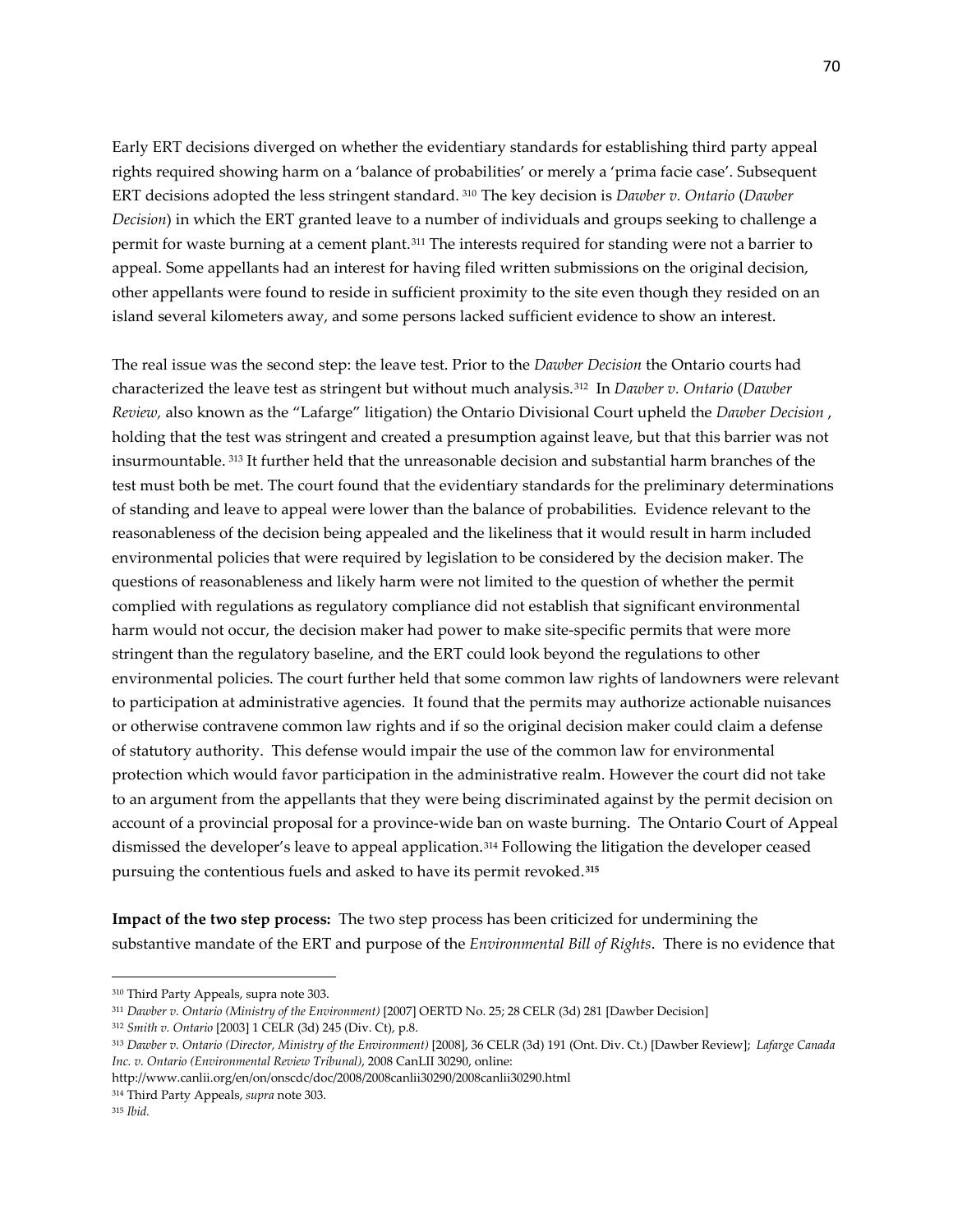Early ERT decisions diverged on whether the evidentiary standards for establishing third party appeal rights required showing harm on a 'balance of probabilities' or merely a 'prima facie case'. Subsequent ERT decisions adopted the less stringent standard. [310] The key decision is *Dawber v. Ontario* (*Dawber Decision*) in which the ERT granted leave to a number of individuals and groups seeking to challenge a permit for waste burning at a cement plant.[311] The interests required for standing were not a barrier to appeal. Some appellants had an interest for having filed written submissions on the original decision, other appellants were found to reside in sufficient proximity to the site even though they resided on an island several kilometers away, and some persons lacked sufficient evidence to show an interest.

The real issue was the second step: the leave test. Prior to the *Dawber Decision* the Ontario courts had characterized the leave test as stringent but without much analysis.[312] In *Dawber v. Ontario* (*Dawber Review,* also known as the "Lafarge" litigation) the Ontario Divisional Court upheld the *Dawber Decision* , holding that the test was stringent and created a presumption against leave, but that this barrier was not insurmountable. [313] It further held that the unreasonable decision and substantial harm branches of the test must both be met. The court found that the evidentiary standards for the preliminary determinations of standing and leave to appeal were lower than the balance of probabilities. Evidence relevant to the reasonableness of the decision being appealed and the likeliness that it would result in harm included environmental policies that were required by legislation to be considered by the decision maker. The questions of reasonableness and likely harm were not limited to the question of whether the permit complied with regulations as regulatory compliance did not establish that significant environmental harm would not occur, the decision maker had power to make site-specific permits that were more stringent than the regulatory baseline, and the ERT could look beyond the regulations to other environmental policies. The court further held that some common law rights of landowners were relevant to participation at administrative agencies. It found that the permits may authorize actionable nuisances or otherwise contravene common law rights and if so the original decision maker could claim a defense of statutory authority. This defense would impair the use of the common law for environmental protection which would favor participation in the administrative realm. However the court did not take to an argument from the appellants that they were being discriminated against by the permit decision on account of a provincial proposal for a province-wide ban on waste burning. The Ontario Court of Appeal dismissed the developer's leave to appeal application.[314] Following the litigation the developer ceased pursuing the contentious fuels and asked to have its permit revoked.[315]

**Impact of the two step process:** The two step process has been criticized for undermining the substantive mandate of the ERT and purpose of the *Environmental Bill of Rights*. There is no evidence that

---

[310] Third Party Appeals, supra note 303.

[311] *Dawber v. Ontario (Ministry of the Environment)* [2007] OERTD No. 25; 28 CELR (3d) 281 [Dawber Decision]

[312] *Smith v. Ontario* [2003] 1 CELR (3d) 245 (Div. Ct), p.8.

[313] *Dawber v. Ontario (Director, Ministry of the Environment)* [2008], 36 CELR (3d) 191 (Ont. Div. Ct.) [Dawber Review]; *Lafarge Canada Inc. v. Ontario (Environmental Review Tribunal)*, 2008 CanLII 30290, online: http://www.canlii.org/en/on/onscdc/doc/2008/2008canlii30290/2008canlii30290.html

[314] Third Party Appeals, *supra* note 303.

[315] *Ibid.*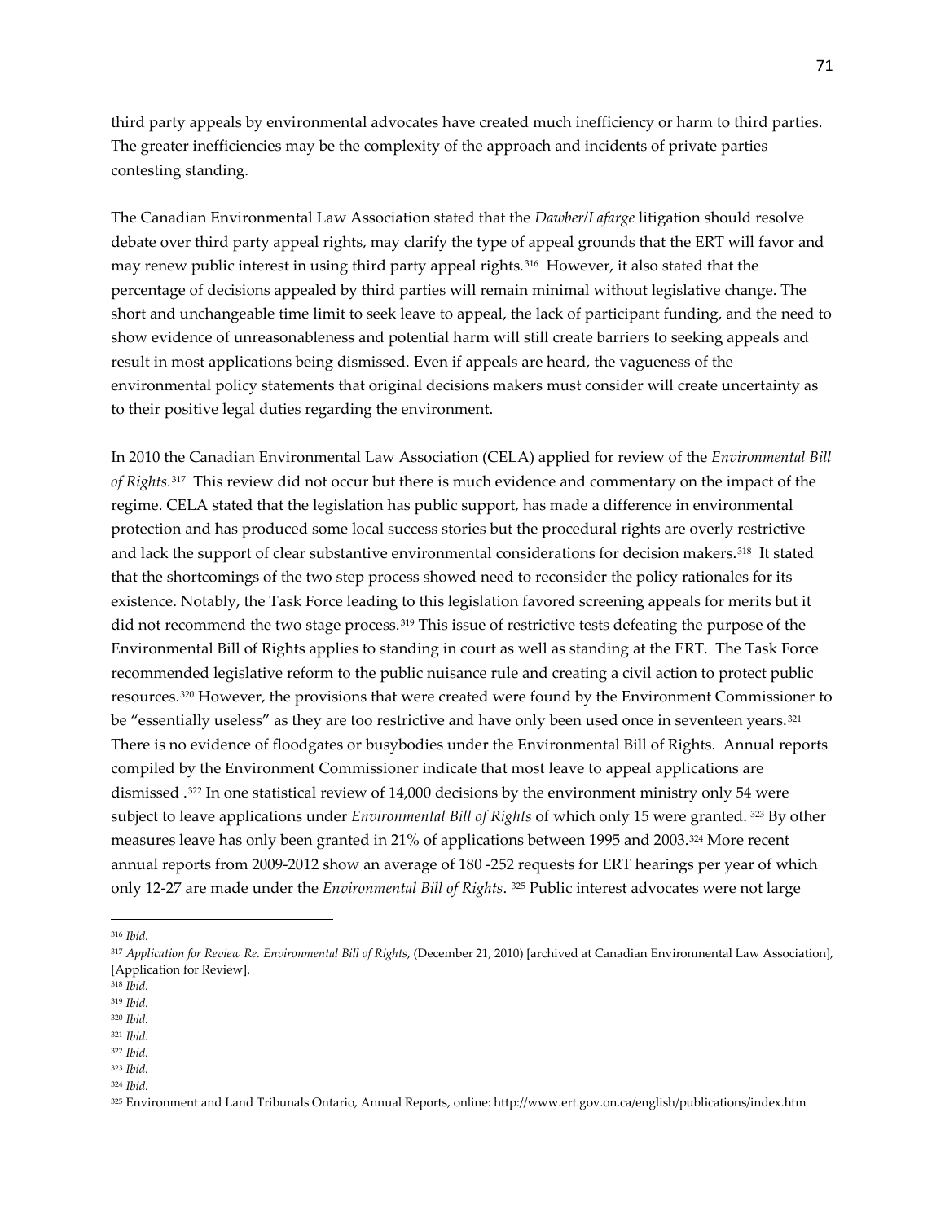third party appeals by environmental advocates have created much inefficiency or harm to third parties. The greater inefficiencies may be the complexity of the approach and incidents of private parties contesting standing.

The Canadian Environmental Law Association stated that the *Dawber/Lafarge* litigation should resolve debate over third party appeal rights, may clarify the type of appeal grounds that the ERT will favor and may renew public interest in using third party appeal rights.[316] However, it also stated that the percentage of decisions appealed by third parties will remain minimal without legislative change. The short and unchangeable time limit to seek leave to appeal, the lack of participant funding, and the need to show evidence of unreasonableness and potential harm will still create barriers to seeking appeals and result in most applications being dismissed. Even if appeals are heard, the vagueness of the environmental policy statements that original decisions makers must consider will create uncertainty as to their positive legal duties regarding the environment.

In 2010 the Canadian Environmental Law Association (CELA) applied for review of the *Environmental Bill of Rights*.[317] This review did not occur but there is much evidence and commentary on the impact of the regime. CELA stated that the legislation has public support, has made a difference in environmental protection and has produced some local success stories but the procedural rights are overly restrictive and lack the support of clear substantive environmental considerations for decision makers.[318] It stated that the shortcomings of the two step process showed need to reconsider the policy rationales for its existence. Notably, the Task Force leading to this legislation favored screening appeals for merits but it did not recommend the two stage process.[319] This issue of restrictive tests defeating the purpose of the Environmental Bill of Rights applies to standing in court as well as standing at the ERT. The Task Force recommended legislative reform to the public nuisance rule and creating a civil action to protect public resources.[320] However, the provisions that were created were found by the Environment Commissioner to be "essentially useless" as they are too restrictive and have only been used once in seventeen years.[321] There is no evidence of floodgates or busybodies under the Environmental Bill of Rights. Annual reports compiled by the Environment Commissioner indicate that most leave to appeal applications are dismissed .[322] In one statistical review of 14,000 decisions by the environment ministry only 54 were subject to leave applications under *Environmental Bill of Rights* of which only 15 were granted. [323] By other measures leave has only been granted in 21% of applications between 1995 and 2003.[324] More recent annual reports from 2009-2012 show an average of 180 -252 requests for ERT hearings per year of which only 12-27 are made under the *Environmental Bill of Rights*. [325] Public interest advocates were not large

---

[316] *Ibid.*

[317] *Application for Review Re. Environmental Bill of Rights*, (December 21, 2010) [archived at Canadian Environmental Law Association], [Application for Review].

[318] *Ibid.*

[319] *Ibid.*

[320] *Ibid.*

[321] *Ibid.*

[322] *Ibid.*

[323] *Ibid.*

[324] *Ibid.*

[325] Environment and Land Tribunals Ontario, Annual Reports, online: http://www.ert.gov.on.ca/english/publications/index.htm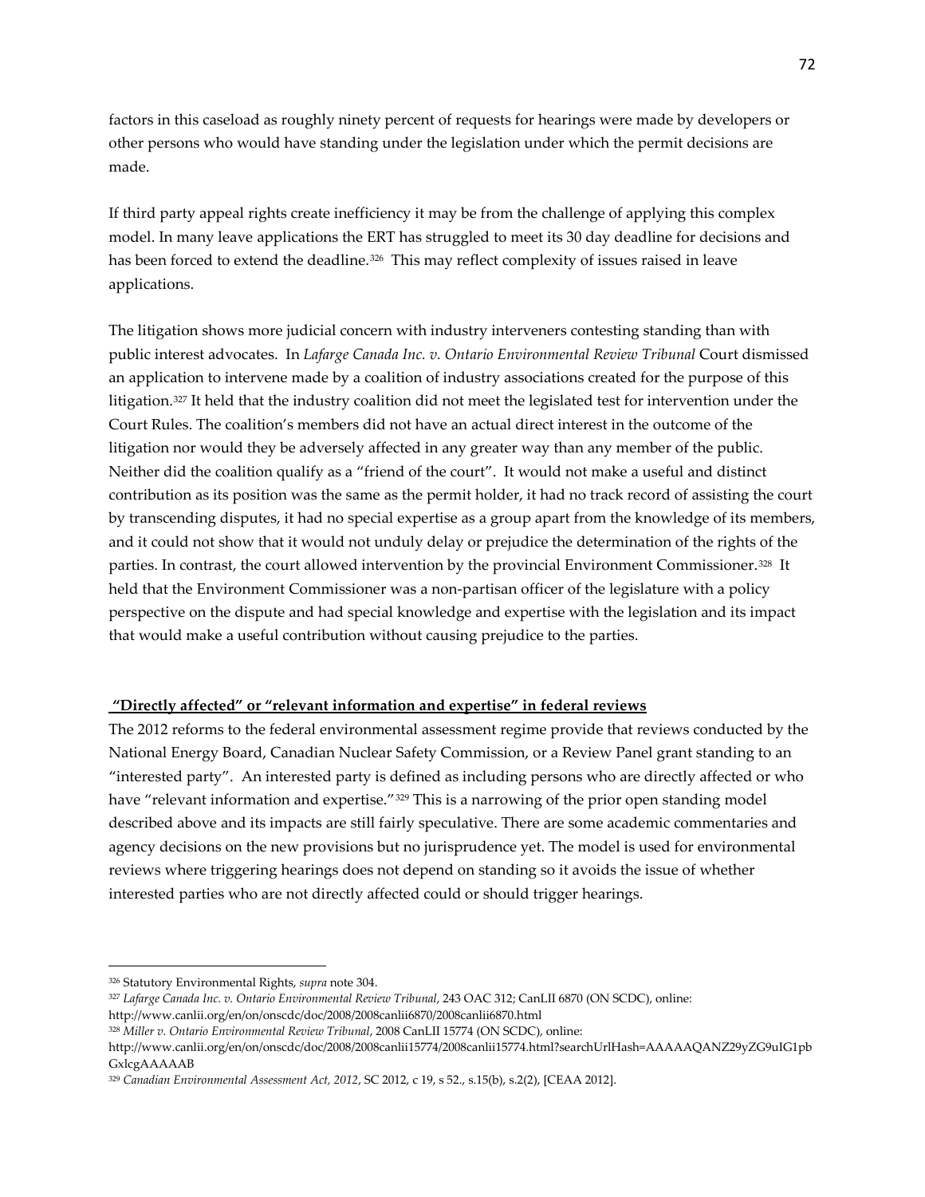factors in this caseload as roughly ninety percent of requests for hearings were made by developers or other persons who would have standing under the legislation under which the permit decisions are made.

If third party appeal rights create inefficiency it may be from the challenge of applying this complex model. In many leave applications the ERT has struggled to meet its 30 day deadline for decisions and has been forced to extend the deadline.[326] This may reflect complexity of issues raised in leave applications.

The litigation shows more judicial concern with industry interveners contesting standing than with public interest advocates. In *Lafarge Canada Inc. v. Ontario Environmental Review Tribunal* Court dismissed an application to intervene made by a coalition of industry associations created for the purpose of this litigation.[327] It held that the industry coalition did not meet the legislated test for intervention under the Court Rules. The coalition's members did not have an actual direct interest in the outcome of the litigation nor would they be adversely affected in any greater way than any member of the public. Neither did the coalition qualify as a "friend of the court". It would not make a useful and distinct contribution as its position was the same as the permit holder, it had no track record of assisting the court by transcending disputes, it had no special expertise as a group apart from the knowledge of its members, and it could not show that it would not unduly delay or prejudice the determination of the rights of the parties. In contrast, the court allowed intervention by the provincial Environment Commissioner.[328] It held that the Environment Commissioner was a non-partisan officer of the legislature with a policy perspective on the dispute and had special knowledge and expertise with the legislation and its impact that would make a useful contribution without causing prejudice to the parties.

**"Directly affected" or "relevant information and expertise" in federal reviews**

The 2012 reforms to the federal environmental assessment regime provide that reviews conducted by the National Energy Board, Canadian Nuclear Safety Commission, or a Review Panel grant standing to an "interested party". An interested party is defined as including persons who are directly affected or who have "relevant information and expertise."[329] This is a narrowing of the prior open standing model described above and its impacts are still fairly speculative. There are some academic commentaries and agency decisions on the new provisions but no jurisprudence yet. The model is used for environmental reviews where triggering hearings does not depend on standing so it avoids the issue of whether interested parties who are not directly affected could or should trigger hearings.

---

[326] Statutory Environmental Rights, *supra* note 304.

[327] *Lafarge Canada Inc. v. Ontario Environmental Review Tribunal*, 243 OAC 312; CanLII 6870 (ON SCDC), online: http://www.canlii.org/en/on/onscdc/doc/2008/2008canlii6870/2008canlii6870.html

[328] *Miller v. Ontario Environmental Review Tribunal*, 2008 CanLII 15774 (ON SCDC), online: http://www.canlii.org/en/on/onscdc/doc/2008/2008canlii15774/2008canlii15774.html?searchUrlHash=AAAAAQANZ29yZG9uIG1pbGxlcgAAAAAB

[329] *Canadian Environmental Assessment Act, 2012*, SC 2012, c 19, s 52., s.15(b), s.2(2), [CEAA 2012].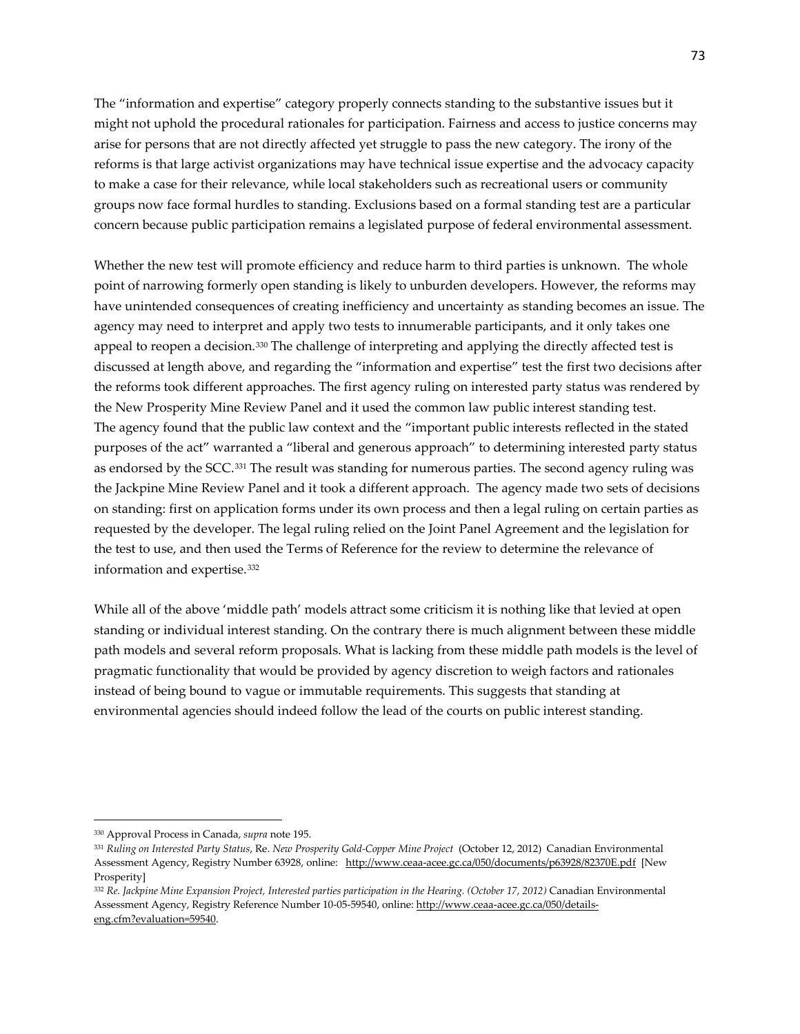The "information and expertise" category properly connects standing to the substantive issues but it might not uphold the procedural rationales for participation. Fairness and access to justice concerns may arise for persons that are not directly affected yet struggle to pass the new category. The irony of the reforms is that large activist organizations may have technical issue expertise and the advocacy capacity to make a case for their relevance, while local stakeholders such as recreational users or community groups now face formal hurdles to standing. Exclusions based on a formal standing test are a particular concern because public participation remains a legislated purpose of federal environmental assessment.

Whether the new test will promote efficiency and reduce harm to third parties is unknown. The whole point of narrowing formerly open standing is likely to unburden developers. However, the reforms may have unintended consequences of creating inefficiency and uncertainty as standing becomes an issue. The agency may need to interpret and apply two tests to innumerable participants, and it only takes one appeal to reopen a decision.[330] The challenge of interpreting and applying the directly affected test is discussed at length above, and regarding the "information and expertise" test the first two decisions after the reforms took different approaches. The first agency ruling on interested party status was rendered by the New Prosperity Mine Review Panel and it used the common law public interest standing test. The agency found that the public law context and the "important public interests reflected in the stated purposes of the act" warranted a "liberal and generous approach" to determining interested party status as endorsed by the SCC.[331] The result was standing for numerous parties. The second agency ruling was the Jackpine Mine Review Panel and it took a different approach. The agency made two sets of decisions on standing: first on application forms under its own process and then a legal ruling on certain parties as requested by the developer. The legal ruling relied on the Joint Panel Agreement and the legislation for the test to use, and then used the Terms of Reference for the review to determine the relevance of information and expertise.[332]

While all of the above 'middle path' models attract some criticism it is nothing like that levied at open standing or individual interest standing. On the contrary there is much alignment between these middle path models and several reform proposals. What is lacking from these middle path models is the level of pragmatic functionality that would be provided by agency discretion to weigh factors and rationales instead of being bound to vague or immutable requirements. This suggests that standing at environmental agencies should indeed follow the lead of the courts on public interest standing.

---

[330] Approval Process in Canada, *supra* note 195.

[331] *Ruling on Interested Party Status*, Re. *New Prosperity Gold-Copper Mine Project* (October 12, 2012) Canadian Environmental Assessment Agency, Registry Number 63928, online: http://www.ceaa-acee.gc.ca/050/documents/p63928/82370E.pdf [New Prosperity]

[332] *Re. Jackpine Mine Expansion Project, Interested parties participation in the Hearing. (October 17, 2012)* Canadian Environmental Assessment Agency, Registry Reference Number 10-05-59540, online: http://www.ceaa-acee.gc.ca/050/details-eng.cfm?evaluation=59540.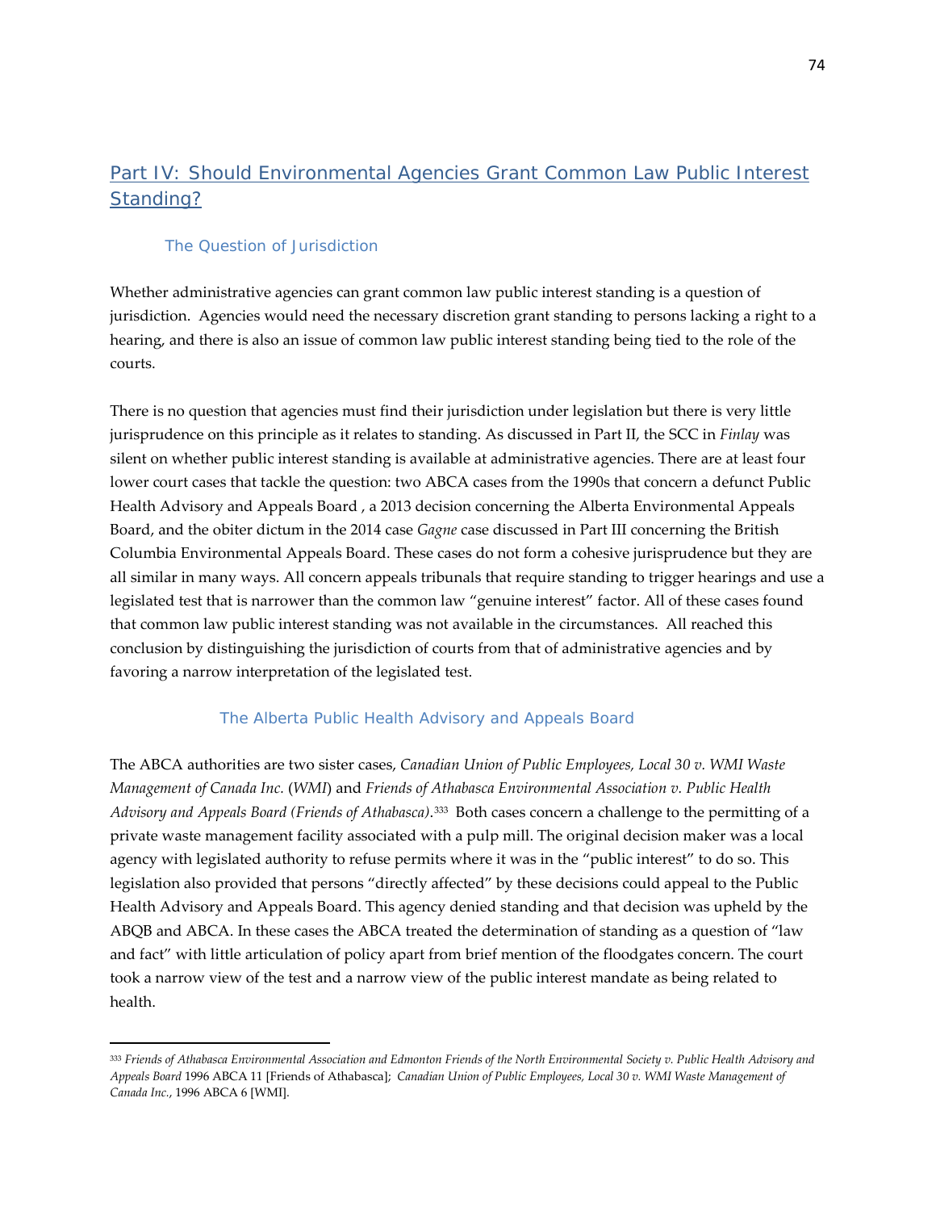## Part IV: Should Environmental Agencies Grant Common Law Public Interest Standing?

### The Question of Jurisdiction

Whether administrative agencies can grant common law public interest standing is a question of jurisdiction. Agencies would need the necessary discretion grant standing to persons lacking a right to a hearing, and there is also an issue of common law public interest standing being tied to the role of the courts.

There is no question that agencies must find their jurisdiction under legislation but there is very little jurisprudence on this principle as it relates to standing. As discussed in Part II, the SCC in *Finlay* was silent on whether public interest standing is available at administrative agencies. There are at least four lower court cases that tackle the question: two ABCA cases from the 1990s that concern a defunct Public Health Advisory and Appeals Board , a 2013 decision concerning the Alberta Environmental Appeals Board, and the obiter dictum in the 2014 case *Gagne* case discussed in Part III concerning the British Columbia Environmental Appeals Board. These cases do not form a cohesive jurisprudence but they are all similar in many ways. All concern appeals tribunals that require standing to trigger hearings and use a legislated test that is narrower than the common law "genuine interest" factor. All of these cases found that common law public interest standing was not available in the circumstances. All reached this conclusion by distinguishing the jurisdiction of courts from that of administrative agencies and by favoring a narrow interpretation of the legislated test.

#### The Alberta Public Health Advisory and Appeals Board

The ABCA authorities are two sister cases, *Canadian Union of Public Employees, Local 30 v. WMI Waste Management of Canada Inc.* (*WMI*) and *Friends of Athabasca Environmental Association v. Public Health Advisory and Appeals Board (Friends of Athabasca)*.[333] Both cases concern a challenge to the permitting of a private waste management facility associated with a pulp mill. The original decision maker was a local agency with legislated authority to refuse permits where it was in the "public interest" to do so. This legislation also provided that persons "directly affected" by these decisions could appeal to the Public Health Advisory and Appeals Board. This agency denied standing and that decision was upheld by the ABQB and ABCA. In these cases the ABCA treated the determination of standing as a question of "law and fact" with little articulation of policy apart from brief mention of the floodgates concern. The court took a narrow view of the test and a narrow view of the public interest mandate as being related to health.

---

[333] *Friends of Athabasca Environmental Association and Edmonton Friends of the North Environmental Society v. Public Health Advisory and Appeals Board* 1996 ABCA 11 [Friends of Athabasca]; *Canadian Union of Public Employees, Local 30 v. WMI Waste Management of Canada Inc.*, 1996 ABCA 6 [WMI].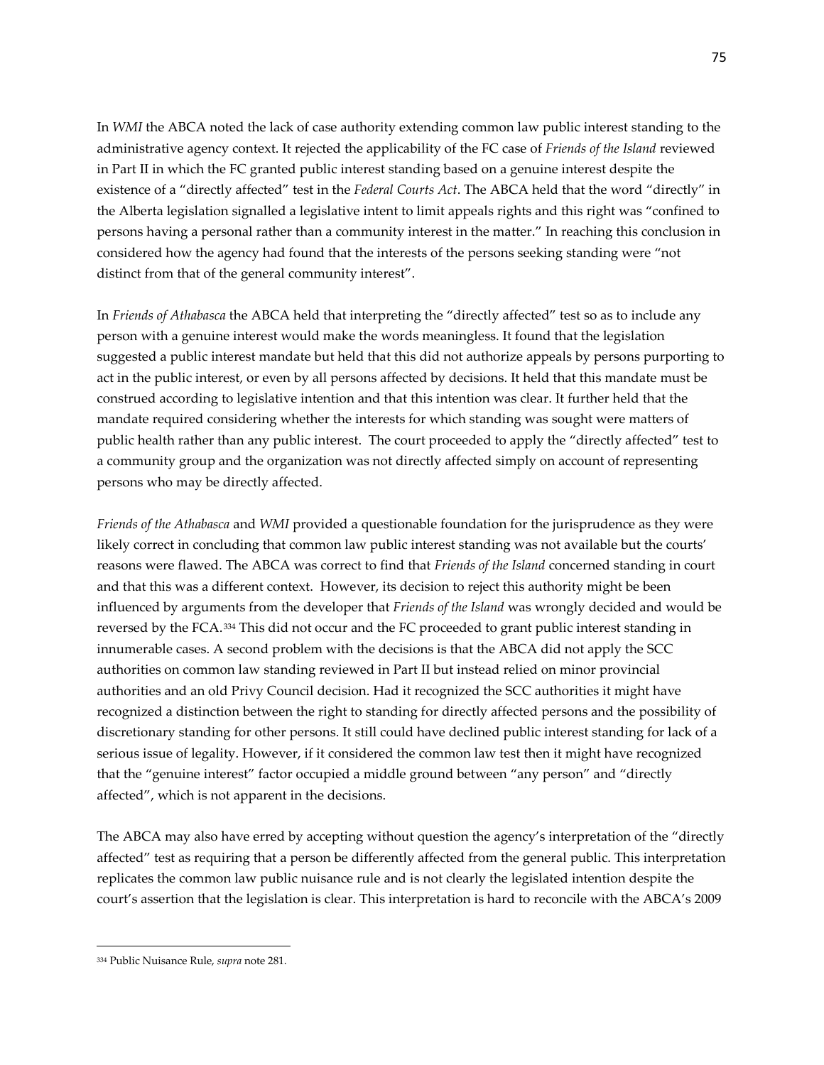In *WMI* the ABCA noted the lack of case authority extending common law public interest standing to the administrative agency context. It rejected the applicability of the FC case of *Friends of the Island* reviewed in Part II in which the FC granted public interest standing based on a genuine interest despite the existence of a "directly affected" test in the *Federal Courts Act*. The ABCA held that the word "directly" in the Alberta legislation signalled a legislative intent to limit appeals rights and this right was "confined to persons having a personal rather than a community interest in the matter." In reaching this conclusion in considered how the agency had found that the interests of the persons seeking standing were "not distinct from that of the general community interest".

In *Friends of Athabasca* the ABCA held that interpreting the "directly affected" test so as to include any person with a genuine interest would make the words meaningless. It found that the legislation suggested a public interest mandate but held that this did not authorize appeals by persons purporting to act in the public interest, or even by all persons affected by decisions. It held that this mandate must be construed according to legislative intention and that this intention was clear. It further held that the mandate required considering whether the interests for which standing was sought were matters of public health rather than any public interest. The court proceeded to apply the "directly affected" test to a community group and the organization was not directly affected simply on account of representing persons who may be directly affected.

*Friends of the Athabasca* and *WMI* provided a questionable foundation for the jurisprudence as they were likely correct in concluding that common law public interest standing was not available but the courts' reasons were flawed. The ABCA was correct to find that *Friends of the Island* concerned standing in court and that this was a different context. However, its decision to reject this authority might be been influenced by arguments from the developer that *Friends of the Island* was wrongly decided and would be reversed by the FCA.[334] This did not occur and the FC proceeded to grant public interest standing in innumerable cases. A second problem with the decisions is that the ABCA did not apply the SCC authorities on common law standing reviewed in Part II but instead relied on minor provincial authorities and an old Privy Council decision. Had it recognized the SCC authorities it might have recognized a distinction between the right to standing for directly affected persons and the possibility of discretionary standing for other persons. It still could have declined public interest standing for lack of a serious issue of legality. However, if it considered the common law test then it might have recognized that the "genuine interest" factor occupied a middle ground between "any person" and "directly affected", which is not apparent in the decisions.

The ABCA may also have erred by accepting without question the agency's interpretation of the "directly affected" test as requiring that a person be differently affected from the general public. This interpretation replicates the common law public nuisance rule and is not clearly the legislated intention despite the court's assertion that the legislation is clear. This interpretation is hard to reconcile with the ABCA's 2009

---

[334] Public Nuisance Rule, *supra* note 281.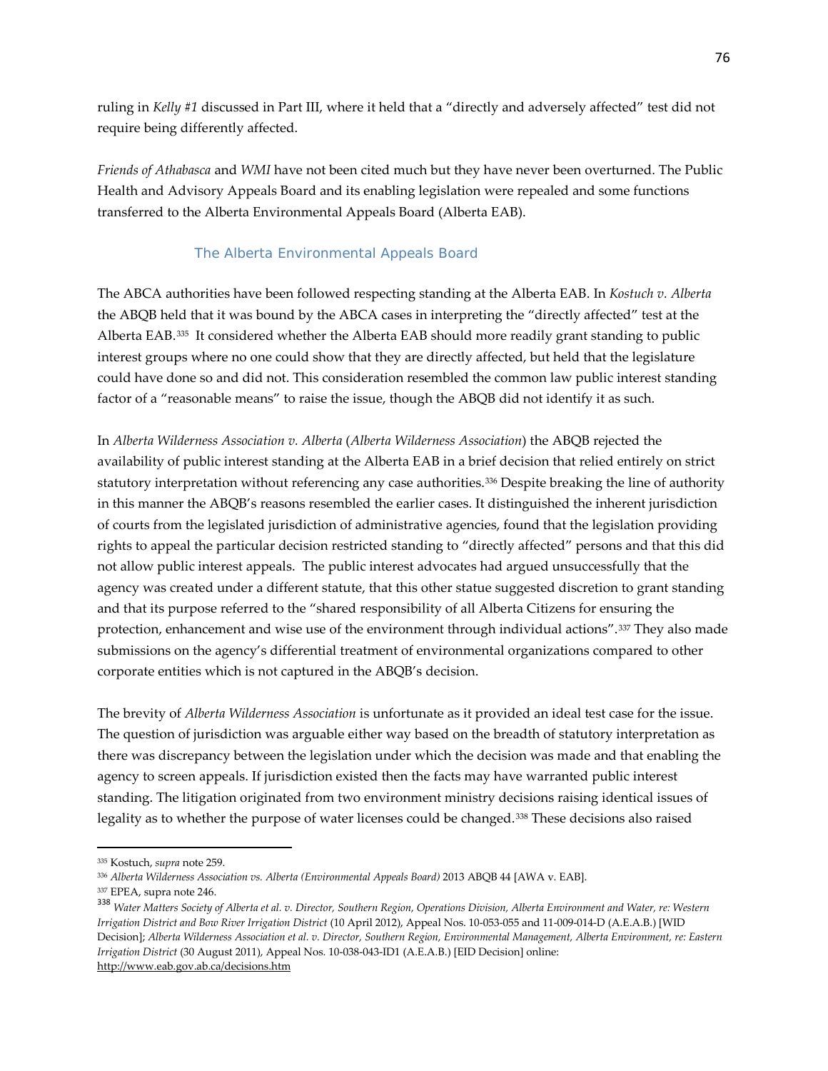ruling in *Kelly #1* discussed in Part III, where it held that a “directly and adversely affected” test did not require being differently affected.

*Friends of Athabasca* and *WMI* have not been cited much but they have never been overturned. The Public Health and Advisory Appeals Board and its enabling legislation were repealed and some functions transferred to the Alberta Environmental Appeals Board (Alberta EAB).

### The Alberta Environmental Appeals Board

The ABCA authorities have been followed respecting standing at the Alberta EAB. In *Kostuch v. Alberta* the ABQB held that it was bound by the ABCA cases in interpreting the “directly affected” test at the Alberta EAB.[335] It considered whether the Alberta EAB should more readily grant standing to public interest groups where no one could show that they are directly affected, but held that the legislature could have done so and did not. This consideration resembled the common law public interest standing factor of a “reasonable means” to raise the issue, though the ABQB did not identify it as such.

In *Alberta Wilderness Association v. Alberta* (*Alberta Wilderness Association*) the ABQB rejected the availability of public interest standing at the Alberta EAB in a brief decision that relied entirely on strict statutory interpretation without referencing any case authorities.[336] Despite breaking the line of authority in this manner the ABQB's reasons resembled the earlier cases. It distinguished the inherent jurisdiction of courts from the legislated jurisdiction of administrative agencies, found that the legislation providing rights to appeal the particular decision restricted standing to “directly affected” persons and that this did not allow public interest appeals. The public interest advocates had argued unsuccessfully that the agency was created under a different statute, that this other statue suggested discretion to grant standing and that its purpose referred to the “shared responsibility of all Alberta Citizens for ensuring the protection, enhancement and wise use of the environment through individual actions”.[337] They also made submissions on the agency's differential treatment of environmental organizations compared to other corporate entities which is not captured in the ABQB's decision.

The brevity of *Alberta Wilderness Association* is unfortunate as it provided an ideal test case for the issue. The question of jurisdiction was arguable either way based on the breadth of statutory interpretation as there was discrepancy between the legislation under which the decision was made and that enabling the agency to screen appeals. If jurisdiction existed then the facts may have warranted public interest standing. The litigation originated from two environment ministry decisions raising identical issues of legality as to whether the purpose of water licenses could be changed.[338] These decisions also raised

---

[335] Kostuch, *supra* note 259.

[336] *Alberta Wilderness Association vs. Alberta (Environmental Appeals Board)* 2013 ABQB 44 [AWA v. EAB].

[337] EPEA, supra note 246.

[338] *Water Matters Society of Alberta et al. v. Director, Southern Region, Operations Division, Alberta Environment and Water, re: Western Irrigation District and Bow River Irrigation District* (10 April 2012), Appeal Nos. 10-053-055 and 11-009-014-D (A.E.A.B.) [WID Decision]; *Alberta Wilderness Association et al. v. Director, Southern Region, Environmental Management, Alberta Environment, re: Eastern Irrigation District* (30 August 2011), Appeal Nos. 10-038-043-ID1 (A.E.A.B.) [EID Decision] online: http://www.eab.gov.ab.ca/decisions.htm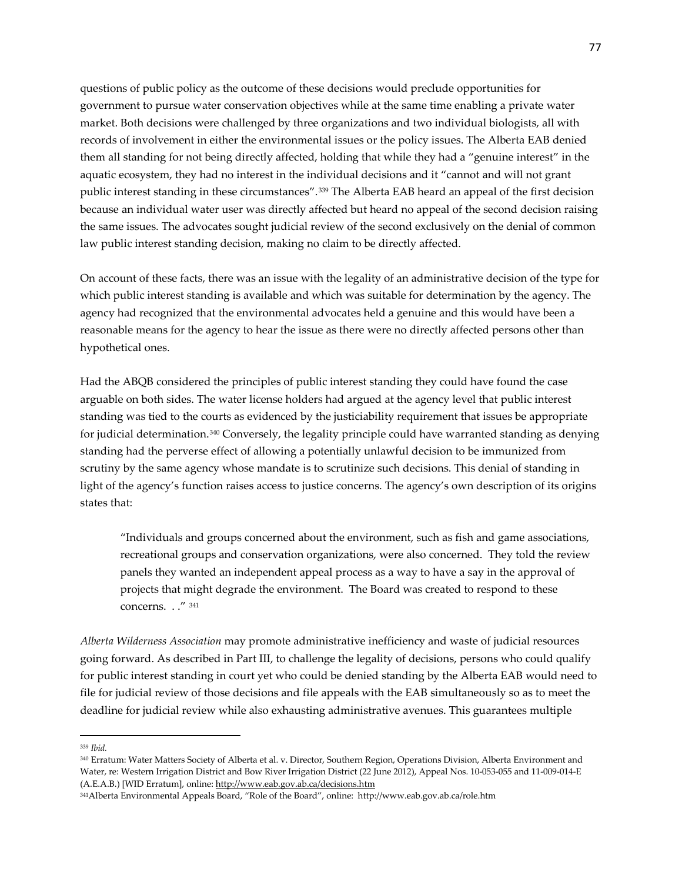questions of public policy as the outcome of these decisions would preclude opportunities for government to pursue water conservation objectives while at the same time enabling a private water market. Both decisions were challenged by three organizations and two individual biologists, all with records of involvement in either the environmental issues or the policy issues. The Alberta EAB denied them all standing for not being directly affected, holding that while they had a "genuine interest" in the aquatic ecosystem, they had no interest in the individual decisions and it "cannot and will not grant public interest standing in these circumstances".[339] The Alberta EAB heard an appeal of the first decision because an individual water user was directly affected but heard no appeal of the second decision raising the same issues. The advocates sought judicial review of the second exclusively on the denial of common law public interest standing decision, making no claim to be directly affected.

On account of these facts, there was an issue with the legality of an administrative decision of the type for which public interest standing is available and which was suitable for determination by the agency. The agency had recognized that the environmental advocates held a genuine and this would have been a reasonable means for the agency to hear the issue as there were no directly affected persons other than hypothetical ones.

Had the ABQB considered the principles of public interest standing they could have found the case arguable on both sides. The water license holders had argued at the agency level that public interest standing was tied to the courts as evidenced by the justiciability requirement that issues be appropriate for judicial determination.[340] Conversely, the legality principle could have warranted standing as denying standing had the perverse effect of allowing a potentially unlawful decision to be immunized from scrutiny by the same agency whose mandate is to scrutinize such decisions. This denial of standing in light of the agency's function raises access to justice concerns. The agency's own description of its origins states that:

> "Individuals and groups concerned about the environment, such as fish and game associations, recreational groups and conservation organizations, were also concerned. They told the review panels they wanted an independent appeal process as a way to have a say in the approval of projects that might degrade the environment. The Board was created to respond to these concerns. . ." [341]

*Alberta Wilderness Association* may promote administrative inefficiency and waste of judicial resources going forward. As described in Part III, to challenge the legality of decisions, persons who could qualify for public interest standing in court yet who could be denied standing by the Alberta EAB would need to file for judicial review of those decisions and file appeals with the EAB simultaneously so as to meet the deadline for judicial review while also exhausting administrative avenues. This guarantees multiple

---

[339] *Ibid.*

[340] Erratum: Water Matters Society of Alberta et al. v. Director, Southern Region, Operations Division, Alberta Environment and Water, re: Western Irrigation District and Bow River Irrigation District (22 June 2012), Appeal Nos. 10-053-055 and 11-009-014-E (A.E.A.B.) [WID Erratum], online: http://www.eab.gov.ab.ca/decisions.htm

[341] Alberta Environmental Appeals Board, "Role of the Board", online: http://www.eab.gov.ab.ca/role.htm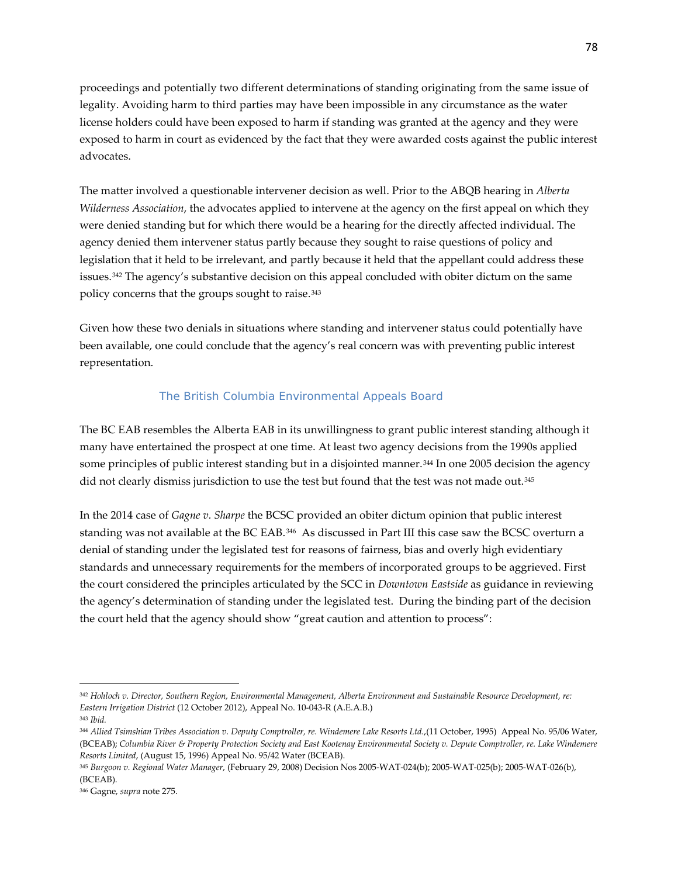proceedings and potentially two different determinations of standing originating from the same issue of legality. Avoiding harm to third parties may have been impossible in any circumstance as the water license holders could have been exposed to harm if standing was granted at the agency and they were exposed to harm in court as evidenced by the fact that they were awarded costs against the public interest advocates.

The matter involved a questionable intervener decision as well. Prior to the ABQB hearing in *Alberta Wilderness Association*, the advocates applied to intervene at the agency on the first appeal on which they were denied standing but for which there would be a hearing for the directly affected individual. The agency denied them intervener status partly because they sought to raise questions of policy and legislation that it held to be irrelevant, and partly because it held that the appellant could address these issues.[342] The agency's substantive decision on this appeal concluded with obiter dictum on the same policy concerns that the groups sought to raise.[343]

Given how these two denials in situations where standing and intervener status could potentially have been available, one could conclude that the agency's real concern was with preventing public interest representation.

### The British Columbia Environmental Appeals Board

The BC EAB resembles the Alberta EAB in its unwillingness to grant public interest standing although it many have entertained the prospect at one time. At least two agency decisions from the 1990s applied some principles of public interest standing but in a disjointed manner.[344] In one 2005 decision the agency did not clearly dismiss jurisdiction to use the test but found that the test was not made out.[345]

In the 2014 case of *Gagne v. Sharpe* the BCSC provided an obiter dictum opinion that public interest standing was not available at the BC EAB.[346] As discussed in Part III this case saw the BCSC overturn a denial of standing under the legislated test for reasons of fairness, bias and overly high evidentiary standards and unnecessary requirements for the members of incorporated groups to be aggrieved. First the court considered the principles articulated by the SCC in *Downtown Eastside* as guidance in reviewing the agency's determination of standing under the legislated test. During the binding part of the decision the court held that the agency should show "great caution and attention to process":

---

[342] *Hohloch v. Director, Southern Region, Environmental Management, Alberta Environment and Sustainable Resource Development, re: Eastern Irrigation District* (12 October 2012), Appeal No. 10-043-R (A.E.A.B.)

[343] *Ibid.*

[344] *Allied Tsimshian Tribes Association v. Deputy Comptroller, re. Windemere Lake Resorts Ltd.*,(11 October, 1995) Appeal No. 95/06 Water, (BCEAB); *Columbia River & Property Protection Society and East Kootenay Environmental Society v. Depute Comptroller, re. Lake Windemere Resorts Limited*, (August 15, 1996) Appeal No. 95/42 Water (BCEAB).

[345] *Burgoon v. Regional Water Manager*, (February 29, 2008) Decision Nos 2005-WAT-024(b); 2005-WAT-025(b); 2005-WAT-026(b), (BCEAB).

[346] Gagne, *supra* note 275.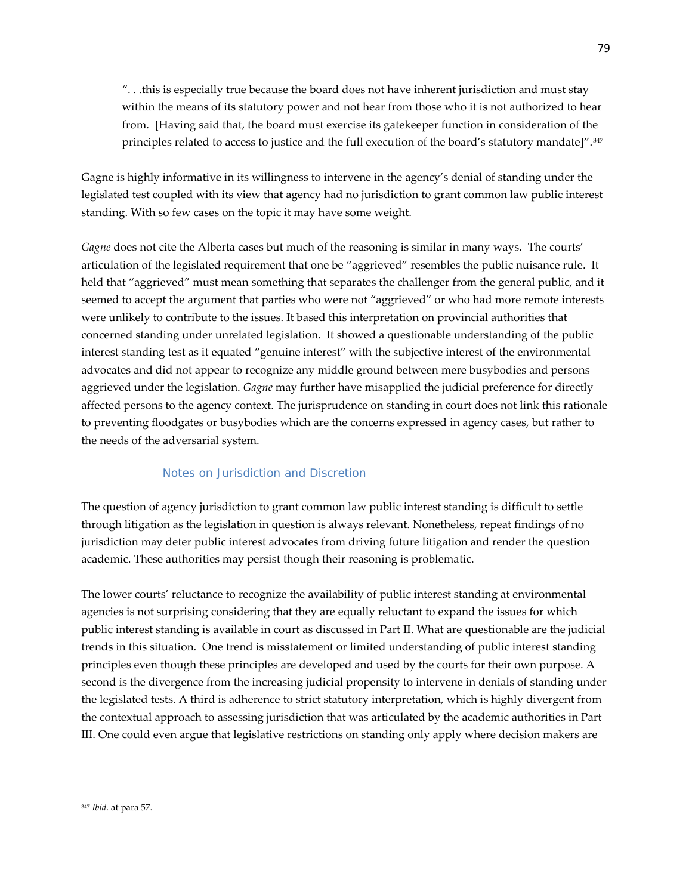". . .this is especially true because the board does not have inherent jurisdiction and must stay within the means of its statutory power and not hear from those who it is not authorized to hear from. [Having said that, the board must exercise its gatekeeper function in consideration of the principles related to access to justice and the full execution of the board's statutory mandate]".[347]

Gagne is highly informative in its willingness to intervene in the agency's denial of standing under the legislated test coupled with its view that agency had no jurisdiction to grant common law public interest standing. With so few cases on the topic it may have some weight.

*Gagne* does not cite the Alberta cases but much of the reasoning is similar in many ways. The courts' articulation of the legislated requirement that one be "aggrieved" resembles the public nuisance rule. It held that "aggrieved" must mean something that separates the challenger from the general public, and it seemed to accept the argument that parties who were not "aggrieved" or who had more remote interests were unlikely to contribute to the issues. It based this interpretation on provincial authorities that concerned standing under unrelated legislation. It showed a questionable understanding of the public interest standing test as it equated "genuine interest" with the subjective interest of the environmental advocates and did not appear to recognize any middle ground between mere busybodies and persons aggrieved under the legislation. *Gagne* may further have misapplied the judicial preference for directly affected persons to the agency context. The jurisprudence on standing in court does not link this rationale to preventing floodgates or busybodies which are the concerns expressed in agency cases, but rather to the needs of the adversarial system.

### Notes on Jurisdiction and Discretion

The question of agency jurisdiction to grant common law public interest standing is difficult to settle through litigation as the legislation in question is always relevant. Nonetheless, repeat findings of no jurisdiction may deter public interest advocates from driving future litigation and render the question academic. These authorities may persist though their reasoning is problematic.

The lower courts' reluctance to recognize the availability of public interest standing at environmental agencies is not surprising considering that they are equally reluctant to expand the issues for which public interest standing is available in court as discussed in Part II. What are questionable are the judicial trends in this situation. One trend is misstatement or limited understanding of public interest standing principles even though these principles are developed and used by the courts for their own purpose. A second is the divergence from the increasing judicial propensity to intervene in denials of standing under the legislated tests. A third is adherence to strict statutory interpretation, which is highly divergent from the contextual approach to assessing jurisdiction that was articulated by the academic authorities in Part III. One could even argue that legislative restrictions on standing only apply where decision makers are

---

[347] *Ibid*. at para 57.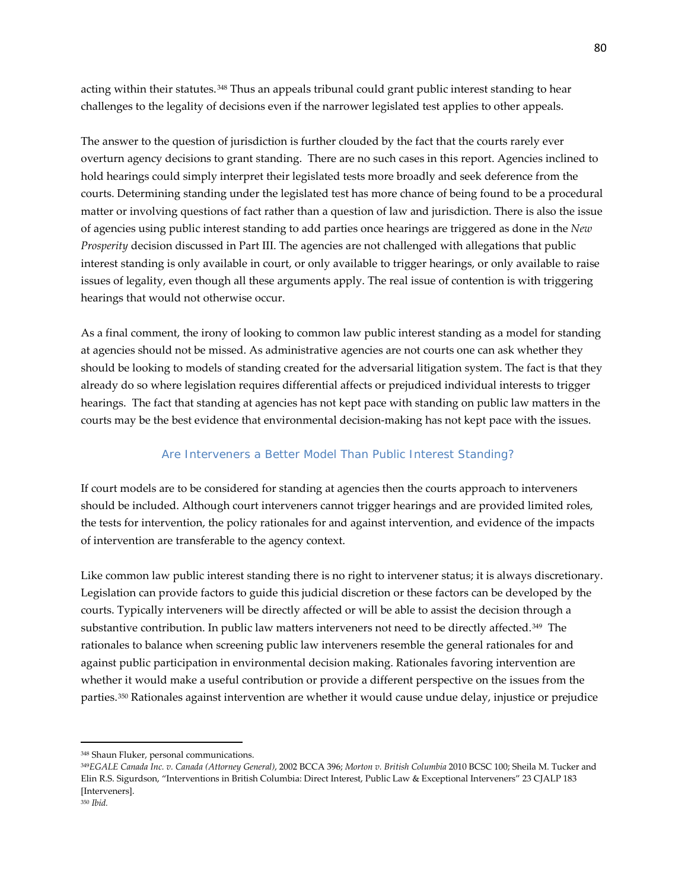acting within their statutes.[348] Thus an appeals tribunal could grant public interest standing to hear challenges to the legality of decisions even if the narrower legislated test applies to other appeals.

The answer to the question of jurisdiction is further clouded by the fact that the courts rarely ever overturn agency decisions to grant standing. There are no such cases in this report. Agencies inclined to hold hearings could simply interpret their legislated tests more broadly and seek deference from the courts. Determining standing under the legislated test has more chance of being found to be a procedural matter or involving questions of fact rather than a question of law and jurisdiction. There is also the issue of agencies using public interest standing to add parties once hearings are triggered as done in the *New Prosperity* decision discussed in Part III. The agencies are not challenged with allegations that public interest standing is only available in court, or only available to trigger hearings, or only available to raise issues of legality, even though all these arguments apply. The real issue of contention is with triggering hearings that would not otherwise occur.

As a final comment, the irony of looking to common law public interest standing as a model for standing at agencies should not be missed. As administrative agencies are not courts one can ask whether they should be looking to models of standing created for the adversarial litigation system. The fact is that they already do so where legislation requires differential affects or prejudiced individual interests to trigger hearings. The fact that standing at agencies has not kept pace with standing on public law matters in the courts may be the best evidence that environmental decision-making has not kept pace with the issues.

### Are Interveners a Better Model Than Public Interest Standing?

If court models are to be considered for standing at agencies then the courts approach to interveners should be included. Although court interveners cannot trigger hearings and are provided limited roles, the tests for intervention, the policy rationales for and against intervention, and evidence of the impacts of intervention are transferable to the agency context.

Like common law public interest standing there is no right to intervener status; it is always discretionary. Legislation can provide factors to guide this judicial discretion or these factors can be developed by the courts. Typically interveners will be directly affected or will be able to assist the decision through a substantive contribution. In public law matters interveners not need to be directly affected.[349] The rationales to balance when screening public law interveners resemble the general rationales for and against public participation in environmental decision making. Rationales favoring intervention are whether it would make a useful contribution or provide a different perspective on the issues from the parties.[350] Rationales against intervention are whether it would cause undue delay, injustice or prejudice

---

[348] Shaun Fluker, personal communications.

[349] *EGALE Canada Inc. v. Canada (Attorney General)*, 2002 BCCA 396; *Morton v. British Columbia* 2010 BCSC 100; Sheila M. Tucker and Elin R.S. Sigurdson, "Interventions in British Columbia: Direct Interest, Public Law & Exceptional Interveners" 23 CJALP 183 [Interveners].

[350] *Ibid.*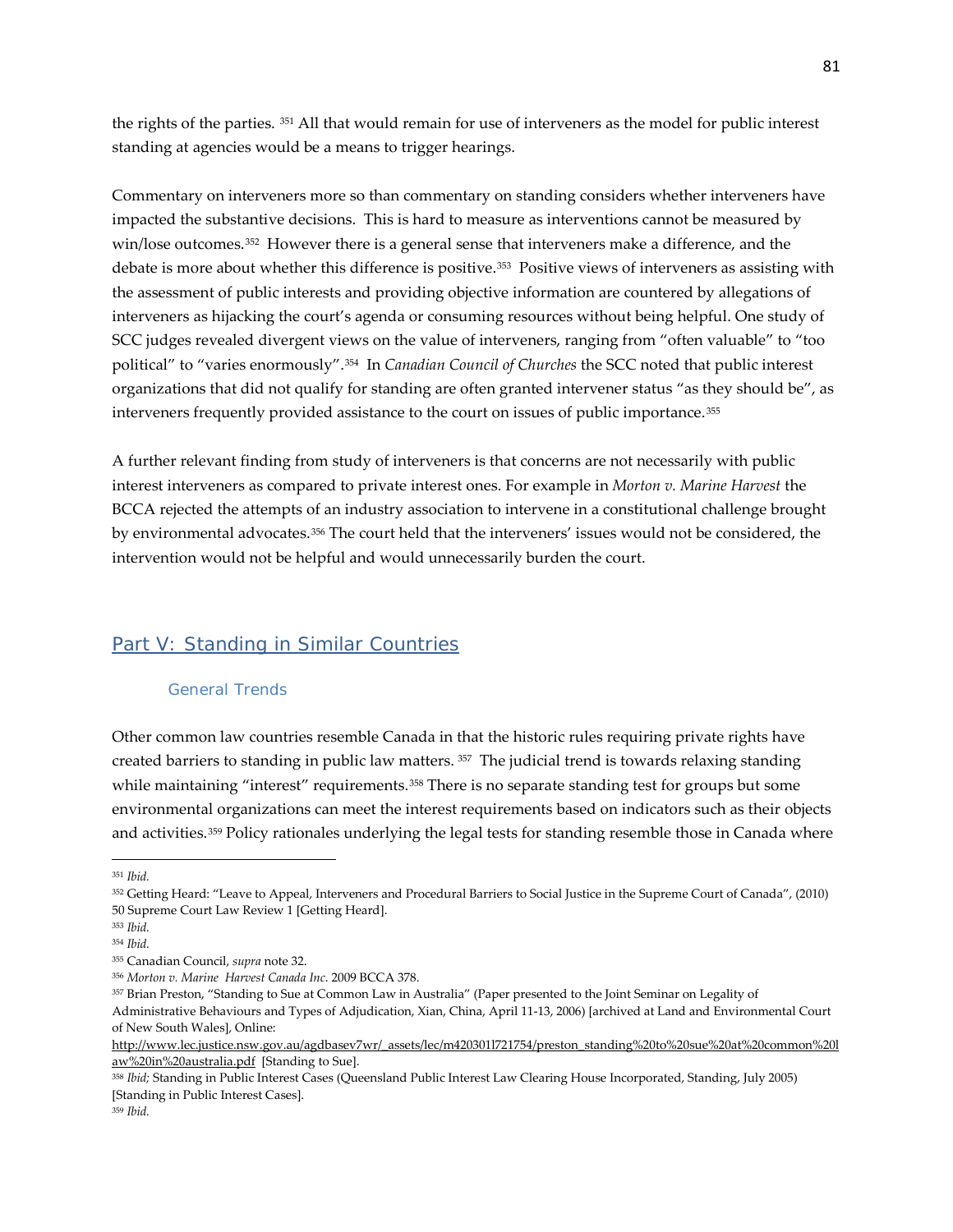the rights of the parties. [351] All that would remain for use of interveners as the model for public interest standing at agencies would be a means to trigger hearings.

Commentary on interveners more so than commentary on standing considers whether interveners have impacted the substantive decisions. This is hard to measure as interventions cannot be measured by win/lose outcomes.[352] However there is a general sense that interveners make a difference, and the debate is more about whether this difference is positive.[353] Positive views of interveners as assisting with the assessment of public interests and providing objective information are countered by allegations of interveners as hijacking the court's agenda or consuming resources without being helpful. One study of SCC judges revealed divergent views on the value of interveners, ranging from "often valuable" to "too political" to "varies enormously".[354] In *Canadian Council of Churches* the SCC noted that public interest organizations that did not qualify for standing are often granted intervener status "as they should be", as interveners frequently provided assistance to the court on issues of public importance.[355]

A further relevant finding from study of interveners is that concerns are not necessarily with public interest interveners as compared to private interest ones. For example in *Morton v. Marine Harvest* the BCCA rejected the attempts of an industry association to intervene in a constitutional challenge brought by environmental advocates.[356] The court held that the interveners' issues would not be considered, the intervention would not be helpful and would unnecessarily burden the court.

## Part V: Standing in Similar Countries

### General Trends

Other common law countries resemble Canada in that the historic rules requiring private rights have created barriers to standing in public law matters. [357] The judicial trend is towards relaxing standing while maintaining "interest" requirements.[358] There is no separate standing test for groups but some environmental organizations can meet the interest requirements based on indicators such as their objects and activities.[359] Policy rationales underlying the legal tests for standing resemble those in Canada where

---

[351] *Ibid.*

[352] Getting Heard: "Leave to Appeal, Interveners and Procedural Barriers to Social Justice in the Supreme Court of Canada", (2010) 50 Supreme Court Law Review 1 [Getting Heard].

[353] *Ibid.*

[354] *Ibid.*

[355] Canadian Council, *supra* note 32.

[356] *Morton v. Marine Harvest Canada Inc*. 2009 BCCA 378.

[357] Brian Preston, "Standing to Sue at Common Law in Australia" (Paper presented to the Joint Seminar on Legality of Administrative Behaviours and Types of Adjudication, Xian, China, April 11-13, 2006) [archived at Land and Environmental Court of New South Wales], Online: http://www.lec.justice.nsw.gov.au/agdbasev7wr/_assets/lec/m420301l721754/preston_standing%20to%20sue%20at%20common%20law%20in%20australia.pdf [Standing to Sue].

[358] *Ibid;* Standing in Public Interest Cases (Queensland Public Interest Law Clearing House Incorporated, Standing, July 2005) [Standing in Public Interest Cases].

[359] *Ibid.*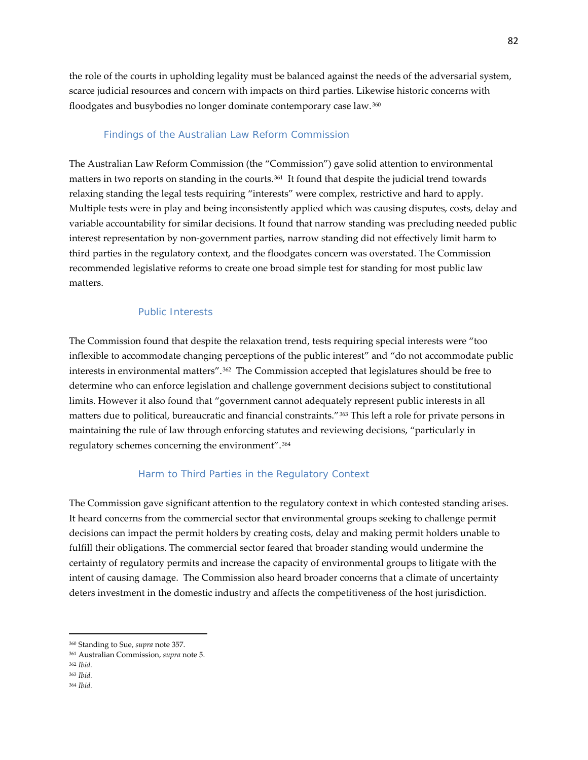the role of the courts in upholding legality must be balanced against the needs of the adversarial system, scarce judicial resources and concern with impacts on third parties. Likewise historic concerns with floodgates and busybodies no longer dominate contemporary case law.[360]

## Findings of the Australian Law Reform Commission

The Australian Law Reform Commission (the "Commission") gave solid attention to environmental matters in two reports on standing in the courts.[361] It found that despite the judicial trend towards relaxing standing the legal tests requiring "interests" were complex, restrictive and hard to apply. Multiple tests were in play and being inconsistently applied which was causing disputes, costs, delay and variable accountability for similar decisions. It found that narrow standing was precluding needed public interest representation by non-government parties, narrow standing did not effectively limit harm to third parties in the regulatory context, and the floodgates concern was overstated. The Commission recommended legislative reforms to create one broad simple test for standing for most public law matters.

### Public Interests

The Commission found that despite the relaxation trend, tests requiring special interests were "too inflexible to accommodate changing perceptions of the public interest" and "do not accommodate public interests in environmental matters".[362] The Commission accepted that legislatures should be free to determine who can enforce legislation and challenge government decisions subject to constitutional limits. However it also found that "government cannot adequately represent public interests in all matters due to political, bureaucratic and financial constraints."[363] This left a role for private persons in maintaining the rule of law through enforcing statutes and reviewing decisions, "particularly in regulatory schemes concerning the environment".[364]

### Harm to Third Parties in the Regulatory Context

The Commission gave significant attention to the regulatory context in which contested standing arises. It heard concerns from the commercial sector that environmental groups seeking to challenge permit decisions can impact the permit holders by creating costs, delay and making permit holders unable to fulfill their obligations. The commercial sector feared that broader standing would undermine the certainty of regulatory permits and increase the capacity of environmental groups to litigate with the intent of causing damage. The Commission also heard broader concerns that a climate of uncertainty deters investment in the domestic industry and affects the competitiveness of the host jurisdiction.

---

[360] Standing to Sue, *supra* note 357.

[361] Australian Commission, *supra* note 5.

[362] *Ibid.*

[363] *Ibid.*

[364] *Ibid.*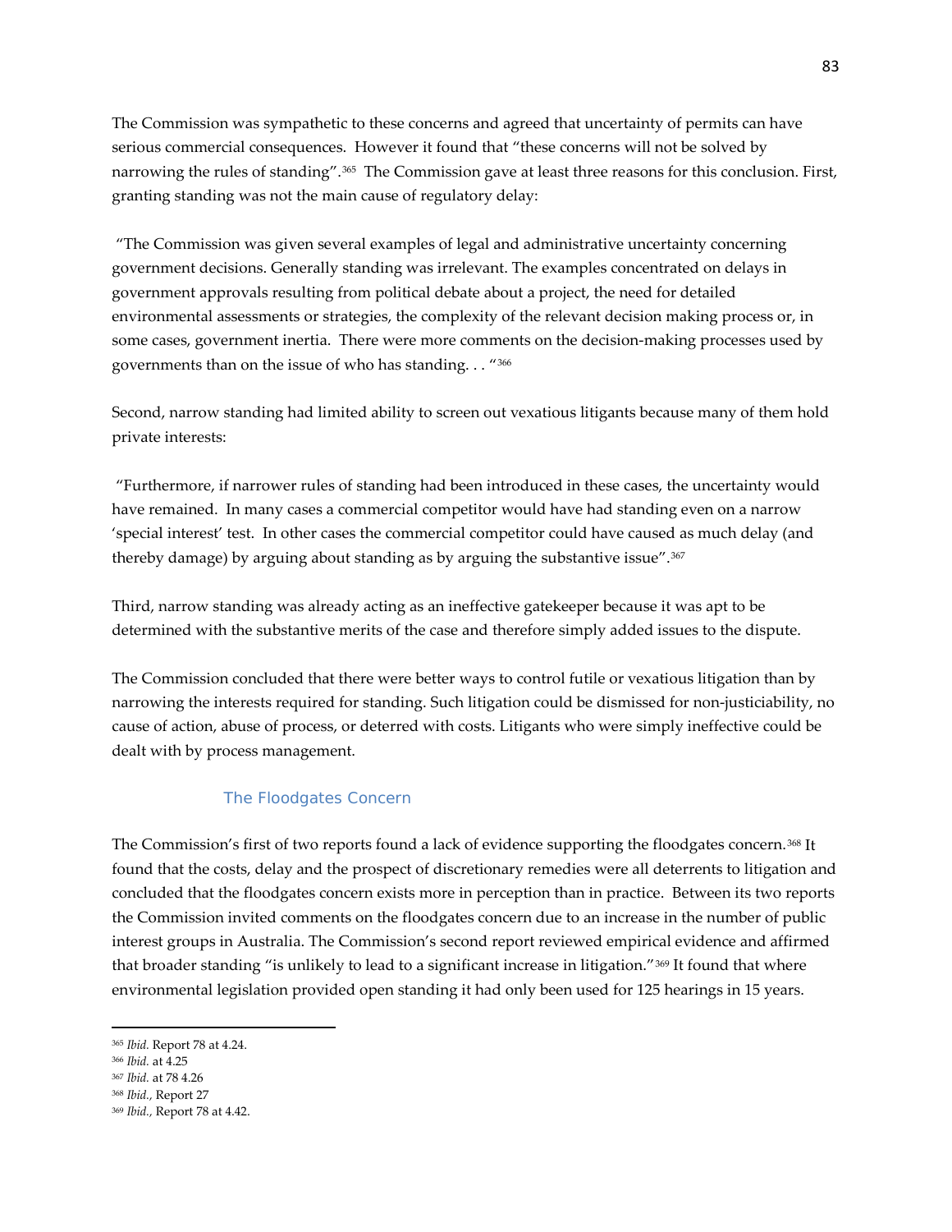The Commission was sympathetic to these concerns and agreed that uncertainty of permits can have serious commercial consequences. However it found that "these concerns will not be solved by narrowing the rules of standing".[365] The Commission gave at least three reasons for this conclusion. First, granting standing was not the main cause of regulatory delay:

"The Commission was given several examples of legal and administrative uncertainty concerning government decisions. Generally standing was irrelevant. The examples concentrated on delays in government approvals resulting from political debate about a project, the need for detailed environmental assessments or strategies, the complexity of the relevant decision making process or, in some cases, government inertia. There were more comments on the decision-making processes used by governments than on the issue of who has standing. . . "[366]

Second, narrow standing had limited ability to screen out vexatious litigants because many of them hold private interests:

"Furthermore, if narrower rules of standing had been introduced in these cases, the uncertainty would have remained. In many cases a commercial competitor would have had standing even on a narrow 'special interest' test. In other cases the commercial competitor could have caused as much delay (and thereby damage) by arguing about standing as by arguing the substantive issue".[367]

Third, narrow standing was already acting as an ineffective gatekeeper because it was apt to be determined with the substantive merits of the case and therefore simply added issues to the dispute.

The Commission concluded that there were better ways to control futile or vexatious litigation than by narrowing the interests required for standing. Such litigation could be dismissed for non-justiciability, no cause of action, abuse of process, or deterred with costs. Litigants who were simply ineffective could be dealt with by process management.

### The Floodgates Concern

The Commission's first of two reports found a lack of evidence supporting the floodgates concern.[368] It found that the costs, delay and the prospect of discretionary remedies were all deterrents to litigation and concluded that the floodgates concern exists more in perception than in practice. Between its two reports the Commission invited comments on the floodgates concern due to an increase in the number of public interest groups in Australia. The Commission's second report reviewed empirical evidence and affirmed that broader standing "is unlikely to lead to a significant increase in litigation."[369] It found that where environmental legislation provided open standing it had only been used for 125 hearings in 15 years.

---

[365] *Ibid.* Report 78 at 4.24.
[366] *Ibid.* at 4.25
[367] *Ibid.* at 78 4.26
[368] *Ibid.,* Report 27
[369] *Ibid.,* Report 78 at 4.42.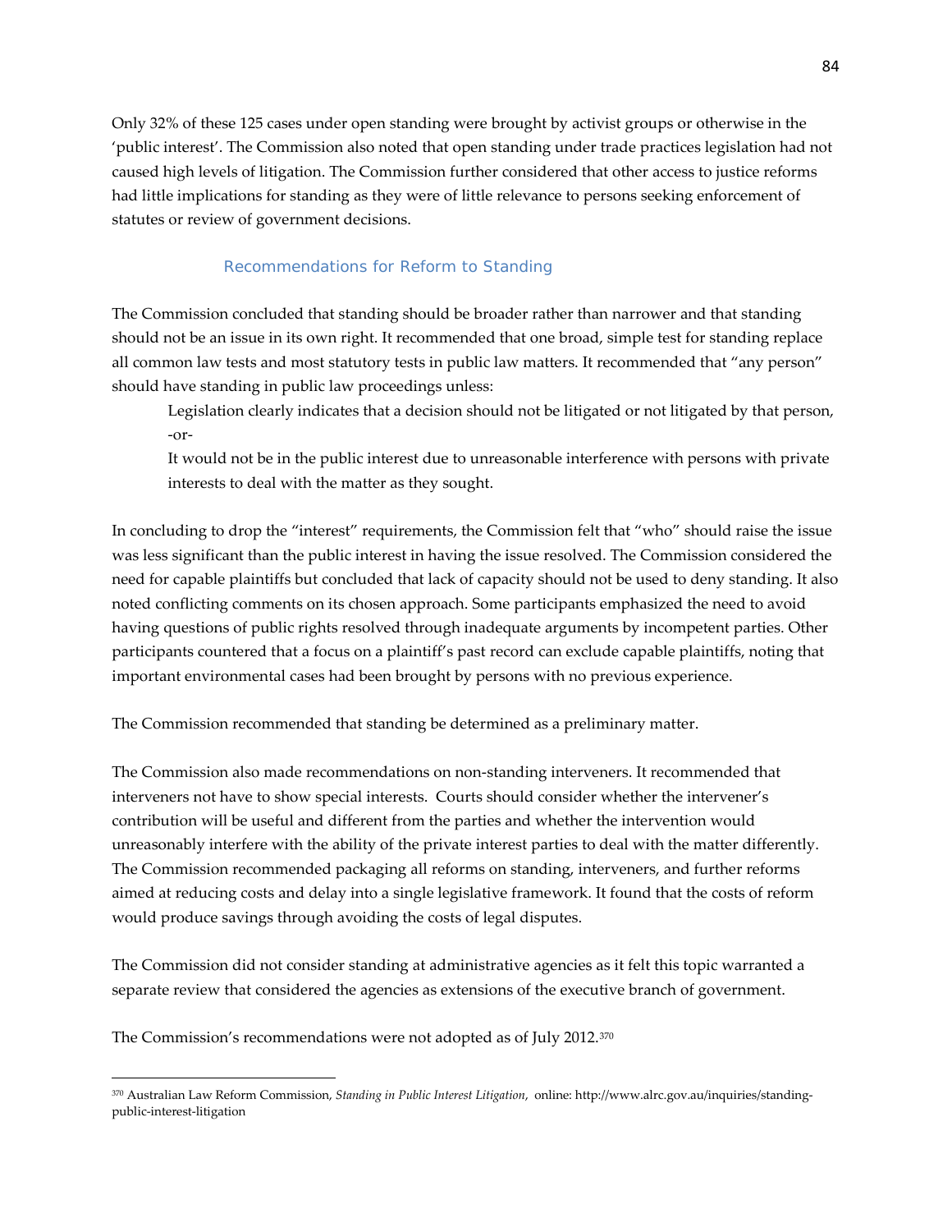Only 32% of these 125 cases under open standing were brought by activist groups or otherwise in the 'public interest'. The Commission also noted that open standing under trade practices legislation had not caused high levels of litigation. The Commission further considered that other access to justice reforms had little implications for standing as they were of little relevance to persons seeking enforcement of statutes or review of government decisions.

### Recommendations for Reform to Standing

The Commission concluded that standing should be broader rather than narrower and that standing should not be an issue in its own right. It recommended that one broad, simple test for standing replace all common law tests and most statutory tests in public law matters. It recommended that "any person" should have standing in public law proceedings unless:

> Legislation clearly indicates that a decision should not be litigated or not litigated by that person, -or-
>
> It would not be in the public interest due to unreasonable interference with persons with private interests to deal with the matter as they sought.

In concluding to drop the "interest" requirements, the Commission felt that "who" should raise the issue was less significant than the public interest in having the issue resolved. The Commission considered the need for capable plaintiffs but concluded that lack of capacity should not be used to deny standing. It also noted conflicting comments on its chosen approach. Some participants emphasized the need to avoid having questions of public rights resolved through inadequate arguments by incompetent parties. Other participants countered that a focus on a plaintiff's past record can exclude capable plaintiffs, noting that important environmental cases had been brought by persons with no previous experience.

The Commission recommended that standing be determined as a preliminary matter.

The Commission also made recommendations on non-standing interveners. It recommended that interveners not have to show special interests. Courts should consider whether the intervener's contribution will be useful and different from the parties and whether the intervention would unreasonably interfere with the ability of the private interest parties to deal with the matter differently. The Commission recommended packaging all reforms on standing, interveners, and further reforms aimed at reducing costs and delay into a single legislative framework. It found that the costs of reform would produce savings through avoiding the costs of legal disputes.

The Commission did not consider standing at administrative agencies as it felt this topic warranted a separate review that considered the agencies as extensions of the executive branch of government.

The Commission's recommendations were not adopted as of July 2012.[370]

---

[370] Australian Law Reform Commission, *Standing in Public Interest Litigation*, online: http://www.alrc.gov.au/inquiries/standing-public-interest-litigation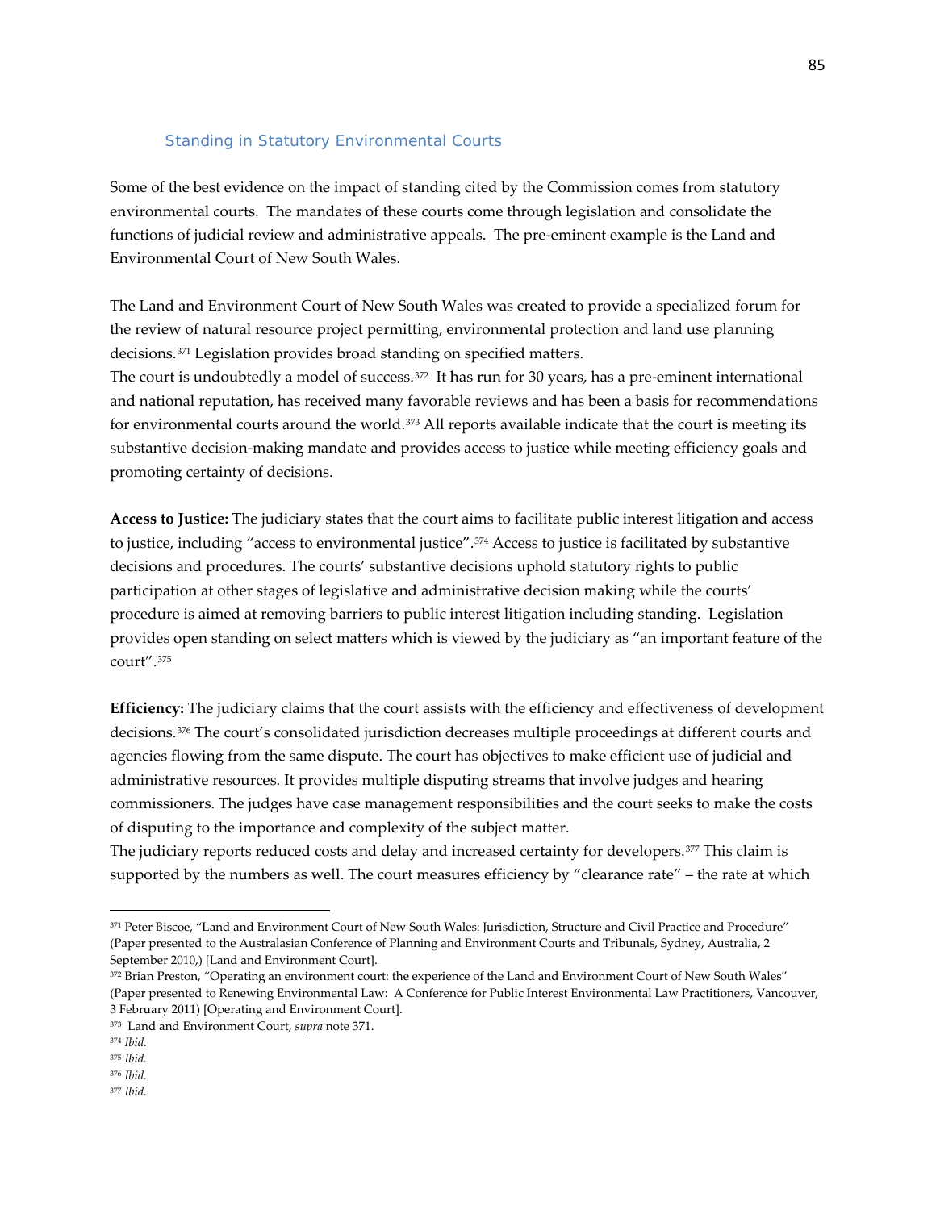### Standing in Statutory Environmental Courts

Some of the best evidence on the impact of standing cited by the Commission comes from statutory environmental courts. The mandates of these courts come through legislation and consolidate the functions of judicial review and administrative appeals. The pre-eminent example is the Land and Environmental Court of New South Wales.

The Land and Environment Court of New South Wales was created to provide a specialized forum for the review of natural resource project permitting, environmental protection and land use planning decisions.[371] Legislation provides broad standing on specified matters.

The court is undoubtedly a model of success.[372] It has run for 30 years, has a pre-eminent international and national reputation, has received many favorable reviews and has been a basis for recommendations for environmental courts around the world.[373] All reports available indicate that the court is meeting its substantive decision-making mandate and provides access to justice while meeting efficiency goals and promoting certainty of decisions.

**Access to Justice:** The judiciary states that the court aims to facilitate public interest litigation and access to justice, including "access to environmental justice".[374] Access to justice is facilitated by substantive decisions and procedures. The courts' substantive decisions uphold statutory rights to public participation at other stages of legislative and administrative decision making while the courts' procedure is aimed at removing barriers to public interest litigation including standing. Legislation provides open standing on select matters which is viewed by the judiciary as "an important feature of the court".[375]

**Efficiency:** The judiciary claims that the court assists with the efficiency and effectiveness of development decisions.[376] The court's consolidated jurisdiction decreases multiple proceedings at different courts and agencies flowing from the same dispute. The court has objectives to make efficient use of judicial and administrative resources. It provides multiple disputing streams that involve judges and hearing commissioners. The judges have case management responsibilities and the court seeks to make the costs of disputing to the importance and complexity of the subject matter.

The judiciary reports reduced costs and delay and increased certainty for developers.[377] This claim is supported by the numbers as well. The court measures efficiency by "clearance rate" – the rate at which

---

[371] Peter Biscoe, "Land and Environment Court of New South Wales: Jurisdiction, Structure and Civil Practice and Procedure" (Paper presented to the Australasian Conference of Planning and Environment Courts and Tribunals, Sydney, Australia, 2 September 2010,) [Land and Environment Court].

[372] Brian Preston, "Operating an environment court: the experience of the Land and Environment Court of New South Wales" (Paper presented to Renewing Environmental Law: A Conference for Public Interest Environmental Law Practitioners, Vancouver, 3 February 2011) [Operating and Environment Court].

[373] Land and Environment Court, *supra* note 371.

[374] *Ibid.*

[375] *Ibid.*

[376] *Ibid.*

[377] *Ibid.*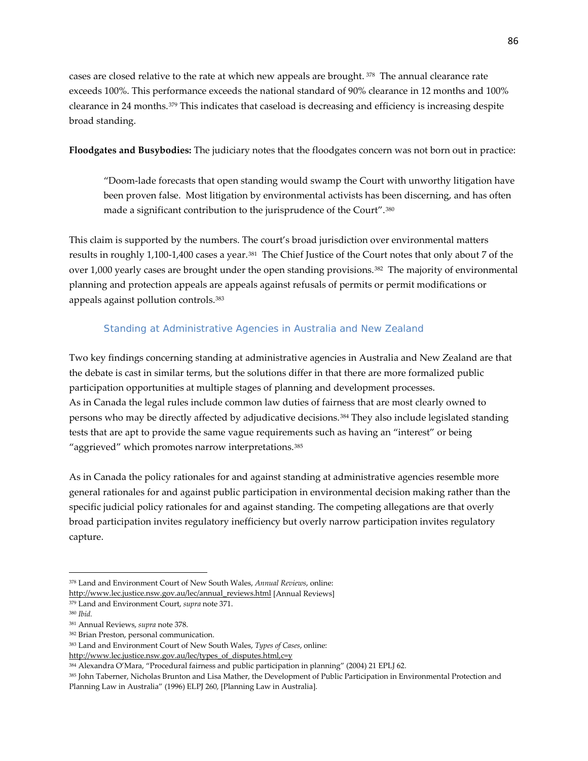cases are closed relative to the rate at which new appeals are brought. [378] The annual clearance rate exceeds 100%. This performance exceeds the national standard of 90% clearance in 12 months and 100% clearance in 24 months.[379] This indicates that caseload is decreasing and efficiency is increasing despite broad standing.

**Floodgates and Busybodies:** The judiciary notes that the floodgates concern was not born out in practice:

> "Doom-lade forecasts that open standing would swamp the Court with unworthy litigation have been proven false. Most litigation by environmental activists has been discerning, and has often made a significant contribution to the jurisprudence of the Court".[380]

This claim is supported by the numbers. The court's broad jurisdiction over environmental matters results in roughly 1,100-1,400 cases a year.[381] The Chief Justice of the Court notes that only about 7 of the over 1,000 yearly cases are brought under the open standing provisions.[382] The majority of environmental planning and protection appeals are appeals against refusals of permits or permit modifications or appeals against pollution controls.[383]

### Standing at Administrative Agencies in Australia and New Zealand

Two key findings concerning standing at administrative agencies in Australia and New Zealand are that the debate is cast in similar terms, but the solutions differ in that there are more formalized public participation opportunities at multiple stages of planning and development processes.
As in Canada the legal rules include common law duties of fairness that are most clearly owned to persons who may be directly affected by adjudicative decisions.[384] They also include legislated standing tests that are apt to provide the same vague requirements such as having an "interest" or being "aggrieved" which promotes narrow interpretations.[385]

As in Canada the policy rationales for and against standing at administrative agencies resemble more general rationales for and against public participation in environmental decision making rather than the specific judicial policy rationales for and against standing. The competing allegations are that overly broad participation invites regulatory inefficiency but overly narrow participation invites regulatory capture.

---

[378] Land and Environment Court of New South Wales, *Annual Reviews*, online: http://www.lec.justice.nsw.gov.au/lec/annual_reviews.html [Annual Reviews]

[379] Land and Environment Court, *supra* note 371.

[380] *Ibid.*

[381] Annual Reviews, *supra* note 378.

[382] Brian Preston, personal communication.

[383] Land and Environment Court of New South Wales, *Types of Cases*, online: http://www.lec.justice.nsw.gov.au/lec/types_of_disputes.html,c=y

[384] Alexandra O'Mara, "Procedural fairness and public participation in planning" (2004) 21 EPLJ 62.

[385] John Taberner, Nicholas Brunton and Lisa Mather, the Development of Public Participation in Environmental Protection and Planning Law in Australia" (1996) ELPJ 260, [Planning Law in Australia].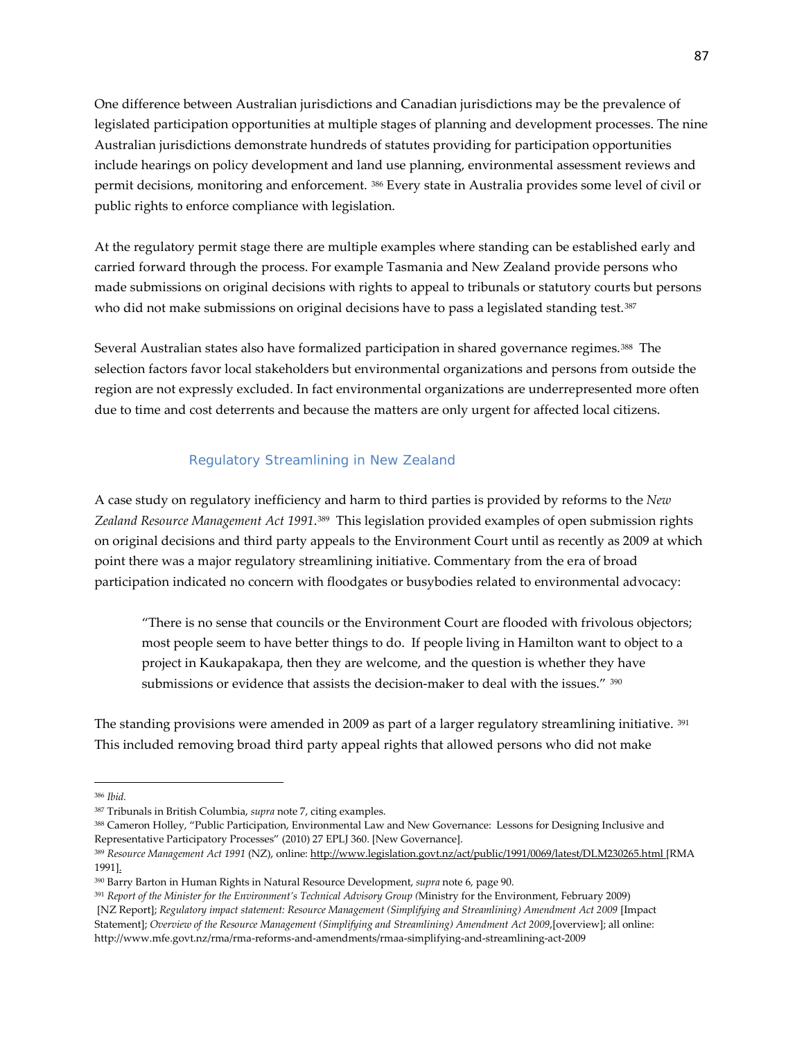One difference between Australian jurisdictions and Canadian jurisdictions may be the prevalence of legislated participation opportunities at multiple stages of planning and development processes. The nine Australian jurisdictions demonstrate hundreds of statutes providing for participation opportunities include hearings on policy development and land use planning, environmental assessment reviews and permit decisions, monitoring and enforcement. [386] Every state in Australia provides some level of civil or public rights to enforce compliance with legislation.

At the regulatory permit stage there are multiple examples where standing can be established early and carried forward through the process. For example Tasmania and New Zealand provide persons who made submissions on original decisions with rights to appeal to tribunals or statutory courts but persons who did not make submissions on original decisions have to pass a legislated standing test.[387]

Several Australian states also have formalized participation in shared governance regimes.[388] The selection factors favor local stakeholders but environmental organizations and persons from outside the region are not expressly excluded. In fact environmental organizations are underrepresented more often due to time and cost deterrents and because the matters are only urgent for affected local citizens.

### Regulatory Streamlining in New Zealand

A case study on regulatory inefficiency and harm to third parties is provided by reforms to the *New Zealand Resource Management Act 1991*.[389] This legislation provided examples of open submission rights on original decisions and third party appeals to the Environment Court until as recently as 2009 at which point there was a major regulatory streamlining initiative. Commentary from the era of broad participation indicated no concern with floodgates or busybodies related to environmental advocacy:

> "There is no sense that councils or the Environment Court are flooded with frivolous objectors; most people seem to have better things to do. If people living in Hamilton want to object to a project in Kaukapakapa, then they are welcome, and the question is whether they have submissions or evidence that assists the decision-maker to deal with the issues." [390]

The standing provisions were amended in 2009 as part of a larger regulatory streamlining initiative. [391] This included removing broad third party appeal rights that allowed persons who did not make

---

[386] *Ibid.*

[387] Tribunals in British Columbia, *supra* note 7, citing examples.

[388] Cameron Holley, "Public Participation, Environmental Law and New Governance: Lessons for Designing Inclusive and Representative Participatory Processes" (2010) 27 EPLJ 360. [New Governance].

[389] *Resource Management Act 1991* (NZ), online: http://www.legislation.govt.nz/act/public/1991/0069/latest/DLM230265.html [RMA 1991].

[390] Barry Barton in Human Rights in Natural Resource Development, *supra* note 6, page 90.

[391] *Report of the Minister for the Environment's Technical Advisory Group* (Ministry for the Environment, February 2009) [NZ Report]; *Regulatory impact statement: Resource Management (Simplifying and Streamlining) Amendment Act 2009* [Impact Statement]; *Overview of the Resource Management (Simplifying and Streamlining) Amendment Act 2009*,[overview]; all online: http://www.mfe.govt.nz/rma/rma-reforms-and-amendments/rmaa-simplifying-and-streamlining-act-2009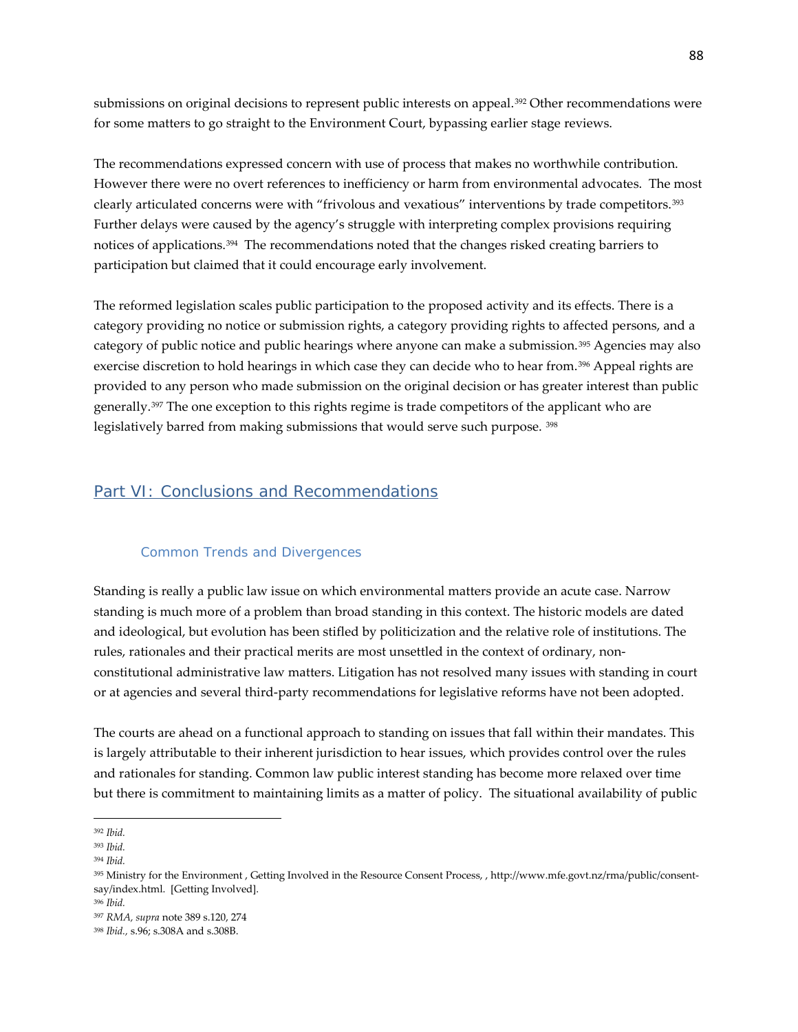submissions on original decisions to represent public interests on appeal.[392] Other recommendations were for some matters to go straight to the Environment Court, bypassing earlier stage reviews.

The recommendations expressed concern with use of process that makes no worthwhile contribution. However there were no overt references to inefficiency or harm from environmental advocates. The most clearly articulated concerns were with "frivolous and vexatious" interventions by trade competitors.[393] Further delays were caused by the agency's struggle with interpreting complex provisions requiring notices of applications.[394] The recommendations noted that the changes risked creating barriers to participation but claimed that it could encourage early involvement.

The reformed legislation scales public participation to the proposed activity and its effects. There is a category providing no notice or submission rights, a category providing rights to affected persons, and a category of public notice and public hearings where anyone can make a submission.[395] Agencies may also exercise discretion to hold hearings in which case they can decide who to hear from.[396] Appeal rights are provided to any person who made submission on the original decision or has greater interest than public generally.[397] The one exception to this rights regime is trade competitors of the applicant who are legislatively barred from making submissions that would serve such purpose. [398]

## Part VI: Conclusions and Recommendations

### Common Trends and Divergences

Standing is really a public law issue on which environmental matters provide an acute case. Narrow standing is much more of a problem than broad standing in this context. The historic models are dated and ideological, but evolution has been stifled by politicization and the relative role of institutions. The rules, rationales and their practical merits are most unsettled in the context of ordinary, non-constitutional administrative law matters. Litigation has not resolved many issues with standing in court or at agencies and several third-party recommendations for legislative reforms have not been adopted.

The courts are ahead on a functional approach to standing on issues that fall within their mandates. This is largely attributable to their inherent jurisdiction to hear issues, which provides control over the rules and rationales for standing. Common law public interest standing has become more relaxed over time but there is commitment to maintaining limits as a matter of policy. The situational availability of public

---

[392] *Ibid.*

[393] *Ibid.*

[394] *Ibid.*

[395] Ministry for the Environment , Getting Involved in the Resource Consent Process, , http://www.mfe.govt.nz/rma/public/consent-say/index.html. [Getting Involved].

[396] *Ibid.*

[397] *RMA, supra* note 389 s.120, 274

[398] *Ibid.*, s.96; s.308A and s.308B.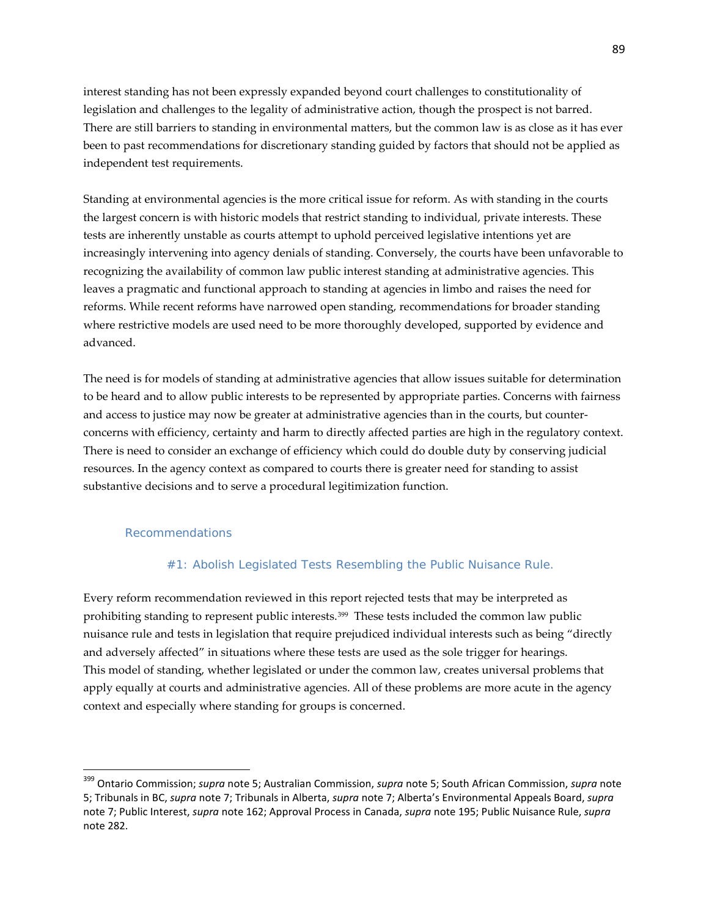interest standing has not been expressly expanded beyond court challenges to constitutionality of legislation and challenges to the legality of administrative action, though the prospect is not barred. There are still barriers to standing in environmental matters, but the common law is as close as it has ever been to past recommendations for discretionary standing guided by factors that should not be applied as independent test requirements.

Standing at environmental agencies is the more critical issue for reform. As with standing in the courts the largest concern is with historic models that restrict standing to individual, private interests. These tests are inherently unstable as courts attempt to uphold perceived legislative intentions yet are increasingly intervening into agency denials of standing. Conversely, the courts have been unfavorable to recognizing the availability of common law public interest standing at administrative agencies. This leaves a pragmatic and functional approach to standing at agencies in limbo and raises the need for reforms. While recent reforms have narrowed open standing, recommendations for broader standing where restrictive models are used need to be more thoroughly developed, supported by evidence and advanced.

The need is for models of standing at administrative agencies that allow issues suitable for determination to be heard and to allow public interests to be represented by appropriate parties. Concerns with fairness and access to justice may now be greater at administrative agencies than in the courts, but counter-concerns with efficiency, certainty and harm to directly affected parties are high in the regulatory context. There is need to consider an exchange of efficiency which could do double duty by conserving judicial resources. In the agency context as compared to courts there is greater need for standing to assist substantive decisions and to serve a procedural legitimization function.

## Recommendations

### #1: Abolish Legislated Tests Resembling the Public Nuisance Rule.

Every reform recommendation reviewed in this report rejected tests that may be interpreted as prohibiting standing to represent public interests.[399] These tests included the common law public nuisance rule and tests in legislation that require prejudiced individual interests such as being "directly and adversely affected" in situations where these tests are used as the sole trigger for hearings. This model of standing, whether legislated or under the common law, creates universal problems that apply equally at courts and administrative agencies. All of these problems are more acute in the agency context and especially where standing for groups is concerned.

---

[399] Ontario Commission; *supra* note 5; Australian Commission, *supra* note 5; South African Commission, *supra* note 5; Tribunals in BC, *supra* note 7; Tribunals in Alberta, *supra* note 7; Alberta's Environmental Appeals Board, *supra* note 7; Public Interest, *supra* note 162; Approval Process in Canada, *supra* note 195; Public Nuisance Rule, *supra* note 282.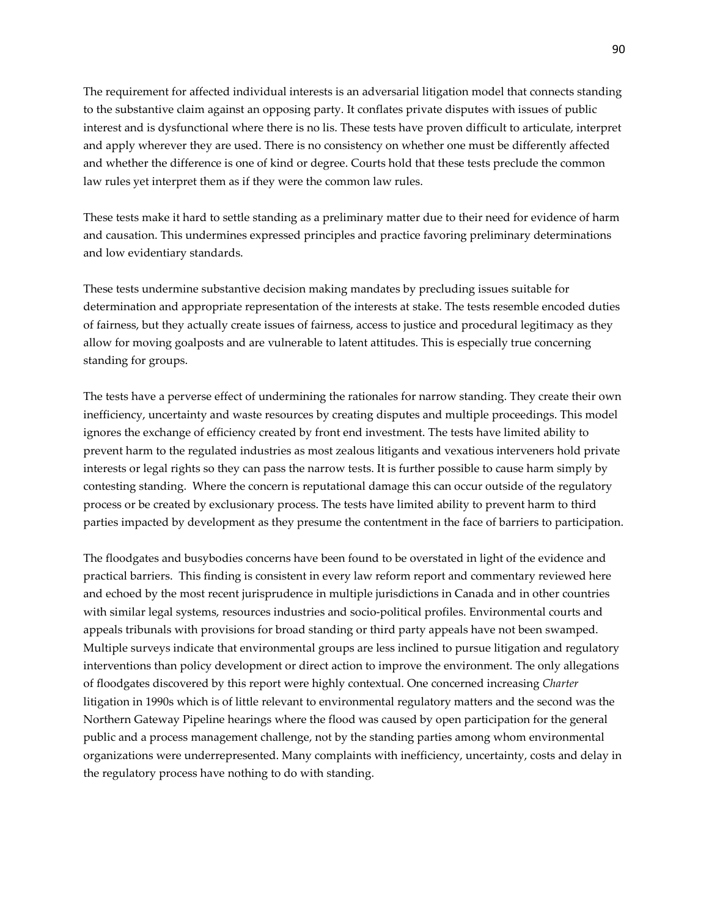The requirement for affected individual interests is an adversarial litigation model that connects standing to the substantive claim against an opposing party. It conflates private disputes with issues of public interest and is dysfunctional where there is no lis. These tests have proven difficult to articulate, interpret and apply wherever they are used. There is no consistency on whether one must be differently affected and whether the difference is one of kind or degree. Courts hold that these tests preclude the common law rules yet interpret them as if they were the common law rules.

These tests make it hard to settle standing as a preliminary matter due to their need for evidence of harm and causation. This undermines expressed principles and practice favoring preliminary determinations and low evidentiary standards.

These tests undermine substantive decision making mandates by precluding issues suitable for determination and appropriate representation of the interests at stake. The tests resemble encoded duties of fairness, but they actually create issues of fairness, access to justice and procedural legitimacy as they allow for moving goalposts and are vulnerable to latent attitudes. This is especially true concerning standing for groups.

The tests have a perverse effect of undermining the rationales for narrow standing. They create their own inefficiency, uncertainty and waste resources by creating disputes and multiple proceedings. This model ignores the exchange of efficiency created by front end investment. The tests have limited ability to prevent harm to the regulated industries as most zealous litigants and vexatious interveners hold private interests or legal rights so they can pass the narrow tests. It is further possible to cause harm simply by contesting standing. Where the concern is reputational damage this can occur outside of the regulatory process or be created by exclusionary process. The tests have limited ability to prevent harm to third parties impacted by development as they presume the contentment in the face of barriers to participation.

The floodgates and busybodies concerns have been found to be overstated in light of the evidence and practical barriers. This finding is consistent in every law reform report and commentary reviewed here and echoed by the most recent jurisprudence in multiple jurisdictions in Canada and in other countries with similar legal systems, resources industries and socio-political profiles. Environmental courts and appeals tribunals with provisions for broad standing or third party appeals have not been swamped. Multiple surveys indicate that environmental groups are less inclined to pursue litigation and regulatory interventions than policy development or direct action to improve the environment. The only allegations of floodgates discovered by this report were highly contextual. One concerned increasing *Charter* litigation in 1990s which is of little relevant to environmental regulatory matters and the second was the Northern Gateway Pipeline hearings where the flood was caused by open participation for the general public and a process management challenge, not by the standing parties among whom environmental organizations were underrepresented. Many complaints with inefficiency, uncertainty, costs and delay in the regulatory process have nothing to do with standing.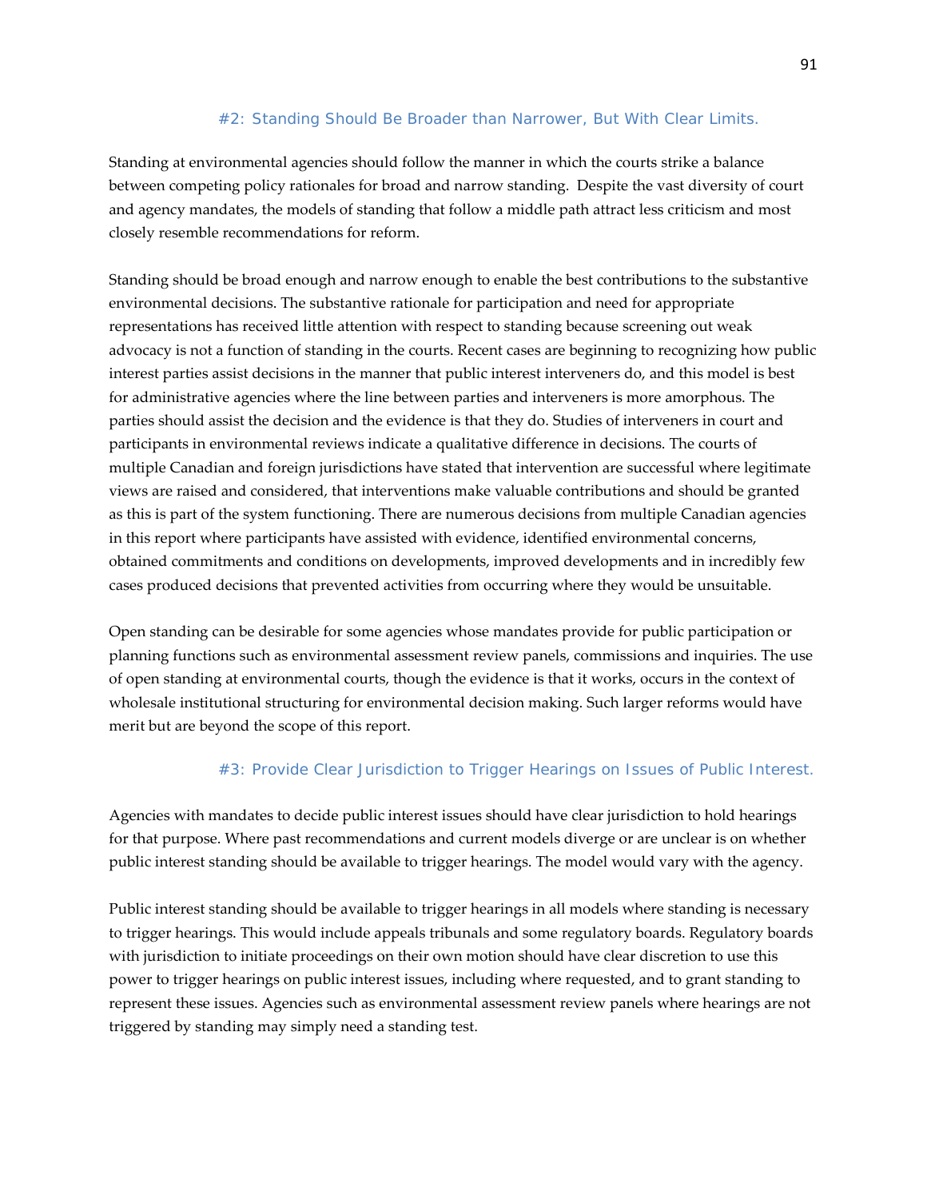### #2: Standing Should Be Broader than Narrower, But With Clear Limits.

Standing at environmental agencies should follow the manner in which the courts strike a balance between competing policy rationales for broad and narrow standing. Despite the vast diversity of court and agency mandates, the models of standing that follow a middle path attract less criticism and most closely resemble recommendations for reform.

Standing should be broad enough and narrow enough to enable the best contributions to the substantive environmental decisions. The substantive rationale for participation and need for appropriate representations has received little attention with respect to standing because screening out weak advocacy is not a function of standing in the courts. Recent cases are beginning to recognizing how public interest parties assist decisions in the manner that public interest interveners do, and this model is best for administrative agencies where the line between parties and interveners is more amorphous. The parties should assist the decision and the evidence is that they do. Studies of interveners in court and participants in environmental reviews indicate a qualitative difference in decisions. The courts of multiple Canadian and foreign jurisdictions have stated that intervention are successful where legitimate views are raised and considered, that interventions make valuable contributions and should be granted as this is part of the system functioning. There are numerous decisions from multiple Canadian agencies in this report where participants have assisted with evidence, identified environmental concerns, obtained commitments and conditions on developments, improved developments and in incredibly few cases produced decisions that prevented activities from occurring where they would be unsuitable.

Open standing can be desirable for some agencies whose mandates provide for public participation or planning functions such as environmental assessment review panels, commissions and inquiries. The use of open standing at environmental courts, though the evidence is that it works, occurs in the context of wholesale institutional structuring for environmental decision making. Such larger reforms would have merit but are beyond the scope of this report.

### #3: Provide Clear Jurisdiction to Trigger Hearings on Issues of Public Interest.

Agencies with mandates to decide public interest issues should have clear jurisdiction to hold hearings for that purpose. Where past recommendations and current models diverge or are unclear is on whether public interest standing should be available to trigger hearings. The model would vary with the agency.

Public interest standing should be available to trigger hearings in all models where standing is necessary to trigger hearings. This would include appeals tribunals and some regulatory boards. Regulatory boards with jurisdiction to initiate proceedings on their own motion should have clear discretion to use this power to trigger hearings on public interest issues, including where requested, and to grant standing to represent these issues. Agencies such as environmental assessment review panels where hearings are not triggered by standing may simply need a standing test.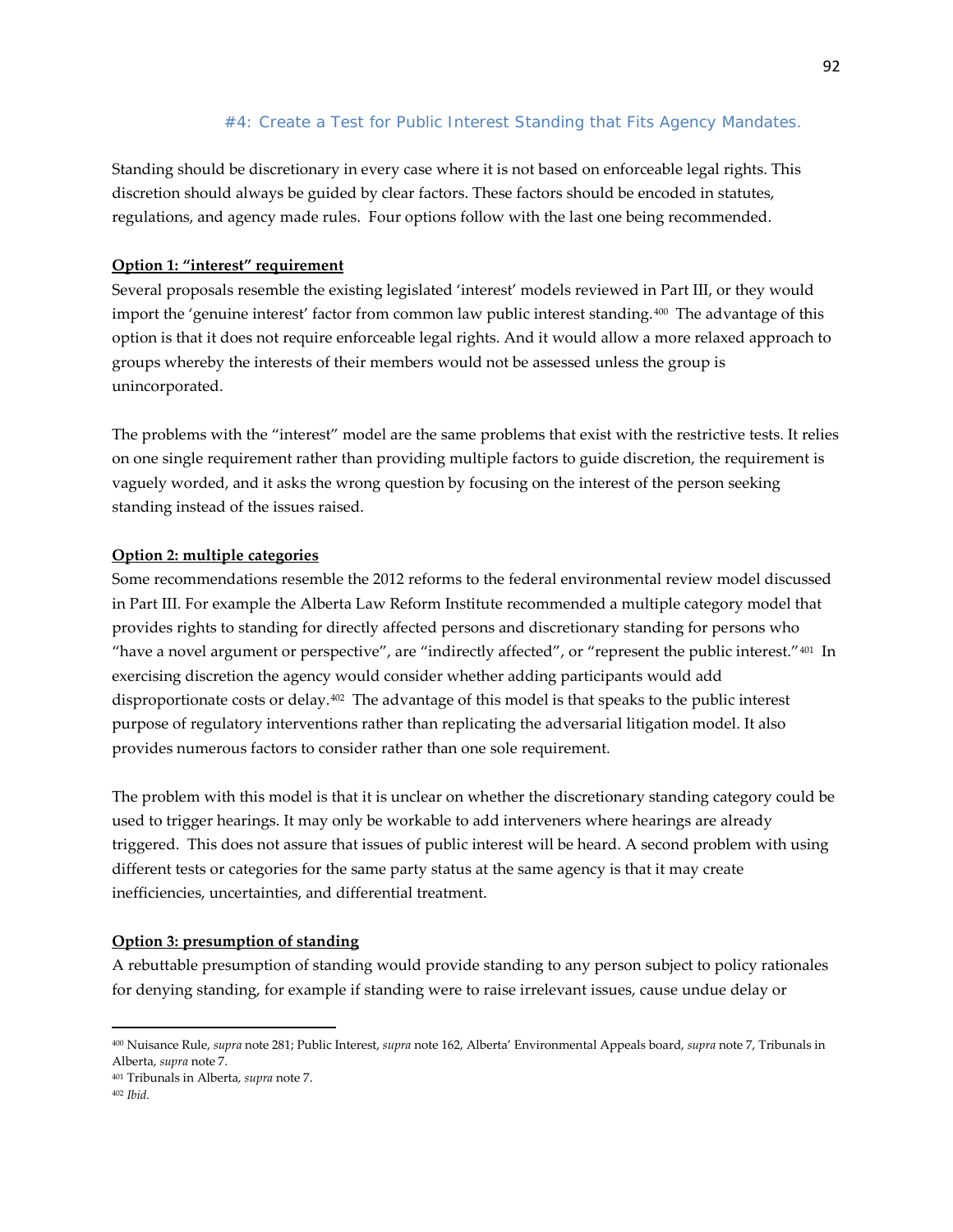### #4: Create a Test for Public Interest Standing that Fits Agency Mandates.

Standing should be discretionary in every case where it is not based on enforceable legal rights. This discretion should always be guided by clear factors. These factors should be encoded in statutes, regulations, and agency made rules. Four options follow with the last one being recommended.

**Option 1: "interest" requirement**

Several proposals resemble the existing legislated 'interest' models reviewed in Part III, or they would import the 'genuine interest' factor from common law public interest standing.[400] The advantage of this option is that it does not require enforceable legal rights. And it would allow a more relaxed approach to groups whereby the interests of their members would not be assessed unless the group is unincorporated.

The problems with the "interest" model are the same problems that exist with the restrictive tests. It relies on one single requirement rather than providing multiple factors to guide discretion, the requirement is vaguely worded, and it asks the wrong question by focusing on the interest of the person seeking standing instead of the issues raised.

**Option 2: multiple categories**

Some recommendations resemble the 2012 reforms to the federal environmental review model discussed in Part III. For example the Alberta Law Reform Institute recommended a multiple category model that provides rights to standing for directly affected persons and discretionary standing for persons who "have a novel argument or perspective", are "indirectly affected", or "represent the public interest."[401] In exercising discretion the agency would consider whether adding participants would add disproportionate costs or delay.[402] The advantage of this model is that speaks to the public interest purpose of regulatory interventions rather than replicating the adversarial litigation model. It also provides numerous factors to consider rather than one sole requirement.

The problem with this model is that it is unclear on whether the discretionary standing category could be used to trigger hearings. It may only be workable to add interveners where hearings are already triggered. This does not assure that issues of public interest will be heard. A second problem with using different tests or categories for the same party status at the same agency is that it may create inefficiencies, uncertainties, and differential treatment.

**Option 3: presumption of standing**

A rebuttable presumption of standing would provide standing to any person subject to policy rationales for denying standing, for example if standing were to raise irrelevant issues, cause undue delay or

---

[400] Nuisance Rule, *supra* note 281; Public Interest, *supra* note 162, Alberta' Environmental Appeals board, *supra* note 7, Tribunals in Alberta, *supra* note 7.

[401] Tribunals in Alberta, *supra* note 7.

[402] *Ibid.*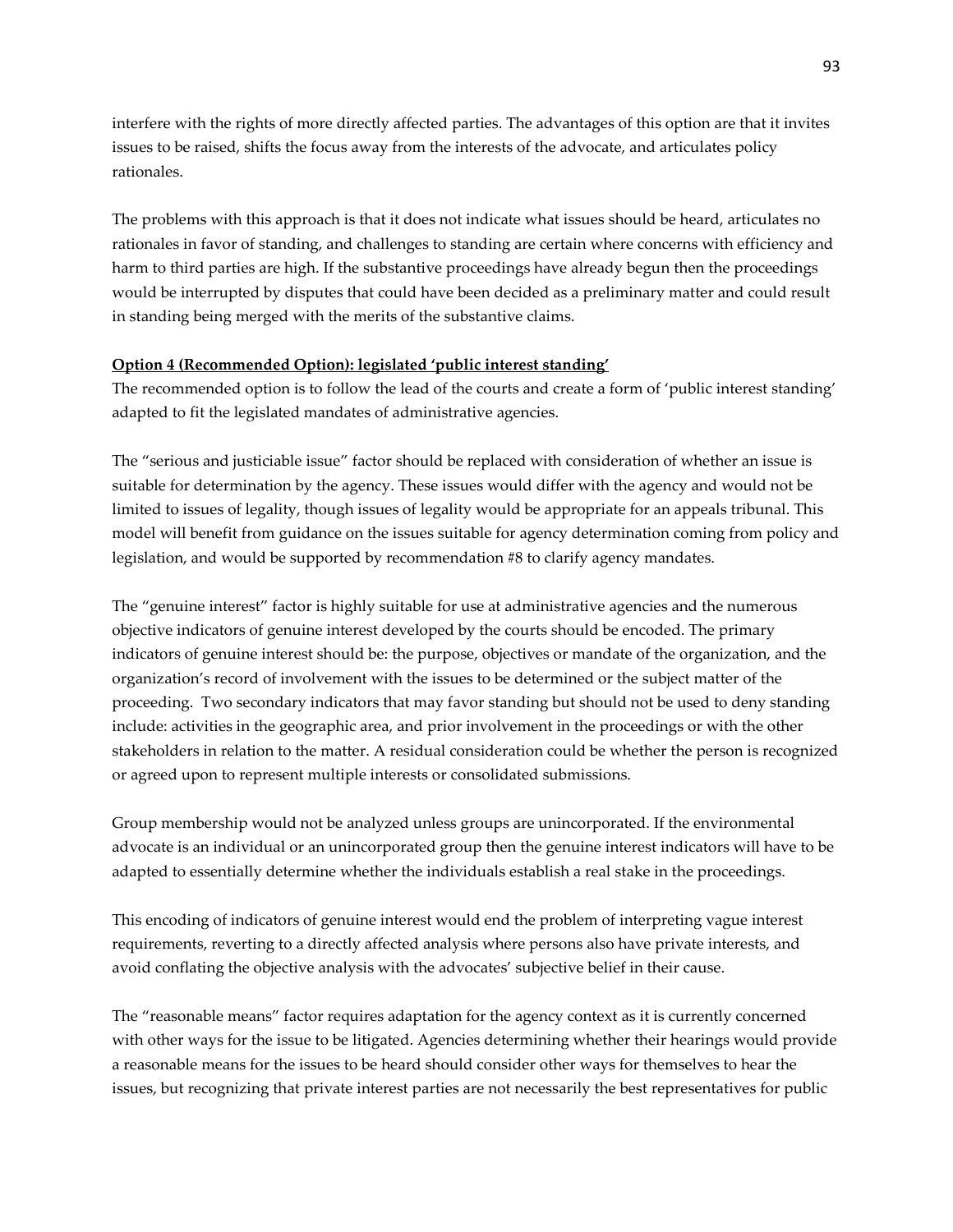interfere with the rights of more directly affected parties. The advantages of this option are that it invites issues to be raised, shifts the focus away from the interests of the advocate, and articulates policy rationales.

The problems with this approach is that it does not indicate what issues should be heard, articulates no rationales in favor of standing, and challenges to standing are certain where concerns with efficiency and harm to third parties are high. If the substantive proceedings have already begun then the proceedings would be interrupted by disputes that could have been decided as a preliminary matter and could result in standing being merged with the merits of the substantive claims.

**Option 4 (Recommended Option): legislated 'public interest standing'**

The recommended option is to follow the lead of the courts and create a form of 'public interest standing' adapted to fit the legislated mandates of administrative agencies.

The "serious and justiciable issue" factor should be replaced with consideration of whether an issue is suitable for determination by the agency. These issues would differ with the agency and would not be limited to issues of legality, though issues of legality would be appropriate for an appeals tribunal. This model will benefit from guidance on the issues suitable for agency determination coming from policy and legislation, and would be supported by recommendation #8 to clarify agency mandates.

The "genuine interest" factor is highly suitable for use at administrative agencies and the numerous objective indicators of genuine interest developed by the courts should be encoded. The primary indicators of genuine interest should be: the purpose, objectives or mandate of the organization, and the organization's record of involvement with the issues to be determined or the subject matter of the proceeding. Two secondary indicators that may favor standing but should not be used to deny standing include: activities in the geographic area, and prior involvement in the proceedings or with the other stakeholders in relation to the matter. A residual consideration could be whether the person is recognized or agreed upon to represent multiple interests or consolidated submissions.

Group membership would not be analyzed unless groups are unincorporated. If the environmental advocate is an individual or an unincorporated group then the genuine interest indicators will have to be adapted to essentially determine whether the individuals establish a real stake in the proceedings.

This encoding of indicators of genuine interest would end the problem of interpreting vague interest requirements, reverting to a directly affected analysis where persons also have private interests, and avoid conflating the objective analysis with the advocates' subjective belief in their cause.

The "reasonable means" factor requires adaptation for the agency context as it is currently concerned with other ways for the issue to be litigated. Agencies determining whether their hearings would provide a reasonable means for the issues to be heard should consider other ways for themselves to hear the issues, but recognizing that private interest parties are not necessarily the best representatives for public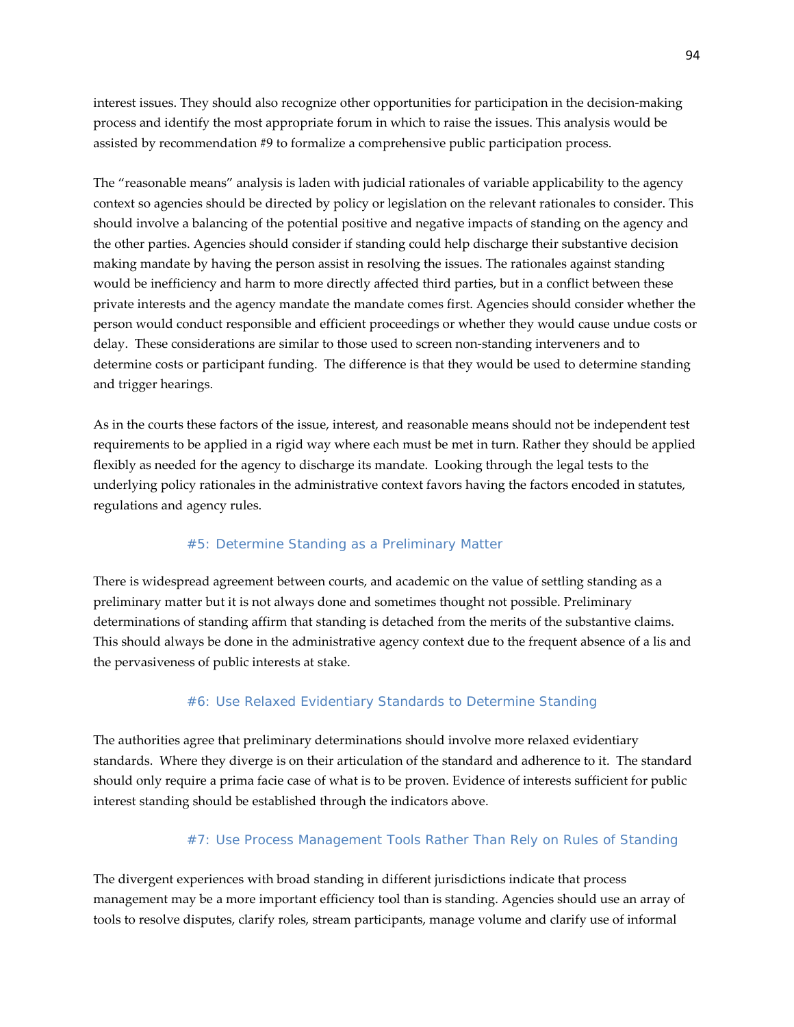interest issues. They should also recognize other opportunities for participation in the decision-making process and identify the most appropriate forum in which to raise the issues. This analysis would be assisted by recommendation #9 to formalize a comprehensive public participation process.

The "reasonable means" analysis is laden with judicial rationales of variable applicability to the agency context so agencies should be directed by policy or legislation on the relevant rationales to consider. This should involve a balancing of the potential positive and negative impacts of standing on the agency and the other parties. Agencies should consider if standing could help discharge their substantive decision making mandate by having the person assist in resolving the issues. The rationales against standing would be inefficiency and harm to more directly affected third parties, but in a conflict between these private interests and the agency mandate the mandate comes first. Agencies should consider whether the person would conduct responsible and efficient proceedings or whether they would cause undue costs or delay. These considerations are similar to those used to screen non-standing interveners and to determine costs or participant funding. The difference is that they would be used to determine standing and trigger hearings.

As in the courts these factors of the issue, interest, and reasonable means should not be independent test requirements to be applied in a rigid way where each must be met in turn. Rather they should be applied flexibly as needed for the agency to discharge its mandate. Looking through the legal tests to the underlying policy rationales in the administrative context favors having the factors encoded in statutes, regulations and agency rules.

### #5: Determine Standing as a Preliminary Matter

There is widespread agreement between courts, and academic on the value of settling standing as a preliminary matter but it is not always done and sometimes thought not possible. Preliminary determinations of standing affirm that standing is detached from the merits of the substantive claims. This should always be done in the administrative agency context due to the frequent absence of a lis and the pervasiveness of public interests at stake.

### #6: Use Relaxed Evidentiary Standards to Determine Standing

The authorities agree that preliminary determinations should involve more relaxed evidentiary standards. Where they diverge is on their articulation of the standard and adherence to it. The standard should only require a prima facie case of what is to be proven. Evidence of interests sufficient for public interest standing should be established through the indicators above.

### #7: Use Process Management Tools Rather Than Rely on Rules of Standing

The divergent experiences with broad standing in different jurisdictions indicate that process management may be a more important efficiency tool than is standing. Agencies should use an array of tools to resolve disputes, clarify roles, stream participants, manage volume and clarify use of informal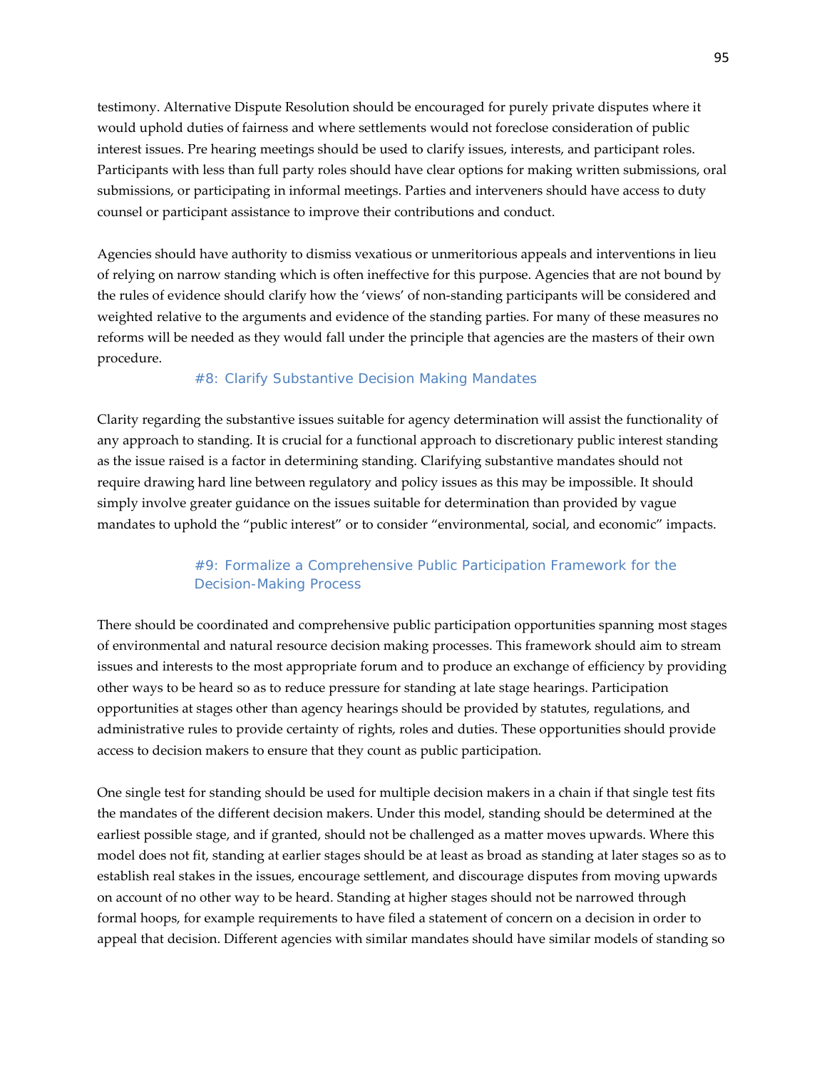testimony. Alternative Dispute Resolution should be encouraged for purely private disputes where it would uphold duties of fairness and where settlements would not foreclose consideration of public interest issues. Pre hearing meetings should be used to clarify issues, interests, and participant roles. Participants with less than full party roles should have clear options for making written submissions, oral submissions, or participating in informal meetings. Parties and interveners should have access to duty counsel or participant assistance to improve their contributions and conduct.

Agencies should have authority to dismiss vexatious or unmeritorious appeals and interventions in lieu of relying on narrow standing which is often ineffective for this purpose. Agencies that are not bound by the rules of evidence should clarify how the 'views' of non-standing participants will be considered and weighted relative to the arguments and evidence of the standing parties. For many of these measures no reforms will be needed as they would fall under the principle that agencies are the masters of their own procedure.

### #8: Clarify Substantive Decision Making Mandates

Clarity regarding the substantive issues suitable for agency determination will assist the functionality of any approach to standing. It is crucial for a functional approach to discretionary public interest standing as the issue raised is a factor in determining standing. Clarifying substantive mandates should not require drawing hard line between regulatory and policy issues as this may be impossible. It should simply involve greater guidance on the issues suitable for determination than provided by vague mandates to uphold the "public interest" or to consider "environmental, social, and economic" impacts.

### #9: Formalize a Comprehensive Public Participation Framework for the Decision-Making Process

There should be coordinated and comprehensive public participation opportunities spanning most stages of environmental and natural resource decision making processes. This framework should aim to stream issues and interests to the most appropriate forum and to produce an exchange of efficiency by providing other ways to be heard so as to reduce pressure for standing at late stage hearings. Participation opportunities at stages other than agency hearings should be provided by statutes, regulations, and administrative rules to provide certainty of rights, roles and duties. These opportunities should provide access to decision makers to ensure that they count as public participation.

One single test for standing should be used for multiple decision makers in a chain if that single test fits the mandates of the different decision makers. Under this model, standing should be determined at the earliest possible stage, and if granted, should not be challenged as a matter moves upwards. Where this model does not fit, standing at earlier stages should be at least as broad as standing at later stages so as to establish real stakes in the issues, encourage settlement, and discourage disputes from moving upwards on account of no other way to be heard. Standing at higher stages should not be narrowed through formal hoops, for example requirements to have filed a statement of concern on a decision in order to appeal that decision. Different agencies with similar mandates should have similar models of standing so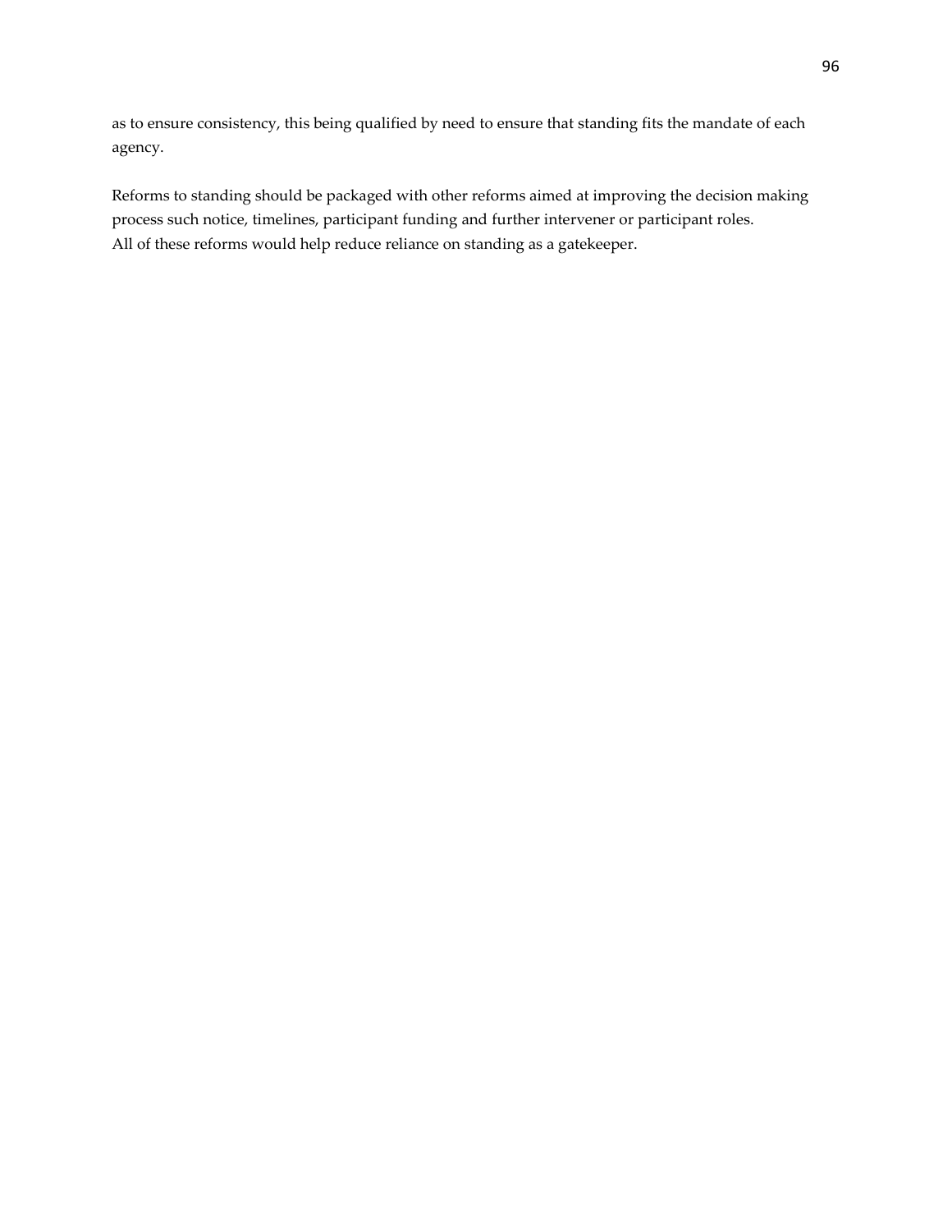as to ensure consistency, this being qualified by need to ensure that standing fits the mandate of each agency.

Reforms to standing should be packaged with other reforms aimed at improving the decision making process such notice, timelines, participant funding and further intervener or participant roles. All of these reforms would help reduce reliance on standing as a gatekeeper.